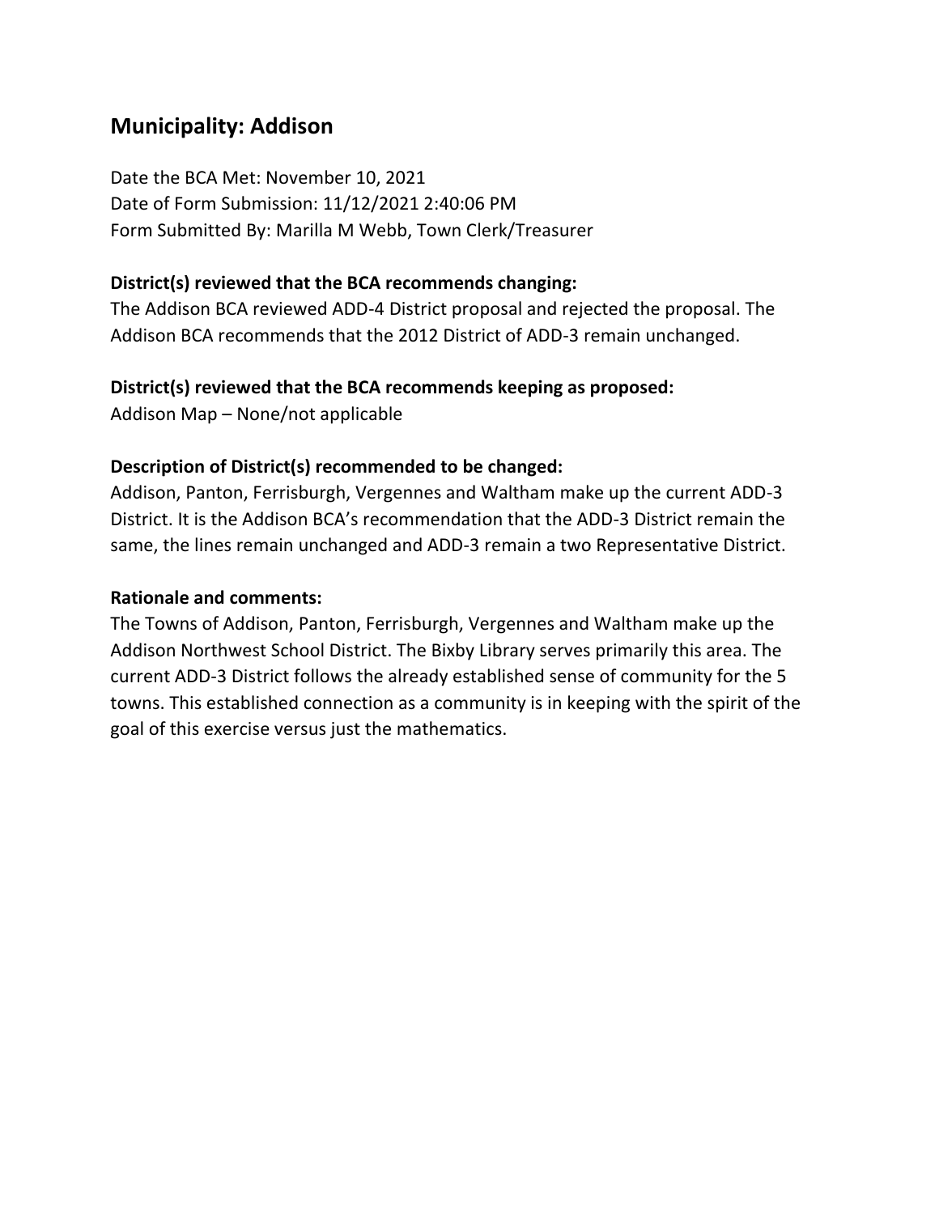## Municipality: Addison

Date the BCA Met: November 10, 2021
Date of Form Submission: 11/12/2021 2:40:06 PM
Form Submitted By: Marilla M Webb, Town Clerk/Treasurer

**District(s) reviewed that the BCA recommends changing:**

The Addison BCA reviewed ADD-4 District proposal and rejected the proposal. The Addison BCA recommends that the 2012 District of ADD-3 remain unchanged.

**District(s) reviewed that the BCA recommends keeping as proposed:**

Addison Map – None/not applicable

**Description of District(s) recommended to be changed:**

Addison, Panton, Ferrisburgh, Vergennes and Waltham make up the current ADD-3 District. It is the Addison BCA's recommendation that the ADD-3 District remain the same, the lines remain unchanged and ADD-3 remain a two Representative District.

**Rationale and comments:**

The Towns of Addison, Panton, Ferrisburgh, Vergennes and Waltham make up the Addison Northwest School District. The Bixby Library serves primarily this area. The current ADD-3 District follows the already established sense of community for the 5 towns. This established connection as a community is in keeping with the spirit of the goal of this exercise versus just the mathematics.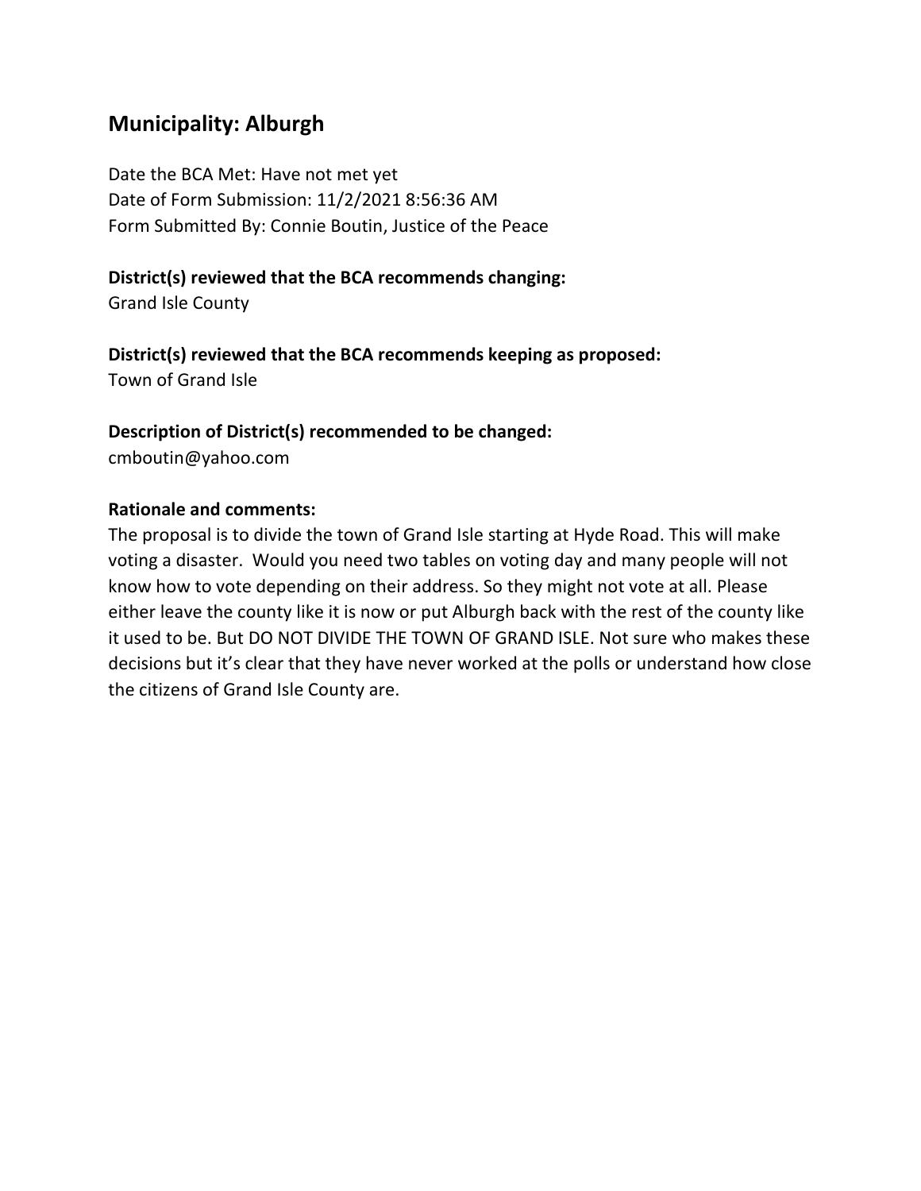## Municipality: Alburgh

Date the BCA Met: Have not met yet
Date of Form Submission: 11/2/2021 8:56:36 AM
Form Submitted By: Connie Boutin, Justice of the Peace

**District(s) reviewed that the BCA recommends changing:**
Grand Isle County

**District(s) reviewed that the BCA recommends keeping as proposed:**
Town of Grand Isle

**Description of District(s) recommended to be changed:**
cmboutin@yahoo.com

**Rationale and comments:**
The proposal is to divide the town of Grand Isle starting at Hyde Road. This will make voting a disaster. Would you need two tables on voting day and many people will not know how to vote depending on their address. So they might not vote at all. Please either leave the county like it is now or put Alburgh back with the rest of the county like it used to be. But DO NOT DIVIDE THE TOWN OF GRAND ISLE. Not sure who makes these decisions but it's clear that they have never worked at the polls or understand how close the citizens of Grand Isle County are.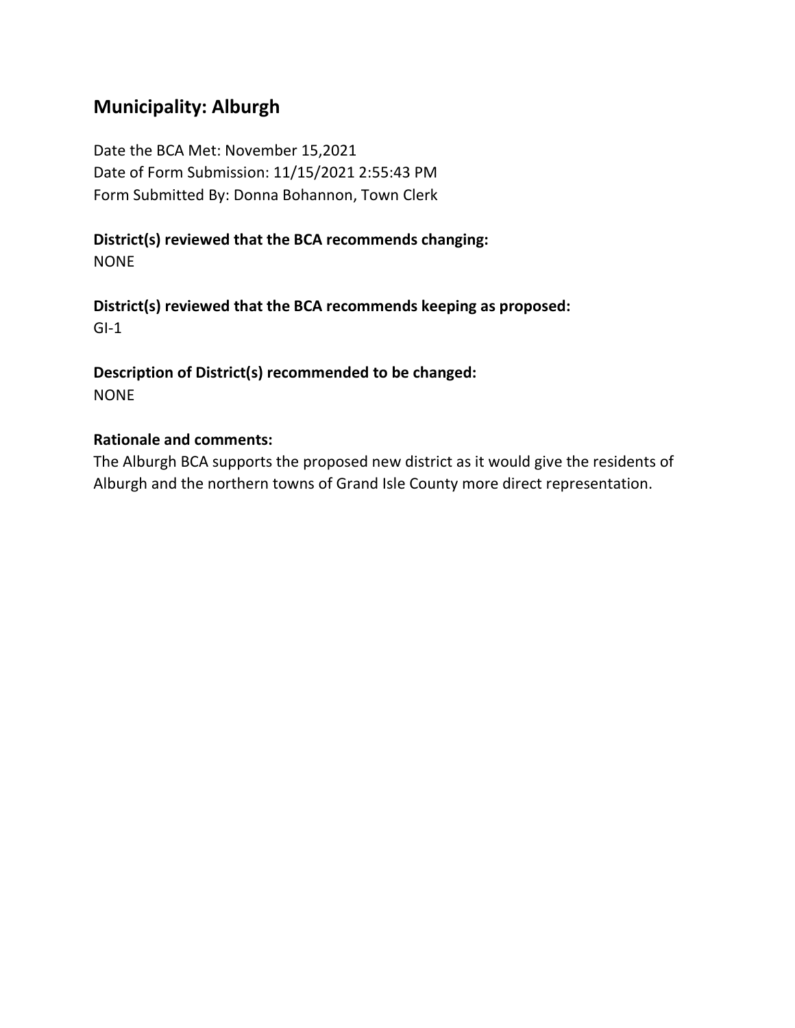## Municipality: Alburgh

Date the BCA Met: November 15,2021
Date of Form Submission: 11/15/2021 2:55:43 PM
Form Submitted By: Donna Bohannon, Town Clerk

**District(s) reviewed that the BCA recommends changing:**
NONE

**District(s) reviewed that the BCA recommends keeping as proposed:**
GI-1

**Description of District(s) recommended to be changed:**
NONE

**Rationale and comments:**
The Alburgh BCA supports the proposed new district as it would give the residents of Alburgh and the northern towns of Grand Isle County more direct representation.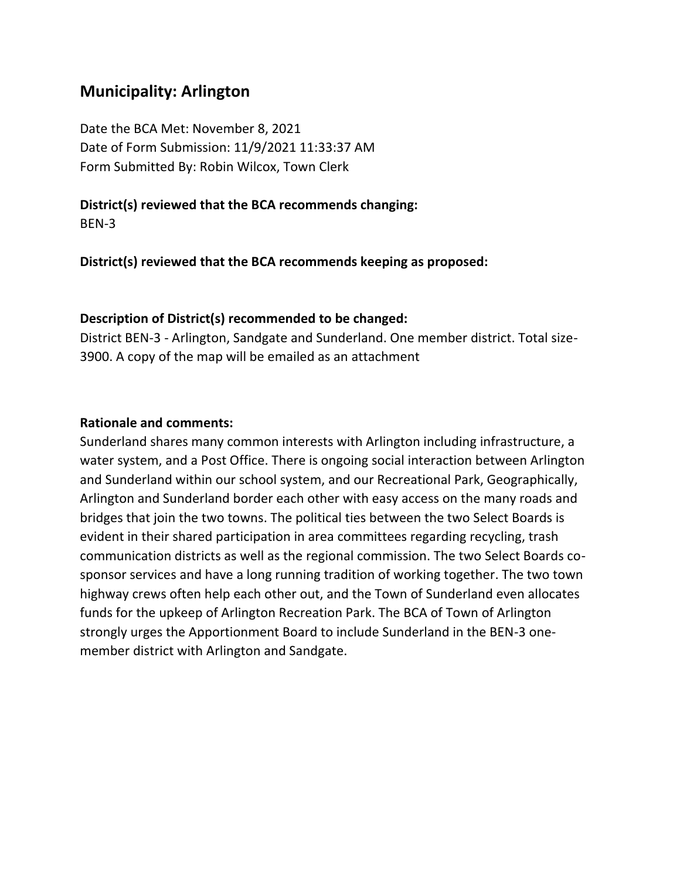## Municipality: Arlington

Date the BCA Met: November 8, 2021
Date of Form Submission: 11/9/2021 11:33:37 AM
Form Submitted By: Robin Wilcox, Town Clerk

**District(s) reviewed that the BCA recommends changing:**
BEN-3

**District(s) reviewed that the BCA recommends keeping as proposed:**

**Description of District(s) recommended to be changed:**
District BEN-3 - Arlington, Sandgate and Sunderland. One member district. Total size-3900. A copy of the map will be emailed as an attachment

**Rationale and comments:**
Sunderland shares many common interests with Arlington including infrastructure, a water system, and a Post Office. There is ongoing social interaction between Arlington and Sunderland within our school system, and our Recreational Park, Geographically, Arlington and Sunderland border each other with easy access on the many roads and bridges that join the two towns. The political ties between the two Select Boards is evident in their shared participation in area committees regarding recycling, trash communication districts as well as the regional commission. The two Select Boards co-sponsor services and have a long running tradition of working together. The two town highway crews often help each other out, and the Town of Sunderland even allocates funds for the upkeep of Arlington Recreation Park. The BCA of Town of Arlington strongly urges the Apportionment Board to include Sunderland in the BEN-3 one-member district with Arlington and Sandgate.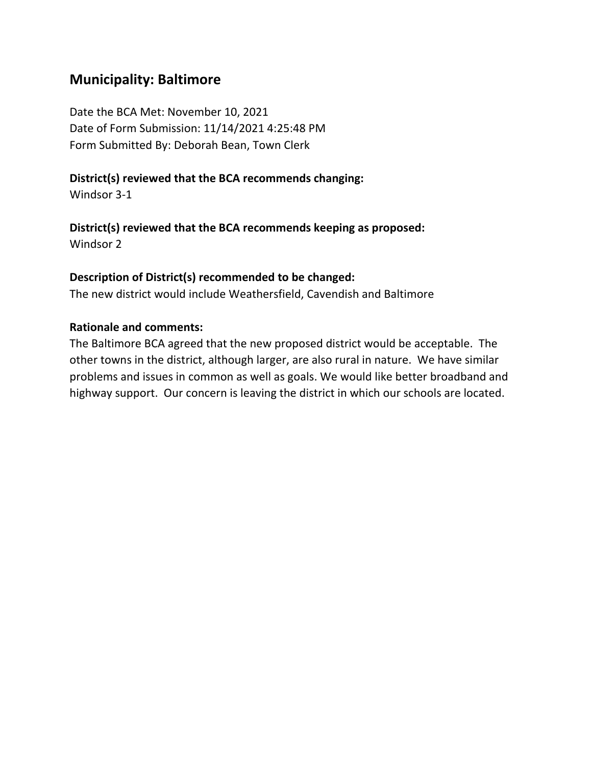## Municipality: Baltimore

Date the BCA Met: November 10, 2021
Date of Form Submission: 11/14/2021 4:25:48 PM
Form Submitted By: Deborah Bean, Town Clerk

**District(s) reviewed that the BCA recommends changing:**
Windsor 3-1

**District(s) reviewed that the BCA recommends keeping as proposed:**
Windsor 2

**Description of District(s) recommended to be changed:**
The new district would include Weathersfield, Cavendish and Baltimore

**Rationale and comments:**
The Baltimore BCA agreed that the new proposed district would be acceptable. The other towns in the district, although larger, are also rural in nature. We have similar problems and issues in common as well as goals. We would like better broadband and highway support. Our concern is leaving the district in which our schools are located.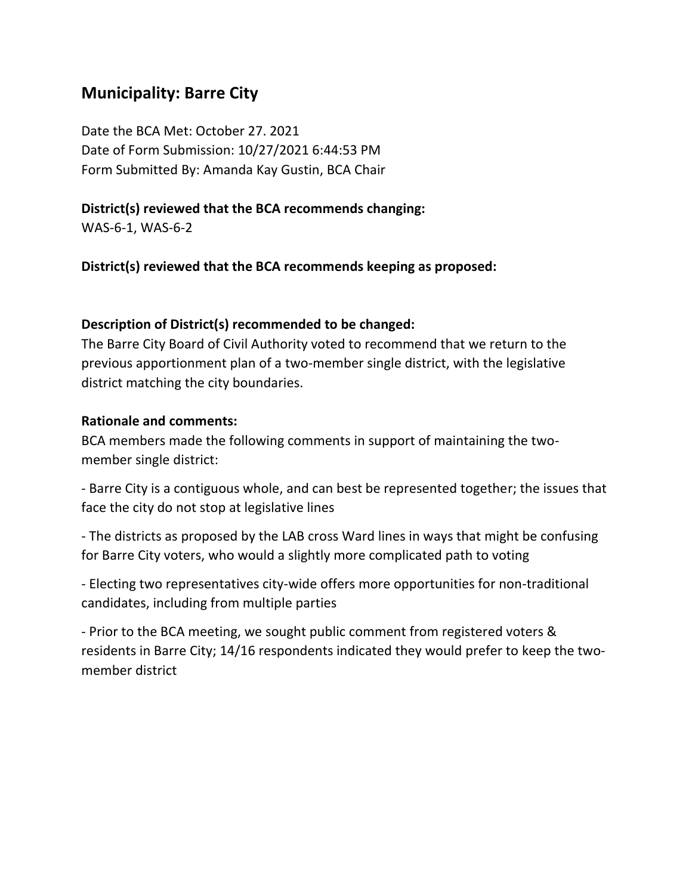## Municipality: Barre City

Date the BCA Met: October 27. 2021
Date of Form Submission: 10/27/2021 6:44:53 PM
Form Submitted By: Amanda Kay Gustin, BCA Chair

**District(s) reviewed that the BCA recommends changing:**
WAS-6-1, WAS-6-2

**District(s) reviewed that the BCA recommends keeping as proposed:**

**Description of District(s) recommended to be changed:**
The Barre City Board of Civil Authority voted to recommend that we return to the previous apportionment plan of a two-member single district, with the legislative district matching the city boundaries.

**Rationale and comments:**
BCA members made the following comments in support of maintaining the two-member single district:

- Barre City is a contiguous whole, and can best be represented together; the issues that face the city do not stop at legislative lines

- The districts as proposed by the LAB cross Ward lines in ways that might be confusing for Barre City voters, who would a slightly more complicated path to voting

- Electing two representatives city-wide offers more opportunities for non-traditional candidates, including from multiple parties

- Prior to the BCA meeting, we sought public comment from registered voters & residents in Barre City; 14/16 respondents indicated they would prefer to keep the two-member district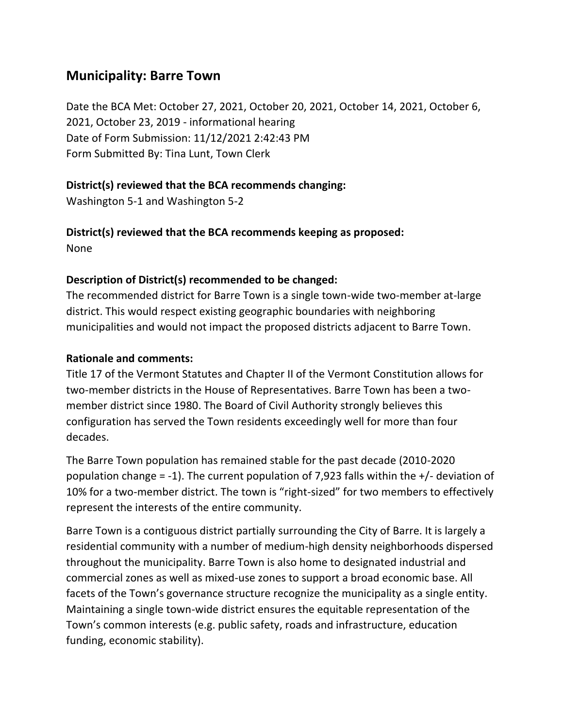## Municipality: Barre Town

Date the BCA Met: October 27, 2021, October 20, 2021, October 14, 2021, October 6, 2021, October 23, 2019 - informational hearing
Date of Form Submission: 11/12/2021 2:42:43 PM
Form Submitted By: Tina Lunt, Town Clerk

**District(s) reviewed that the BCA recommends changing:**
Washington 5-1 and Washington 5-2

**District(s) reviewed that the BCA recommends keeping as proposed:**
None

**Description of District(s) recommended to be changed:**
The recommended district for Barre Town is a single town-wide two-member at-large district. This would respect existing geographic boundaries with neighboring municipalities and would not impact the proposed districts adjacent to Barre Town.

**Rationale and comments:**
Title 17 of the Vermont Statutes and Chapter II of the Vermont Constitution allows for two-member districts in the House of Representatives. Barre Town has been a two-member district since 1980. The Board of Civil Authority strongly believes this configuration has served the Town residents exceedingly well for more than four decades.

The Barre Town population has remained stable for the past decade (2010-2020 population change = -1). The current population of 7,923 falls within the +/- deviation of 10% for a two-member district. The town is "right-sized" for two members to effectively represent the interests of the entire community.

Barre Town is a contiguous district partially surrounding the City of Barre. It is largely a residential community with a number of medium-high density neighborhoods dispersed throughout the municipality. Barre Town is also home to designated industrial and commercial zones as well as mixed-use zones to support a broad economic base. All facets of the Town's governance structure recognize the municipality as a single entity. Maintaining a single town-wide district ensures the equitable representation of the Town's common interests (e.g. public safety, roads and infrastructure, education funding, economic stability).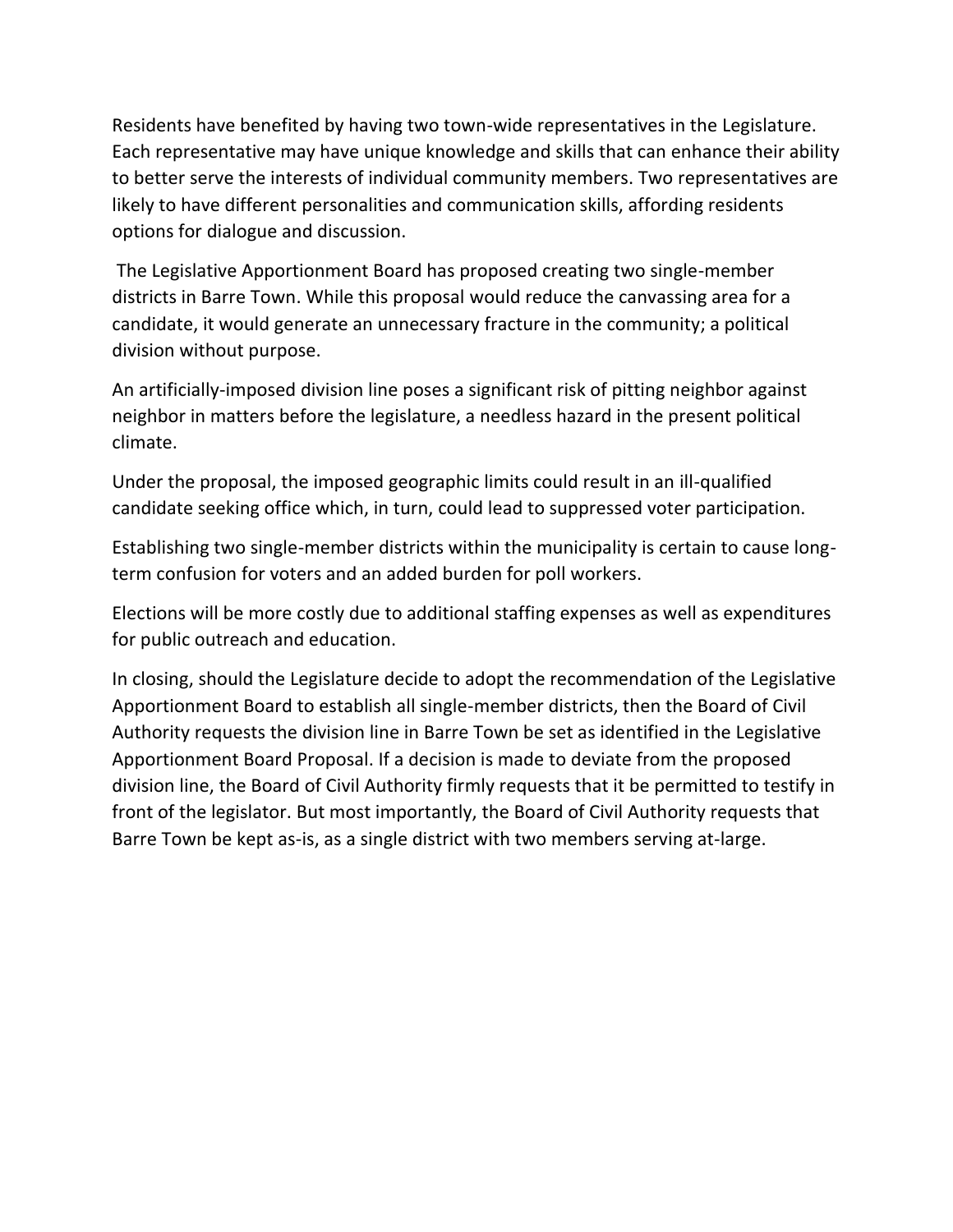Residents have benefited by having two town-wide representatives in the Legislature. Each representative may have unique knowledge and skills that can enhance their ability to better serve the interests of individual community members. Two representatives are likely to have different personalities and communication skills, affording residents options for dialogue and discussion.

The Legislative Apportionment Board has proposed creating two single-member districts in Barre Town. While this proposal would reduce the canvassing area for a candidate, it would generate an unnecessary fracture in the community; a political division without purpose.

An artificially-imposed division line poses a significant risk of pitting neighbor against neighbor in matters before the legislature, a needless hazard in the present political climate.

Under the proposal, the imposed geographic limits could result in an ill-qualified candidate seeking office which, in turn, could lead to suppressed voter participation.

Establishing two single-member districts within the municipality is certain to cause long-term confusion for voters and an added burden for poll workers.

Elections will be more costly due to additional staffing expenses as well as expenditures for public outreach and education.

In closing, should the Legislature decide to adopt the recommendation of the Legislative Apportionment Board to establish all single-member districts, then the Board of Civil Authority requests the division line in Barre Town be set as identified in the Legislative Apportionment Board Proposal. If a decision is made to deviate from the proposed division line, the Board of Civil Authority firmly requests that it be permitted to testify in front of the legislator. But most importantly, the Board of Civil Authority requests that Barre Town be kept as-is, as a single district with two members serving at-large.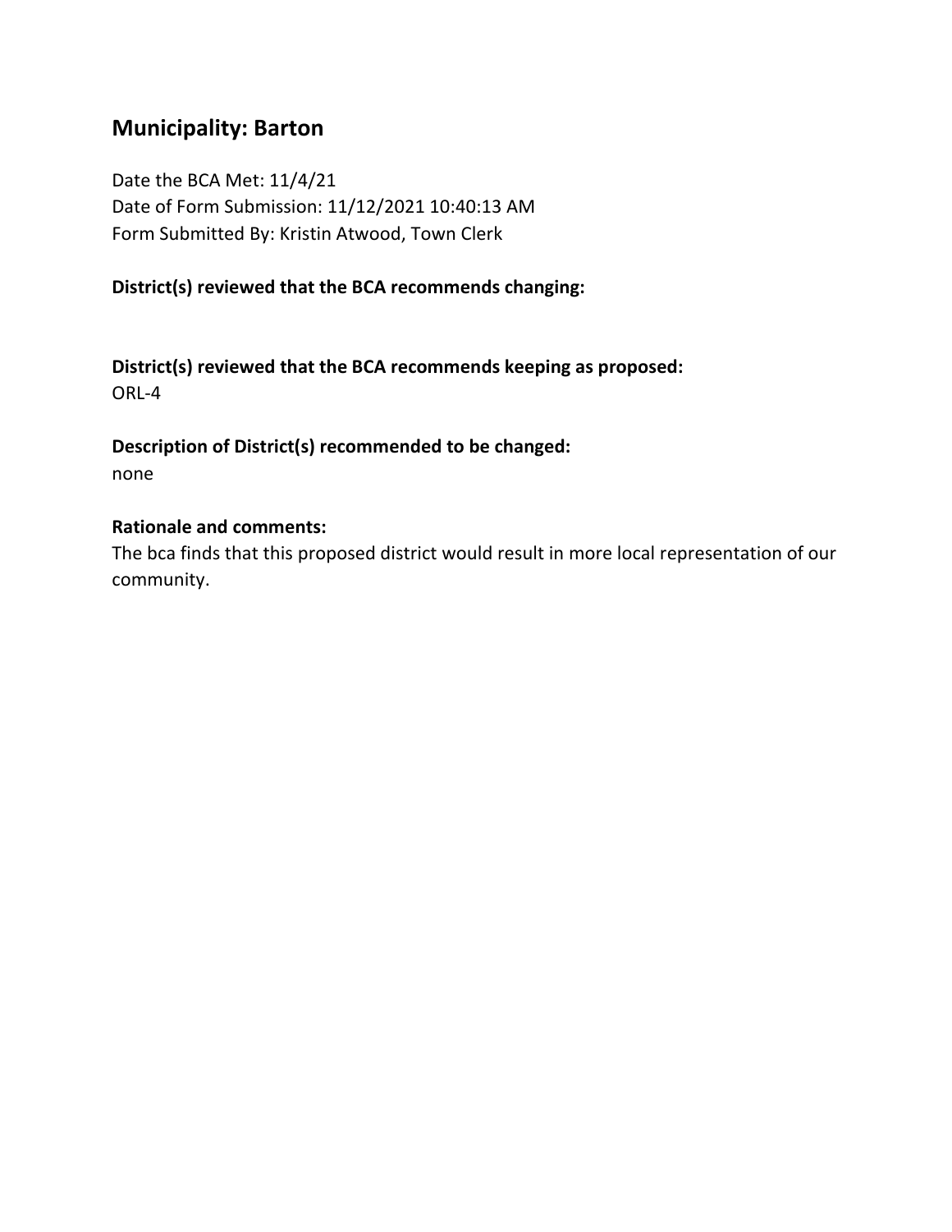## Municipality: Barton

Date the BCA Met: 11/4/21
Date of Form Submission: 11/12/2021 10:40:13 AM
Form Submitted By: Kristin Atwood, Town Clerk

**District(s) reviewed that the BCA recommends changing:**

**District(s) reviewed that the BCA recommends keeping as proposed:**
ORL-4

**Description of District(s) recommended to be changed:**
none

**Rationale and comments:**
The bca finds that this proposed district would result in more local representation of our community.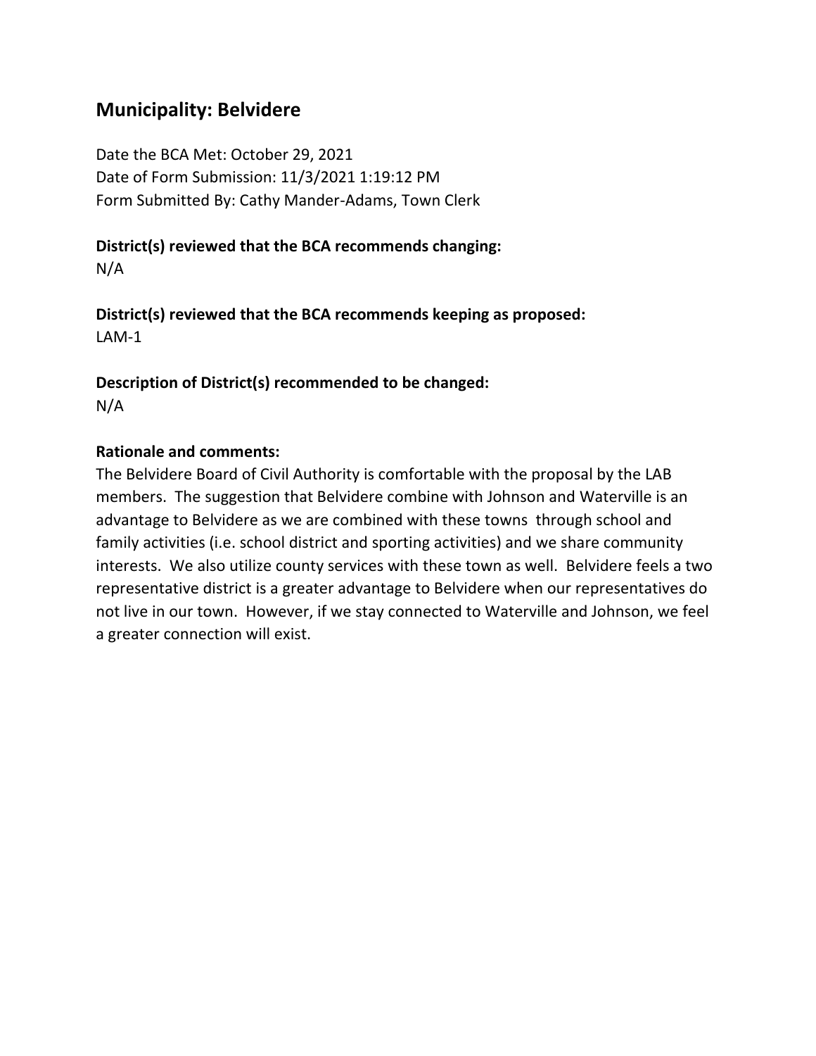## Municipality: Belvidere

Date the BCA Met: October 29, 2021
Date of Form Submission: 11/3/2021 1:19:12 PM
Form Submitted By: Cathy Mander-Adams, Town Clerk

**District(s) reviewed that the BCA recommends changing:**
N/A

**District(s) reviewed that the BCA recommends keeping as proposed:**
LAM-1

**Description of District(s) recommended to be changed:**
N/A

**Rationale and comments:**
The Belvidere Board of Civil Authority is comfortable with the proposal by the LAB members. The suggestion that Belvidere combine with Johnson and Waterville is an advantage to Belvidere as we are combined with these towns through school and family activities (i.e. school district and sporting activities) and we share community interests. We also utilize county services with these town as well. Belvidere feels a two representative district is a greater advantage to Belvidere when our representatives do not live in our town. However, if we stay connected to Waterville and Johnson, we feel a greater connection will exist.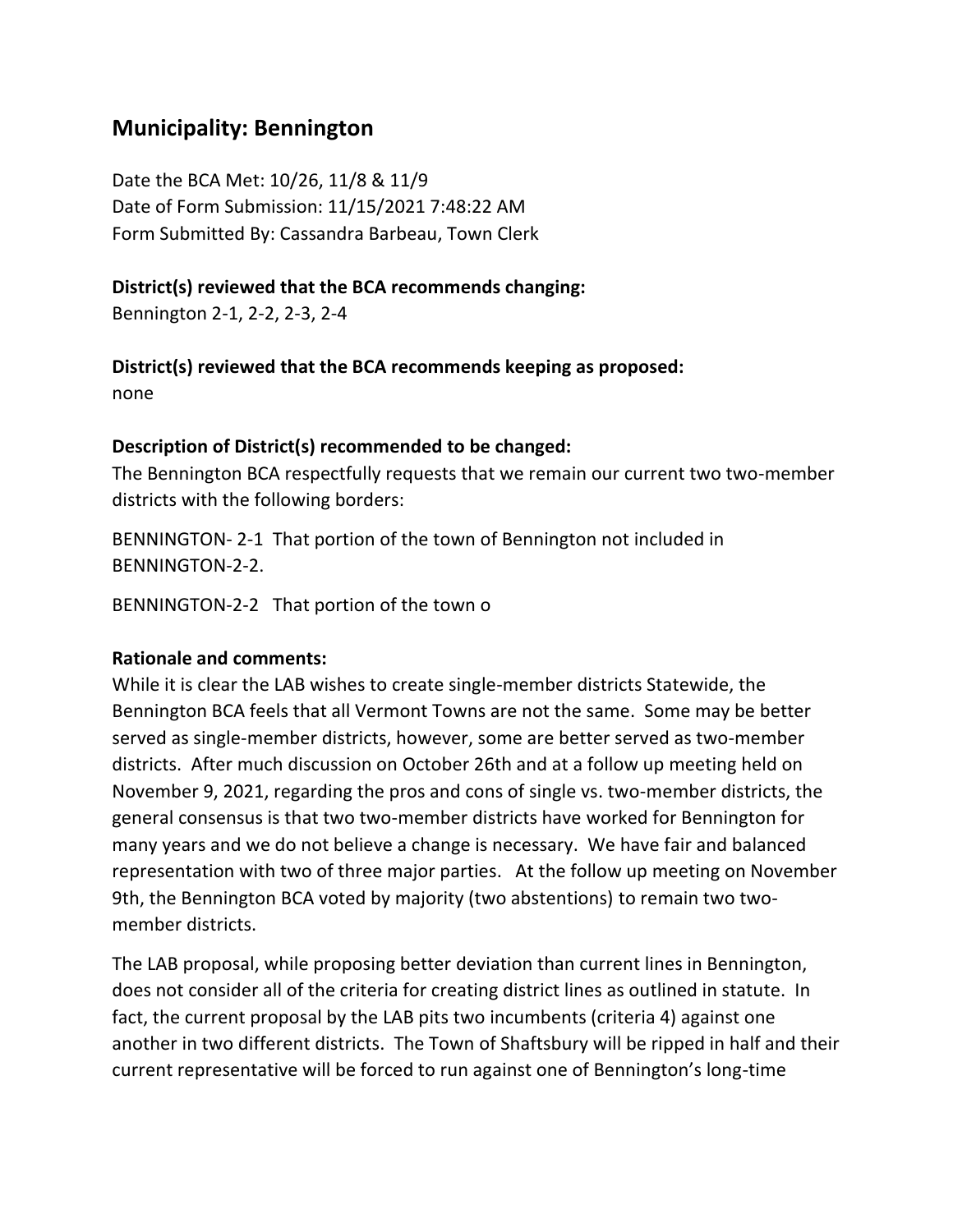## Municipality: Bennington

Date the BCA Met: 10/26, 11/8 & 11/9
Date of Form Submission: 11/15/2021 7:48:22 AM
Form Submitted By: Cassandra Barbeau, Town Clerk

**District(s) reviewed that the BCA recommends changing:**
Bennington 2-1, 2-2, 2-3, 2-4

**District(s) reviewed that the BCA recommends keeping as proposed:**
none

**Description of District(s) recommended to be changed:**
The Bennington BCA respectfully requests that we remain our current two two-member districts with the following borders:

BENNINGTON- 2-1 That portion of the town of Bennington not included in BENNINGTON-2-2.

BENNINGTON-2-2 That portion of the town o

**Rationale and comments:**
While it is clear the LAB wishes to create single-member districts Statewide, the Bennington BCA feels that all Vermont Towns are not the same. Some may be better served as single-member districts, however, some are better served as two-member districts. After much discussion on October 26th and at a follow up meeting held on November 9, 2021, regarding the pros and cons of single vs. two-member districts, the general consensus is that two two-member districts have worked for Bennington for many years and we do not believe a change is necessary. We have fair and balanced representation with two of three major parties. At the follow up meeting on November 9th, the Bennington BCA voted by majority (two abstentions) to remain two two-member districts.

The LAB proposal, while proposing better deviation than current lines in Bennington, does not consider all of the criteria for creating district lines as outlined in statute. In fact, the current proposal by the LAB pits two incumbents (criteria 4) against one another in two different districts. The Town of Shaftsbury will be ripped in half and their current representative will be forced to run against one of Bennington's long-time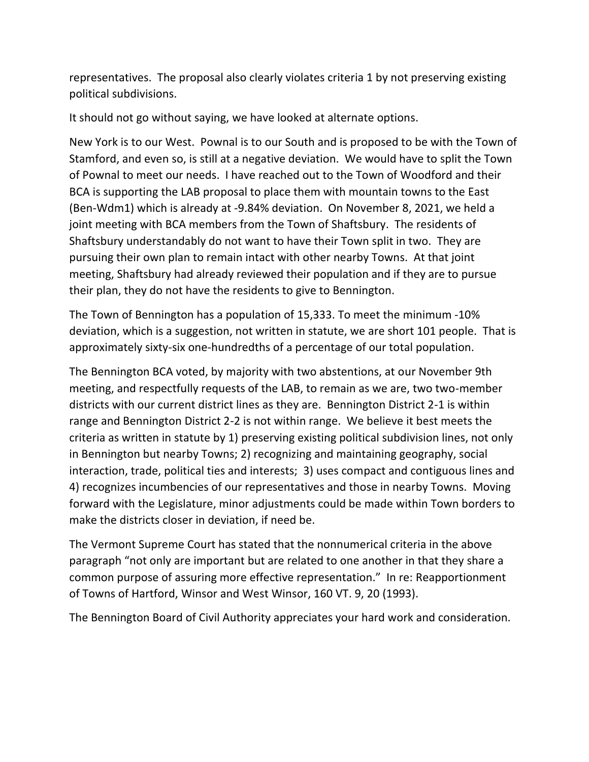representatives. The proposal also clearly violates criteria 1 by not preserving existing political subdivisions.

It should not go without saying, we have looked at alternate options.

New York is to our West. Pownal is to our South and is proposed to be with the Town of Stamford, and even so, is still at a negative deviation. We would have to split the Town of Pownal to meet our needs. I have reached out to the Town of Woodford and their BCA is supporting the LAB proposal to place them with mountain towns to the East (Ben-Wdm1) which is already at -9.84% deviation. On November 8, 2021, we held a joint meeting with BCA members from the Town of Shaftsbury. The residents of Shaftsbury understandably do not want to have their Town split in two. They are pursuing their own plan to remain intact with other nearby Towns. At that joint meeting, Shaftsbury had already reviewed their population and if they are to pursue their plan, they do not have the residents to give to Bennington.

The Town of Bennington has a population of 15,333. To meet the minimum -10% deviation, which is a suggestion, not written in statute, we are short 101 people. That is approximately sixty-six one-hundredths of a percentage of our total population.

The Bennington BCA voted, by majority with two abstentions, at our November 9th meeting, and respectfully requests of the LAB, to remain as we are, two two-member districts with our current district lines as they are. Bennington District 2-1 is within range and Bennington District 2-2 is not within range. We believe it best meets the criteria as written in statute by 1) preserving existing political subdivision lines, not only in Bennington but nearby Towns; 2) recognizing and maintaining geography, social interaction, trade, political ties and interests; 3) uses compact and contiguous lines and 4) recognizes incumbencies of our representatives and those in nearby Towns. Moving forward with the Legislature, minor adjustments could be made within Town borders to make the districts closer in deviation, if need be.

The Vermont Supreme Court has stated that the nonnumerical criteria in the above paragraph "not only are important but are related to one another in that they share a common purpose of assuring more effective representation." In re: Reapportionment of Towns of Hartford, Winsor and West Winsor, 160 VT. 9, 20 (1993).

The Bennington Board of Civil Authority appreciates your hard work and consideration.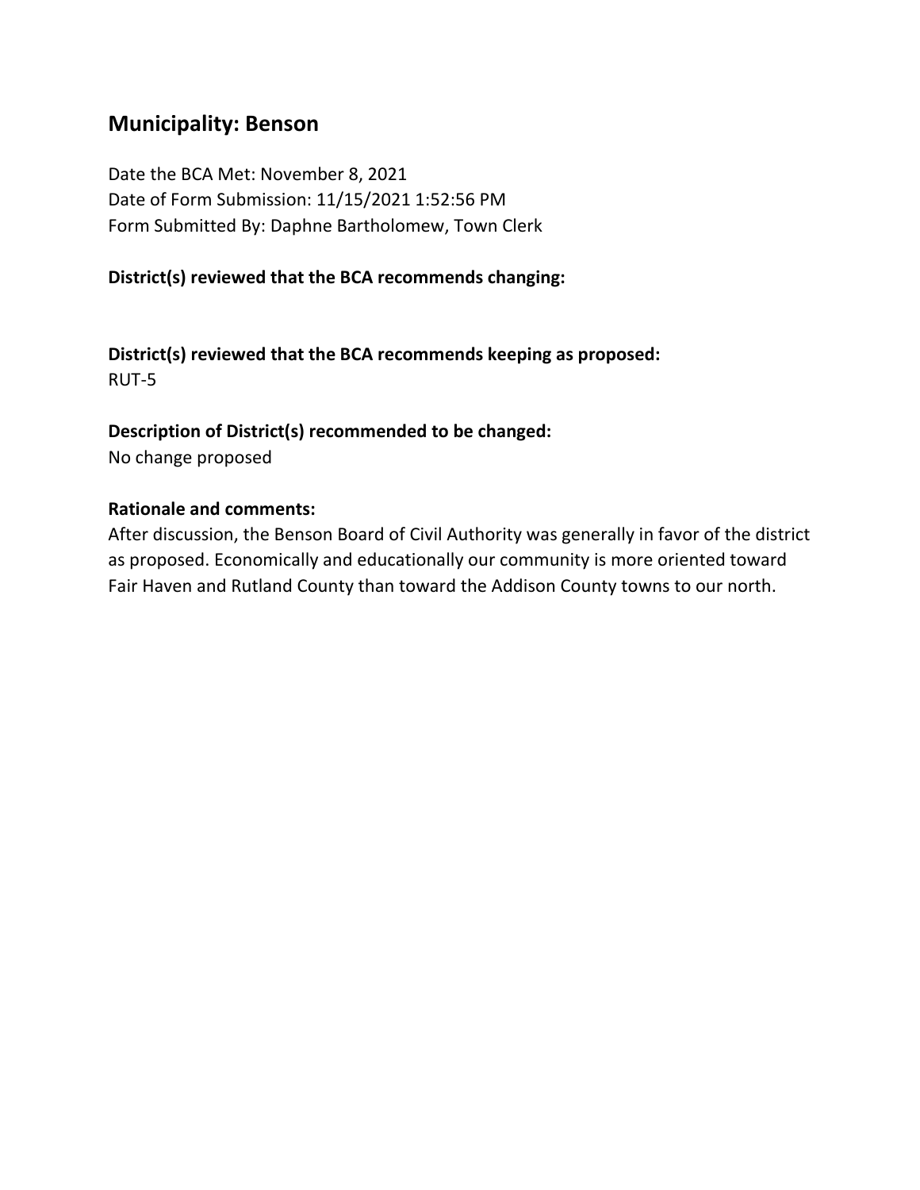## Municipality: Benson

Date the BCA Met: November 8, 2021
Date of Form Submission: 11/15/2021 1:52:56 PM
Form Submitted By: Daphne Bartholomew, Town Clerk

**District(s) reviewed that the BCA recommends changing:**

**District(s) reviewed that the BCA recommends keeping as proposed:**
RUT-5

**Description of District(s) recommended to be changed:**
No change proposed

**Rationale and comments:**
After discussion, the Benson Board of Civil Authority was generally in favor of the district as proposed. Economically and educationally our community is more oriented toward Fair Haven and Rutland County than toward the Addison County towns to our north.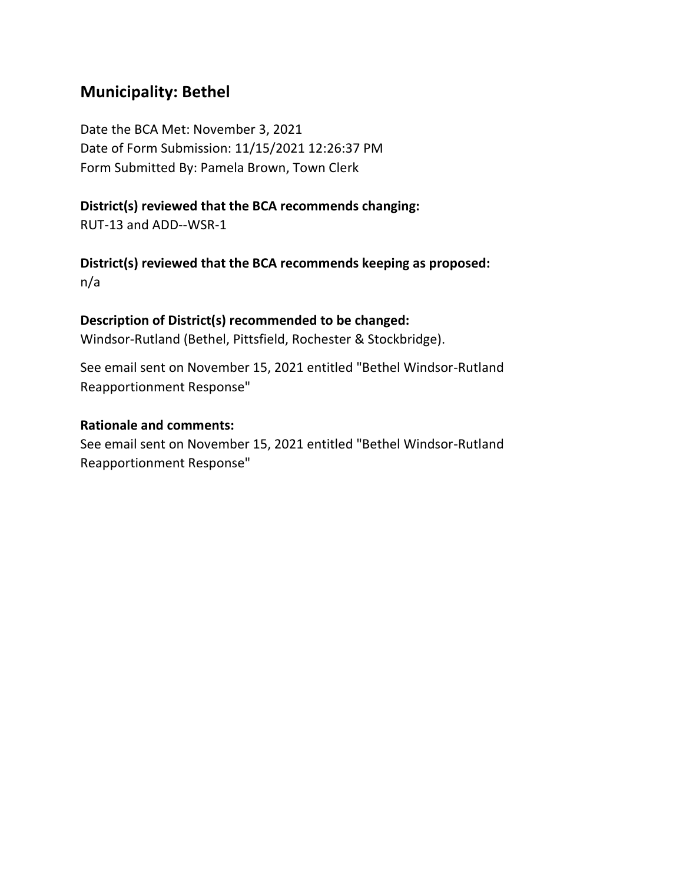## Municipality: Bethel

Date the BCA Met: November 3, 2021
Date of Form Submission: 11/15/2021 12:26:37 PM
Form Submitted By: Pamela Brown, Town Clerk

**District(s) reviewed that the BCA recommends changing:**
RUT-13 and ADD--WSR-1

**District(s) reviewed that the BCA recommends keeping as proposed:**
n/a

**Description of District(s) recommended to be changed:**
Windsor-Rutland (Bethel, Pittsfield, Rochester & Stockbridge).

See email sent on November 15, 2021 entitled "Bethel Windsor-Rutland Reapportionment Response"

**Rationale and comments:**
See email sent on November 15, 2021 entitled "Bethel Windsor-Rutland Reapportionment Response"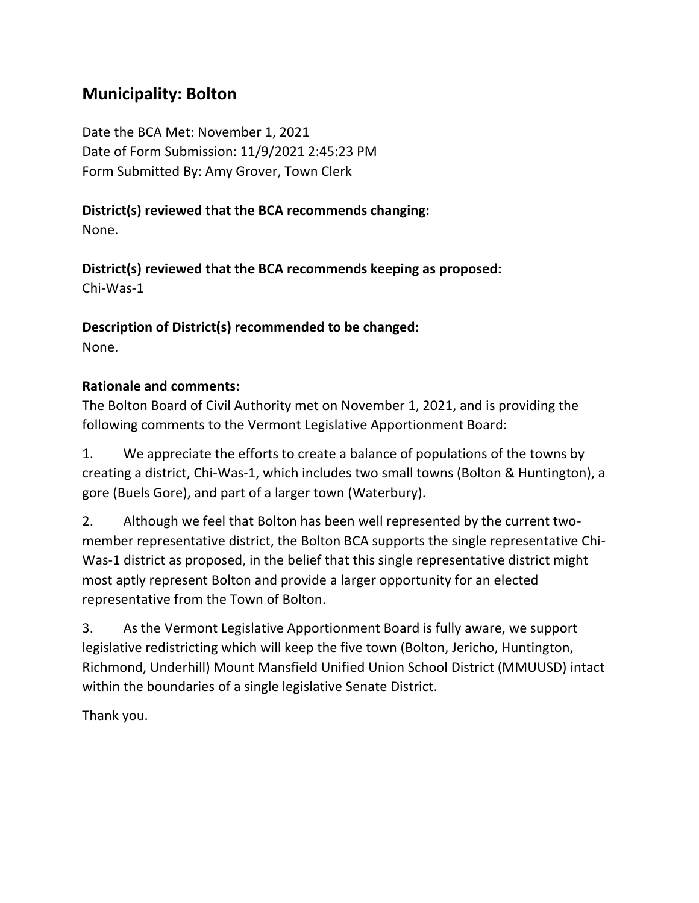## Municipality: Bolton

Date the BCA Met: November 1, 2021
Date of Form Submission: 11/9/2021 2:45:23 PM
Form Submitted By: Amy Grover, Town Clerk

**District(s) reviewed that the BCA recommends changing:**
None.

**District(s) reviewed that the BCA recommends keeping as proposed:**
Chi-Was-1

**Description of District(s) recommended to be changed:**
None.

**Rationale and comments:**
The Bolton Board of Civil Authority met on November 1, 2021, and is providing the following comments to the Vermont Legislative Apportionment Board:

1. We appreciate the efforts to create a balance of populations of the towns by creating a district, Chi-Was-1, which includes two small towns (Bolton & Huntington), a gore (Buels Gore), and part of a larger town (Waterbury).

2. Although we feel that Bolton has been well represented by the current two-member representative district, the Bolton BCA supports the single representative Chi-Was-1 district as proposed, in the belief that this single representative district might most aptly represent Bolton and provide a larger opportunity for an elected representative from the Town of Bolton.

3. As the Vermont Legislative Apportionment Board is fully aware, we support legislative redistricting which will keep the five town (Bolton, Jericho, Huntington, Richmond, Underhill) Mount Mansfield Unified Union School District (MMUUSD) intact within the boundaries of a single legislative Senate District.

Thank you.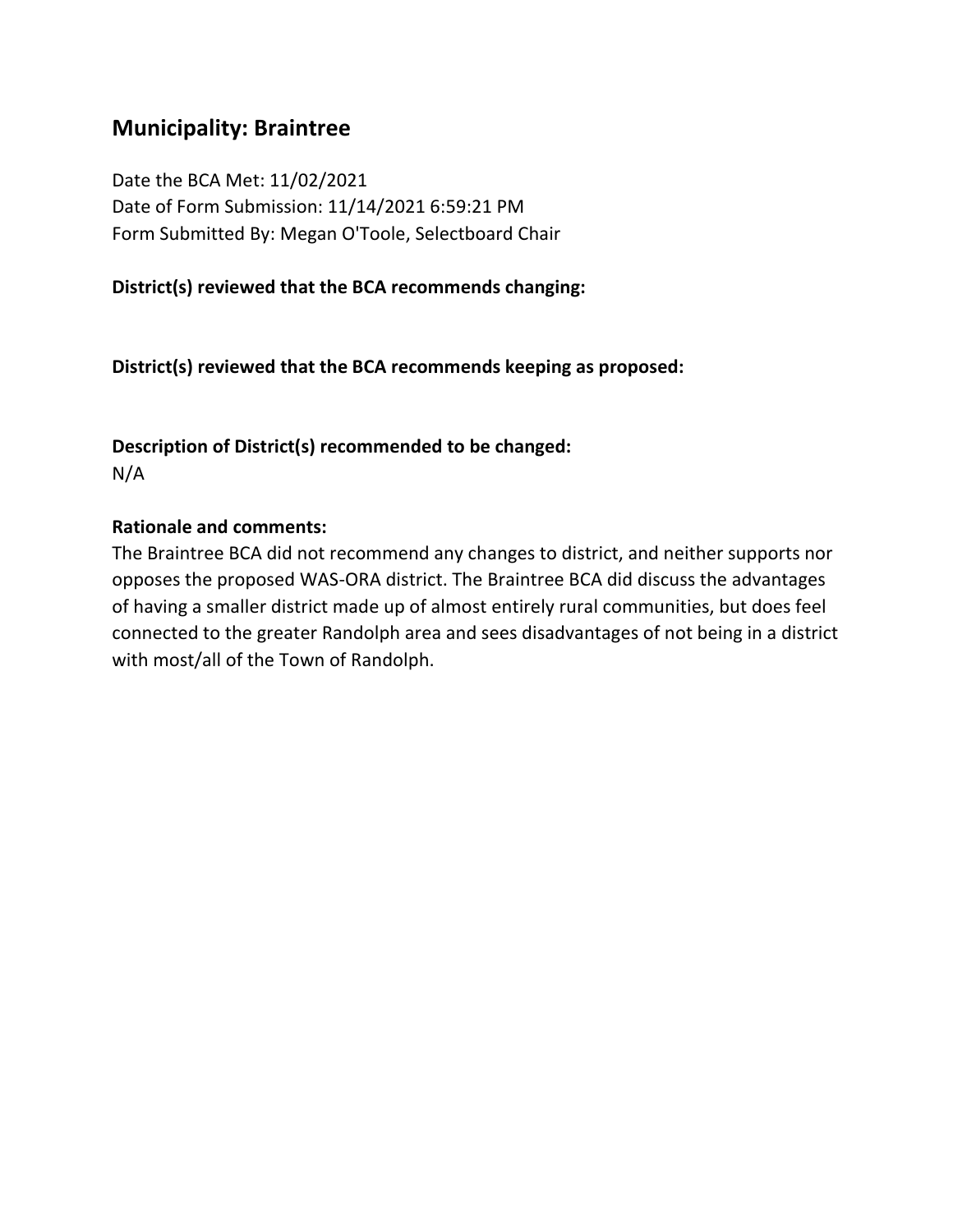## Municipality: Braintree

Date the BCA Met: 11/02/2021
Date of Form Submission: 11/14/2021 6:59:21 PM
Form Submitted By: Megan O'Toole, Selectboard Chair

**District(s) reviewed that the BCA recommends changing:**

**District(s) reviewed that the BCA recommends keeping as proposed:**

**Description of District(s) recommended to be changed:**
N/A

**Rationale and comments:**
The Braintree BCA did not recommend any changes to district, and neither supports nor opposes the proposed WAS-ORA district. The Braintree BCA did discuss the advantages of having a smaller district made up of almost entirely rural communities, but does feel connected to the greater Randolph area and sees disadvantages of not being in a district with most/all of the Town of Randolph.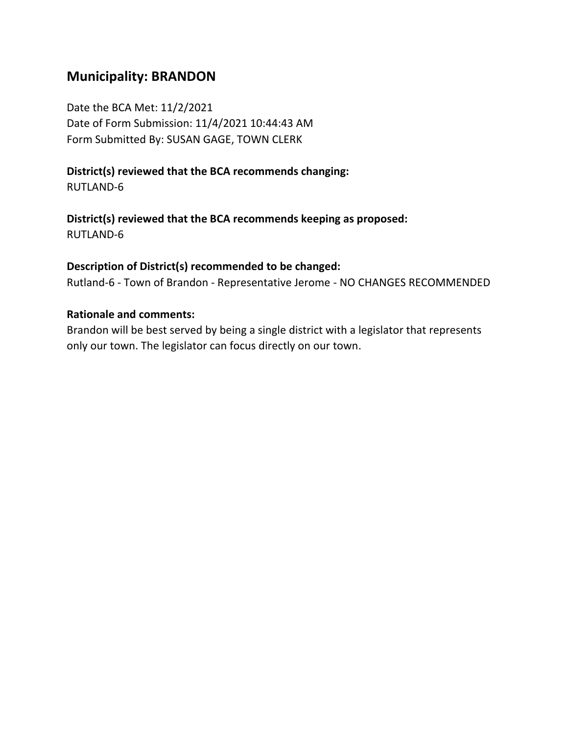## Municipality: BRANDON

Date the BCA Met: 11/2/2021
Date of Form Submission: 11/4/2021 10:44:43 AM
Form Submitted By: SUSAN GAGE, TOWN CLERK

**District(s) reviewed that the BCA recommends changing:**
RUTLAND-6

**District(s) reviewed that the BCA recommends keeping as proposed:**
RUTLAND-6

**Description of District(s) recommended to be changed:**
Rutland-6 - Town of Brandon - Representative Jerome - NO CHANGES RECOMMENDED

**Rationale and comments:**
Brandon will be best served by being a single district with a legislator that represents only our town. The legislator can focus directly on our town.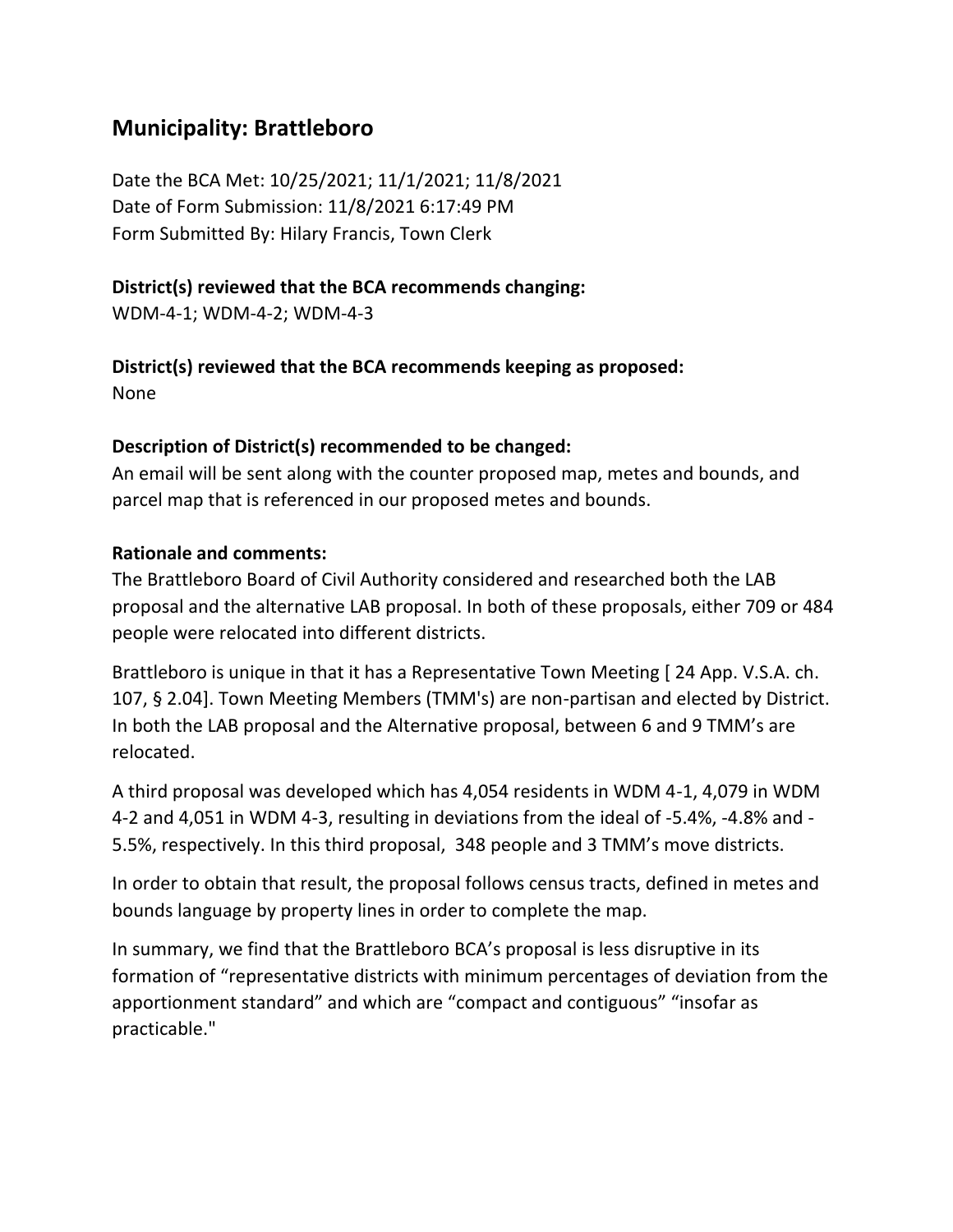## Municipality: Brattleboro

Date the BCA Met: 10/25/2021; 11/1/2021; 11/8/2021
Date of Form Submission: 11/8/2021 6:17:49 PM
Form Submitted By: Hilary Francis, Town Clerk

**District(s) reviewed that the BCA recommends changing:**
WDM-4-1; WDM-4-2; WDM-4-3

**District(s) reviewed that the BCA recommends keeping as proposed:**
None

**Description of District(s) recommended to be changed:**
An email will be sent along with the counter proposed map, metes and bounds, and parcel map that is referenced in our proposed metes and bounds.

**Rationale and comments:**
The Brattleboro Board of Civil Authority considered and researched both the LAB proposal and the alternative LAB proposal. In both of these proposals, either 709 or 484 people were relocated into different districts.

Brattleboro is unique in that it has a Representative Town Meeting [ 24 App. V.S.A. ch. 107, § 2.04]. Town Meeting Members (TMM's) are non-partisan and elected by District. In both the LAB proposal and the Alternative proposal, between 6 and 9 TMM's are relocated.

A third proposal was developed which has 4,054 residents in WDM 4-1, 4,079 in WDM 4-2 and 4,051 in WDM 4-3, resulting in deviations from the ideal of -5.4%, -4.8% and -5.5%, respectively. In this third proposal, 348 people and 3 TMM's move districts.

In order to obtain that result, the proposal follows census tracts, defined in metes and bounds language by property lines in order to complete the map.

In summary, we find that the Brattleboro BCA's proposal is less disruptive in its formation of "representative districts with minimum percentages of deviation from the apportionment standard" and which are "compact and contiguous" "insofar as practicable."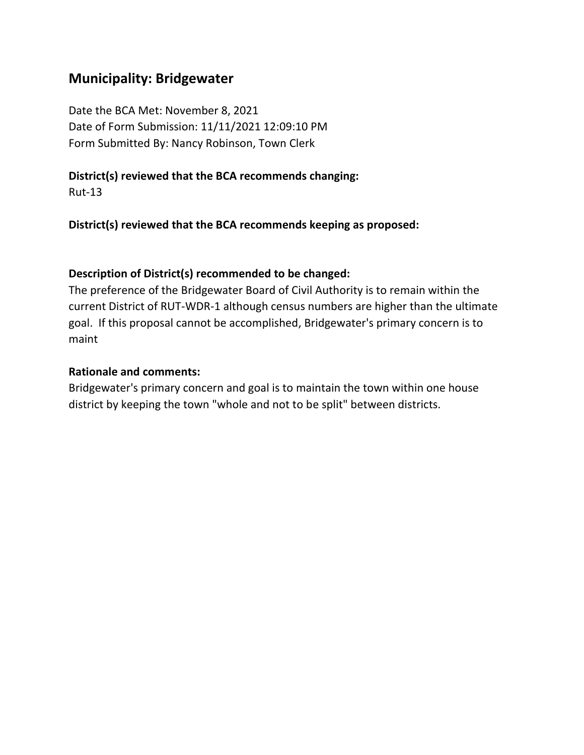## Municipality: Bridgewater

Date the BCA Met: November 8, 2021
Date of Form Submission: 11/11/2021 12:09:10 PM
Form Submitted By: Nancy Robinson, Town Clerk

**District(s) reviewed that the BCA recommends changing:**
Rut-13

**District(s) reviewed that the BCA recommends keeping as proposed:**

**Description of District(s) recommended to be changed:**
The preference of the Bridgewater Board of Civil Authority is to remain within the current District of RUT-WDR-1 although census numbers are higher than the ultimate goal. If this proposal cannot be accomplished, Bridgewater's primary concern is to maint

**Rationale and comments:**
Bridgewater's primary concern and goal is to maintain the town within one house district by keeping the town "whole and not to be split" between districts.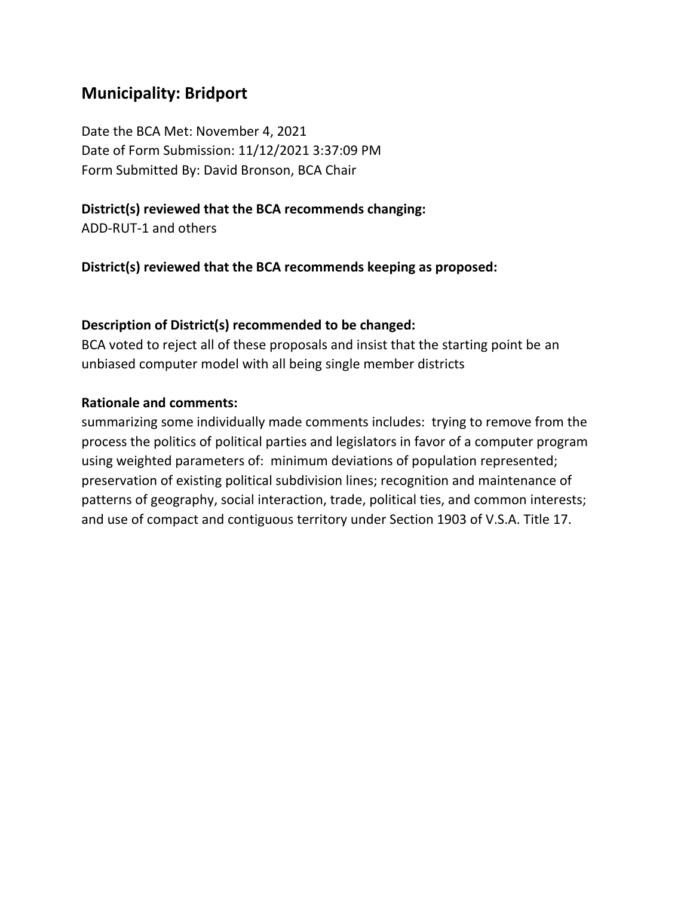## Municipality: Bridport

Date the BCA Met: November 4, 2021
Date of Form Submission: 11/12/2021 3:37:09 PM
Form Submitted By: David Bronson, BCA Chair

**District(s) reviewed that the BCA recommends changing:**
ADD-RUT-1 and others

**District(s) reviewed that the BCA recommends keeping as proposed:**

**Description of District(s) recommended to be changed:**
BCA voted to reject all of these proposals and insist that the starting point be an unbiased computer model with all being single member districts

**Rationale and comments:**
summarizing some individually made comments includes: trying to remove from the process the politics of political parties and legislators in favor of a computer program using weighted parameters of: minimum deviations of population represented; preservation of existing political subdivision lines; recognition and maintenance of patterns of geography, social interaction, trade, political ties, and common interests; and use of compact and contiguous territory under Section 1903 of V.S.A. Title 17.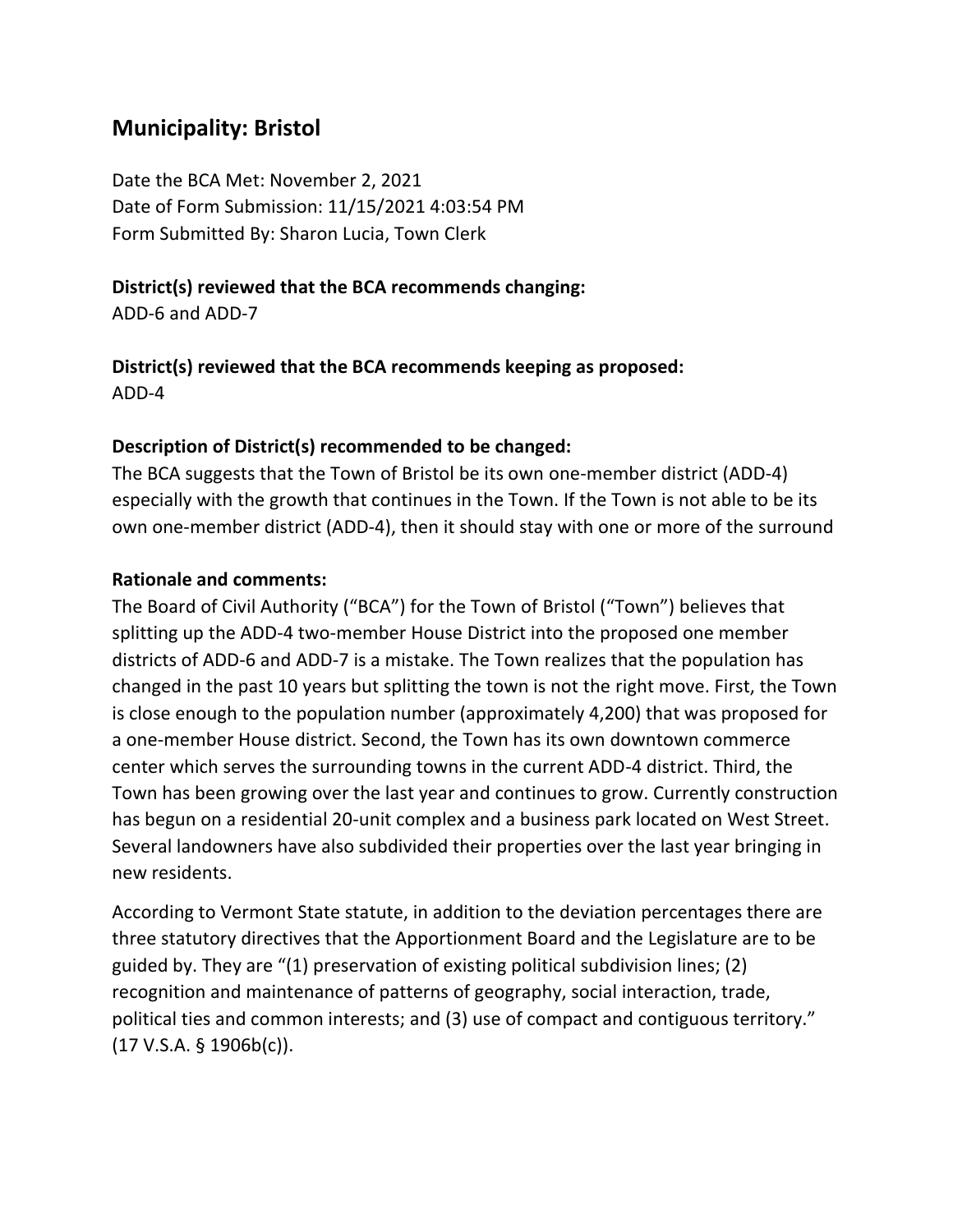## Municipality: Bristol

Date the BCA Met: November 2, 2021
Date of Form Submission: 11/15/2021 4:03:54 PM
Form Submitted By: Sharon Lucia, Town Clerk

**District(s) reviewed that the BCA recommends changing:**
ADD-6 and ADD-7

**District(s) reviewed that the BCA recommends keeping as proposed:**
ADD-4

**Description of District(s) recommended to be changed:**
The BCA suggests that the Town of Bristol be its own one-member district (ADD-4) especially with the growth that continues in the Town. If the Town is not able to be its own one-member district (ADD-4), then it should stay with one or more of the surround

**Rationale and comments:**
The Board of Civil Authority ("BCA") for the Town of Bristol ("Town") believes that splitting up the ADD-4 two-member House District into the proposed one member districts of ADD-6 and ADD-7 is a mistake. The Town realizes that the population has changed in the past 10 years but splitting the town is not the right move. First, the Town is close enough to the population number (approximately 4,200) that was proposed for a one-member House district. Second, the Town has its own downtown commerce center which serves the surrounding towns in the current ADD-4 district. Third, the Town has been growing over the last year and continues to grow. Currently construction has begun on a residential 20-unit complex and a business park located on West Street. Several landowners have also subdivided their properties over the last year bringing in new residents.

According to Vermont State statute, in addition to the deviation percentages there are three statutory directives that the Apportionment Board and the Legislature are to be guided by. They are "(1) preservation of existing political subdivision lines; (2) recognition and maintenance of patterns of geography, social interaction, trade, political ties and common interests; and (3) use of compact and contiguous territory." (17 V.S.A. § 1906b(c)).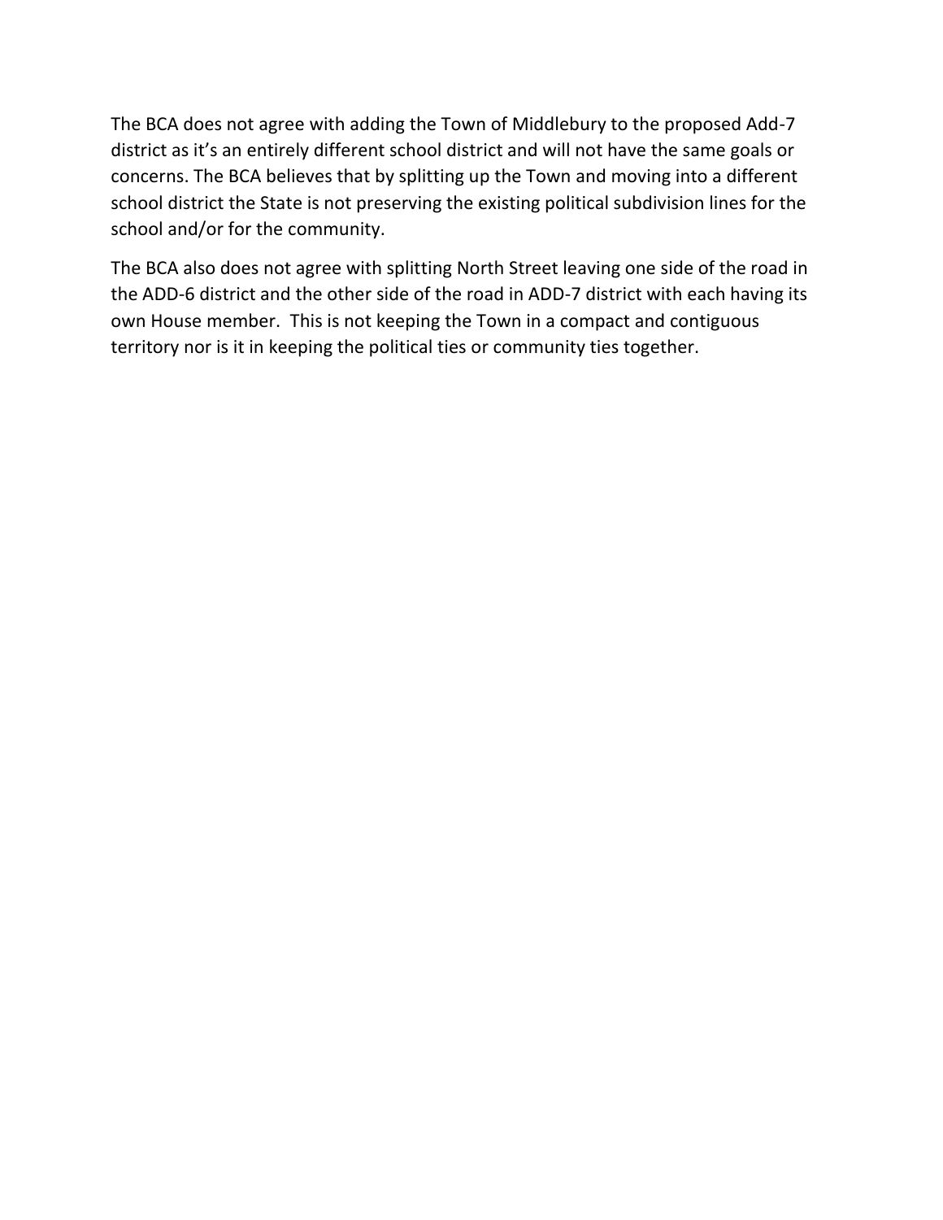The BCA does not agree with adding the Town of Middlebury to the proposed Add-7 district as it's an entirely different school district and will not have the same goals or concerns. The BCA believes that by splitting up the Town and moving into a different school district the State is not preserving the existing political subdivision lines for the school and/or for the community.

The BCA also does not agree with splitting North Street leaving one side of the road in the ADD-6 district and the other side of the road in ADD-7 district with each having its own House member. This is not keeping the Town in a compact and contiguous territory nor is it in keeping the political ties or community ties together.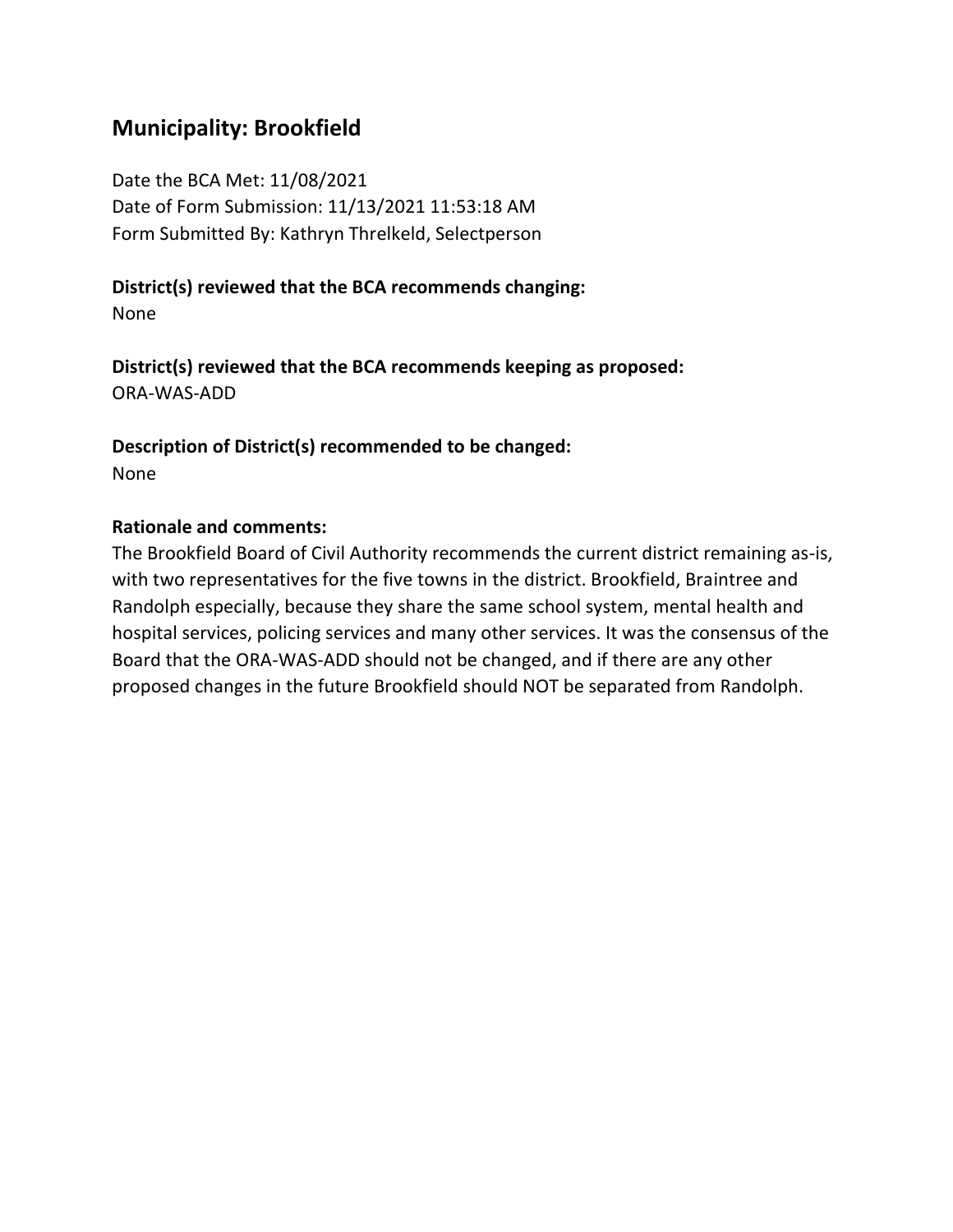## Municipality: Brookfield

Date the BCA Met: 11/08/2021
Date of Form Submission: 11/13/2021 11:53:18 AM
Form Submitted By: Kathryn Threlkeld, Selectperson

**District(s) reviewed that the BCA recommends changing:**
None

**District(s) reviewed that the BCA recommends keeping as proposed:**
ORA-WAS-ADD

**Description of District(s) recommended to be changed:**
None

**Rationale and comments:**
The Brookfield Board of Civil Authority recommends the current district remaining as-is, with two representatives for the five towns in the district. Brookfield, Braintree and Randolph especially, because they share the same school system, mental health and hospital services, policing services and many other services. It was the consensus of the Board that the ORA-WAS-ADD should not be changed, and if there are any other proposed changes in the future Brookfield should NOT be separated from Randolph.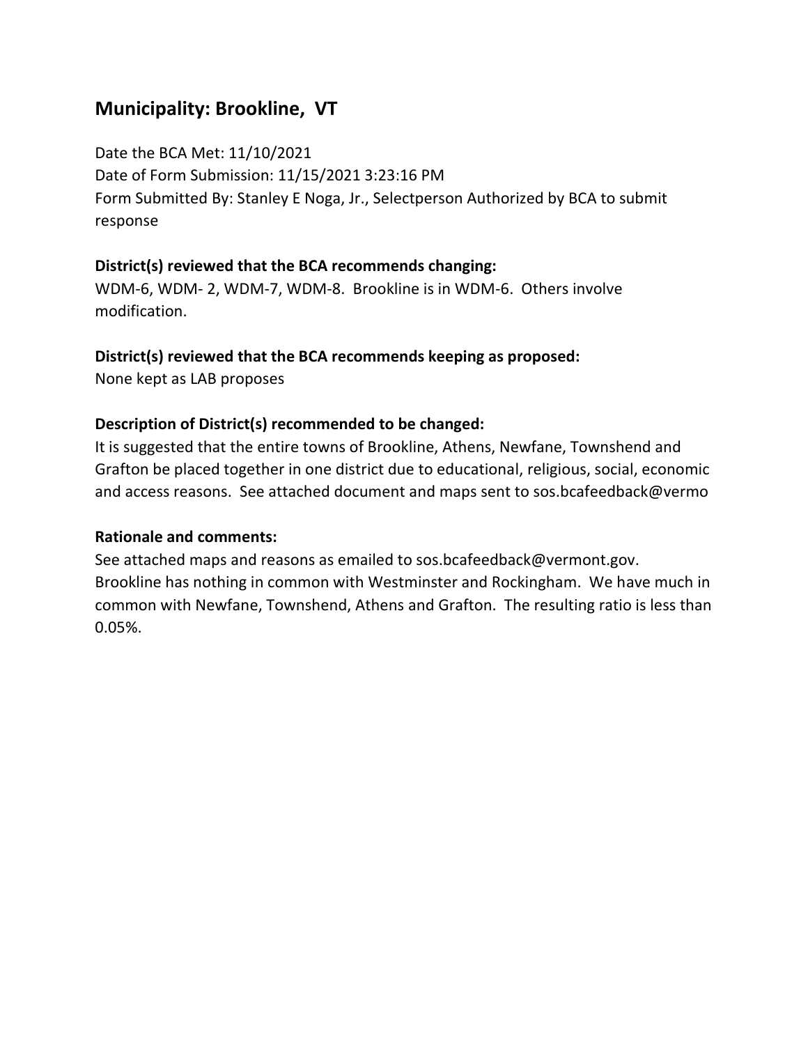## Municipality: Brookline, VT

Date the BCA Met: 11/10/2021
Date of Form Submission: 11/15/2021 3:23:16 PM
Form Submitted By: Stanley E Noga, Jr., Selectperson Authorized by BCA to submit response

**District(s) reviewed that the BCA recommends changing:**
WDM-6, WDM- 2, WDM-7, WDM-8. Brookline is in WDM-6. Others involve modification.

**District(s) reviewed that the BCA recommends keeping as proposed:**
None kept as LAB proposes

**Description of District(s) recommended to be changed:**
It is suggested that the entire towns of Brookline, Athens, Newfane, Townshend and Grafton be placed together in one district due to educational, religious, social, economic and access reasons. See attached document and maps sent to sos.bcafeedback@vermo

**Rationale and comments:**
See attached maps and reasons as emailed to sos.bcafeedback@vermont.gov. Brookline has nothing in common with Westminster and Rockingham. We have much in common with Newfane, Townshend, Athens and Grafton. The resulting ratio is less than 0.05%.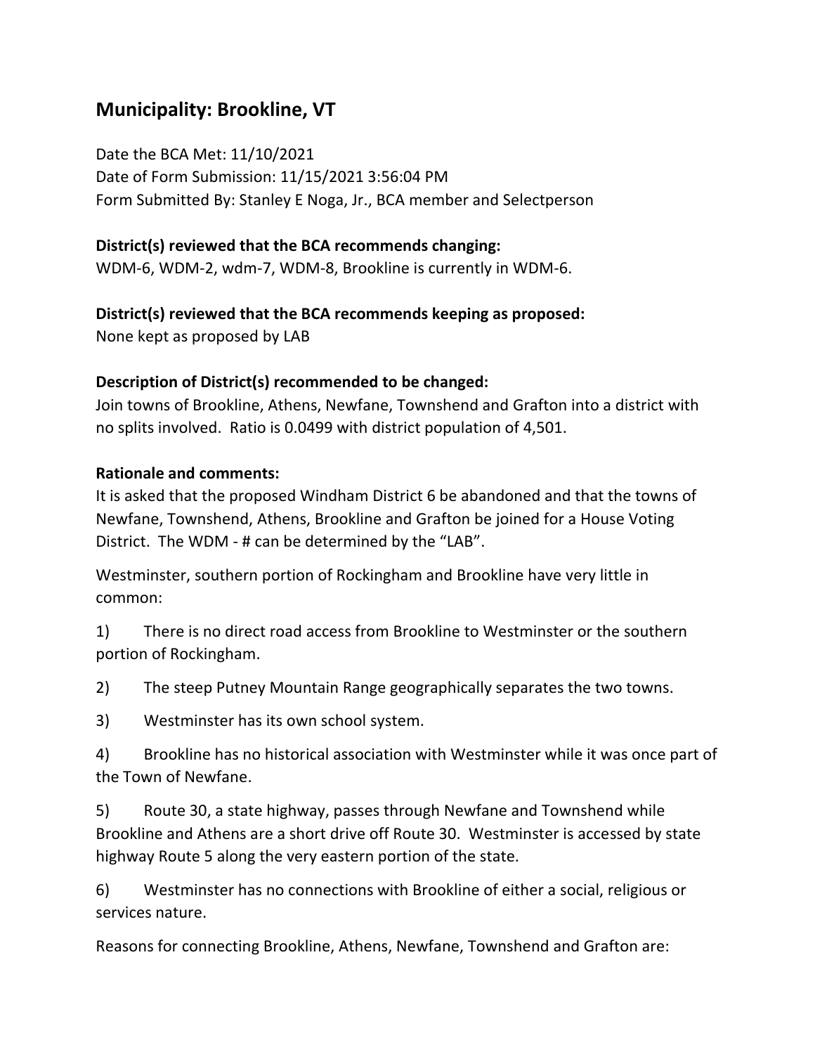## Municipality: Brookline, VT

Date the BCA Met: 11/10/2021
Date of Form Submission: 11/15/2021 3:56:04 PM
Form Submitted By: Stanley E Noga, Jr., BCA member and Selectperson

**District(s) reviewed that the BCA recommends changing:**
WDM-6, WDM-2, wdm-7, WDM-8, Brookline is currently in WDM-6.

**District(s) reviewed that the BCA recommends keeping as proposed:**
None kept as proposed by LAB

**Description of District(s) recommended to be changed:**
Join towns of Brookline, Athens, Newfane, Townshend and Grafton into a district with no splits involved. Ratio is 0.0499 with district population of 4,501.

**Rationale and comments:**
It is asked that the proposed Windham District 6 be abandoned and that the towns of Newfane, Townshend, Athens, Brookline and Grafton be joined for a House Voting District. The WDM - # can be determined by the "LAB".

Westminster, southern portion of Rockingham and Brookline have very little in common:

1) There is no direct road access from Brookline to Westminster or the southern portion of Rockingham.

2) The steep Putney Mountain Range geographically separates the two towns.

3) Westminster has its own school system.

4) Brookline has no historical association with Westminster while it was once part of the Town of Newfane.

5) Route 30, a state highway, passes through Newfane and Townshend while Brookline and Athens are a short drive off Route 30. Westminster is accessed by state highway Route 5 along the very eastern portion of the state.

6) Westminster has no connections with Brookline of either a social, religious or services nature.

Reasons for connecting Brookline, Athens, Newfane, Townshend and Grafton are: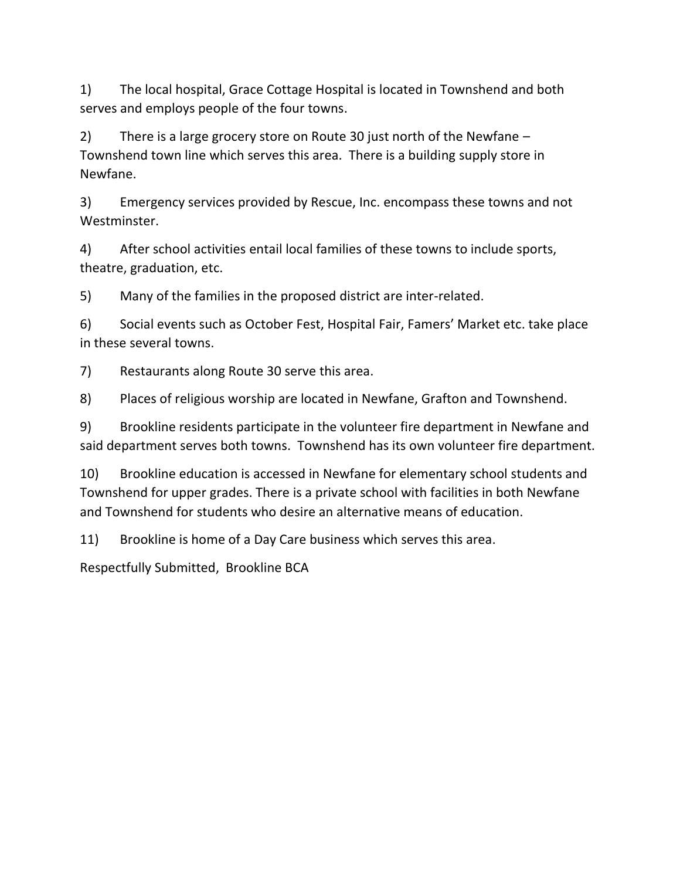1) The local hospital, Grace Cottage Hospital is located in Townshend and both serves and employs people of the four towns.

2) There is a large grocery store on Route 30 just north of the Newfane – Townshend town line which serves this area. There is a building supply store in Newfane.

3) Emergency services provided by Rescue, Inc. encompass these towns and not Westminster.

4) After school activities entail local families of these towns to include sports, theatre, graduation, etc.

5) Many of the families in the proposed district are inter-related.

6) Social events such as October Fest, Hospital Fair, Famers' Market etc. take place in these several towns.

7) Restaurants along Route 30 serve this area.

8) Places of religious worship are located in Newfane, Grafton and Townshend.

9) Brookline residents participate in the volunteer fire department in Newfane and said department serves both towns. Townshend has its own volunteer fire department.

10) Brookline education is accessed in Newfane for elementary school students and Townshend for upper grades. There is a private school with facilities in both Newfane and Townshend for students who desire an alternative means of education.

11) Brookline is home of a Day Care business which serves this area.

Respectfully Submitted, Brookline BCA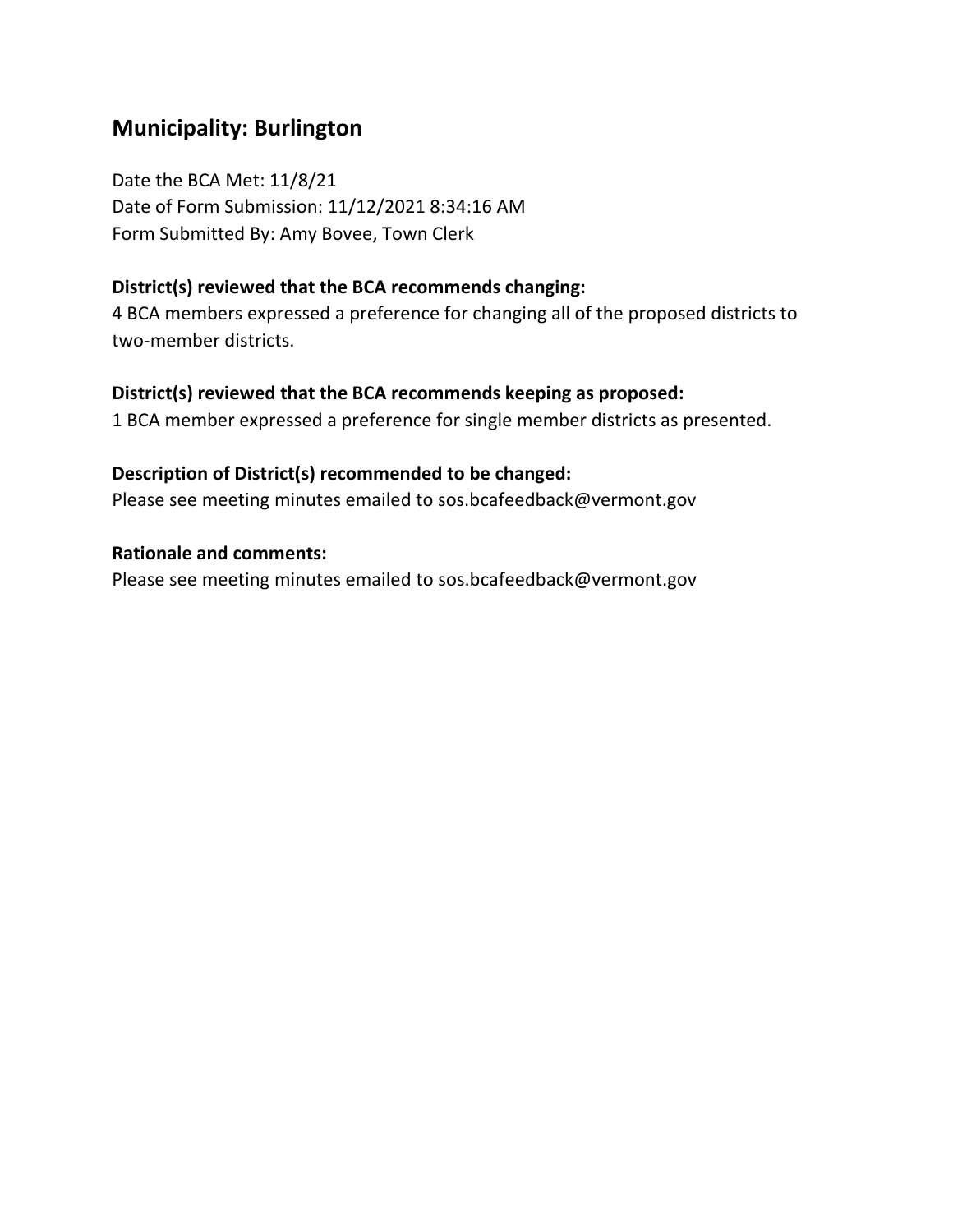## Municipality: Burlington

Date the BCA Met: 11/8/21
Date of Form Submission: 11/12/2021 8:34:16 AM
Form Submitted By: Amy Bovee, Town Clerk

**District(s) reviewed that the BCA recommends changing:**
4 BCA members expressed a preference for changing all of the proposed districts to two-member districts.

**District(s) reviewed that the BCA recommends keeping as proposed:**
1 BCA member expressed a preference for single member districts as presented.

**Description of District(s) recommended to be changed:**
Please see meeting minutes emailed to sos.bcafeedback@vermont.gov

**Rationale and comments:**
Please see meeting minutes emailed to sos.bcafeedback@vermont.gov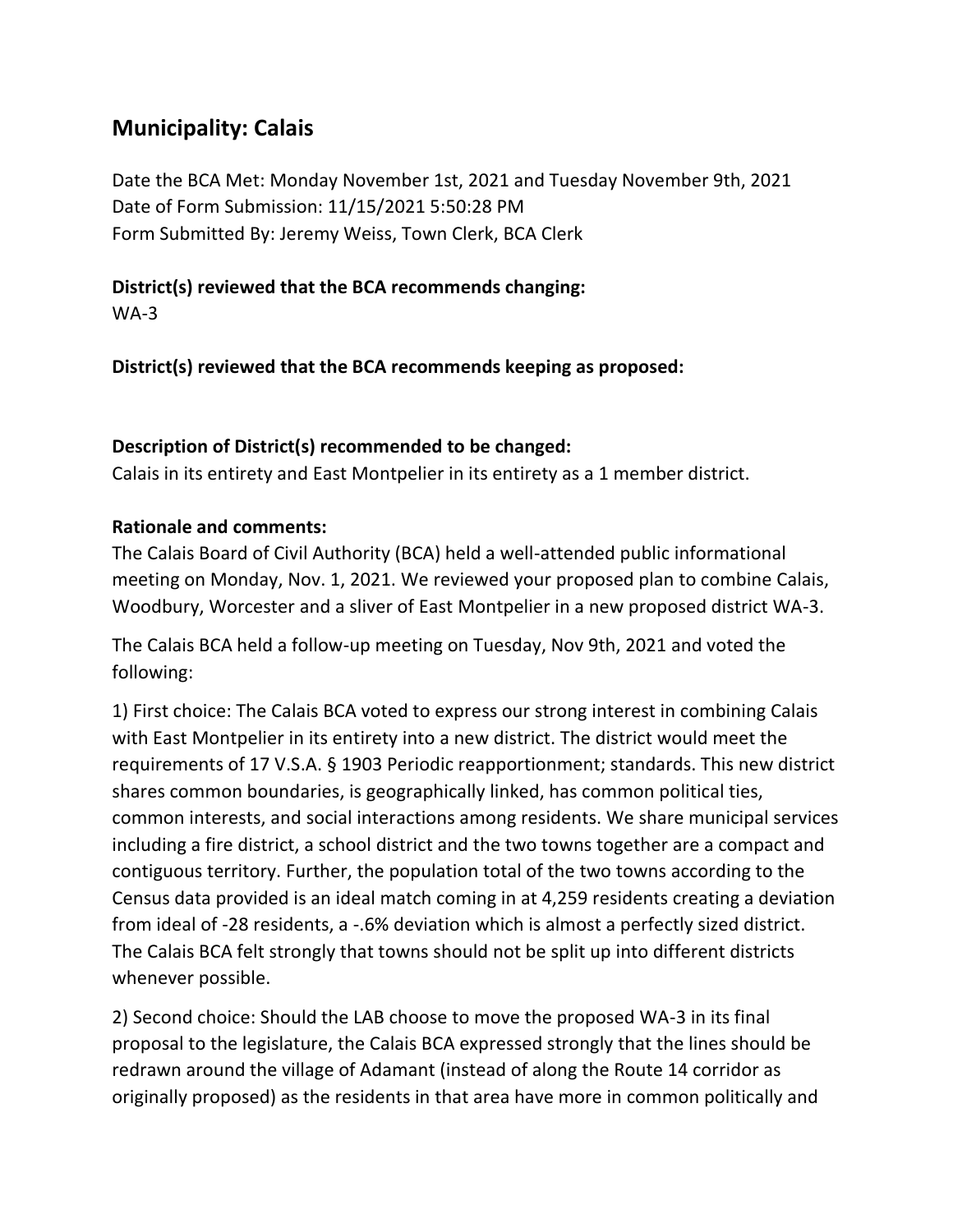## Municipality: Calais

Date the BCA Met: Monday November 1st, 2021 and Tuesday November 9th, 2021
Date of Form Submission: 11/15/2021 5:50:28 PM
Form Submitted By: Jeremy Weiss, Town Clerk, BCA Clerk

**District(s) reviewed that the BCA recommends changing:**
WA-3

**District(s) reviewed that the BCA recommends keeping as proposed:**

**Description of District(s) recommended to be changed:**
Calais in its entirety and East Montpelier in its entirety as a 1 member district.

**Rationale and comments:**
The Calais Board of Civil Authority (BCA) held a well-attended public informational meeting on Monday, Nov. 1, 2021. We reviewed your proposed plan to combine Calais, Woodbury, Worcester and a sliver of East Montpelier in a new proposed district WA-3.

The Calais BCA held a follow-up meeting on Tuesday, Nov 9th, 2021 and voted the following:

1) First choice: The Calais BCA voted to express our strong interest in combining Calais with East Montpelier in its entirety into a new district. The district would meet the requirements of 17 V.S.A. § 1903 Periodic reapportionment; standards. This new district shares common boundaries, is geographically linked, has common political ties, common interests, and social interactions among residents. We share municipal services including a fire district, a school district and the two towns together are a compact and contiguous territory. Further, the population total of the two towns according to the Census data provided is an ideal match coming in at 4,259 residents creating a deviation from ideal of -28 residents, a -.6% deviation which is almost a perfectly sized district. The Calais BCA felt strongly that towns should not be split up into different districts whenever possible.

2) Second choice: Should the LAB choose to move the proposed WA-3 in its final proposal to the legislature, the Calais BCA expressed strongly that the lines should be redrawn around the village of Adamant (instead of along the Route 14 corridor as originally proposed) as the residents in that area have more in common politically and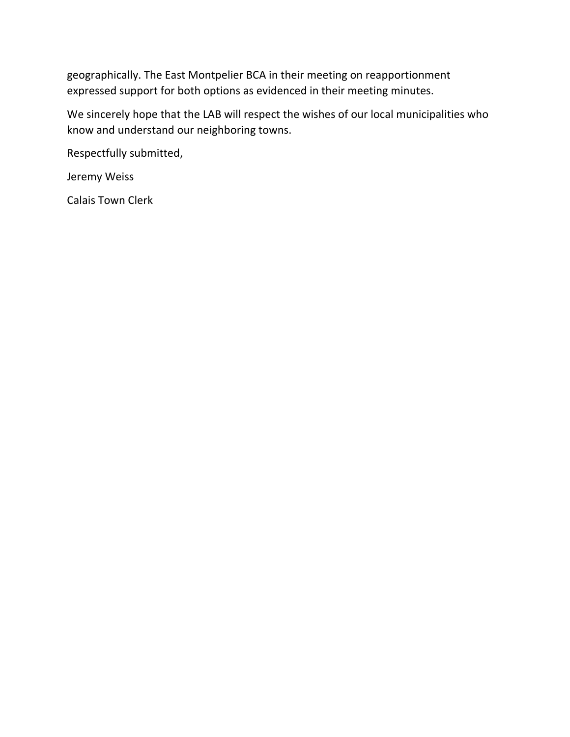geographically. The East Montpelier BCA in their meeting on reapportionment expressed support for both options as evidenced in their meeting minutes.

We sincerely hope that the LAB will respect the wishes of our local municipalities who know and understand our neighboring towns.

Respectfully submitted,

Jeremy Weiss

Calais Town Clerk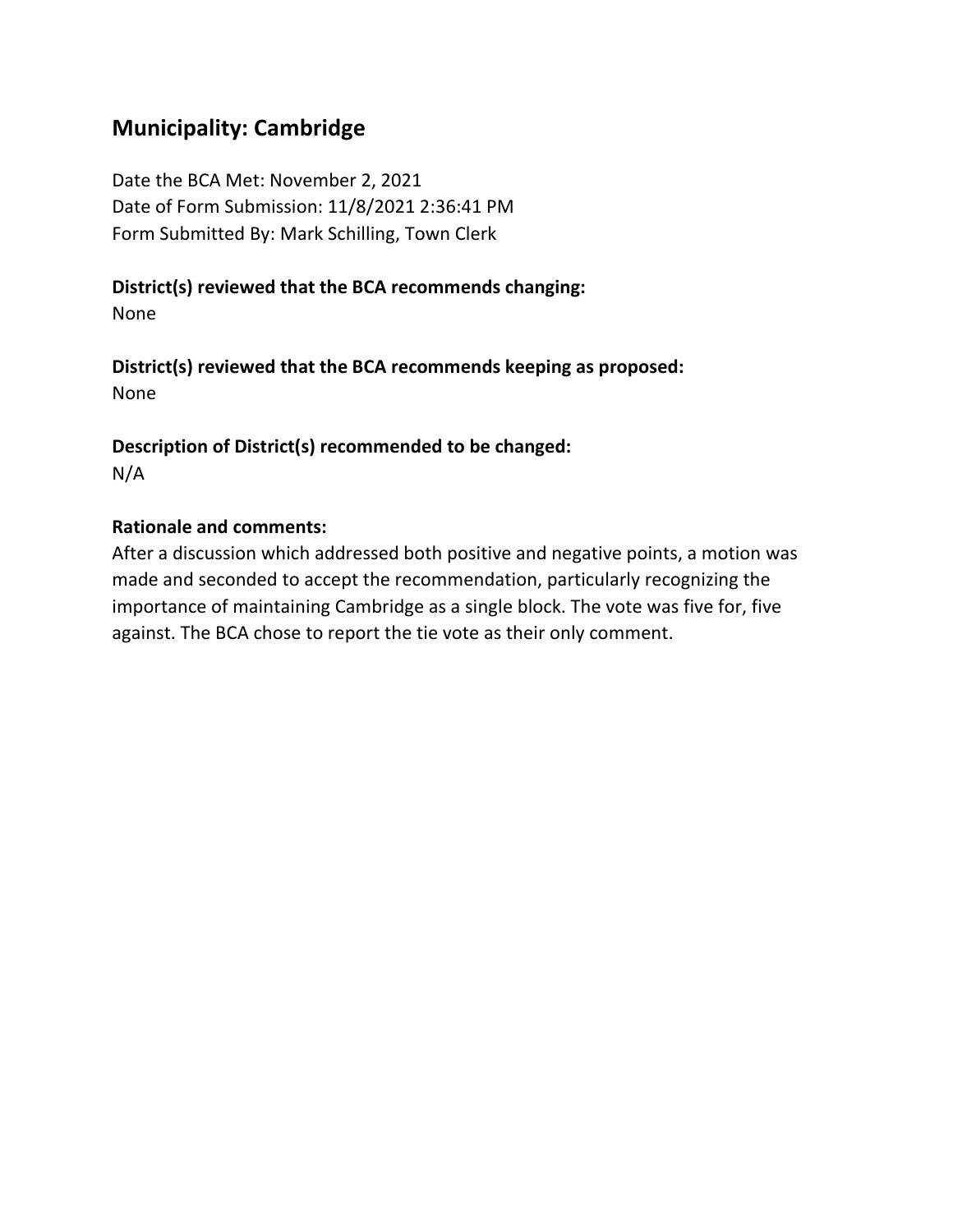## Municipality: Cambridge

Date the BCA Met: November 2, 2021
Date of Form Submission: 11/8/2021 2:36:41 PM
Form Submitted By: Mark Schilling, Town Clerk

**District(s) reviewed that the BCA recommends changing:**
None

**District(s) reviewed that the BCA recommends keeping as proposed:**
None

**Description of District(s) recommended to be changed:**
N/A

**Rationale and comments:**
After a discussion which addressed both positive and negative points, a motion was made and seconded to accept the recommendation, particularly recognizing the importance of maintaining Cambridge as a single block. The vote was five for, five against. The BCA chose to report the tie vote as their only comment.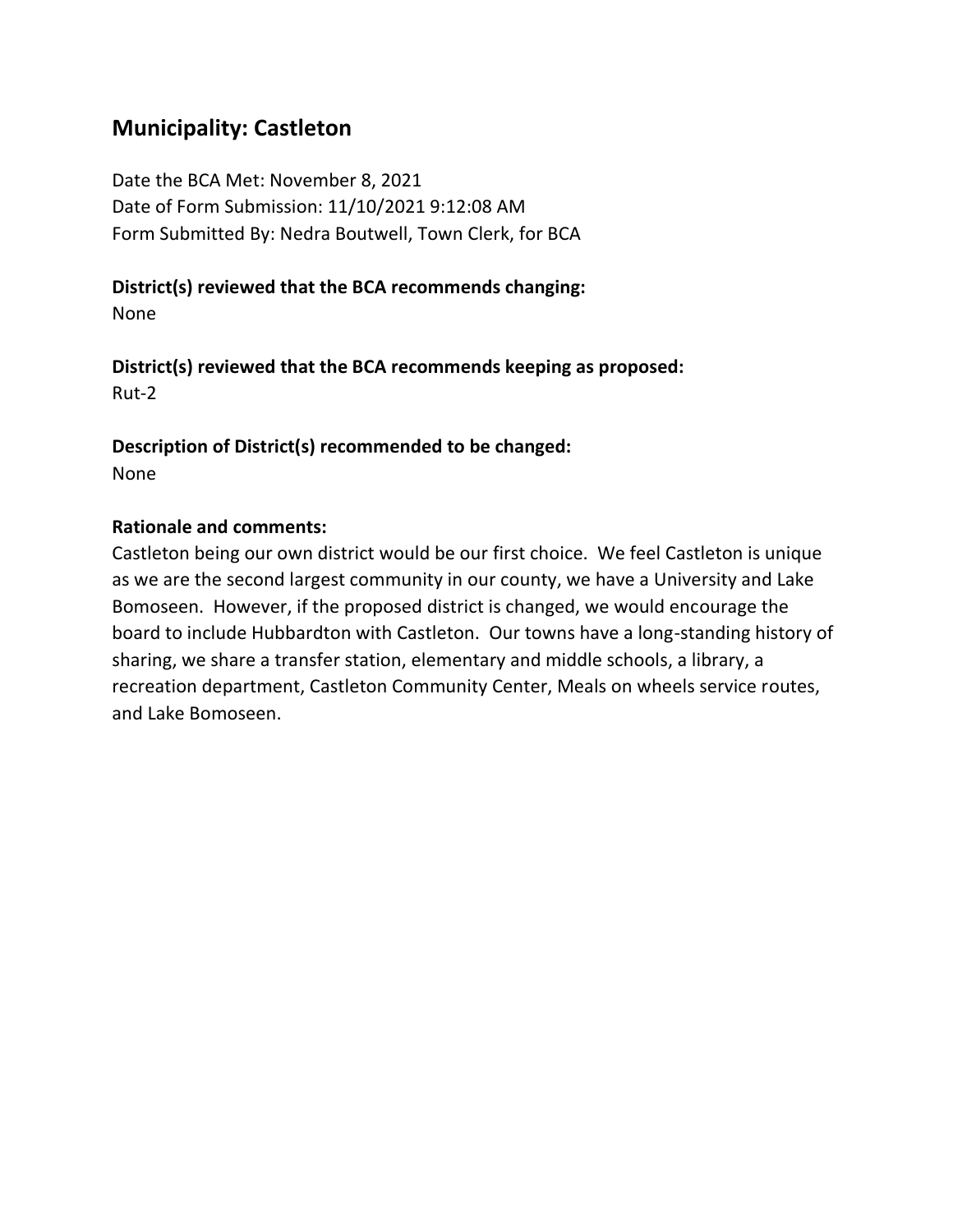## Municipality: Castleton

Date the BCA Met: November 8, 2021
Date of Form Submission: 11/10/2021 9:12:08 AM
Form Submitted By: Nedra Boutwell, Town Clerk, for BCA

**District(s) reviewed that the BCA recommends changing:**
None

**District(s) reviewed that the BCA recommends keeping as proposed:**
Rut-2

**Description of District(s) recommended to be changed:**
None

**Rationale and comments:**
Castleton being our own district would be our first choice. We feel Castleton is unique as we are the second largest community in our county, we have a University and Lake Bomoseen. However, if the proposed district is changed, we would encourage the board to include Hubbardton with Castleton. Our towns have a long-standing history of sharing, we share a transfer station, elementary and middle schools, a library, a recreation department, Castleton Community Center, Meals on wheels service routes, and Lake Bomoseen.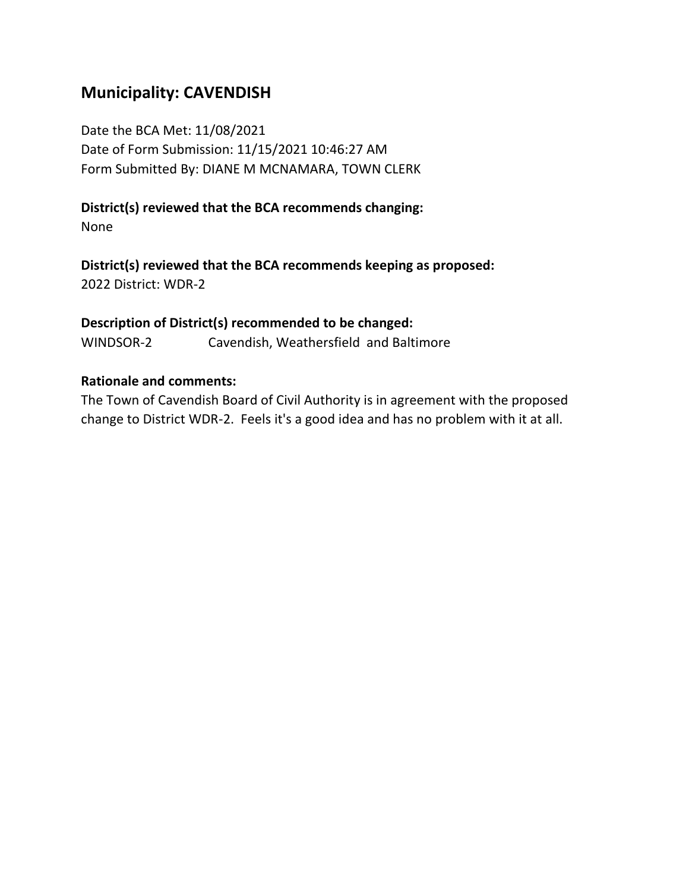## Municipality: CAVENDISH

Date the BCA Met: 11/08/2021
Date of Form Submission: 11/15/2021 10:46:27 AM
Form Submitted By: DIANE M MCNAMARA, TOWN CLERK

**District(s) reviewed that the BCA recommends changing:**
None

**District(s) reviewed that the BCA recommends keeping as proposed:**
2022 District: WDR-2

**Description of District(s) recommended to be changed:**
WINDSOR-2 Cavendish, Weathersfield and Baltimore

**Rationale and comments:**
The Town of Cavendish Board of Civil Authority is in agreement with the proposed change to District WDR-2. Feels it's a good idea and has no problem with it at all.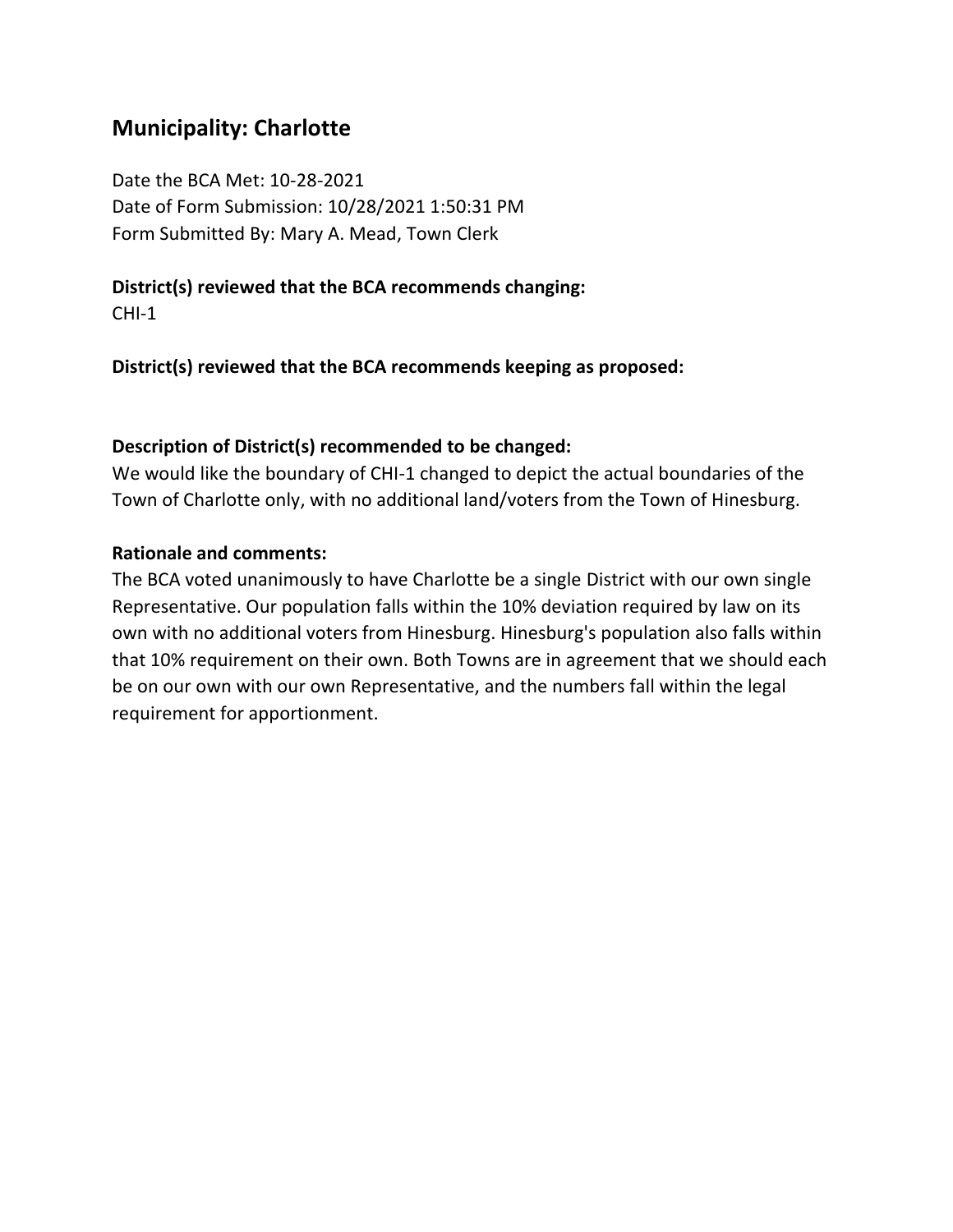## Municipality: Charlotte

Date the BCA Met: 10-28-2021
Date of Form Submission: 10/28/2021 1:50:31 PM
Form Submitted By: Mary A. Mead, Town Clerk

**District(s) reviewed that the BCA recommends changing:**
CHI-1

**District(s) reviewed that the BCA recommends keeping as proposed:**

**Description of District(s) recommended to be changed:**
We would like the boundary of CHI-1 changed to depict the actual boundaries of the Town of Charlotte only, with no additional land/voters from the Town of Hinesburg.

**Rationale and comments:**
The BCA voted unanimously to have Charlotte be a single District with our own single Representative. Our population falls within the 10% deviation required by law on its own with no additional voters from Hinesburg. Hinesburg's population also falls within that 10% requirement on their own. Both Towns are in agreement that we should each be on our own with our own Representative, and the numbers fall within the legal requirement for apportionment.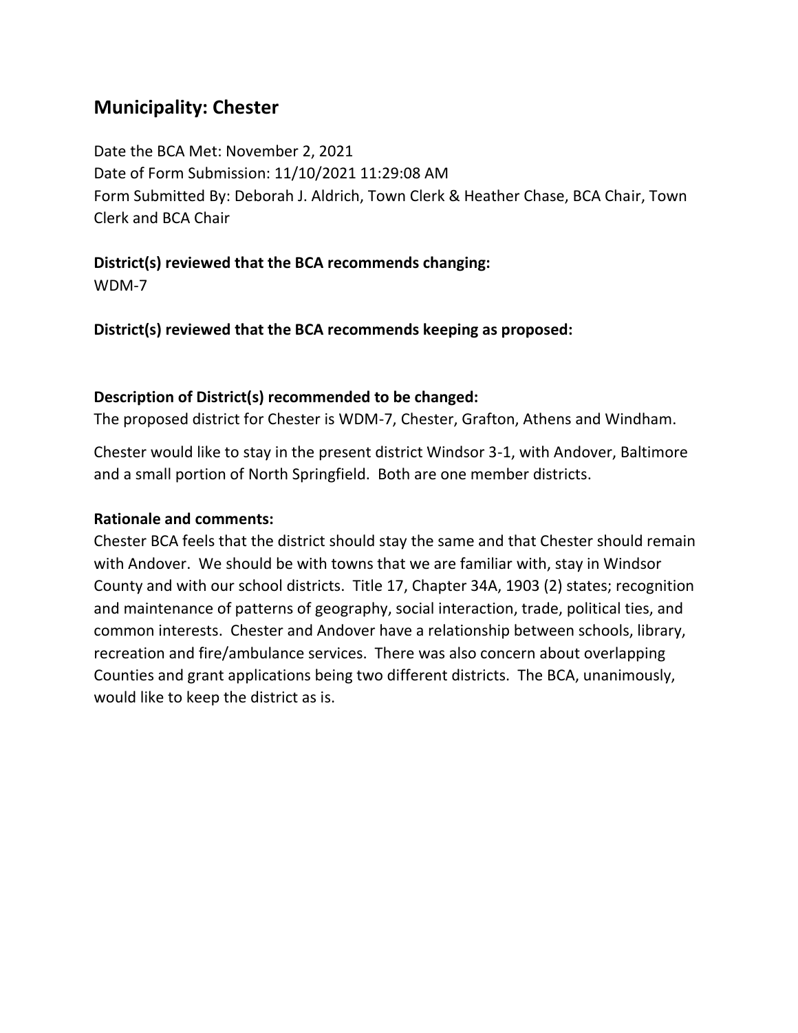## Municipality: Chester

Date the BCA Met: November 2, 2021
Date of Form Submission: 11/10/2021 11:29:08 AM
Form Submitted By: Deborah J. Aldrich, Town Clerk & Heather Chase, BCA Chair, Town Clerk and BCA Chair

**District(s) reviewed that the BCA recommends changing:**
WDM-7

**District(s) reviewed that the BCA recommends keeping as proposed:**

**Description of District(s) recommended to be changed:**
The proposed district for Chester is WDM-7, Chester, Grafton, Athens and Windham.

Chester would like to stay in the present district Windsor 3-1, with Andover, Baltimore and a small portion of North Springfield. Both are one member districts.

**Rationale and comments:**
Chester BCA feels that the district should stay the same and that Chester should remain with Andover. We should be with towns that we are familiar with, stay in Windsor County and with our school districts. Title 17, Chapter 34A, 1903 (2) states; recognition and maintenance of patterns of geography, social interaction, trade, political ties, and common interests. Chester and Andover have a relationship between schools, library, recreation and fire/ambulance services. There was also concern about overlapping Counties and grant applications being two different districts. The BCA, unanimously, would like to keep the district as is.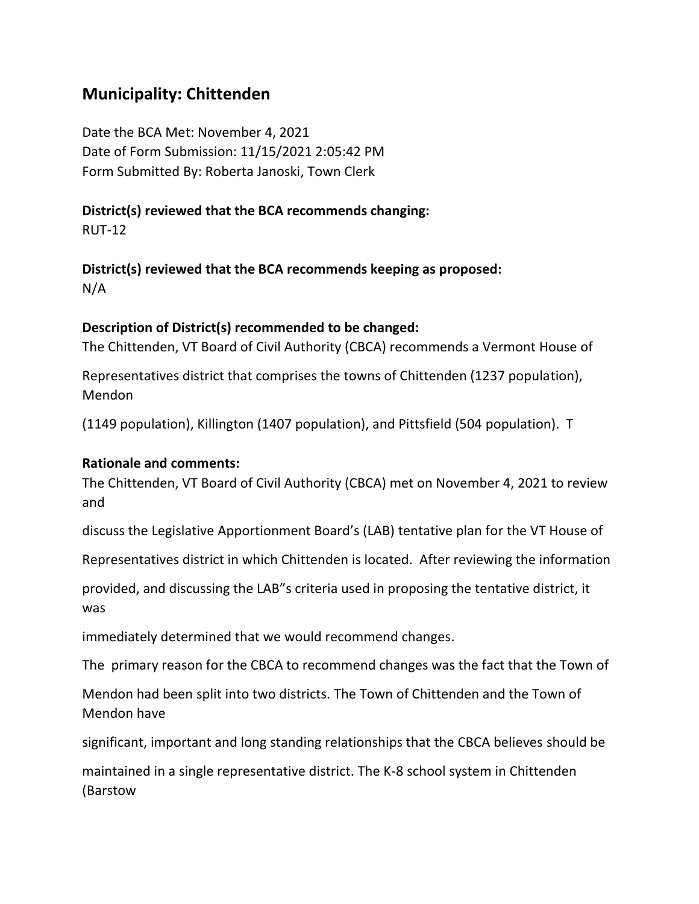## Municipality: Chittenden

Date the BCA Met: November 4, 2021
Date of Form Submission: 11/15/2021 2:05:42 PM
Form Submitted By: Roberta Janoski, Town Clerk

**District(s) reviewed that the BCA recommends changing:**
RUT-12

**District(s) reviewed that the BCA recommends keeping as proposed:**
N/A

**Description of District(s) recommended to be changed:**
The Chittenden, VT Board of Civil Authority (CBCA) recommends a Vermont House of Representatives district that comprises the towns of Chittenden (1237 population), Mendon (1149 population), Killington (1407 population), and Pittsfield (504 population). T

**Rationale and comments:**
The Chittenden, VT Board of Civil Authority (CBCA) met on November 4, 2021 to review and discuss the Legislative Apportionment Board's (LAB) tentative plan for the VT House of Representatives district in which Chittenden is located. After reviewing the information provided, and discussing the LAB"s criteria used in proposing the tentative district, it was immediately determined that we would recommend changes.

The primary reason for the CBCA to recommend changes was the fact that the Town of Mendon had been split into two districts. The Town of Chittenden and the Town of Mendon have significant, important and long standing relationships that the CBCA believes should be maintained in a single representative district. The K-8 school system in Chittenden (Barstow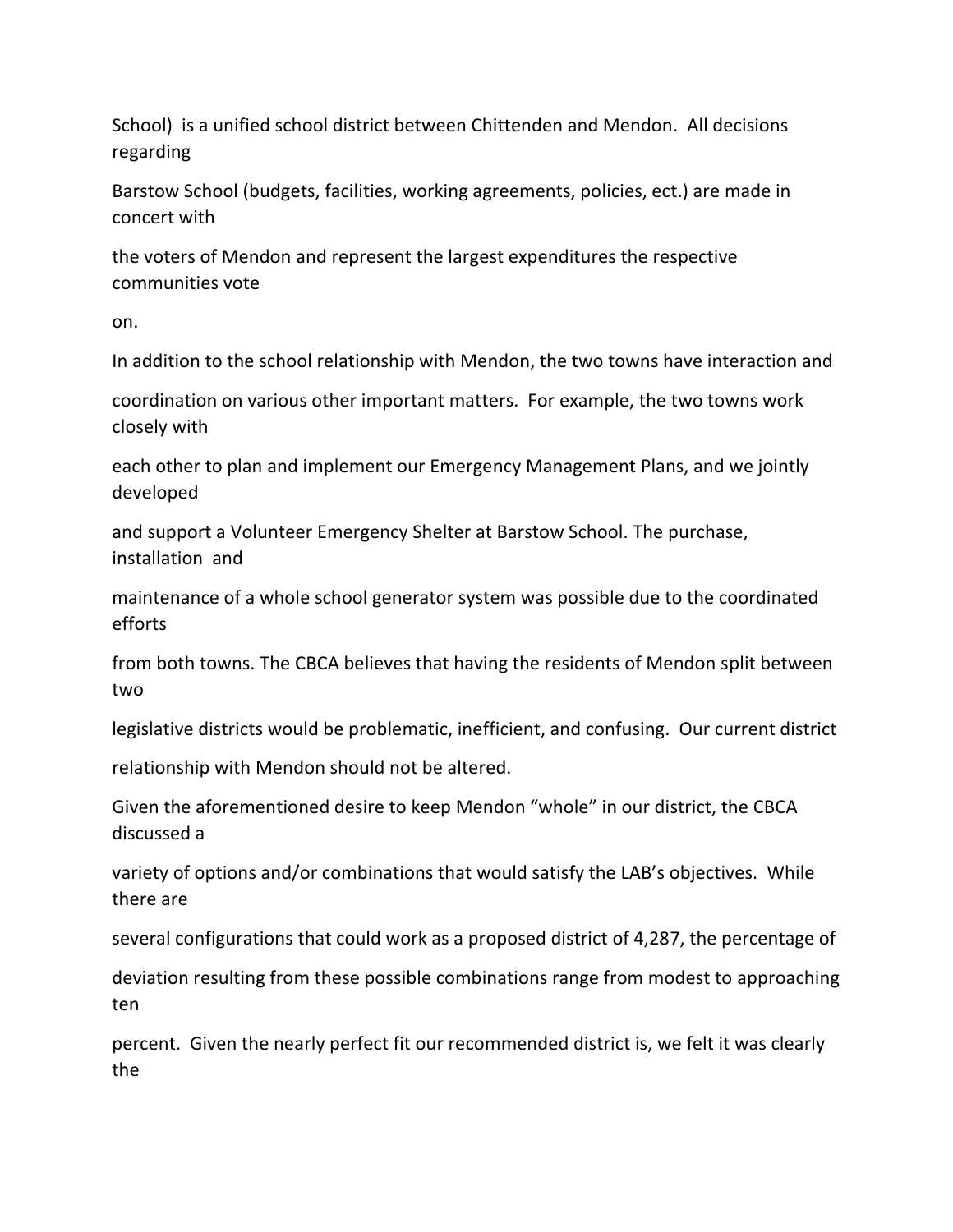School) is a unified school district between Chittenden and Mendon. All decisions regarding Barstow School (budgets, facilities, working agreements, policies, ect.) are made in concert with the voters of Mendon and represent the largest expenditures the respective communities vote on.

In addition to the school relationship with Mendon, the two towns have interaction and coordination on various other important matters. For example, the two towns work closely with each other to plan and implement our Emergency Management Plans, and we jointly developed and support a Volunteer Emergency Shelter at Barstow School. The purchase, installation and maintenance of a whole school generator system was possible due to the coordinated efforts from both towns. The CBCA believes that having the residents of Mendon split between two legislative districts would be problematic, inefficient, and confusing. Our current district relationship with Mendon should not be altered.

Given the aforementioned desire to keep Mendon "whole" in our district, the CBCA discussed a variety of options and/or combinations that would satisfy the LAB's objectives. While there are several configurations that could work as a proposed district of 4,287, the percentage of deviation resulting from these possible combinations range from modest to approaching ten percent. Given the nearly perfect fit our recommended district is, we felt it was clearly the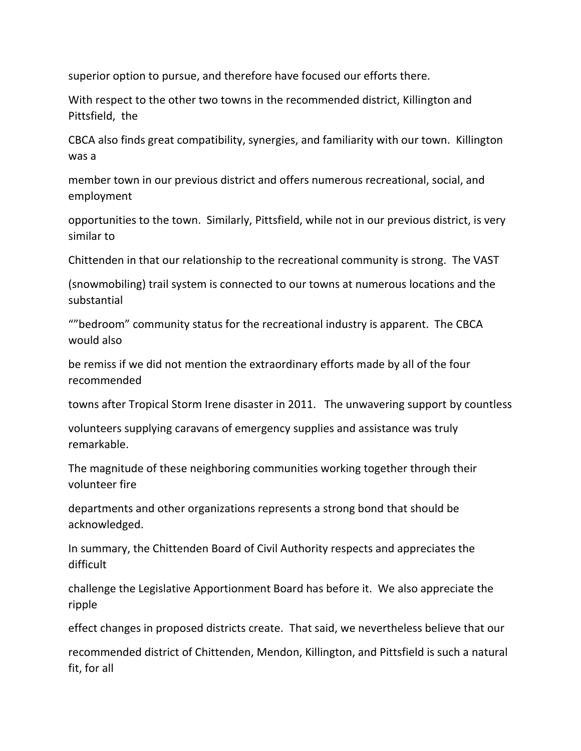superior option to pursue, and therefore have focused our efforts there.

With respect to the other two towns in the recommended district, Killington and Pittsfield, the CBCA also finds great compatibility, synergies, and familiarity with our town. Killington was a member town in our previous district and offers numerous recreational, social, and employment opportunities to the town. Similarly, Pittsfield, while not in our previous district, is very similar to Chittenden in that our relationship to the recreational community is strong. The VAST (snowmobiling) trail system is connected to our towns at numerous locations and the substantial ""bedroom" community status for the recreational industry is apparent. The CBCA would also be remiss if we did not mention the extraordinary efforts made by all of the four recommended towns after Tropical Storm Irene disaster in 2011. The unwavering support by countless volunteers supplying caravans of emergency supplies and assistance was truly remarkable. The magnitude of these neighboring communities working together through their volunteer fire departments and other organizations represents a strong bond that should be acknowledged.

In summary, the Chittenden Board of Civil Authority respects and appreciates the difficult challenge the Legislative Apportionment Board has before it. We also appreciate the ripple effect changes in proposed districts create. That said, we nevertheless believe that our recommended district of Chittenden, Mendon, Killington, and Pittsfield is such a natural fit, for all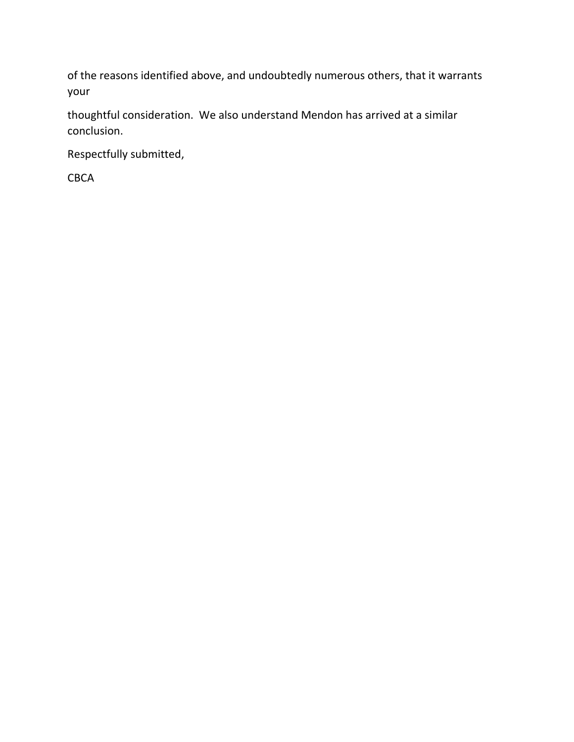of the reasons identified above, and undoubtedly numerous others, that it warrants your thoughtful consideration.  We also understand Mendon has arrived at a similar conclusion.

Respectfully submitted,

CBCA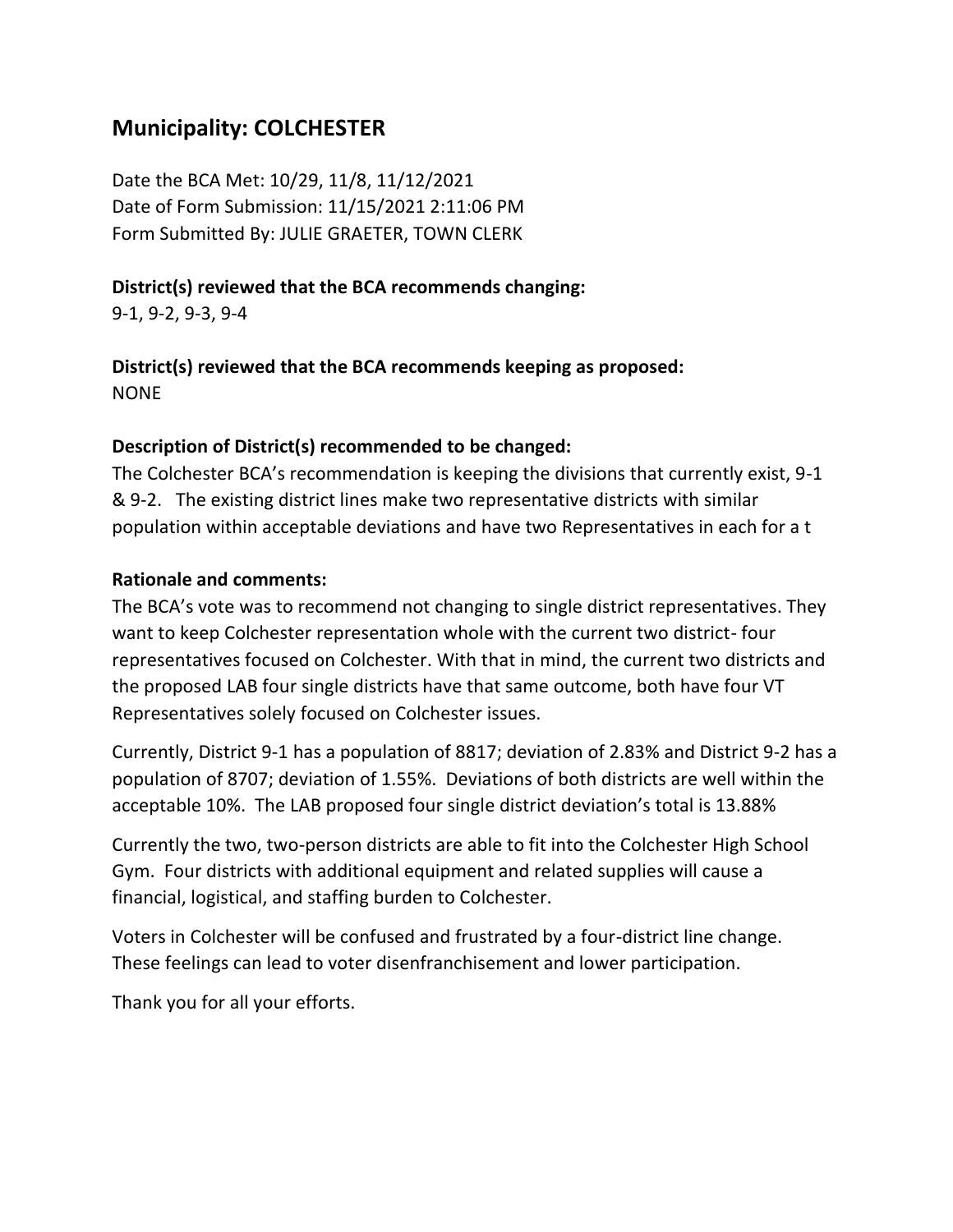## Municipality: COLCHESTER

Date the BCA Met: 10/29, 11/8, 11/12/2021
Date of Form Submission: 11/15/2021 2:11:06 PM
Form Submitted By: JULIE GRAETER, TOWN CLERK

**District(s) reviewed that the BCA recommends changing:**
9-1, 9-2, 9-3, 9-4

**District(s) reviewed that the BCA recommends keeping as proposed:**
NONE

**Description of District(s) recommended to be changed:**
The Colchester BCA's recommendation is keeping the divisions that currently exist, 9-1 & 9-2. The existing district lines make two representative districts with similar population within acceptable deviations and have two Representatives in each for a t

**Rationale and comments:**
The BCA's vote was to recommend not changing to single district representatives. They want to keep Colchester representation whole with the current two district- four representatives focused on Colchester. With that in mind, the current two districts and the proposed LAB four single districts have that same outcome, both have four VT Representatives solely focused on Colchester issues.

Currently, District 9-1 has a population of 8817; deviation of 2.83% and District 9-2 has a population of 8707; deviation of 1.55%. Deviations of both districts are well within the acceptable 10%. The LAB proposed four single district deviation's total is 13.88%

Currently the two, two-person districts are able to fit into the Colchester High School Gym. Four districts with additional equipment and related supplies will cause a financial, logistical, and staffing burden to Colchester.

Voters in Colchester will be confused and frustrated by a four-district line change. These feelings can lead to voter disenfranchisement and lower participation.

Thank you for all your efforts.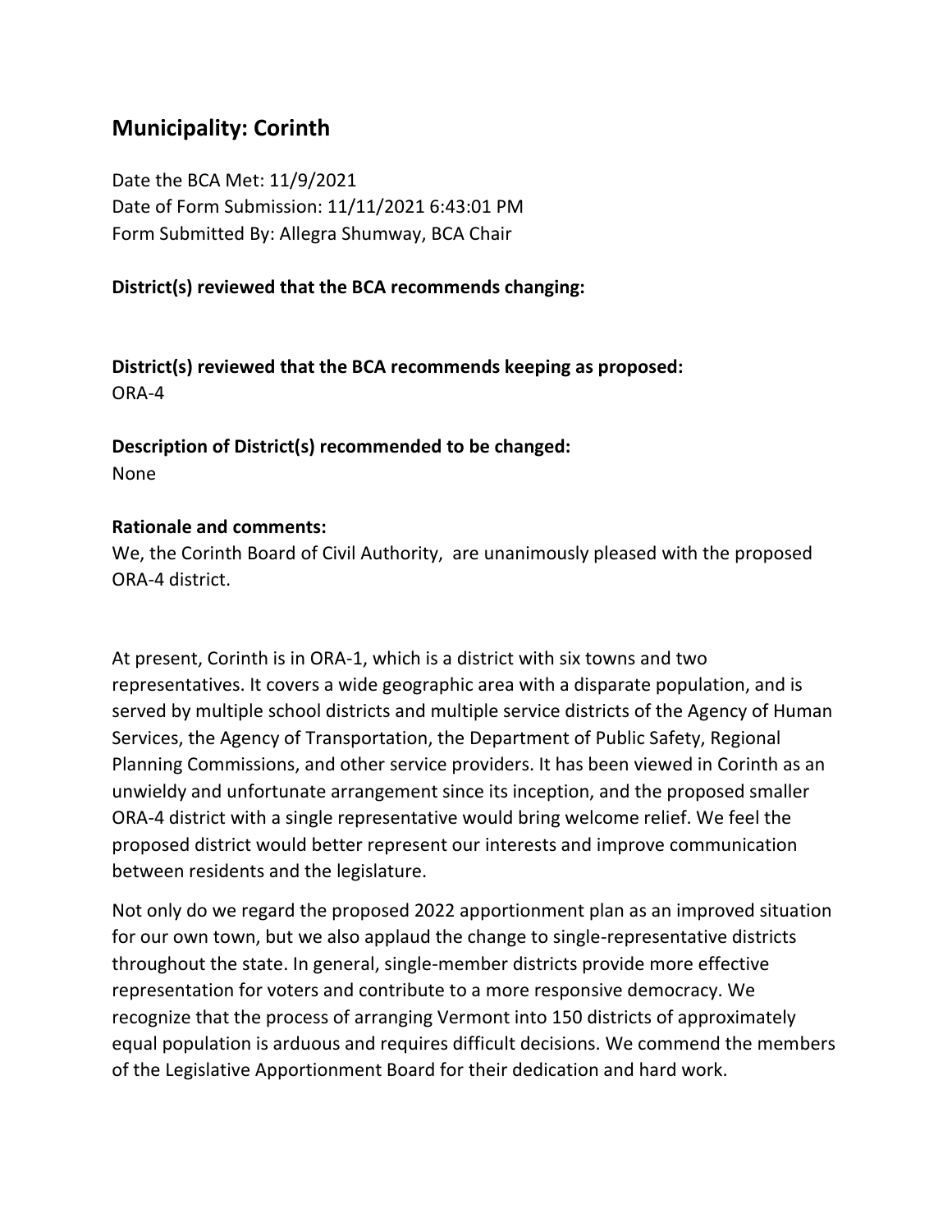## Municipality: Corinth

Date the BCA Met: 11/9/2021
Date of Form Submission: 11/11/2021 6:43:01 PM
Form Submitted By: Allegra Shumway, BCA Chair

**District(s) reviewed that the BCA recommends changing:**

**District(s) reviewed that the BCA recommends keeping as proposed:**
ORA-4

**Description of District(s) recommended to be changed:**
None

**Rationale and comments:**
We, the Corinth Board of Civil Authority, are unanimously pleased with the proposed ORA-4 district.

At present, Corinth is in ORA-1, which is a district with six towns and two representatives. It covers a wide geographic area with a disparate population, and is served by multiple school districts and multiple service districts of the Agency of Human Services, the Agency of Transportation, the Department of Public Safety, Regional Planning Commissions, and other service providers. It has been viewed in Corinth as an unwieldy and unfortunate arrangement since its inception, and the proposed smaller ORA-4 district with a single representative would bring welcome relief. We feel the proposed district would better represent our interests and improve communication between residents and the legislature.

Not only do we regard the proposed 2022 apportionment plan as an improved situation for our own town, but we also applaud the change to single-representative districts throughout the state. In general, single-member districts provide more effective representation for voters and contribute to a more responsive democracy. We recognize that the process of arranging Vermont into 150 districts of approximately equal population is arduous and requires difficult decisions. We commend the members of the Legislative Apportionment Board for their dedication and hard work.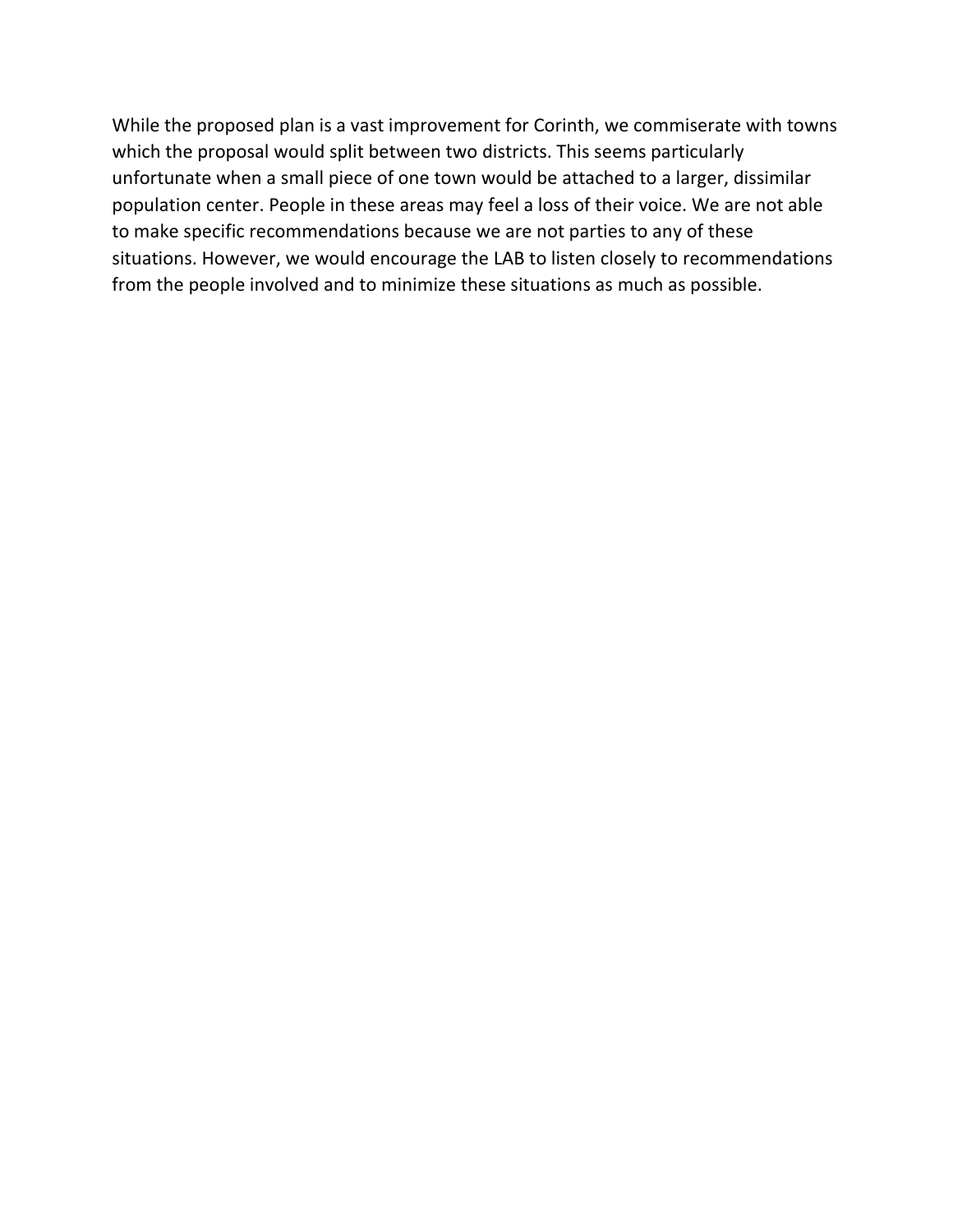While the proposed plan is a vast improvement for Corinth, we commiserate with towns which the proposal would split between two districts. This seems particularly unfortunate when a small piece of one town would be attached to a larger, dissimilar population center. People in these areas may feel a loss of their voice. We are not able to make specific recommendations because we are not parties to any of these situations. However, we would encourage the LAB to listen closely to recommendations from the people involved and to minimize these situations as much as possible.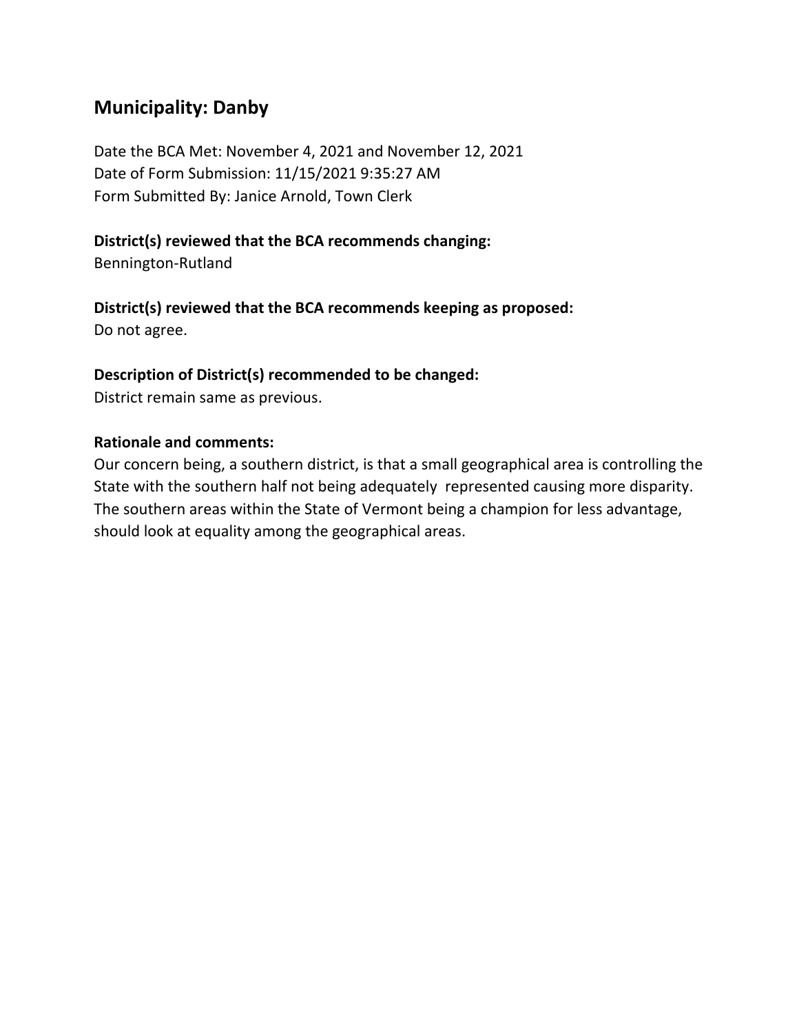## Municipality: Danby

Date the BCA Met: November 4, 2021 and November 12, 2021
Date of Form Submission: 11/15/2021 9:35:27 AM
Form Submitted By: Janice Arnold, Town Clerk

**District(s) reviewed that the BCA recommends changing:**
Bennington-Rutland

**District(s) reviewed that the BCA recommends keeping as proposed:**
Do not agree.

**Description of District(s) recommended to be changed:**
District remain same as previous.

**Rationale and comments:**
Our concern being, a southern district, is that a small geographical area is controlling the State with the southern half not being adequately represented causing more disparity. The southern areas within the State of Vermont being a champion for less advantage, should look at equality among the geographical areas.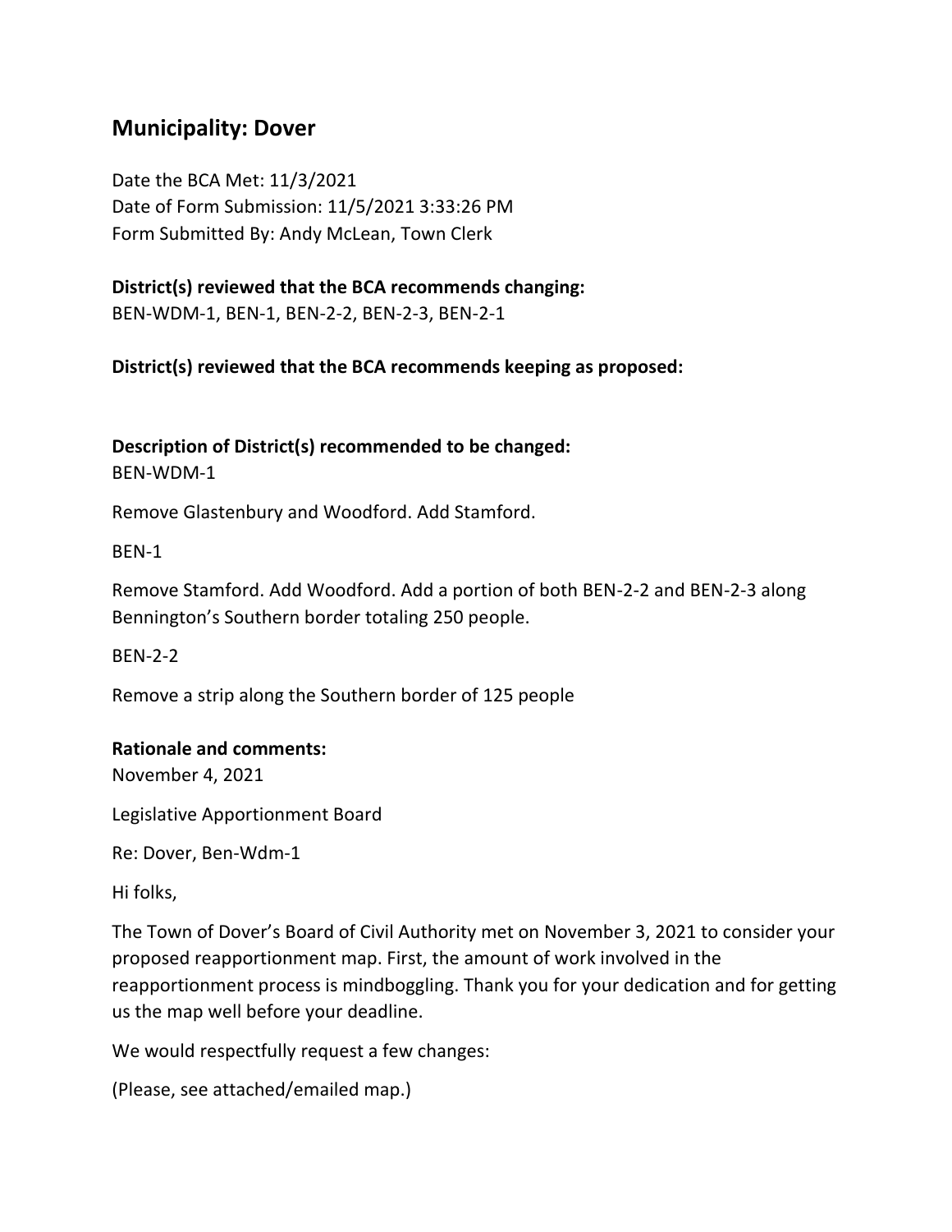## Municipality: Dover

Date the BCA Met: 11/3/2021
Date of Form Submission: 11/5/2021 3:33:26 PM
Form Submitted By: Andy McLean, Town Clerk

**District(s) reviewed that the BCA recommends changing:**
BEN-WDM-1, BEN-1, BEN-2-2, BEN-2-3, BEN-2-1

**District(s) reviewed that the BCA recommends keeping as proposed:**

**Description of District(s) recommended to be changed:**
BEN-WDM-1

Remove Glastenbury and Woodford. Add Stamford.

BEN-1

Remove Stamford. Add Woodford. Add a portion of both BEN-2-2 and BEN-2-3 along Bennington's Southern border totaling 250 people.

BEN-2-2

Remove a strip along the Southern border of 125 people

**Rationale and comments:**
November 4, 2021

Legislative Apportionment Board

Re: Dover, Ben-Wdm-1

Hi folks,

The Town of Dover's Board of Civil Authority met on November 3, 2021 to consider your proposed reapportionment map. First, the amount of work involved in the reapportionment process is mindboggling. Thank you for your dedication and for getting us the map well before your deadline.

We would respectfully request a few changes:

(Please, see attached/emailed map.)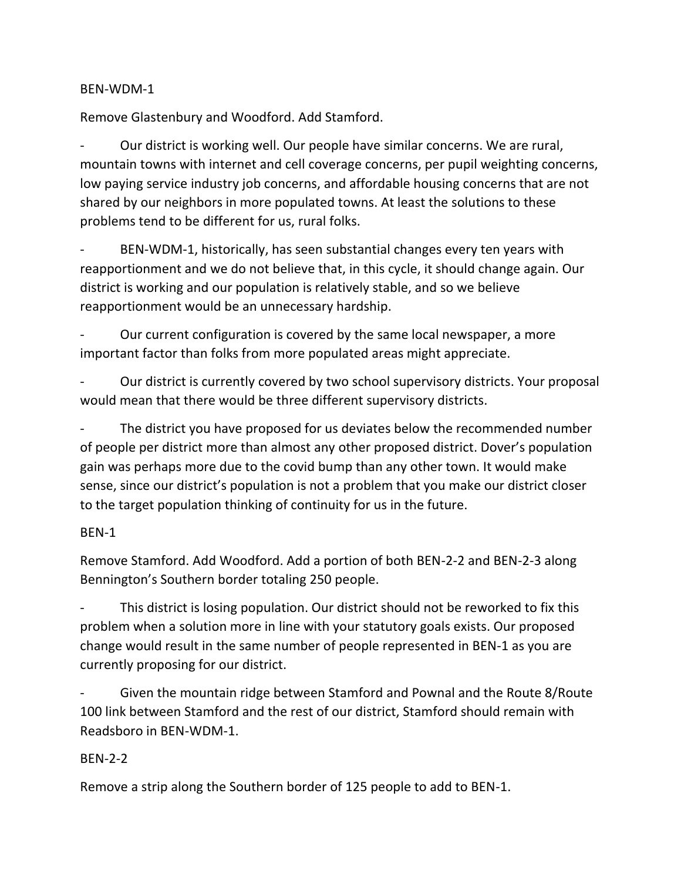BEN-WDM-1

Remove Glastenbury and Woodford. Add Stamford.

- Our district is working well. Our people have similar concerns. We are rural, mountain towns with internet and cell coverage concerns, per pupil weighting concerns, low paying service industry job concerns, and affordable housing concerns that are not shared by our neighbors in more populated towns. At least the solutions to these problems tend to be different for us, rural folks.

- BEN-WDM-1, historically, has seen substantial changes every ten years with reapportionment and we do not believe that, in this cycle, it should change again. Our district is working and our population is relatively stable, and so we believe reapportionment would be an unnecessary hardship.

- Our current configuration is covered by the same local newspaper, a more important factor than folks from more populated areas might appreciate.

- Our district is currently covered by two school supervisory districts. Your proposal would mean that there would be three different supervisory districts.

- The district you have proposed for us deviates below the recommended number of people per district more than almost any other proposed district. Dover's population gain was perhaps more due to the covid bump than any other town. It would make sense, since our district's population is not a problem that you make our district closer to the target population thinking of continuity for us in the future.

BEN-1

Remove Stamford. Add Woodford. Add a portion of both BEN-2-2 and BEN-2-3 along Bennington's Southern border totaling 250 people.

- This district is losing population. Our district should not be reworked to fix this problem when a solution more in line with your statutory goals exists. Our proposed change would result in the same number of people represented in BEN-1 as you are currently proposing for our district.

- Given the mountain ridge between Stamford and Pownal and the Route 8/Route 100 link between Stamford and the rest of our district, Stamford should remain with Readsboro in BEN-WDM-1.

BEN-2-2

Remove a strip along the Southern border of 125 people to add to BEN-1.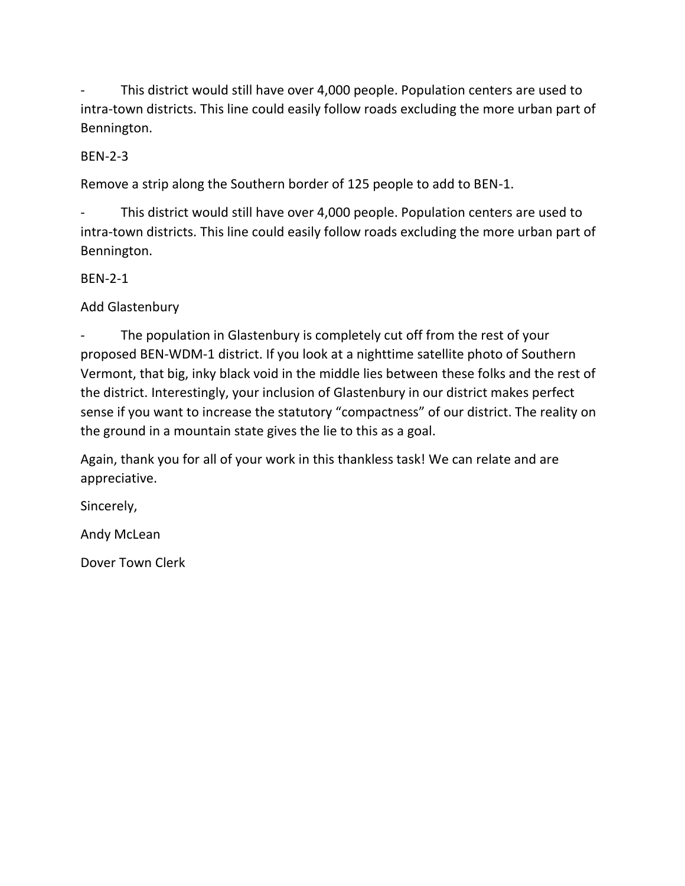- This district would still have over 4,000 people. Population centers are used to intra-town districts. This line could easily follow roads excluding the more urban part of Bennington.

BEN-2-3

Remove a strip along the Southern border of 125 people to add to BEN-1.

- This district would still have over 4,000 people. Population centers are used to intra-town districts. This line could easily follow roads excluding the more urban part of Bennington.

BEN-2-1

Add Glastenbury

- The population in Glastenbury is completely cut off from the rest of your proposed BEN-WDM-1 district. If you look at a nighttime satellite photo of Southern Vermont, that big, inky black void in the middle lies between these folks and the rest of the district. Interestingly, your inclusion of Glastenbury in our district makes perfect sense if you want to increase the statutory "compactness" of our district. The reality on the ground in a mountain state gives the lie to this as a goal.

Again, thank you for all of your work in this thankless task! We can relate and are appreciative.

Sincerely,

Andy McLean

Dover Town Clerk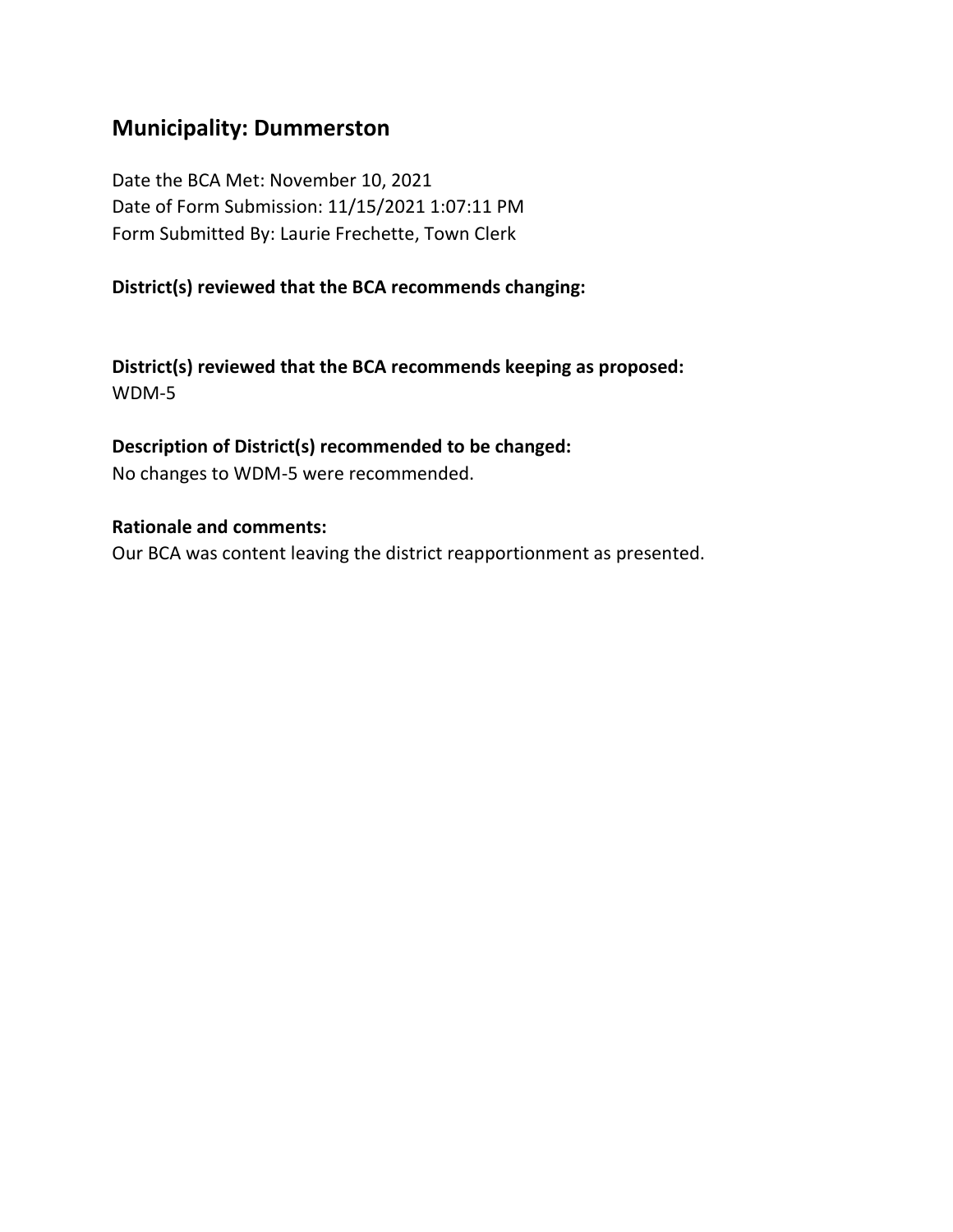## Municipality: Dummerston

Date the BCA Met: November 10, 2021
Date of Form Submission: 11/15/2021 1:07:11 PM
Form Submitted By: Laurie Frechette, Town Clerk

**District(s) reviewed that the BCA recommends changing:**

**District(s) reviewed that the BCA recommends keeping as proposed:**
WDM-5

**Description of District(s) recommended to be changed:**
No changes to WDM-5 were recommended.

**Rationale and comments:**
Our BCA was content leaving the district reapportionment as presented.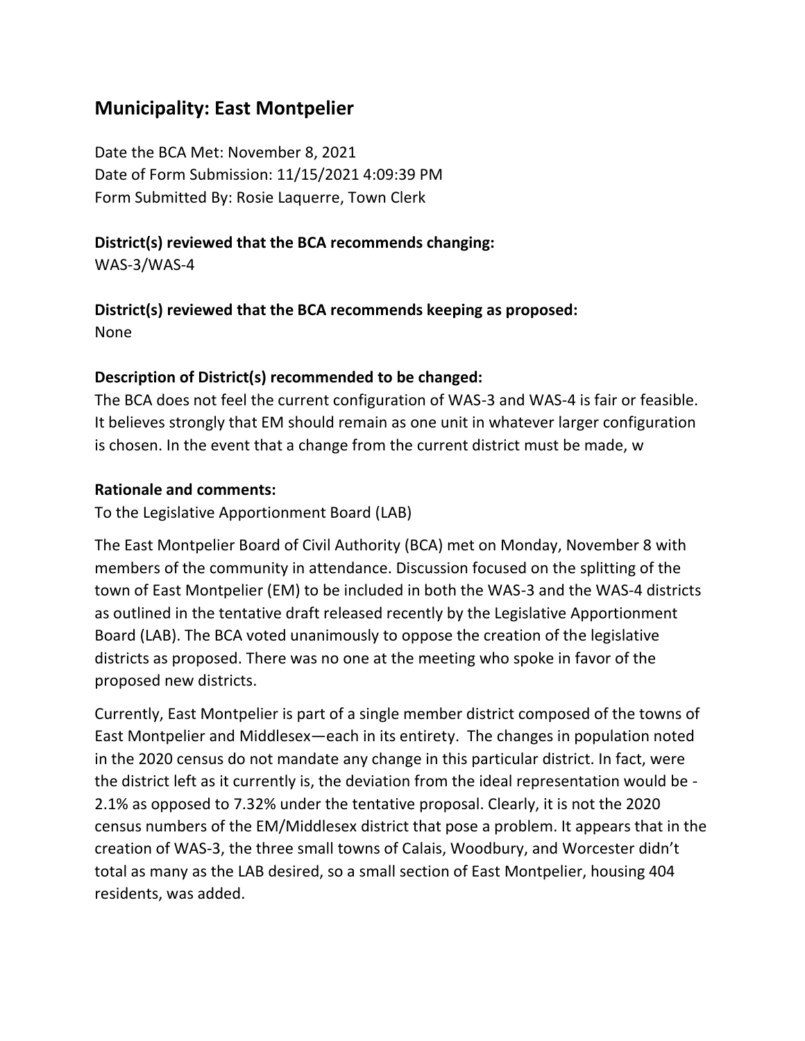## Municipality: East Montpelier

Date the BCA Met: November 8, 2021
Date of Form Submission: 11/15/2021 4:09:39 PM
Form Submitted By: Rosie Laquerre, Town Clerk

**District(s) reviewed that the BCA recommends changing:**
WAS-3/WAS-4

**District(s) reviewed that the BCA recommends keeping as proposed:**
None

**Description of District(s) recommended to be changed:**
The BCA does not feel the current configuration of WAS-3 and WAS-4 is fair or feasible. It believes strongly that EM should remain as one unit in whatever larger configuration is chosen. In the event that a change from the current district must be made, w

**Rationale and comments:**
To the Legislative Apportionment Board (LAB)

The East Montpelier Board of Civil Authority (BCA) met on Monday, November 8 with members of the community in attendance. Discussion focused on the splitting of the town of East Montpelier (EM) to be included in both the WAS-3 and the WAS-4 districts as outlined in the tentative draft released recently by the Legislative Apportionment Board (LAB). The BCA voted unanimously to oppose the creation of the legislative districts as proposed. There was no one at the meeting who spoke in favor of the proposed new districts.

Currently, East Montpelier is part of a single member district composed of the towns of East Montpelier and Middlesex—each in its entirety. The changes in population noted in the 2020 census do not mandate any change in this particular district. In fact, were the district left as it currently is, the deviation from the ideal representation would be -2.1% as opposed to 7.32% under the tentative proposal. Clearly, it is not the 2020 census numbers of the EM/Middlesex district that pose a problem. It appears that in the creation of WAS-3, the three small towns of Calais, Woodbury, and Worcester didn't total as many as the LAB desired, so a small section of East Montpelier, housing 404 residents, was added.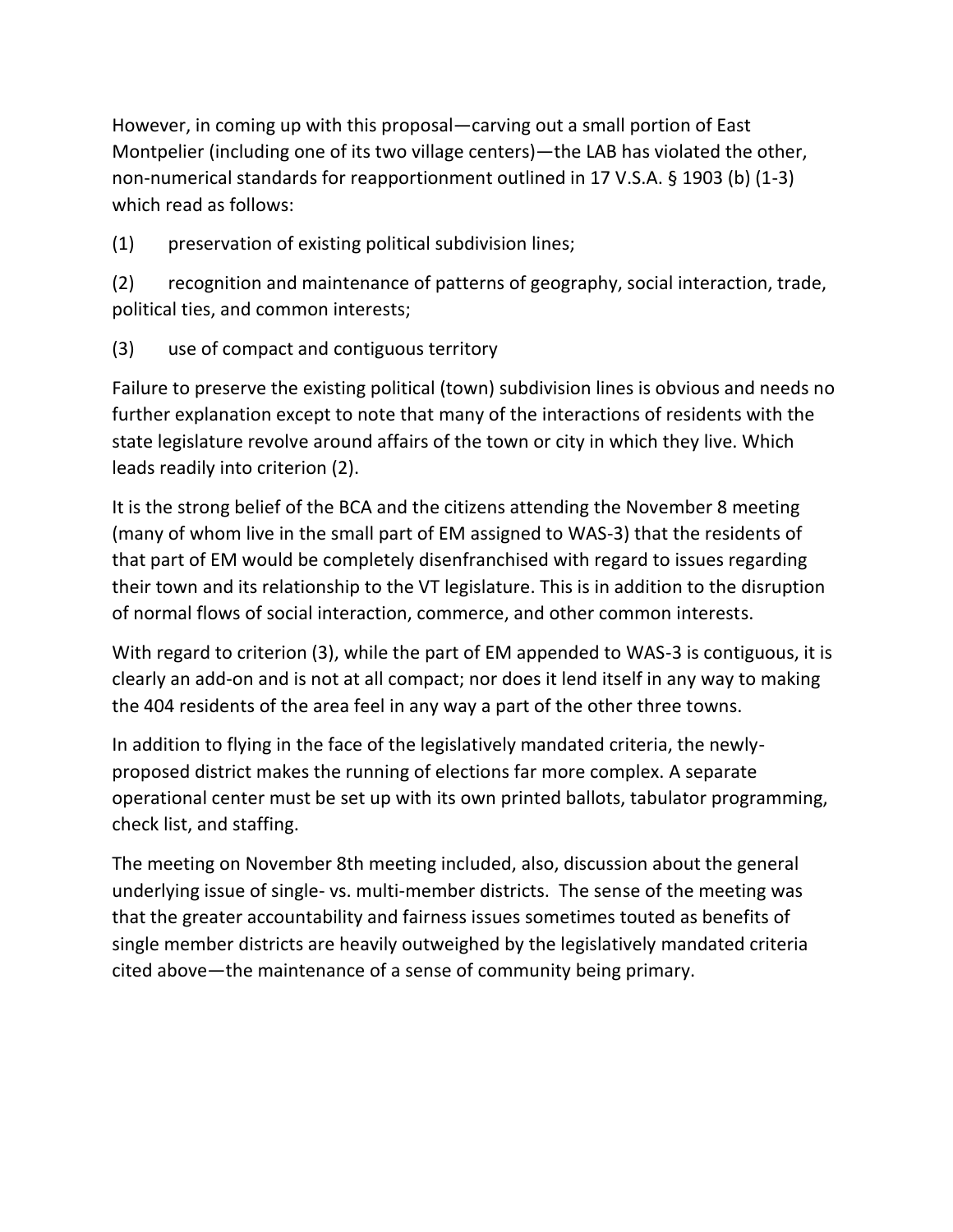However, in coming up with this proposal—carving out a small portion of East Montpelier (including one of its two village centers)—the LAB has violated the other, non-numerical standards for reapportionment outlined in 17 V.S.A. § 1903 (b) (1-3) which read as follows:

(1) preservation of existing political subdivision lines;

(2) recognition and maintenance of patterns of geography, social interaction, trade, political ties, and common interests;

(3) use of compact and contiguous territory

Failure to preserve the existing political (town) subdivision lines is obvious and needs no further explanation except to note that many of the interactions of residents with the state legislature revolve around affairs of the town or city in which they live. Which leads readily into criterion (2).

It is the strong belief of the BCA and the citizens attending the November 8 meeting (many of whom live in the small part of EM assigned to WAS-3) that the residents of that part of EM would be completely disenfranchised with regard to issues regarding their town and its relationship to the VT legislature. This is in addition to the disruption of normal flows of social interaction, commerce, and other common interests.

With regard to criterion (3), while the part of EM appended to WAS-3 is contiguous, it is clearly an add-on and is not at all compact; nor does it lend itself in any way to making the 404 residents of the area feel in any way a part of the other three towns.

In addition to flying in the face of the legislatively mandated criteria, the newly-proposed district makes the running of elections far more complex. A separate operational center must be set up with its own printed ballots, tabulator programming, check list, and staffing.

The meeting on November 8th meeting included, also, discussion about the general underlying issue of single- vs. multi-member districts. The sense of the meeting was that the greater accountability and fairness issues sometimes touted as benefits of single member districts are heavily outweighed by the legislatively mandated criteria cited above—the maintenance of a sense of community being primary.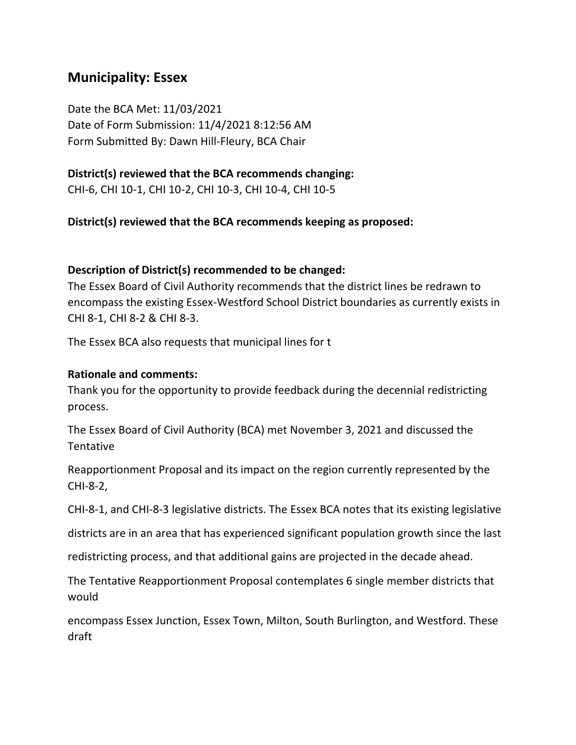## Municipality: Essex

Date the BCA Met: 11/03/2021
Date of Form Submission: 11/4/2021 8:12:56 AM
Form Submitted By: Dawn Hill-Fleury, BCA Chair

**District(s) reviewed that the BCA recommends changing:**
CHI-6, CHI 10-1, CHI 10-2, CHI 10-3, CHI 10-4, CHI 10-5

**District(s) reviewed that the BCA recommends keeping as proposed:**

**Description of District(s) recommended to be changed:**
The Essex Board of Civil Authority recommends that the district lines be redrawn to encompass the existing Essex-Westford School District boundaries as currently exists in CHI 8-1, CHI 8-2 & CHI 8-3.

The Essex BCA also requests that municipal lines for t

**Rationale and comments:**
Thank you for the opportunity to provide feedback during the decennial redistricting process.

The Essex Board of Civil Authority (BCA) met November 3, 2021 and discussed the Tentative

Reapportionment Proposal and its impact on the region currently represented by the CHI-8-2,

CHI-8-1, and CHI-8-3 legislative districts. The Essex BCA notes that its existing legislative

districts are in an area that has experienced significant population growth since the last

redistricting process, and that additional gains are projected in the decade ahead.

The Tentative Reapportionment Proposal contemplates 6 single member districts that would

encompass Essex Junction, Essex Town, Milton, South Burlington, and Westford. These draft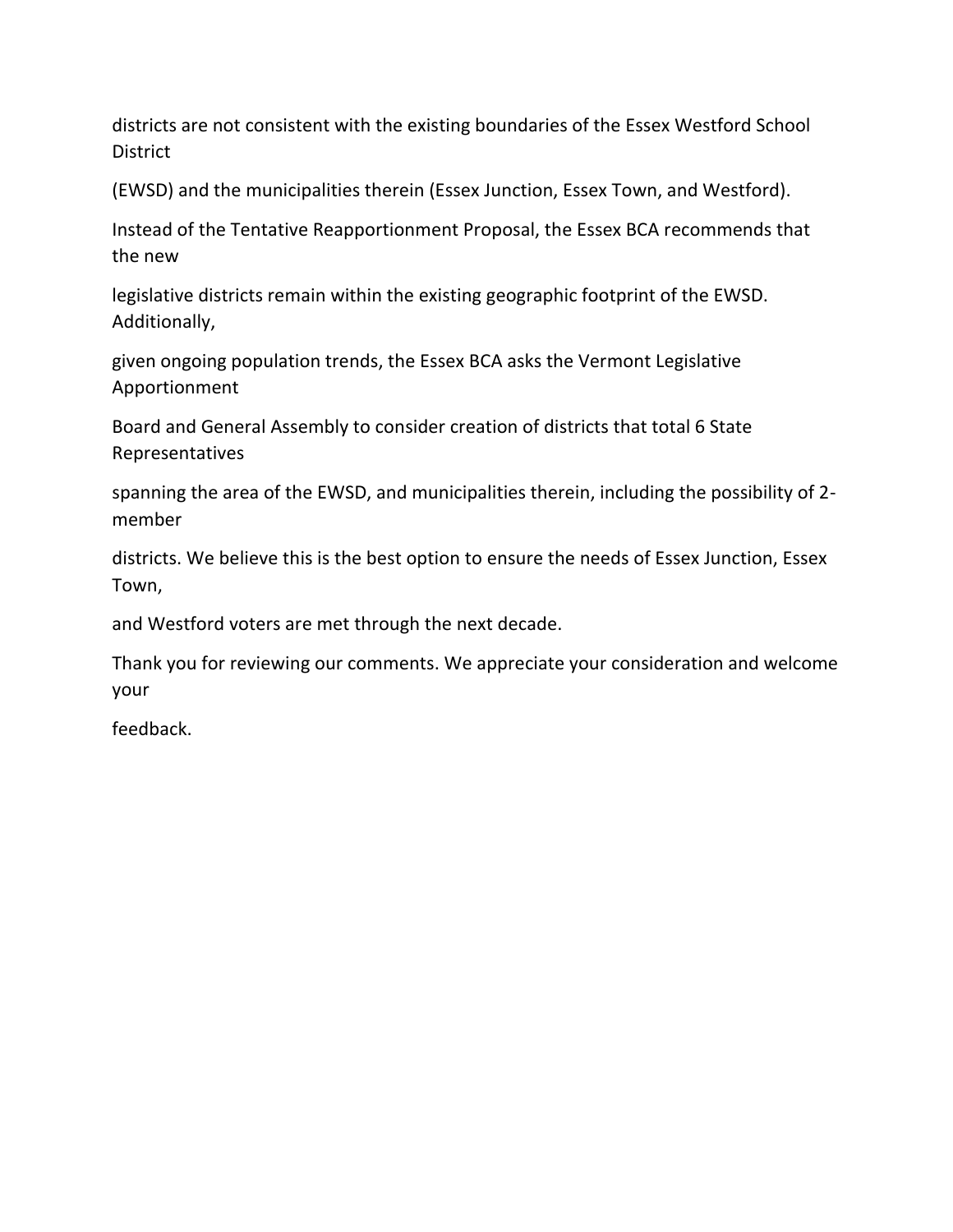districts are not consistent with the existing boundaries of the Essex Westford School District (EWSD) and the municipalities therein (Essex Junction, Essex Town, and Westford).

Instead of the Tentative Reapportionment Proposal, the Essex BCA recommends that the new legislative districts remain within the existing geographic footprint of the EWSD. Additionally, given ongoing population trends, the Essex BCA asks the Vermont Legislative Apportionment Board and General Assembly to consider creation of districts that total 6 State Representatives spanning the area of the EWSD, and municipalities therein, including the possibility of 2-member districts. We believe this is the best option to ensure the needs of Essex Junction, Essex Town, and Westford voters are met through the next decade.

Thank you for reviewing our comments. We appreciate your consideration and welcome your feedback.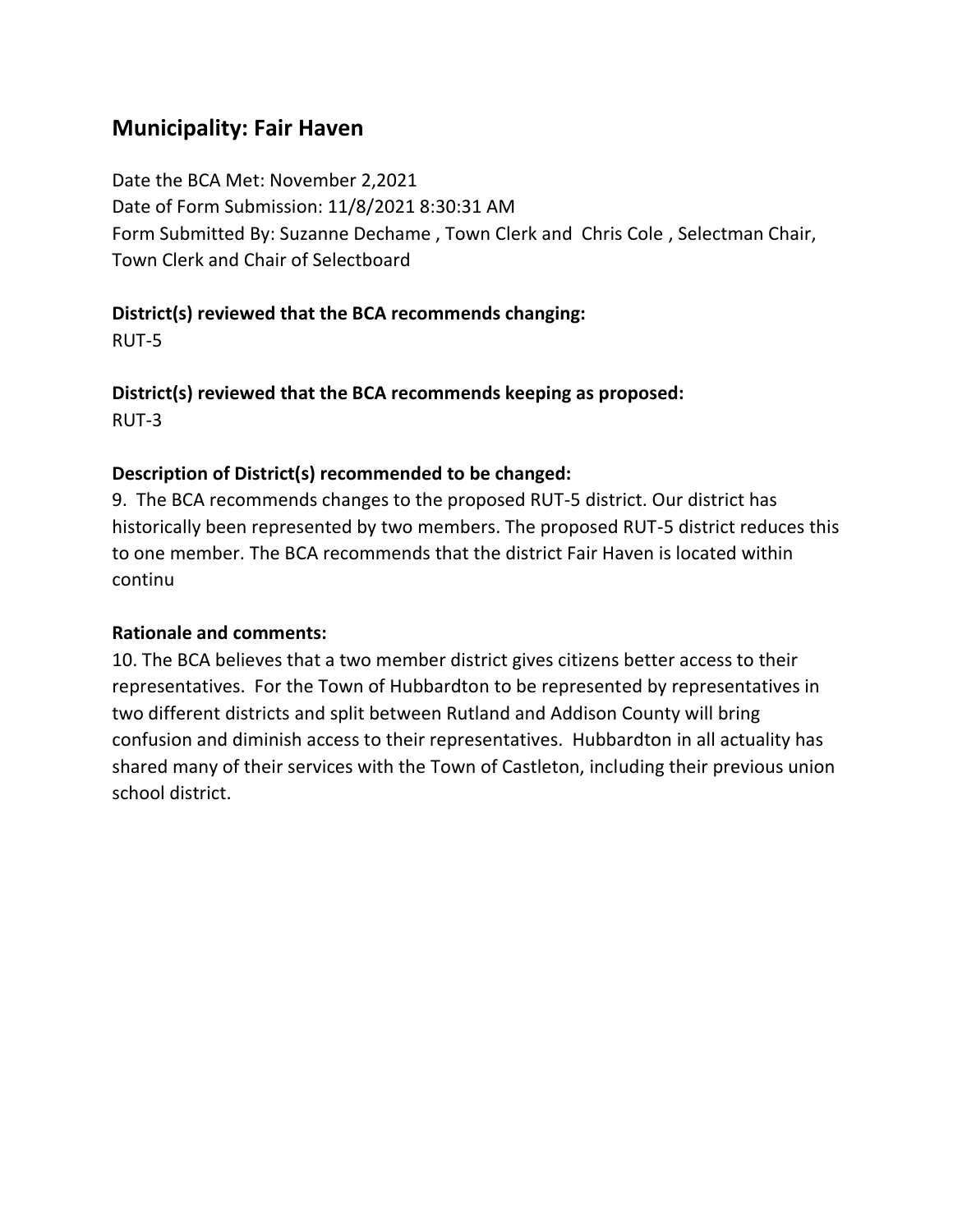## Municipality: Fair Haven

Date the BCA Met: November 2,2021
Date of Form Submission: 11/8/2021 8:30:31 AM
Form Submitted By: Suzanne Dechame , Town Clerk and Chris Cole , Selectman Chair, Town Clerk and Chair of Selectboard

**District(s) reviewed that the BCA recommends changing:**
RUT-5

**District(s) reviewed that the BCA recommends keeping as proposed:**
RUT-3

**Description of District(s) recommended to be changed:**
9. The BCA recommends changes to the proposed RUT-5 district. Our district has historically been represented by two members. The proposed RUT-5 district reduces this to one member. The BCA recommends that the district Fair Haven is located within continu

**Rationale and comments:**
10. The BCA believes that a two member district gives citizens better access to their representatives. For the Town of Hubbardton to be represented by representatives in two different districts and split between Rutland and Addison County will bring confusion and diminish access to their representatives. Hubbardton in all actuality has shared many of their services with the Town of Castleton, including their previous union school district.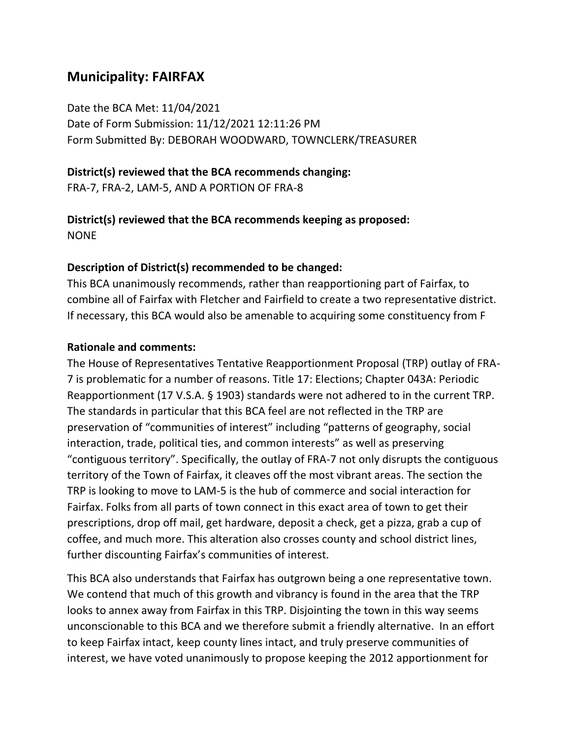## Municipality: FAIRFAX

Date the BCA Met: 11/04/2021
Date of Form Submission: 11/12/2021 12:11:26 PM
Form Submitted By: DEBORAH WOODWARD, TOWNCLERK/TREASURER

**District(s) reviewed that the BCA recommends changing:**
FRA-7, FRA-2, LAM-5, AND A PORTION OF FRA-8

**District(s) reviewed that the BCA recommends keeping as proposed:**
NONE

**Description of District(s) recommended to be changed:**
This BCA unanimously recommends, rather than reapportioning part of Fairfax, to combine all of Fairfax with Fletcher and Fairfield to create a two representative district. If necessary, this BCA would also be amenable to acquiring some constituency from F

**Rationale and comments:**
The House of Representatives Tentative Reapportionment Proposal (TRP) outlay of FRA-7 is problematic for a number of reasons. Title 17: Elections; Chapter 043A: Periodic Reapportionment (17 V.S.A. § 1903) standards were not adhered to in the current TRP. The standards in particular that this BCA feel are not reflected in the TRP are preservation of "communities of interest" including "patterns of geography, social interaction, trade, political ties, and common interests" as well as preserving "contiguous territory". Specifically, the outlay of FRA-7 not only disrupts the contiguous territory of the Town of Fairfax, it cleaves off the most vibrant areas. The section the TRP is looking to move to LAM-5 is the hub of commerce and social interaction for Fairfax. Folks from all parts of town connect in this exact area of town to get their prescriptions, drop off mail, get hardware, deposit a check, get a pizza, grab a cup of coffee, and much more. This alteration also crosses county and school district lines, further discounting Fairfax's communities of interest.

This BCA also understands that Fairfax has outgrown being a one representative town. We contend that much of this growth and vibrancy is found in the area that the TRP looks to annex away from Fairfax in this TRP. Disjointing the town in this way seems unconscionable to this BCA and we therefore submit a friendly alternative. In an effort to keep Fairfax intact, keep county lines intact, and truly preserve communities of interest, we have voted unanimously to propose keeping the 2012 apportionment for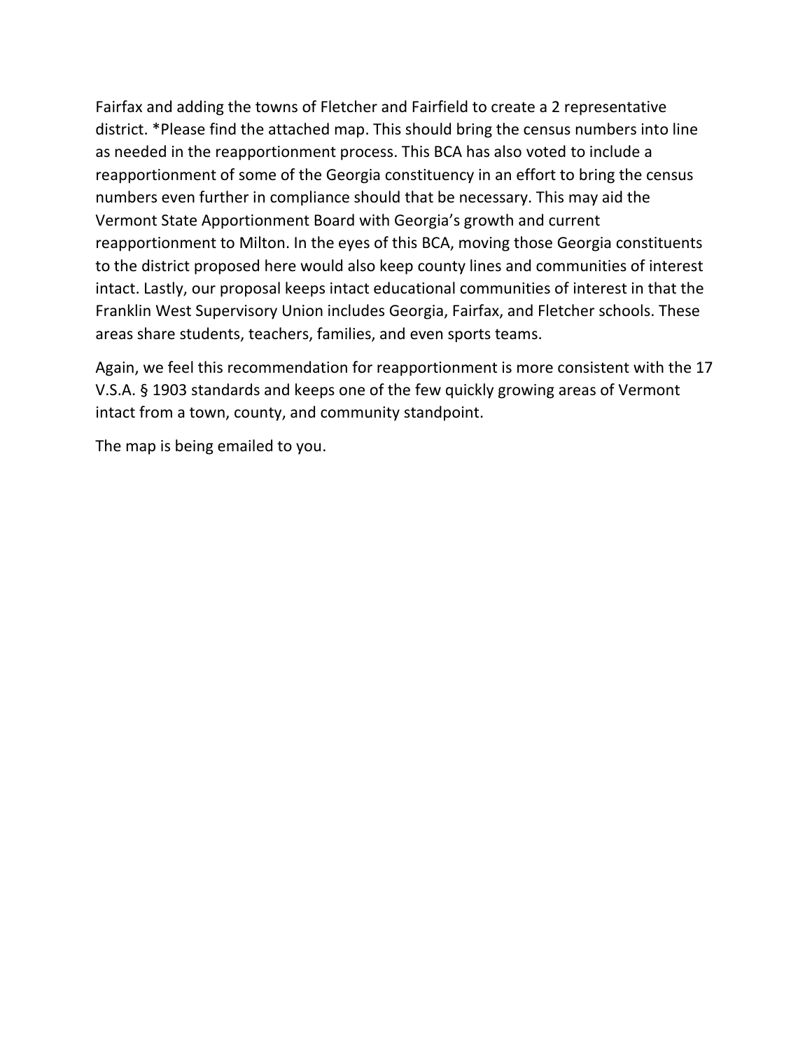Fairfax and adding the towns of Fletcher and Fairfield to create a 2 representative district. *Please find the attached map. This should bring the census numbers into line as needed in the reapportionment process. This BCA has also voted to include a reapportionment of some of the Georgia constituency in an effort to bring the census numbers even further in compliance should that be necessary. This may aid the Vermont State Apportionment Board with Georgia's growth and current reapportionment to Milton. In the eyes of this BCA, moving those Georgia constituents to the district proposed here would also keep county lines and communities of interest intact. Lastly, our proposal keeps intact educational communities of interest in that the Franklin West Supervisory Union includes Georgia, Fairfax, and Fletcher schools. These areas share students, teachers, families, and even sports teams.

Again, we feel this recommendation for reapportionment is more consistent with the 17 V.S.A. § 1903 standards and keeps one of the few quickly growing areas of Vermont intact from a town, county, and community standpoint.

The map is being emailed to you.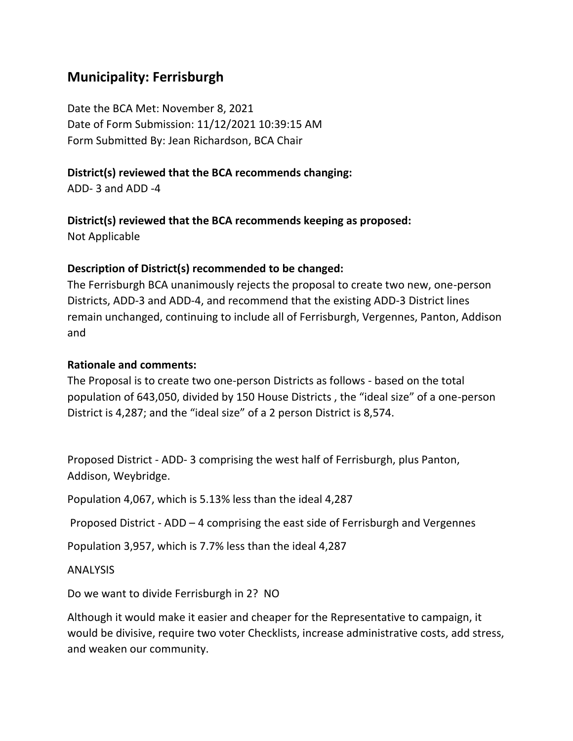## Municipality: Ferrisburgh

Date the BCA Met: November 8, 2021
Date of Form Submission: 11/12/2021 10:39:15 AM
Form Submitted By: Jean Richardson, BCA Chair

**District(s) reviewed that the BCA recommends changing:**
ADD- 3 and ADD -4

**District(s) reviewed that the BCA recommends keeping as proposed:**
Not Applicable

**Description of District(s) recommended to be changed:**
The Ferrisburgh BCA unanimously rejects the proposal to create two new, one-person Districts, ADD-3 and ADD-4, and recommend that the existing ADD-3 District lines remain unchanged, continuing to include all of Ferrisburgh, Vergennes, Panton, Addison and

**Rationale and comments:**
The Proposal is to create two one-person Districts as follows - based on the total population of 643,050, divided by 150 House Districts , the "ideal size" of a one-person District is 4,287; and the "ideal size" of a 2 person District is 8,574.

Proposed District - ADD- 3 comprising the west half of Ferrisburgh, plus Panton, Addison, Weybridge.

Population 4,067, which is 5.13% less than the ideal 4,287

Proposed District - ADD – 4 comprising the east side of Ferrisburgh and Vergennes

Population 3,957, which is 7.7% less than the ideal 4,287

ANALYSIS

Do we want to divide Ferrisburgh in 2? NO

Although it would make it easier and cheaper for the Representative to campaign, it would be divisive, require two voter Checklists, increase administrative costs, add stress, and weaken our community.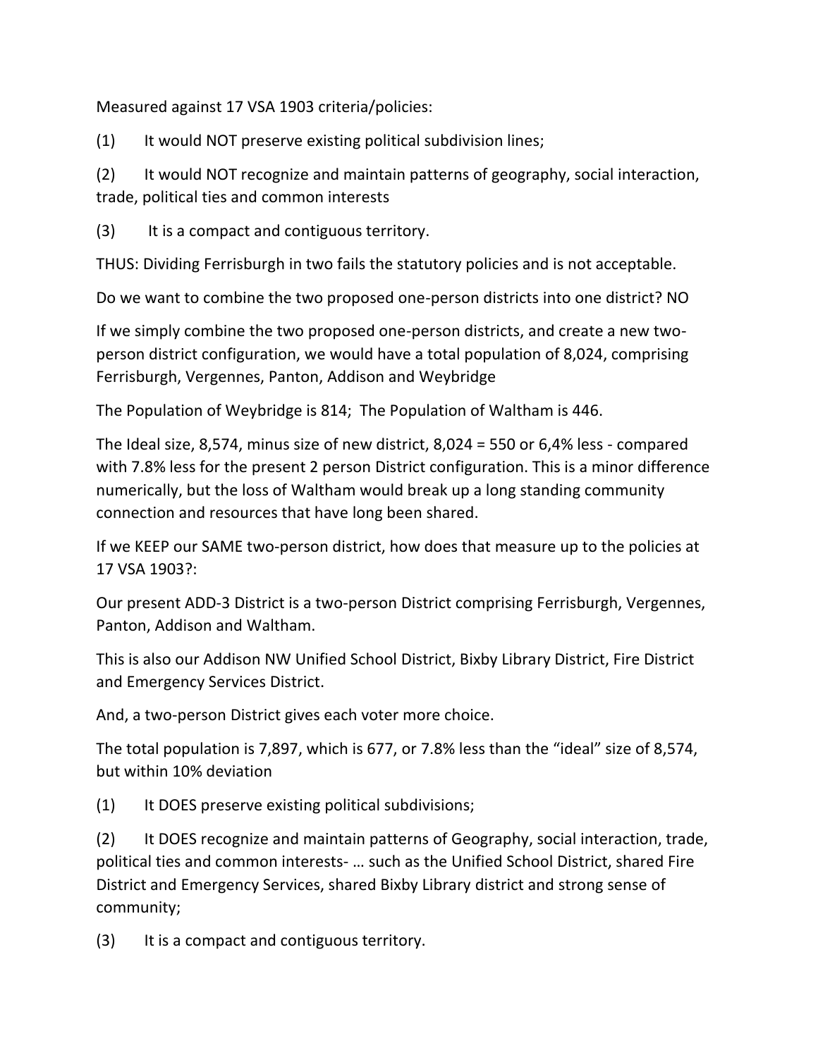Measured against 17 VSA 1903 criteria/policies:

(1) It would NOT preserve existing political subdivision lines;

(2) It would NOT recognize and maintain patterns of geography, social interaction, trade, political ties and common interests

(3) It is a compact and contiguous territory.

THUS: Dividing Ferrisburgh in two fails the statutory policies and is not acceptable.

Do we want to combine the two proposed one-person districts into one district? NO

If we simply combine the two proposed one-person districts, and create a new two-person district configuration, we would have a total population of 8,024, comprising Ferrisburgh, Vergennes, Panton, Addison and Weybridge

The Population of Weybridge is 814; The Population of Waltham is 446.

The Ideal size, 8,574, minus size of new district, 8,024 = 550 or 6,4% less - compared with 7.8% less for the present 2 person District configuration. This is a minor difference numerically, but the loss of Waltham would break up a long standing community connection and resources that have long been shared.

If we KEEP our SAME two-person district, how does that measure up to the policies at 17 VSA 1903?:

Our present ADD-3 District is a two-person District comprising Ferrisburgh, Vergennes, Panton, Addison and Waltham.

This is also our Addison NW Unified School District, Bixby Library District, Fire District and Emergency Services District.

And, a two-person District gives each voter more choice.

The total population is 7,897, which is 677, or 7.8% less than the "ideal" size of 8,574, but within 10% deviation

(1) It DOES preserve existing political subdivisions;

(2) It DOES recognize and maintain patterns of Geography, social interaction, trade, political ties and common interests- … such as the Unified School District, shared Fire District and Emergency Services, shared Bixby Library district and strong sense of community;

(3) It is a compact and contiguous territory.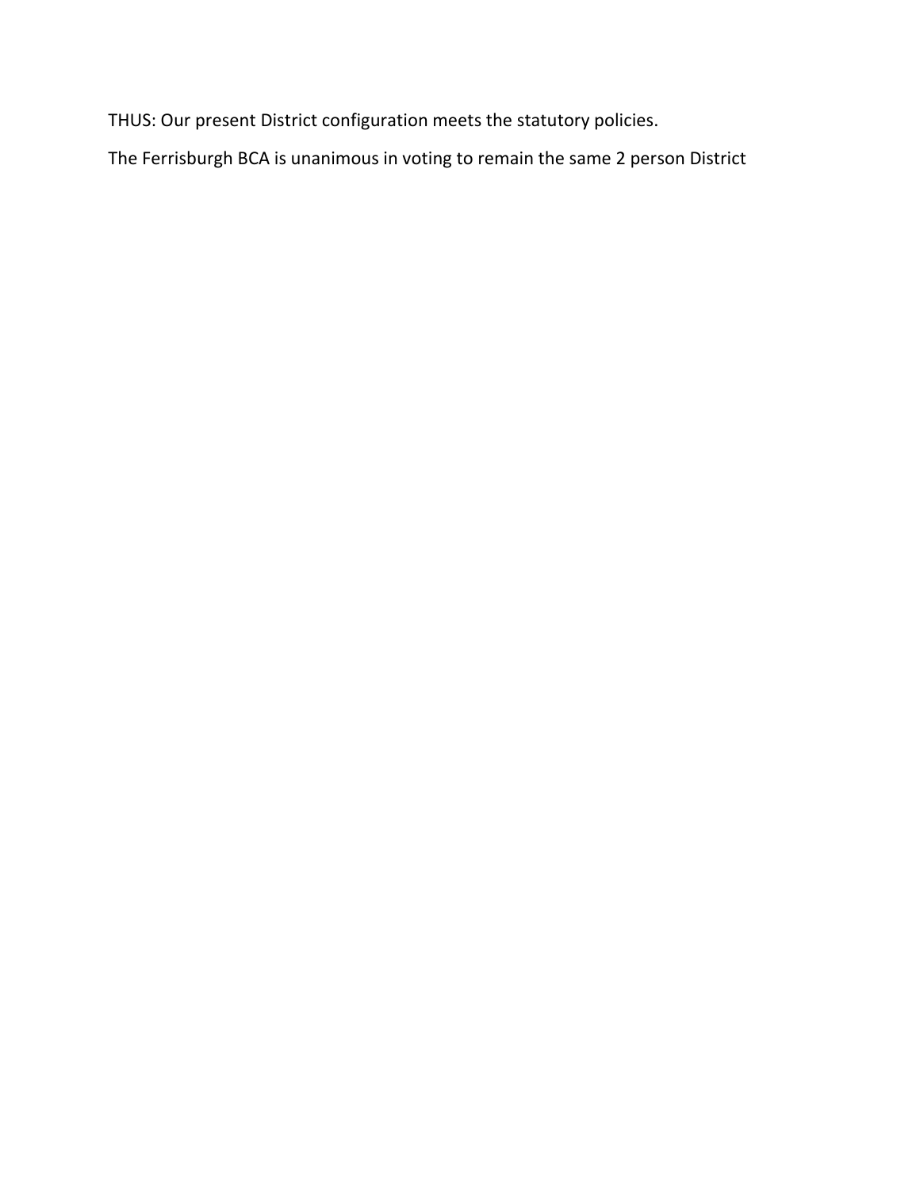THUS: Our present District configuration meets the statutory policies.

The Ferrisburgh BCA is unanimous in voting to remain the same 2 person District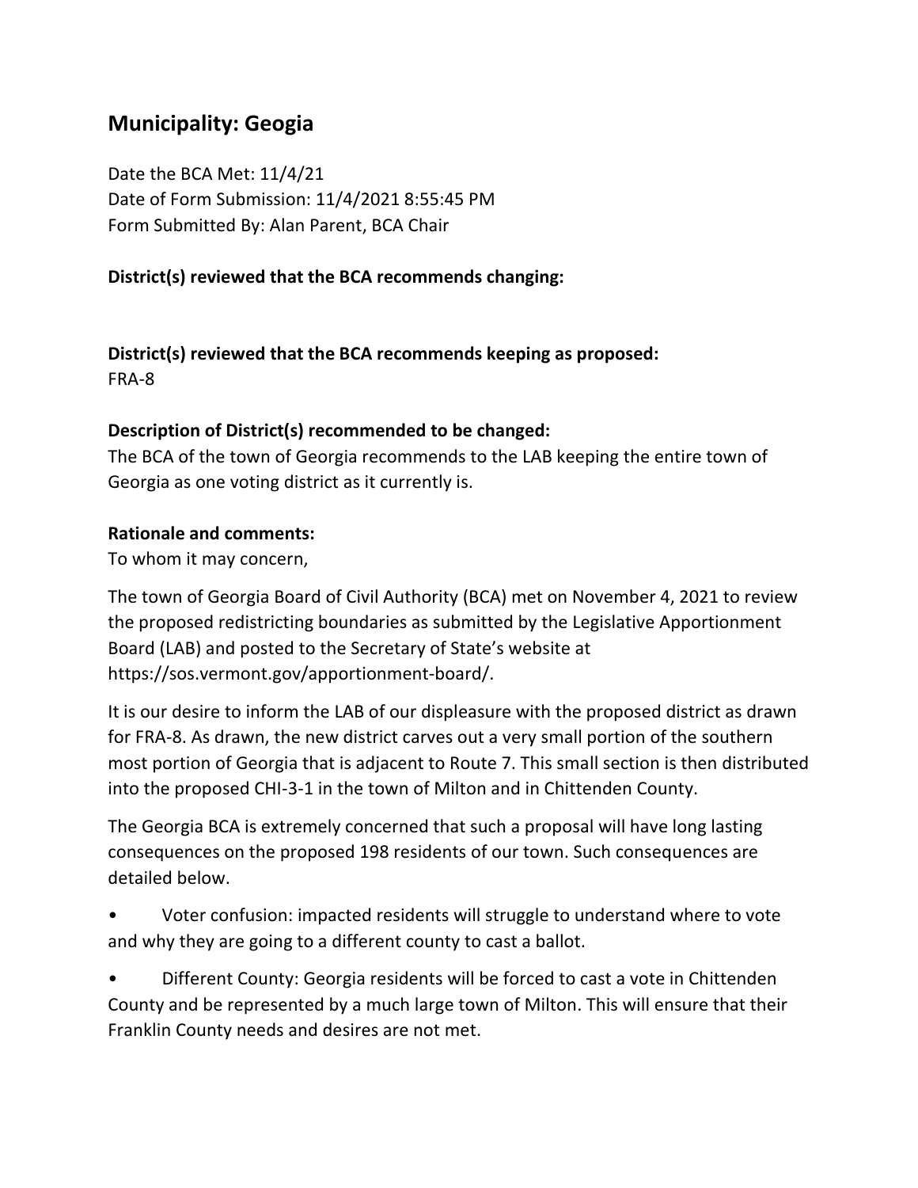## Municipality: Geogia

Date the BCA Met: 11/4/21
Date of Form Submission: 11/4/2021 8:55:45 PM
Form Submitted By: Alan Parent, BCA Chair

**District(s) reviewed that the BCA recommends changing:**

**District(s) reviewed that the BCA recommends keeping as proposed:**
FRA-8

**Description of District(s) recommended to be changed:**
The BCA of the town of Georgia recommends to the LAB keeping the entire town of Georgia as one voting district as it currently is.

**Rationale and comments:**
To whom it may concern,

The town of Georgia Board of Civil Authority (BCA) met on November 4, 2021 to review the proposed redistricting boundaries as submitted by the Legislative Apportionment Board (LAB) and posted to the Secretary of State's website at https://sos.vermont.gov/apportionment-board/.

It is our desire to inform the LAB of our displeasure with the proposed district as drawn for FRA-8. As drawn, the new district carves out a very small portion of the southern most portion of Georgia that is adjacent to Route 7. This small section is then distributed into the proposed CHI-3-1 in the town of Milton and in Chittenden County.

The Georgia BCA is extremely concerned that such a proposal will have long lasting consequences on the proposed 198 residents of our town. Such consequences are detailed below.

- Voter confusion: impacted residents will struggle to understand where to vote and why they are going to a different county to cast a ballot.
- Different County: Georgia residents will be forced to cast a vote in Chittenden County and be represented by a much large town of Milton. This will ensure that their Franklin County needs and desires are not met.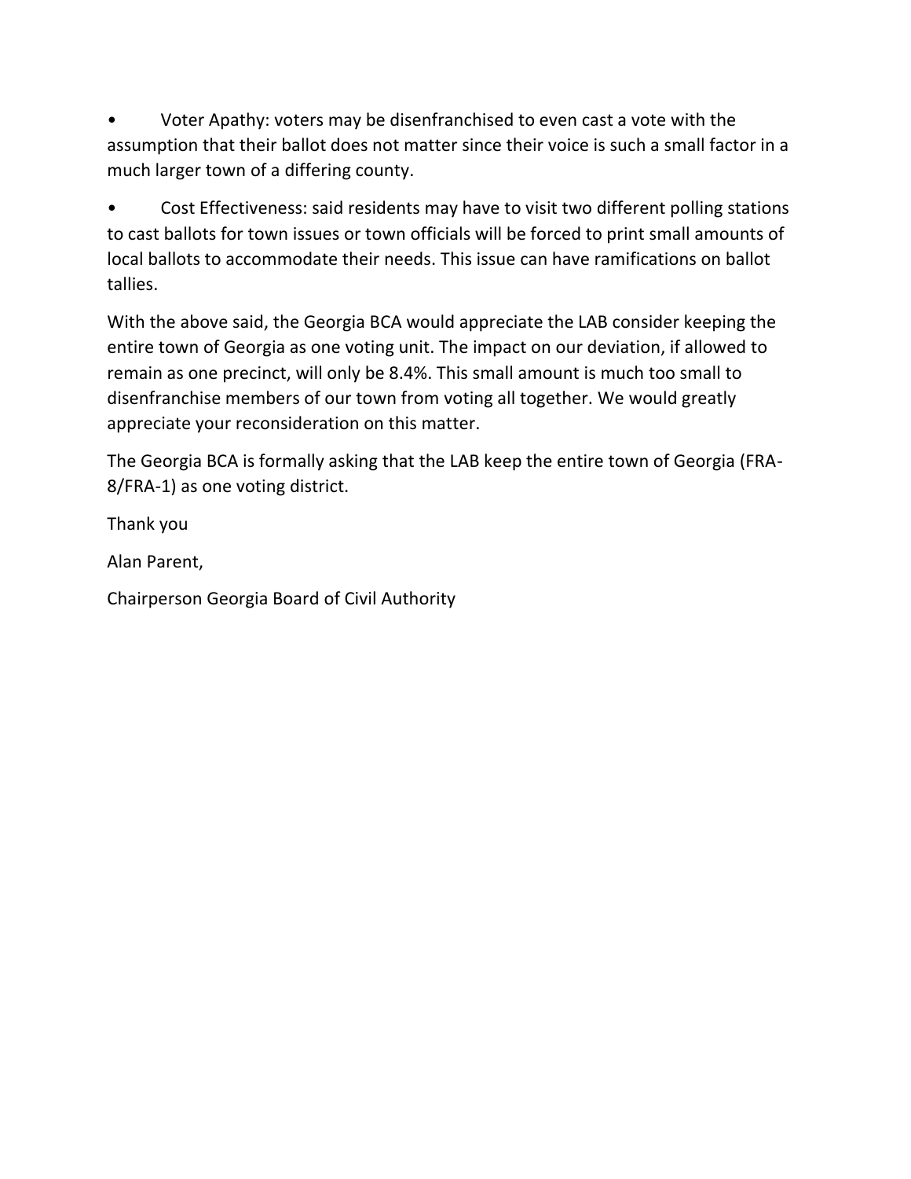- Voter Apathy: voters may be disenfranchised to even cast a vote with the assumption that their ballot does not matter since their voice is such a small factor in a much larger town of a differing county.
- Cost Effectiveness: said residents may have to visit two different polling stations to cast ballots for town issues or town officials will be forced to print small amounts of local ballots to accommodate their needs. This issue can have ramifications on ballot tallies.

With the above said, the Georgia BCA would appreciate the LAB consider keeping the entire town of Georgia as one voting unit. The impact on our deviation, if allowed to remain as one precinct, will only be 8.4%. This small amount is much too small to disenfranchise members of our town from voting all together. We would greatly appreciate your reconsideration on this matter.

The Georgia BCA is formally asking that the LAB keep the entire town of Georgia (FRA-8/FRA-1) as one voting district.

Thank you

Alan Parent,

Chairperson Georgia Board of Civil Authority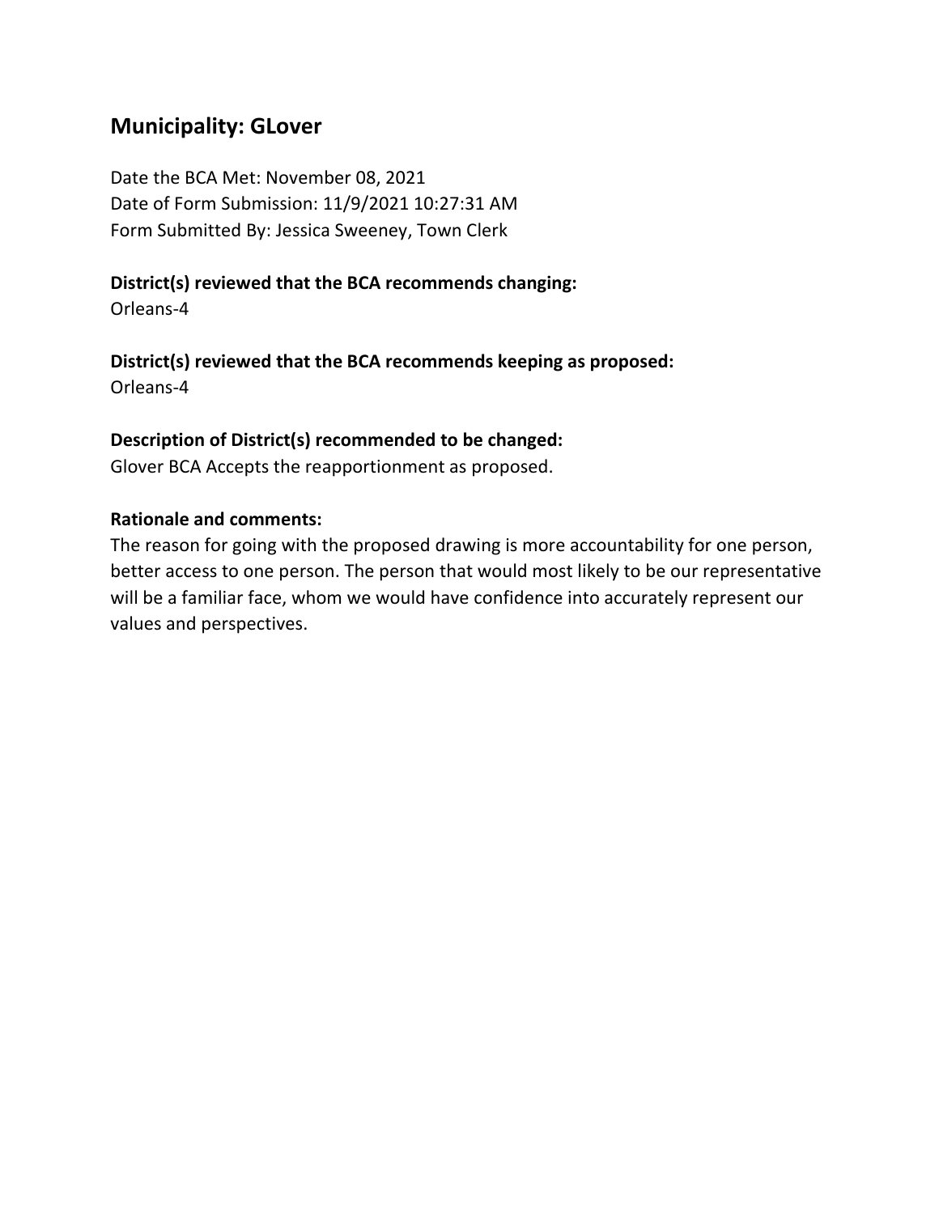## Municipality: GLover

Date the BCA Met: November 08, 2021
Date of Form Submission: 11/9/2021 10:27:31 AM
Form Submitted By: Jessica Sweeney, Town Clerk

**District(s) reviewed that the BCA recommends changing:**
Orleans-4

**District(s) reviewed that the BCA recommends keeping as proposed:**
Orleans-4

**Description of District(s) recommended to be changed:**
Glover BCA Accepts the reapportionment as proposed.

**Rationale and comments:**
The reason for going with the proposed drawing is more accountability for one person, better access to one person. The person that would most likely to be our representative will be a familiar face, whom we would have confidence into accurately represent our values and perspectives.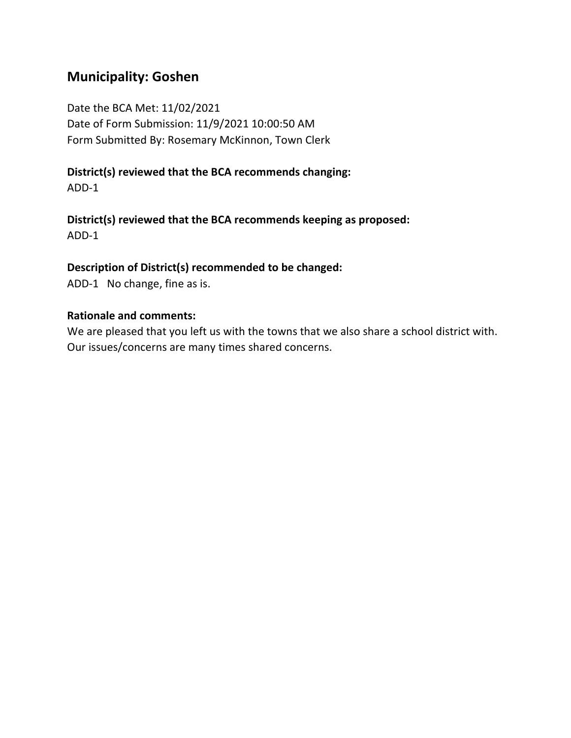## Municipality: Goshen

Date the BCA Met: 11/02/2021
Date of Form Submission: 11/9/2021 10:00:50 AM
Form Submitted By: Rosemary McKinnon, Town Clerk

**District(s) reviewed that the BCA recommends changing:**
ADD-1

**District(s) reviewed that the BCA recommends keeping as proposed:**
ADD-1

**Description of District(s) recommended to be changed:**
ADD-1 No change, fine as is.

**Rationale and comments:**
We are pleased that you left us with the towns that we also share a school district with. Our issues/concerns are many times shared concerns.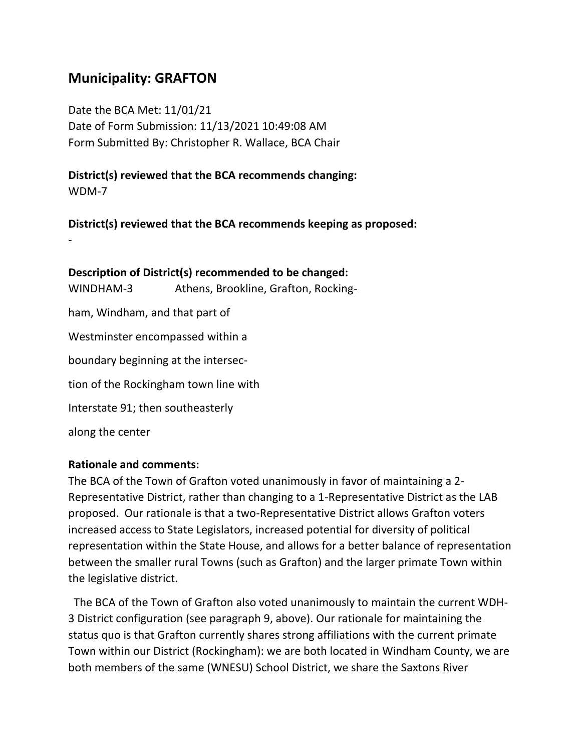## Municipality: GRAFTON

Date the BCA Met: 11/01/21
Date of Form Submission: 11/13/2021 10:49:08 AM
Form Submitted By: Christopher R. Wallace, BCA Chair

**District(s) reviewed that the BCA recommends changing:**
WDM-7

**District(s) reviewed that the BCA recommends keeping as proposed:**
-

**Description of District(s) recommended to be changed:**
WINDHAM-3 Athens, Brookline, Grafton, Rocking-

ham, Windham, and that part of

Westminster encompassed within a

boundary beginning at the intersec-

tion of the Rockingham town line with

Interstate 91; then southeasterly

along the center

**Rationale and comments:**
The BCA of the Town of Grafton voted unanimously in favor of maintaining a 2-Representative District, rather than changing to a 1-Representative District as the LAB proposed. Our rationale is that a two-Representative District allows Grafton voters increased access to State Legislators, increased potential for diversity of political representation within the State House, and allows for a better balance of representation between the smaller rural Towns (such as Grafton) and the larger primate Town within the legislative district.

The BCA of the Town of Grafton also voted unanimously to maintain the current WDH-3 District configuration (see paragraph 9, above). Our rationale for maintaining the status quo is that Grafton currently shares strong affiliations with the current primate Town within our District (Rockingham): we are both located in Windham County, we are both members of the same (WNESU) School District, we share the Saxtons River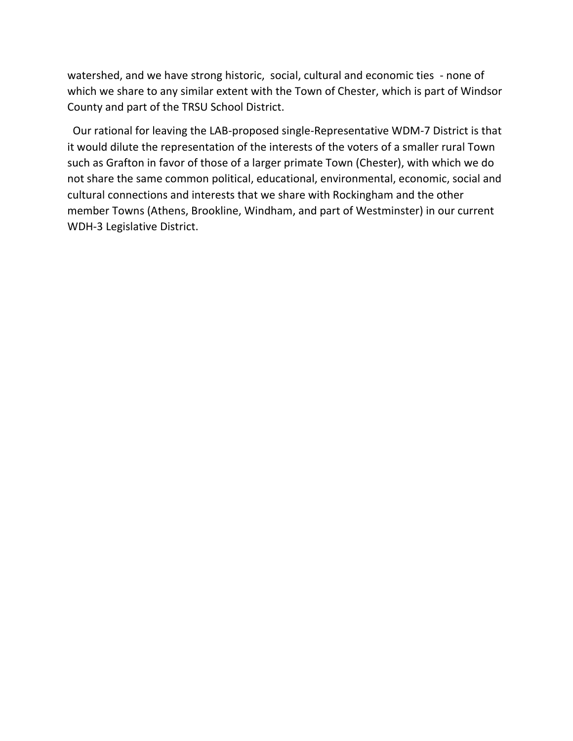watershed, and we have strong historic, social, cultural and economic ties - none of which we share to any similar extent with the Town of Chester, which is part of Windsor County and part of the TRSU School District.

Our rational for leaving the LAB-proposed single-Representative WDM-7 District is that it would dilute the representation of the interests of the voters of a smaller rural Town such as Grafton in favor of those of a larger primate Town (Chester), with which we do not share the same common political, educational, environmental, economic, social and cultural connections and interests that we share with Rockingham and the other member Towns (Athens, Brookline, Windham, and part of Westminster) in our current WDH-3 Legislative District.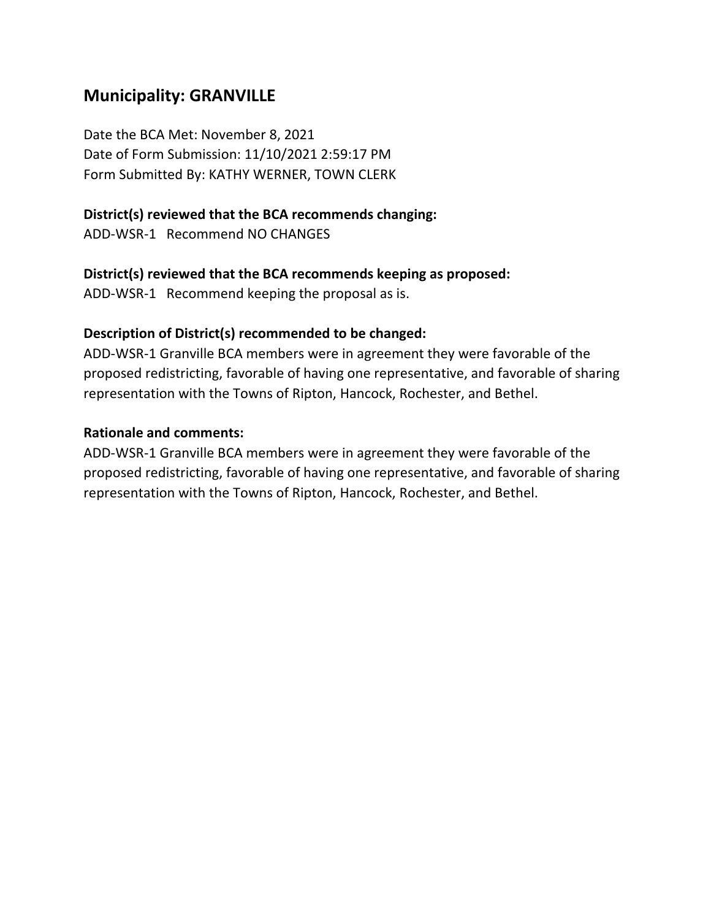## Municipality: GRANVILLE

Date the BCA Met: November 8, 2021
Date of Form Submission: 11/10/2021 2:59:17 PM
Form Submitted By: KATHY WERNER, TOWN CLERK

**District(s) reviewed that the BCA recommends changing:**
ADD-WSR-1   Recommend NO CHANGES

**District(s) reviewed that the BCA recommends keeping as proposed:**
ADD-WSR-1   Recommend keeping the proposal as is.

**Description of District(s) recommended to be changed:**
ADD-WSR-1 Granville BCA members were in agreement they were favorable of the proposed redistricting, favorable of having one representative, and favorable of sharing representation with the Towns of Ripton, Hancock, Rochester, and Bethel.

**Rationale and comments:**
ADD-WSR-1 Granville BCA members were in agreement they were favorable of the proposed redistricting, favorable of having one representative, and favorable of sharing representation with the Towns of Ripton, Hancock, Rochester, and Bethel.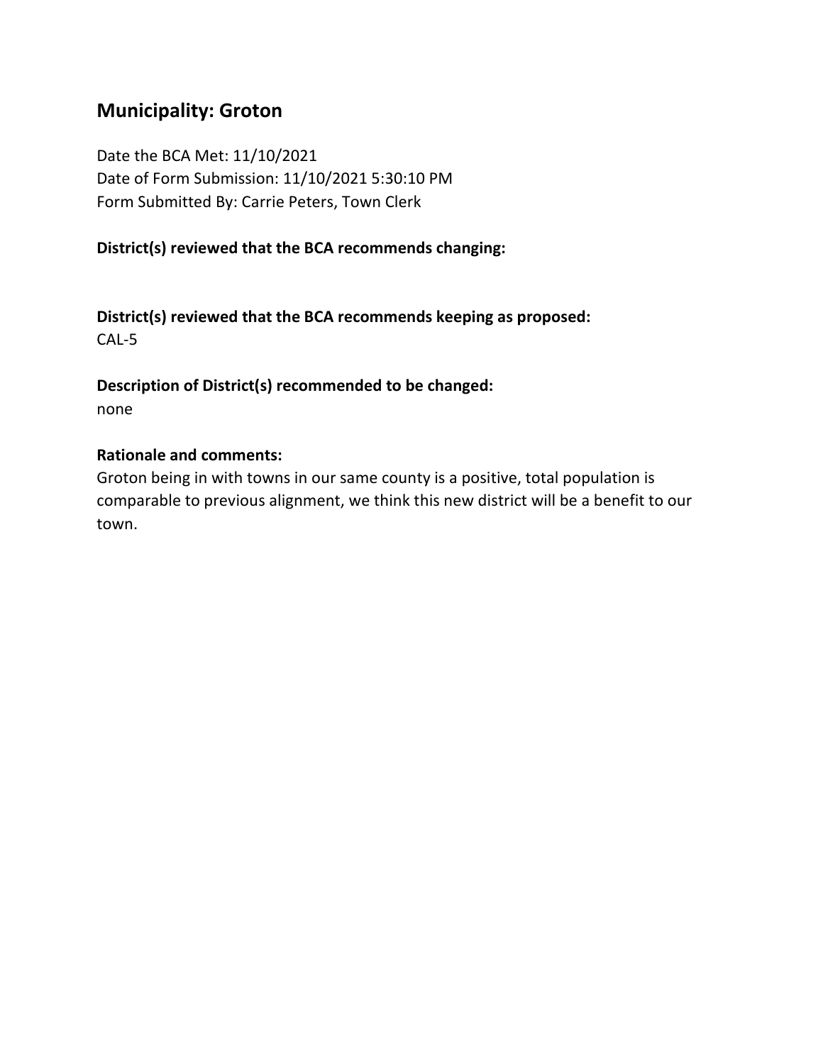## Municipality: Groton

Date the BCA Met: 11/10/2021
Date of Form Submission: 11/10/2021 5:30:10 PM
Form Submitted By: Carrie Peters, Town Clerk

**District(s) reviewed that the BCA recommends changing:**

**District(s) reviewed that the BCA recommends keeping as proposed:**
CAL-5

**Description of District(s) recommended to be changed:**
none

**Rationale and comments:**
Groton being in with towns in our same county is a positive, total population is comparable to previous alignment, we think this new district will be a benefit to our town.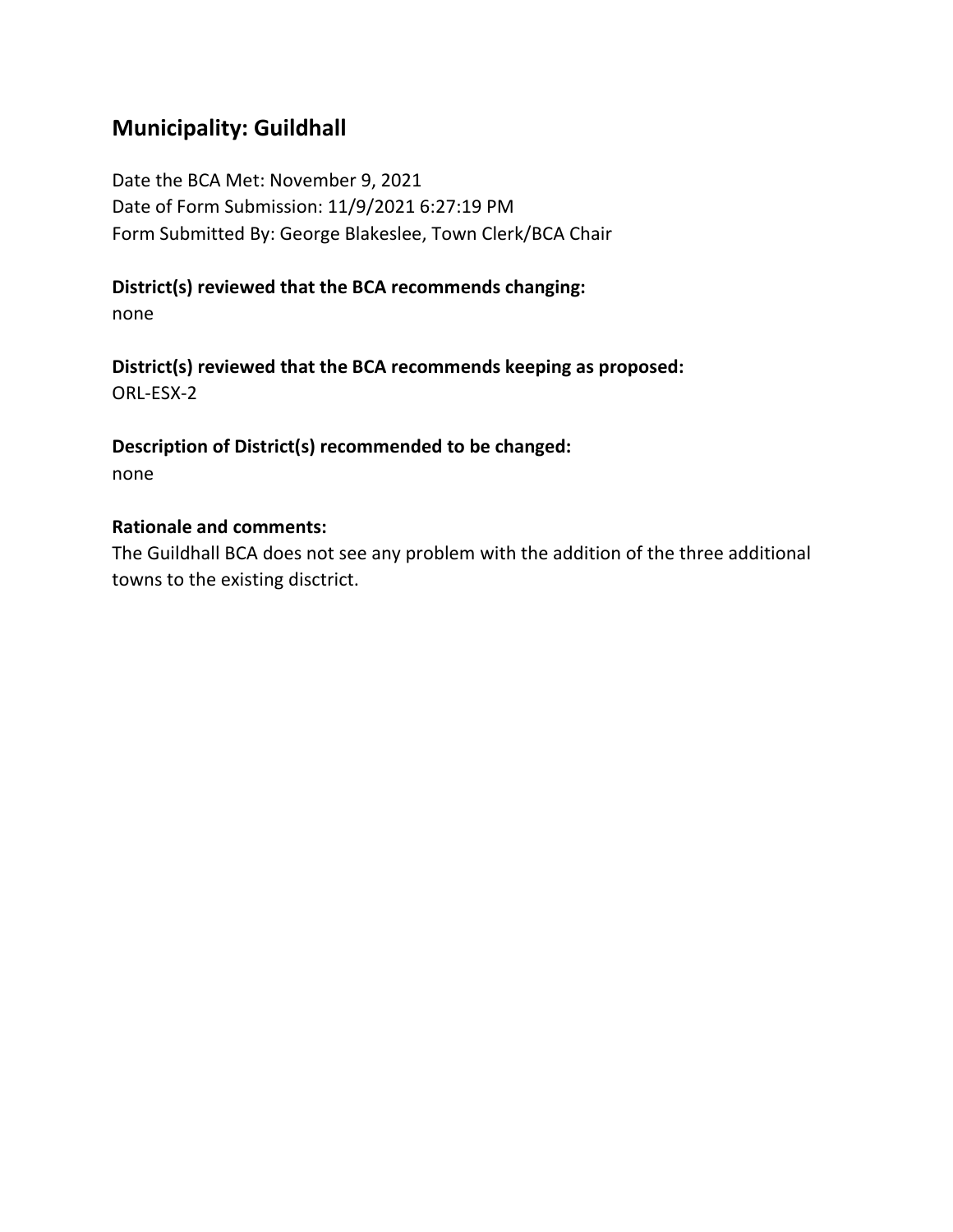## Municipality: Guildhall

Date the BCA Met: November 9, 2021
Date of Form Submission: 11/9/2021 6:27:19 PM
Form Submitted By: George Blakeslee, Town Clerk/BCA Chair

**District(s) reviewed that the BCA recommends changing:**
none

**District(s) reviewed that the BCA recommends keeping as proposed:**
ORL-ESX-2

**Description of District(s) recommended to be changed:**
none

**Rationale and comments:**
The Guildhall BCA does not see any problem with the addition of the three additional towns to the existing disctrict.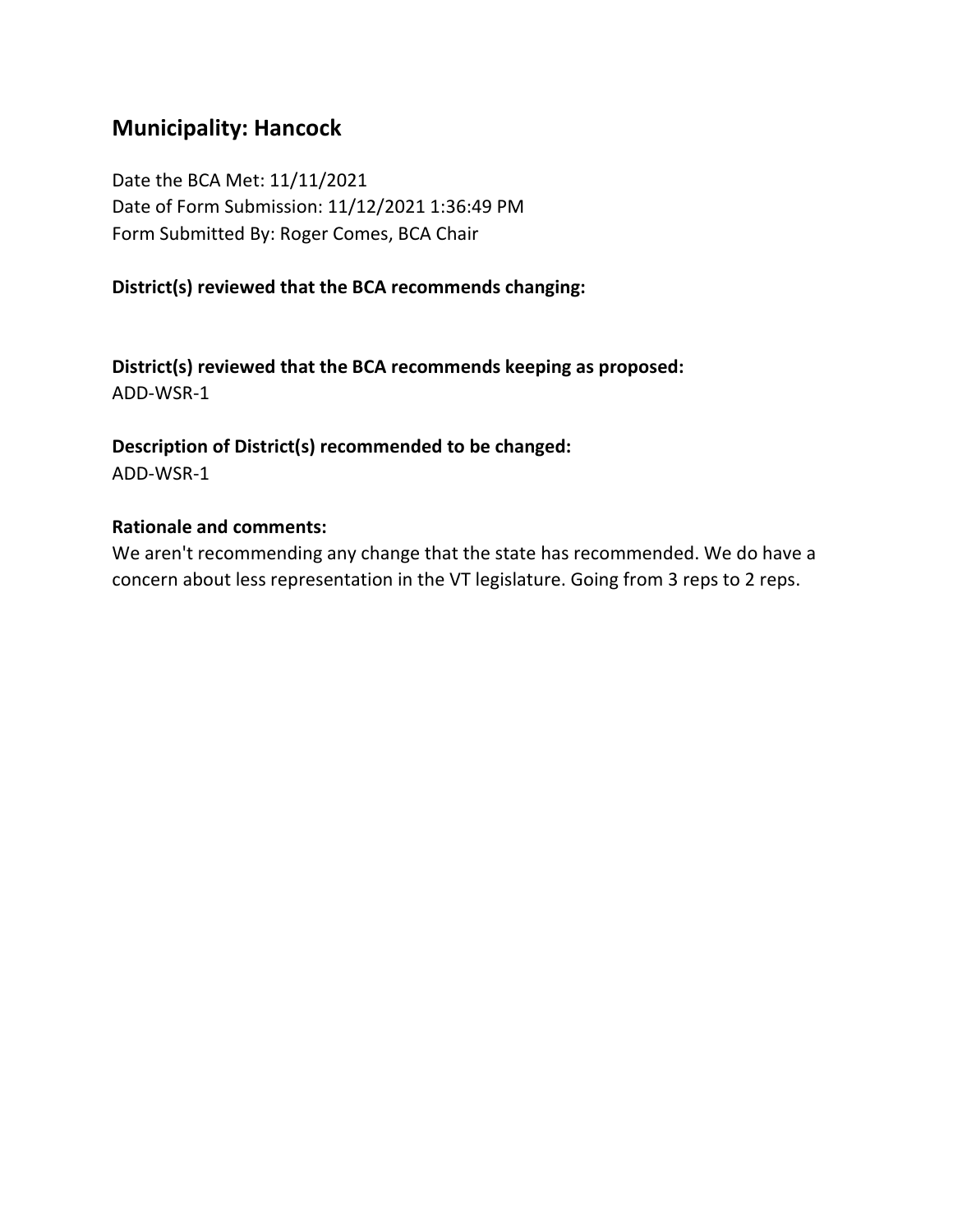## Municipality: Hancock

Date the BCA Met: 11/11/2021
Date of Form Submission: 11/12/2021 1:36:49 PM
Form Submitted By: Roger Comes, BCA Chair

**District(s) reviewed that the BCA recommends changing:**

**District(s) reviewed that the BCA recommends keeping as proposed:**
ADD-WSR-1

**Description of District(s) recommended to be changed:**
ADD-WSR-1

**Rationale and comments:**
We aren't recommending any change that the state has recommended. We do have a concern about less representation in the VT legislature. Going from 3 reps to 2 reps.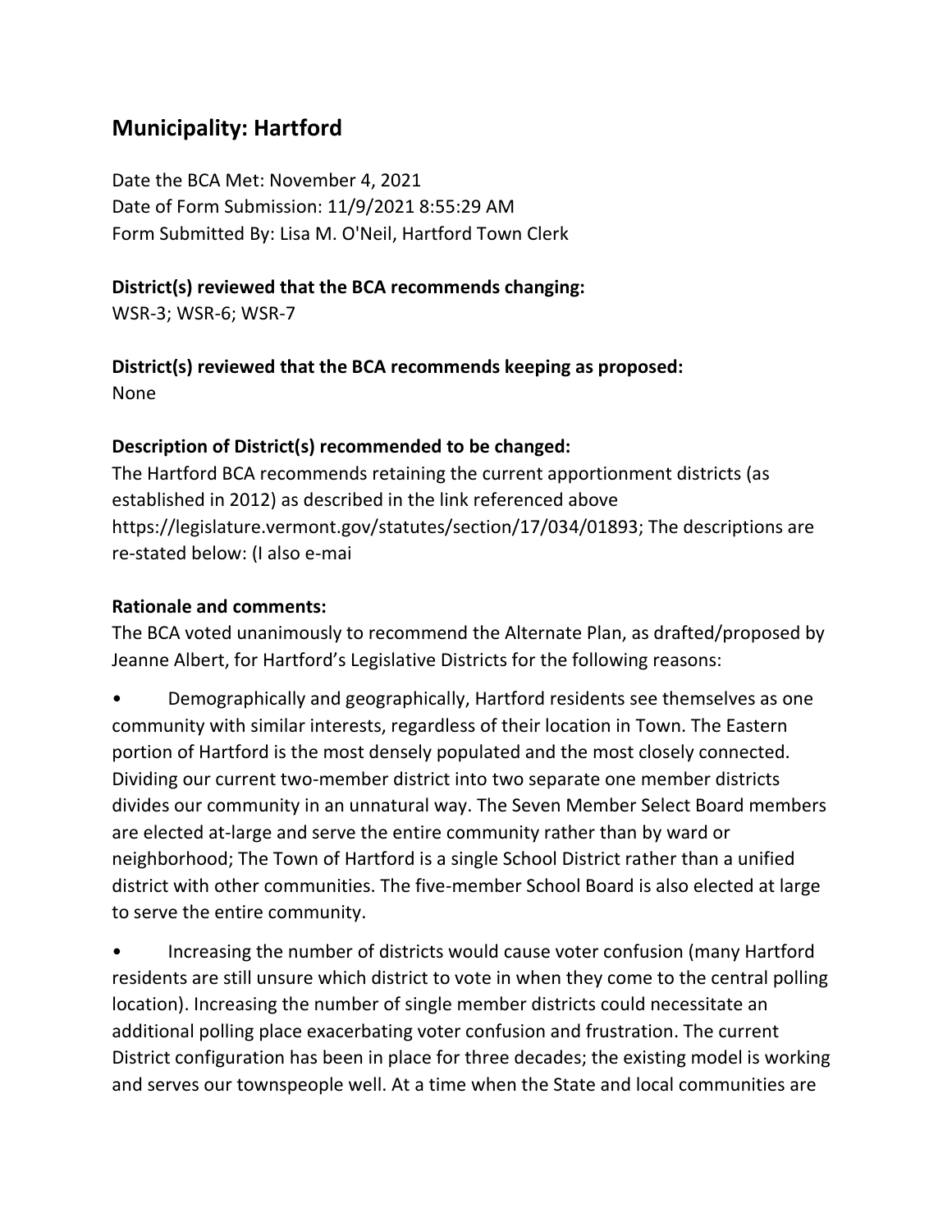## Municipality: Hartford

Date the BCA Met: November 4, 2021
Date of Form Submission: 11/9/2021 8:55:29 AM
Form Submitted By: Lisa M. O'Neil, Hartford Town Clerk

**District(s) reviewed that the BCA recommends changing:**
WSR-3; WSR-6; WSR-7

**District(s) reviewed that the BCA recommends keeping as proposed:**
None

**Description of District(s) recommended to be changed:**
The Hartford BCA recommends retaining the current apportionment districts (as established in 2012) as described in the link referenced above https://legislature.vermont.gov/statutes/section/17/034/01893; The descriptions are re-stated below: (I also e-mai

**Rationale and comments:**
The BCA voted unanimously to recommend the Alternate Plan, as drafted/proposed by Jeanne Albert, for Hartford's Legislative Districts for the following reasons:

- Demographically and geographically, Hartford residents see themselves as one community with similar interests, regardless of their location in Town. The Eastern portion of Hartford is the most densely populated and the most closely connected. Dividing our current two-member district into two separate one member districts divides our community in an unnatural way. The Seven Member Select Board members are elected at-large and serve the entire community rather than by ward or neighborhood; The Town of Hartford is a single School District rather than a unified district with other communities. The five-member School Board is also elected at large to serve the entire community.

- Increasing the number of districts would cause voter confusion (many Hartford residents are still unsure which district to vote in when they come to the central polling location). Increasing the number of single member districts could necessitate an additional polling place exacerbating voter confusion and frustration. The current District configuration has been in place for three decades; the existing model is working and serves our townspeople well. At a time when the State and local communities are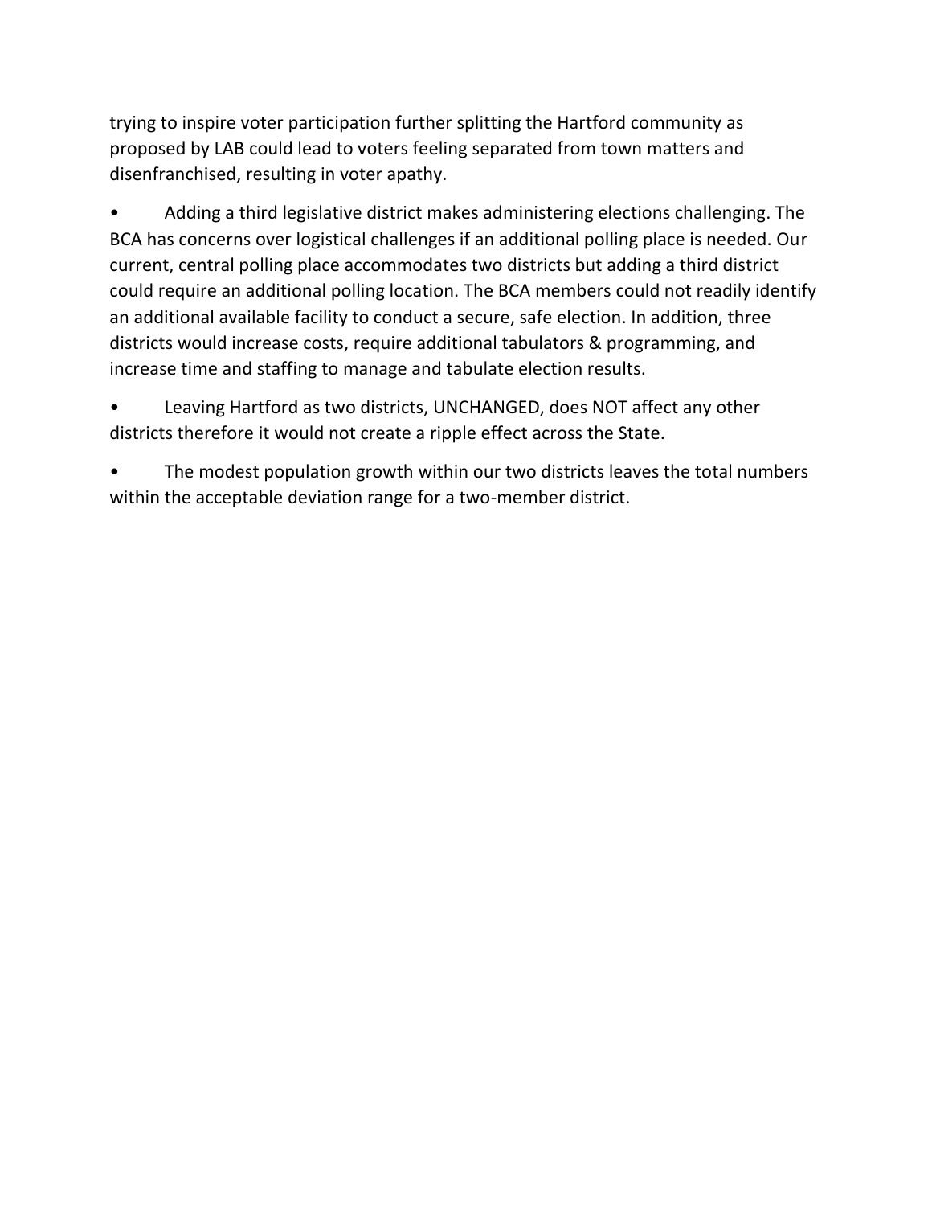trying to inspire voter participation further splitting the Hartford community as proposed by LAB could lead to voters feeling separated from town matters and disenfranchised, resulting in voter apathy.

- Adding a third legislative district makes administering elections challenging. The BCA has concerns over logistical challenges if an additional polling place is needed. Our current, central polling place accommodates two districts but adding a third district could require an additional polling location. The BCA members could not readily identify an additional available facility to conduct a secure, safe election. In addition, three districts would increase costs, require additional tabulators & programming, and increase time and staffing to manage and tabulate election results.

- Leaving Hartford as two districts, UNCHANGED, does NOT affect any other districts therefore it would not create a ripple effect across the State.

- The modest population growth within our two districts leaves the total numbers within the acceptable deviation range for a two-member district.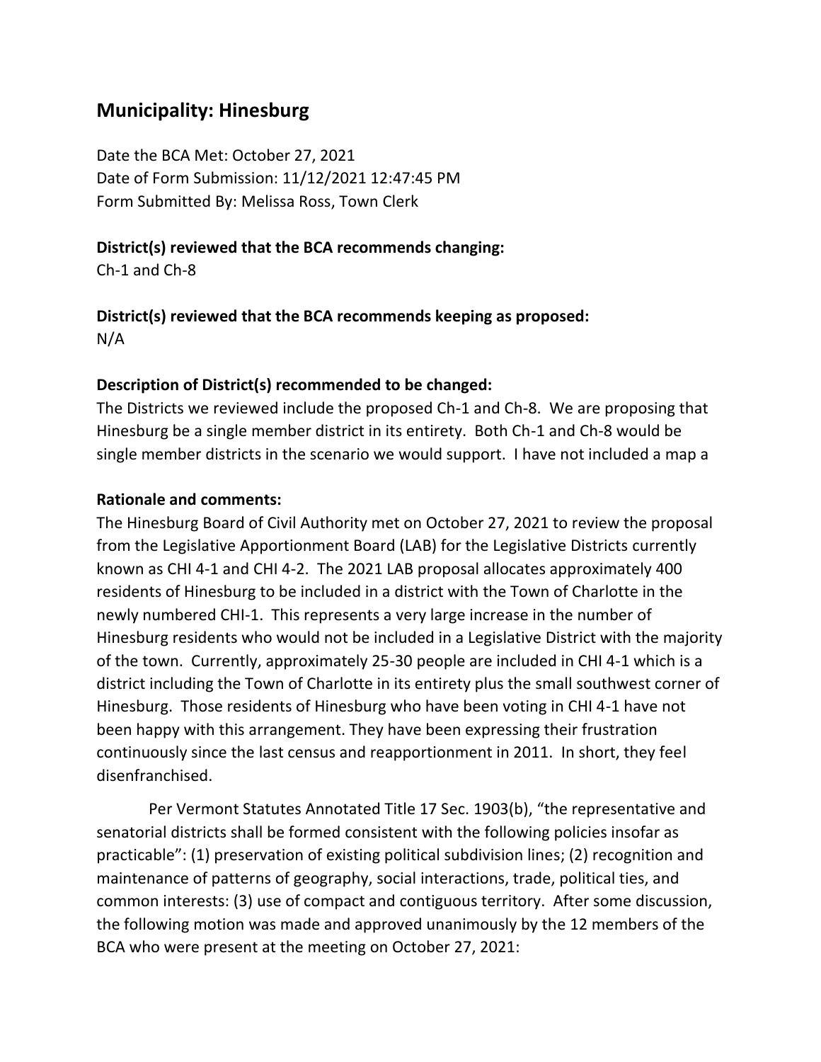## Municipality: Hinesburg

Date the BCA Met: October 27, 2021
Date of Form Submission: 11/12/2021 12:47:45 PM
Form Submitted By: Melissa Ross, Town Clerk

**District(s) reviewed that the BCA recommends changing:**
Ch-1 and Ch-8

**District(s) reviewed that the BCA recommends keeping as proposed:**
N/A

**Description of District(s) recommended to be changed:**
The Districts we reviewed include the proposed Ch-1 and Ch-8. We are proposing that Hinesburg be a single member district in its entirety. Both Ch-1 and Ch-8 would be single member districts in the scenario we would support. I have not included a map a

**Rationale and comments:**
The Hinesburg Board of Civil Authority met on October 27, 2021 to review the proposal from the Legislative Apportionment Board (LAB) for the Legislative Districts currently known as CHI 4-1 and CHI 4-2. The 2021 LAB proposal allocates approximately 400 residents of Hinesburg to be included in a district with the Town of Charlotte in the newly numbered CHI-1. This represents a very large increase in the number of Hinesburg residents who would not be included in a Legislative District with the majority of the town. Currently, approximately 25-30 people are included in CHI 4-1 which is a district including the Town of Charlotte in its entirety plus the small southwest corner of Hinesburg. Those residents of Hinesburg who have been voting in CHI 4-1 have not been happy with this arrangement. They have been expressing their frustration continuously since the last census and reapportionment in 2011. In short, they feel disenfranchised.

Per Vermont Statutes Annotated Title 17 Sec. 1903(b), "the representative and senatorial districts shall be formed consistent with the following policies insofar as practicable": (1) preservation of existing political subdivision lines; (2) recognition and maintenance of patterns of geography, social interactions, trade, political ties, and common interests: (3) use of compact and contiguous territory. After some discussion, the following motion was made and approved unanimously by the 12 members of the BCA who were present at the meeting on October 27, 2021: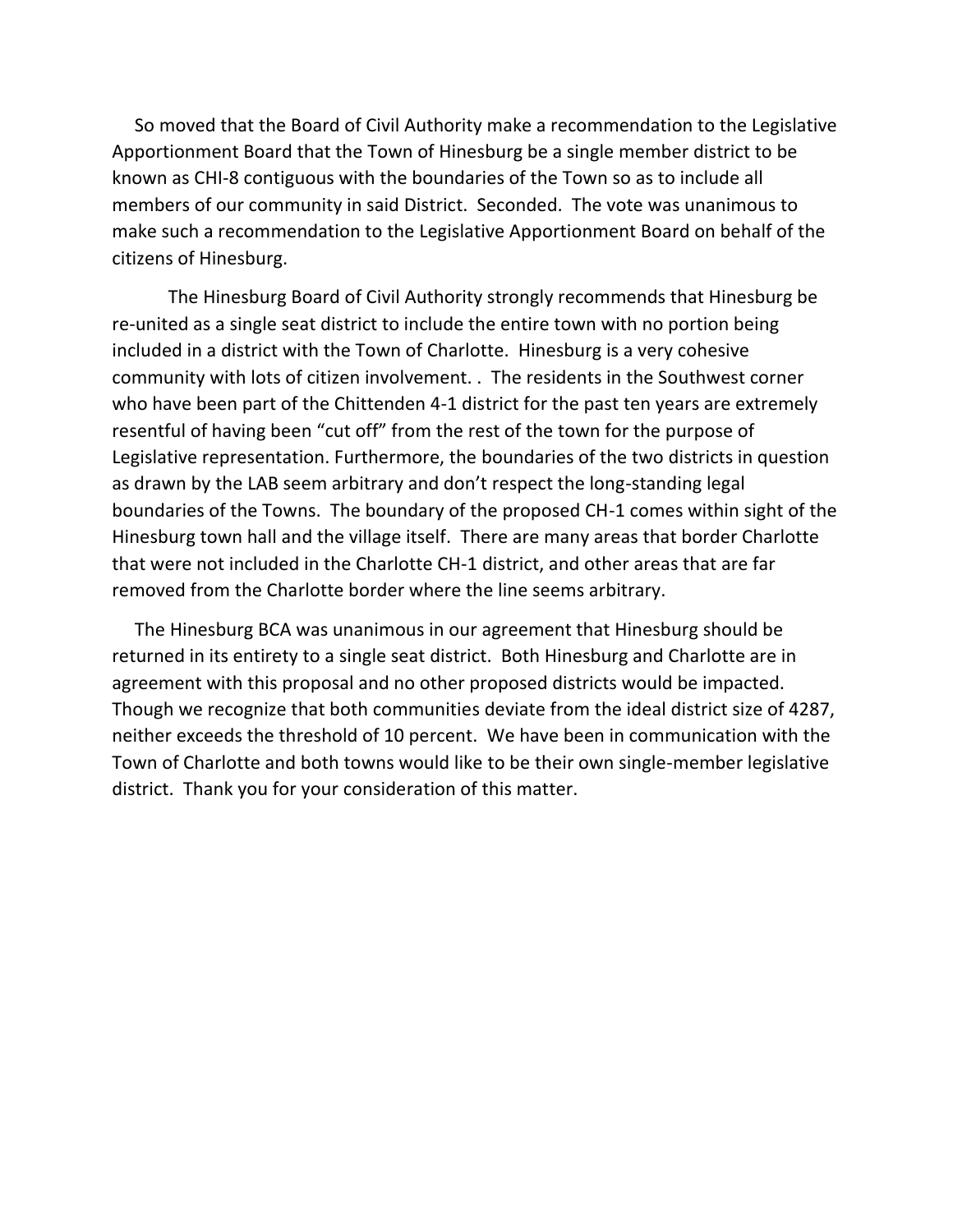So moved that the Board of Civil Authority make a recommendation to the Legislative Apportionment Board that the Town of Hinesburg be a single member district to be known as CHI-8 contiguous with the boundaries of the Town so as to include all members of our community in said District. Seconded. The vote was unanimous to make such a recommendation to the Legislative Apportionment Board on behalf of the citizens of Hinesburg.

The Hinesburg Board of Civil Authority strongly recommends that Hinesburg be re-united as a single seat district to include the entire town with no portion being included in a district with the Town of Charlotte. Hinesburg is a very cohesive community with lots of citizen involvement. . The residents in the Southwest corner who have been part of the Chittenden 4-1 district for the past ten years are extremely resentful of having been "cut off" from the rest of the town for the purpose of Legislative representation. Furthermore, the boundaries of the two districts in question as drawn by the LAB seem arbitrary and don't respect the long-standing legal boundaries of the Towns. The boundary of the proposed CH-1 comes within sight of the Hinesburg town hall and the village itself. There are many areas that border Charlotte that were not included in the Charlotte CH-1 district, and other areas that are far removed from the Charlotte border where the line seems arbitrary.

The Hinesburg BCA was unanimous in our agreement that Hinesburg should be returned in its entirety to a single seat district. Both Hinesburg and Charlotte are in agreement with this proposal and no other proposed districts would be impacted. Though we recognize that both communities deviate from the ideal district size of 4287, neither exceeds the threshold of 10 percent. We have been in communication with the Town of Charlotte and both towns would like to be their own single-member legislative district. Thank you for your consideration of this matter.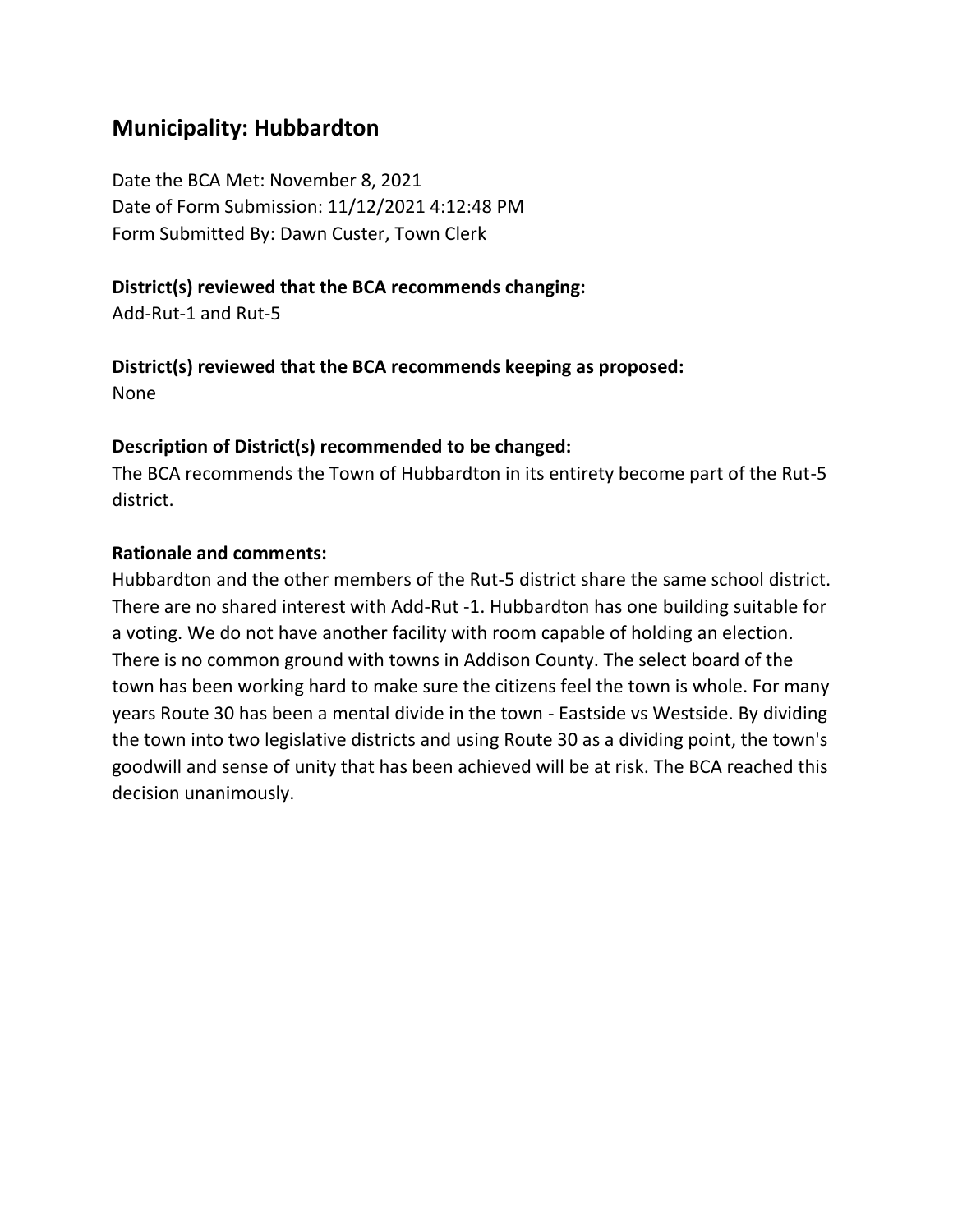## Municipality: Hubbardton

Date the BCA Met: November 8, 2021
Date of Form Submission: 11/12/2021 4:12:48 PM
Form Submitted By: Dawn Custer, Town Clerk

**District(s) reviewed that the BCA recommends changing:**
Add-Rut-1 and Rut-5

**District(s) reviewed that the BCA recommends keeping as proposed:**
None

**Description of District(s) recommended to be changed:**
The BCA recommends the Town of Hubbardton in its entirety become part of the Rut-5 district.

**Rationale and comments:**
Hubbardton and the other members of the Rut-5 district share the same school district. There are no shared interest with Add-Rut -1. Hubbardton has one building suitable for a voting. We do not have another facility with room capable of holding an election. There is no common ground with towns in Addison County. The select board of the town has been working hard to make sure the citizens feel the town is whole. For many years Route 30 has been a mental divide in the town - Eastside vs Westside. By dividing the town into two legislative districts and using Route 30 as a dividing point, the town's goodwill and sense of unity that has been achieved will be at risk. The BCA reached this decision unanimously.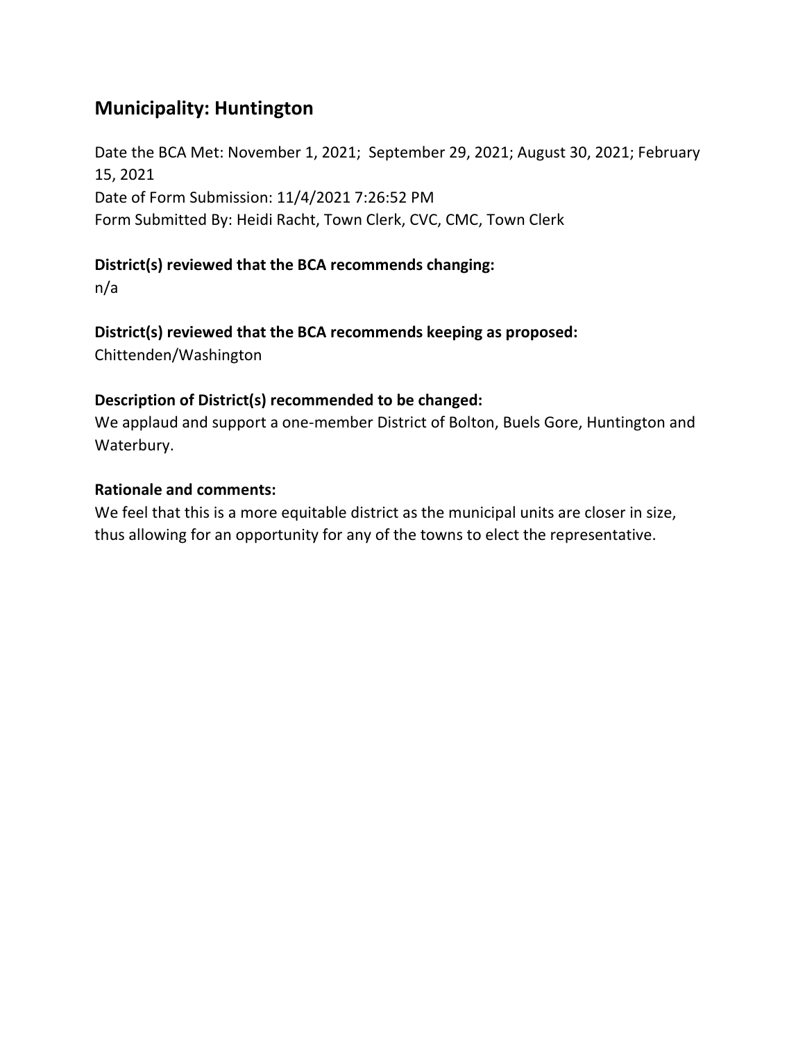## Municipality: Huntington

Date the BCA Met: November 1, 2021; September 29, 2021; August 30, 2021; February 15, 2021
Date of Form Submission: 11/4/2021 7:26:52 PM
Form Submitted By: Heidi Racht, Town Clerk, CVC, CMC, Town Clerk

**District(s) reviewed that the BCA recommends changing:**
n/a

**District(s) reviewed that the BCA recommends keeping as proposed:**
Chittenden/Washington

**Description of District(s) recommended to be changed:**
We applaud and support a one-member District of Bolton, Buels Gore, Huntington and Waterbury.

**Rationale and comments:**
We feel that this is a more equitable district as the municipal units are closer in size, thus allowing for an opportunity for any of the towns to elect the representative.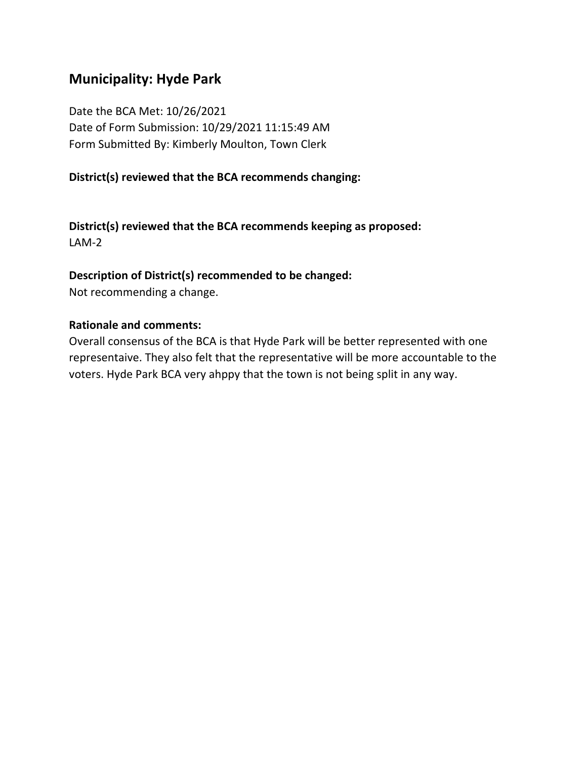## Municipality: Hyde Park

Date the BCA Met: 10/26/2021
Date of Form Submission: 10/29/2021 11:15:49 AM
Form Submitted By: Kimberly Moulton, Town Clerk

**District(s) reviewed that the BCA recommends changing:**

**District(s) reviewed that the BCA recommends keeping as proposed:**
LAM-2

**Description of District(s) recommended to be changed:**
Not recommending a change.

**Rationale and comments:**
Overall consensus of the BCA is that Hyde Park will be better represented with one representaive. They also felt that the representative will be more accountable to the voters. Hyde Park BCA very ahppy that the town is not being split in any way.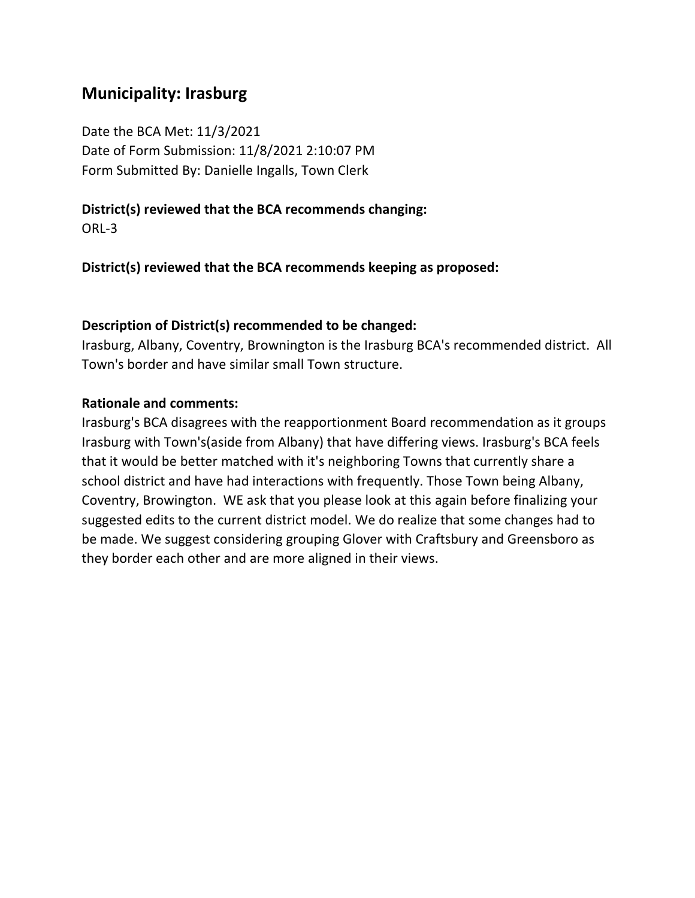## Municipality: Irasburg

Date the BCA Met: 11/3/2021
Date of Form Submission: 11/8/2021 2:10:07 PM
Form Submitted By: Danielle Ingalls, Town Clerk

**District(s) reviewed that the BCA recommends changing:**
ORL-3

**District(s) reviewed that the BCA recommends keeping as proposed:**

**Description of District(s) recommended to be changed:**
Irasburg, Albany, Coventry, Brownington is the Irasburg BCA's recommended district. All Town's border and have similar small Town structure.

**Rationale and comments:**
Irasburg's BCA disagrees with the reapportionment Board recommendation as it groups Irasburg with Town's(aside from Albany) that have differing views. Irasburg's BCA feels that it would be better matched with it's neighboring Towns that currently share a school district and have had interactions with frequently. Those Town being Albany, Coventry, Browington. WE ask that you please look at this again before finalizing your suggested edits to the current district model. We do realize that some changes had to be made. We suggest considering grouping Glover with Craftsbury and Greensboro as they border each other and are more aligned in their views.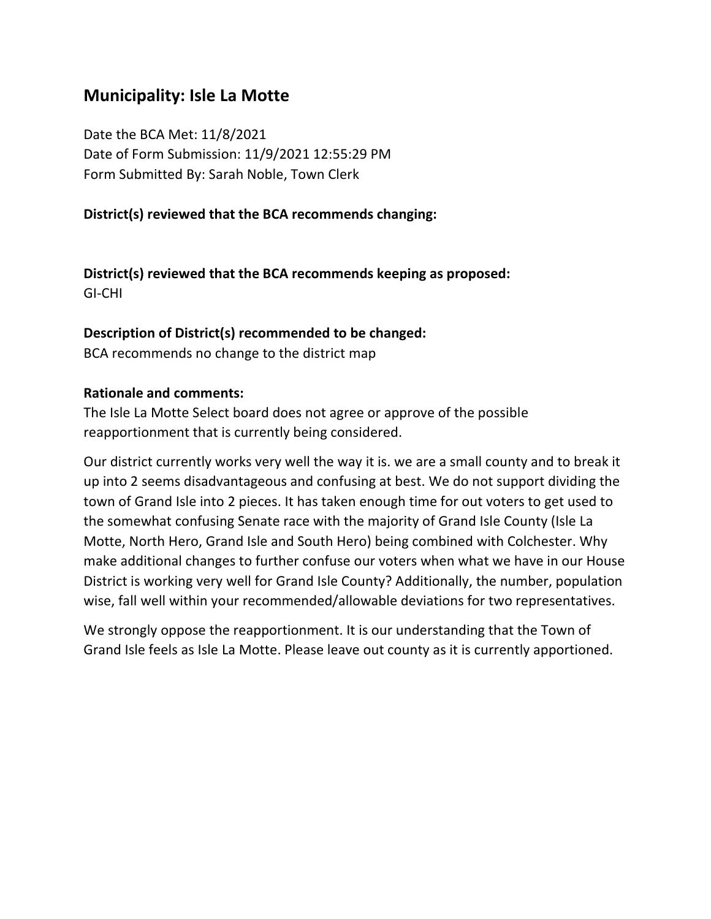## Municipality: Isle La Motte

Date the BCA Met: 11/8/2021
Date of Form Submission: 11/9/2021 12:55:29 PM
Form Submitted By: Sarah Noble, Town Clerk

**District(s) reviewed that the BCA recommends changing:**

**District(s) reviewed that the BCA recommends keeping as proposed:**
GI-CHI

**Description of District(s) recommended to be changed:**
BCA recommends no change to the district map

**Rationale and comments:**
The Isle La Motte Select board does not agree or approve of the possible reapportionment that is currently being considered.

Our district currently works very well the way it is. we are a small county and to break it up into 2 seems disadvantageous and confusing at best. We do not support dividing the town of Grand Isle into 2 pieces. It has taken enough time for out voters to get used to the somewhat confusing Senate race with the majority of Grand Isle County (Isle La Motte, North Hero, Grand Isle and South Hero) being combined with Colchester. Why make additional changes to further confuse our voters when what we have in our House District is working very well for Grand Isle County? Additionally, the number, population wise, fall well within your recommended/allowable deviations for two representatives.

We strongly oppose the reapportionment. It is our understanding that the Town of Grand Isle feels as Isle La Motte. Please leave out county as it is currently apportioned.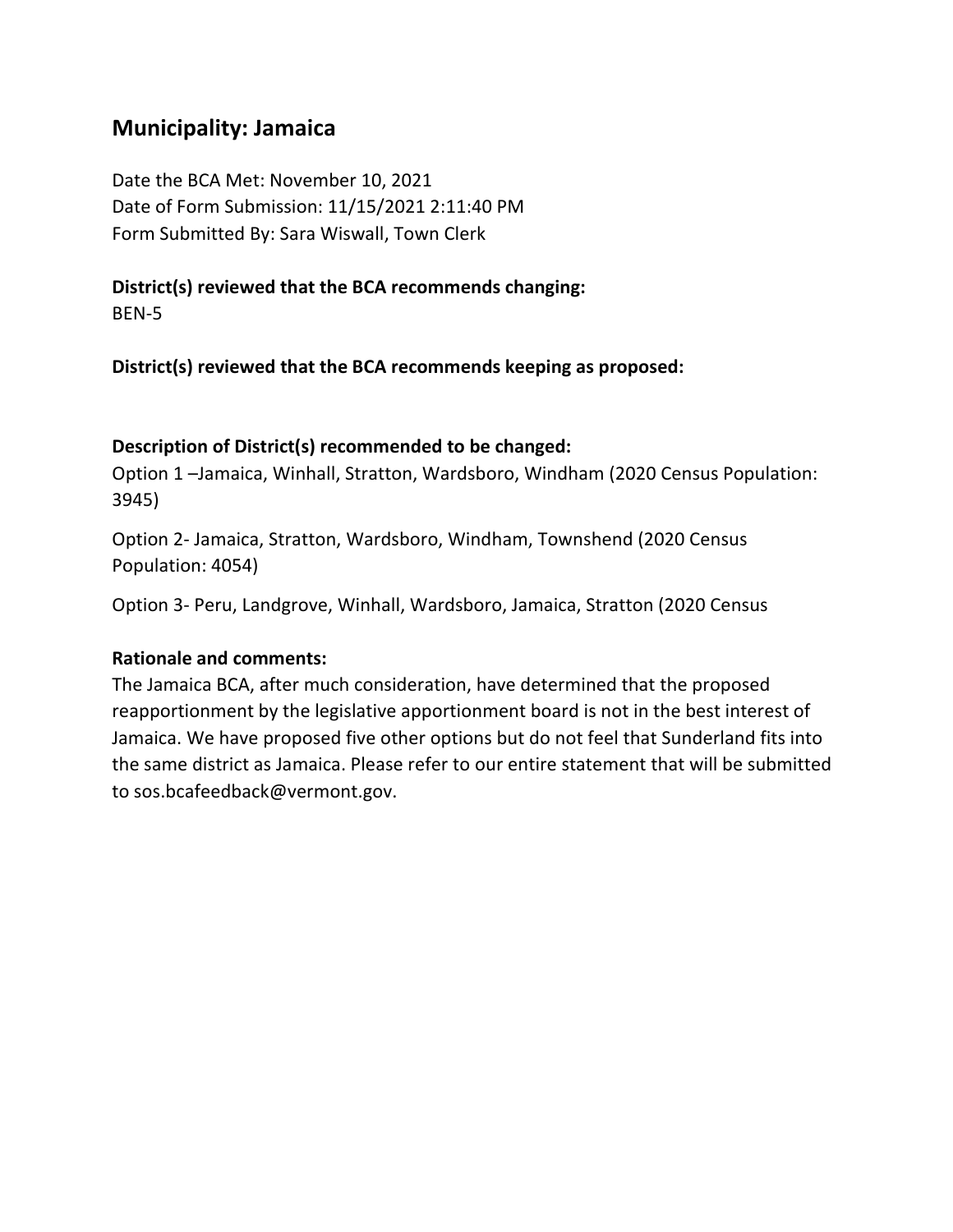## Municipality: Jamaica

Date the BCA Met: November 10, 2021
Date of Form Submission: 11/15/2021 2:11:40 PM
Form Submitted By: Sara Wiswall, Town Clerk

**District(s) reviewed that the BCA recommends changing:**
BEN-5

**District(s) reviewed that the BCA recommends keeping as proposed:**

**Description of District(s) recommended to be changed:**

Option 1 –Jamaica, Winhall, Stratton, Wardsboro, Windham (2020 Census Population: 3945)

Option 2- Jamaica, Stratton, Wardsboro, Windham, Townshend (2020 Census Population: 4054)

Option 3- Peru, Landgrove, Winhall, Wardsboro, Jamaica, Stratton (2020 Census

**Rationale and comments:**
The Jamaica BCA, after much consideration, have determined that the proposed reapportionment by the legislative apportionment board is not in the best interest of Jamaica. We have proposed five other options but do not feel that Sunderland fits into the same district as Jamaica. Please refer to our entire statement that will be submitted to sos.bcafeedback@vermont.gov.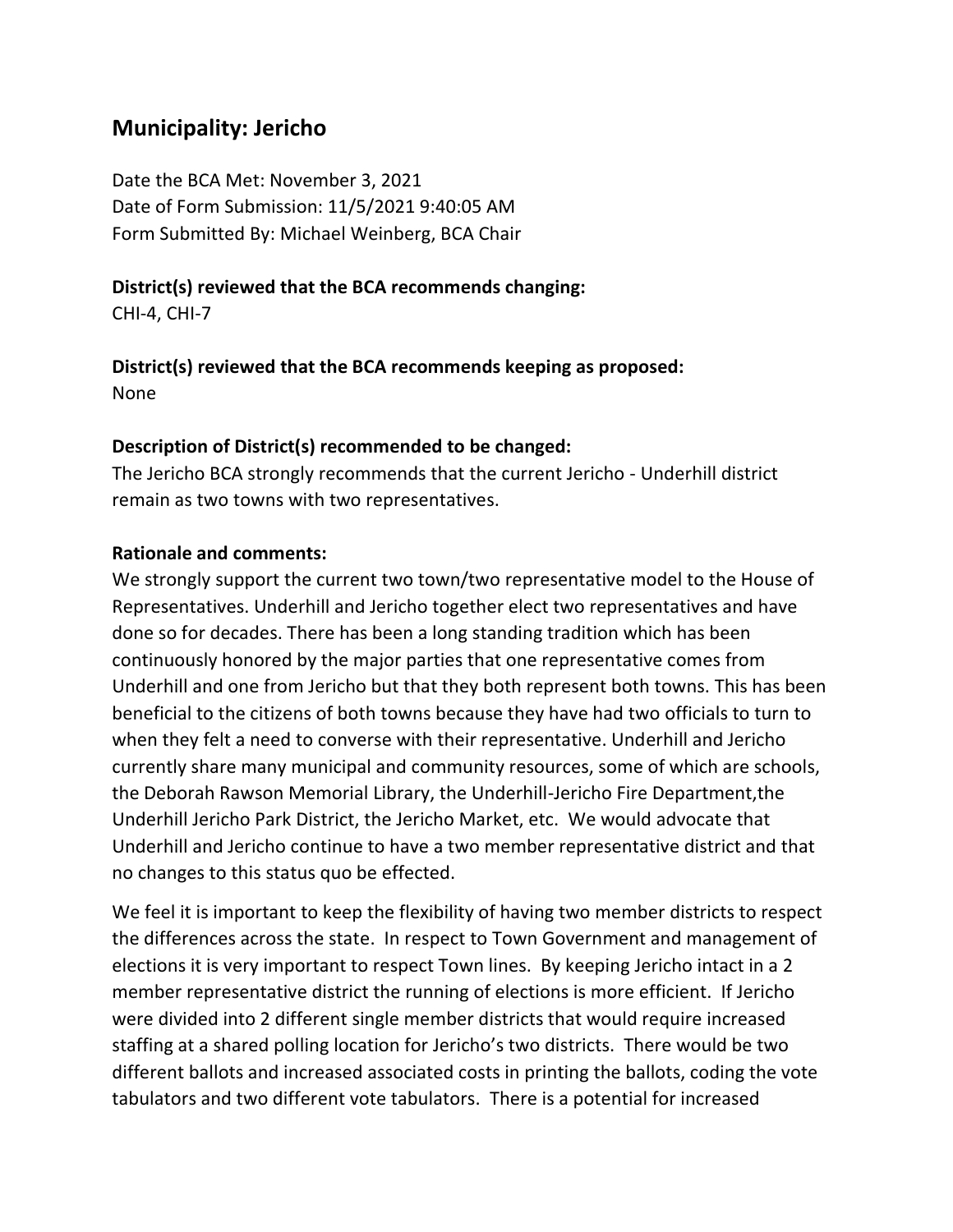## Municipality: Jericho

Date the BCA Met: November 3, 2021
Date of Form Submission: 11/5/2021 9:40:05 AM
Form Submitted By: Michael Weinberg, BCA Chair

**District(s) reviewed that the BCA recommends changing:**
CHI-4, CHI-7

**District(s) reviewed that the BCA recommends keeping as proposed:**
None

**Description of District(s) recommended to be changed:**
The Jericho BCA strongly recommends that the current Jericho - Underhill district remain as two towns with two representatives.

**Rationale and comments:**
We strongly support the current two town/two representative model to the House of Representatives. Underhill and Jericho together elect two representatives and have done so for decades. There has been a long standing tradition which has been continuously honored by the major parties that one representative comes from Underhill and one from Jericho but that they both represent both towns. This has been beneficial to the citizens of both towns because they have had two officials to turn to when they felt a need to converse with their representative. Underhill and Jericho currently share many municipal and community resources, some of which are schools, the Deborah Rawson Memorial Library, the Underhill-Jericho Fire Department,the Underhill Jericho Park District, the Jericho Market, etc. We would advocate that Underhill and Jericho continue to have a two member representative district and that no changes to this status quo be effected.

We feel it is important to keep the flexibility of having two member districts to respect the differences across the state. In respect to Town Government and management of elections it is very important to respect Town lines. By keeping Jericho intact in a 2 member representative district the running of elections is more efficient. If Jericho were divided into 2 different single member districts that would require increased staffing at a shared polling location for Jericho's two districts. There would be two different ballots and increased associated costs in printing the ballots, coding the vote tabulators and two different vote tabulators. There is a potential for increased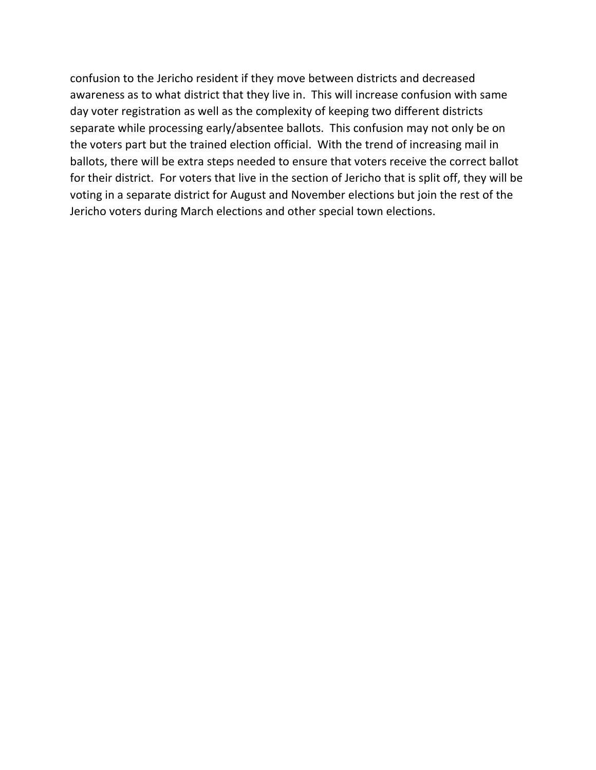confusion to the Jericho resident if they move between districts and decreased awareness as to what district that they live in.  This will increase confusion with same day voter registration as well as the complexity of keeping two different districts separate while processing early/absentee ballots.  This confusion may not only be on the voters part but the trained election official.  With the trend of increasing mail in ballots, there will be extra steps needed to ensure that voters receive the correct ballot for their district.  For voters that live in the section of Jericho that is split off, they will be voting in a separate district for August and November elections but join the rest of the Jericho voters during March elections and other special town elections.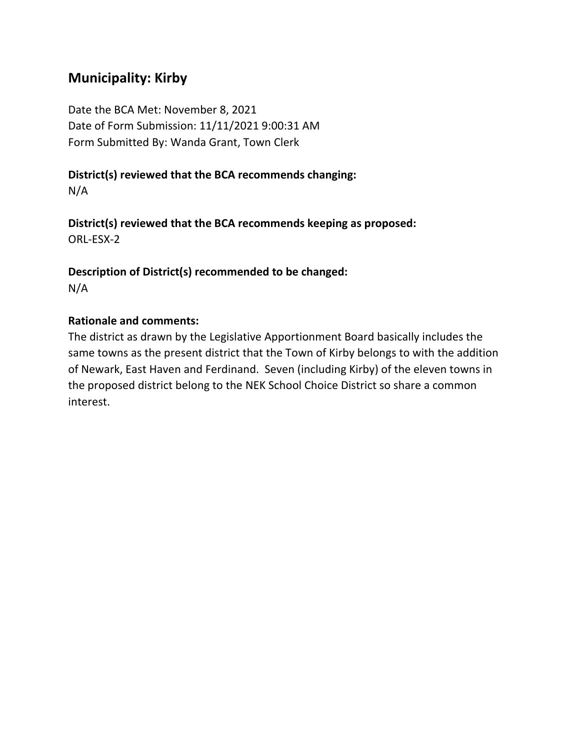## Municipality: Kirby

Date the BCA Met: November 8, 2021
Date of Form Submission: 11/11/2021 9:00:31 AM
Form Submitted By: Wanda Grant, Town Clerk

**District(s) reviewed that the BCA recommends changing:**
N/A

**District(s) reviewed that the BCA recommends keeping as proposed:**
ORL-ESX-2

**Description of District(s) recommended to be changed:**
N/A

**Rationale and comments:**
The district as drawn by the Legislative Apportionment Board basically includes the same towns as the present district that the Town of Kirby belongs to with the addition of Newark, East Haven and Ferdinand. Seven (including Kirby) of the eleven towns in the proposed district belong to the NEK School Choice District so share a common interest.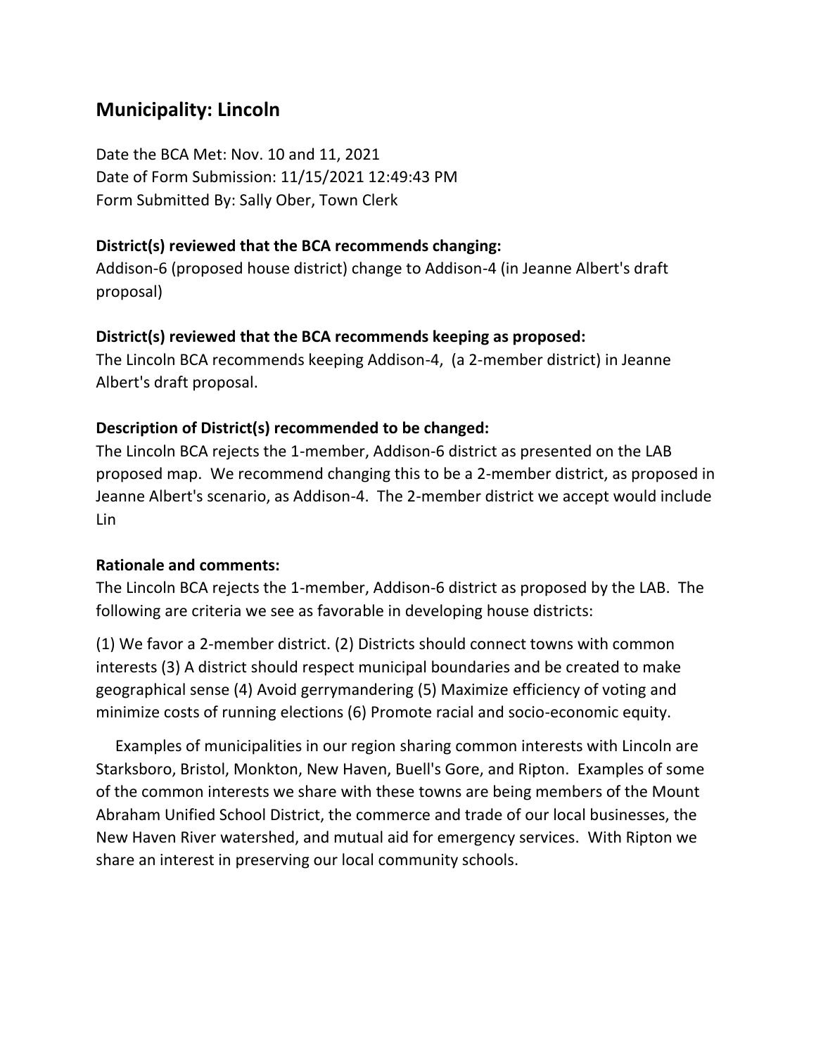## Municipality: Lincoln

Date the BCA Met: Nov. 10 and 11, 2021
Date of Form Submission: 11/15/2021 12:49:43 PM
Form Submitted By: Sally Ober, Town Clerk

**District(s) reviewed that the BCA recommends changing:**
Addison-6 (proposed house district) change to Addison-4 (in Jeanne Albert's draft proposal)

**District(s) reviewed that the BCA recommends keeping as proposed:**
The Lincoln BCA recommends keeping Addison-4, (a 2-member district) in Jeanne Albert's draft proposal.

**Description of District(s) recommended to be changed:**
The Lincoln BCA rejects the 1-member, Addison-6 district as presented on the LAB proposed map. We recommend changing this to be a 2-member district, as proposed in Jeanne Albert's scenario, as Addison-4. The 2-member district we accept would include Lin

**Rationale and comments:**
The Lincoln BCA rejects the 1-member, Addison-6 district as proposed by the LAB. The following are criteria we see as favorable in developing house districts:

(1) We favor a 2-member district. (2) Districts should connect towns with common interests (3) A district should respect municipal boundaries and be created to make geographical sense (4) Avoid gerrymandering (5) Maximize efficiency of voting and minimize costs of running elections (6) Promote racial and socio-economic equity.

Examples of municipalities in our region sharing common interests with Lincoln are Starksboro, Bristol, Monkton, New Haven, Buell's Gore, and Ripton. Examples of some of the common interests we share with these towns are being members of the Mount Abraham Unified School District, the commerce and trade of our local businesses, the New Haven River watershed, and mutual aid for emergency services. With Ripton we share an interest in preserving our local community schools.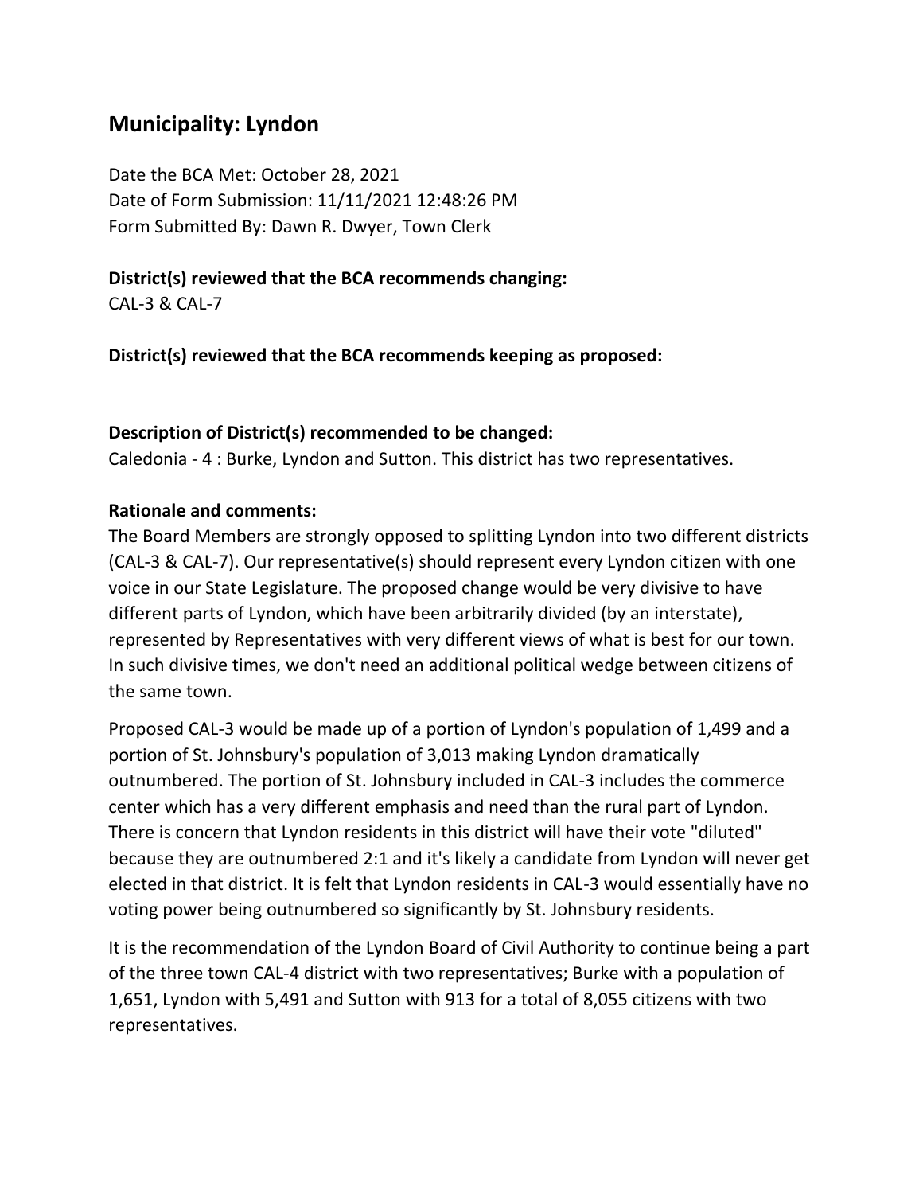## Municipality: Lyndon

Date the BCA Met: October 28, 2021
Date of Form Submission: 11/11/2021 12:48:26 PM
Form Submitted By: Dawn R. Dwyer, Town Clerk

**District(s) reviewed that the BCA recommends changing:**
CAL-3 & CAL-7

**District(s) reviewed that the BCA recommends keeping as proposed:**

**Description of District(s) recommended to be changed:**
Caledonia - 4 : Burke, Lyndon and Sutton. This district has two representatives.

**Rationale and comments:**
The Board Members are strongly opposed to splitting Lyndon into two different districts (CAL-3 & CAL-7). Our representative(s) should represent every Lyndon citizen with one voice in our State Legislature. The proposed change would be very divisive to have different parts of Lyndon, which have been arbitrarily divided (by an interstate), represented by Representatives with very different views of what is best for our town. In such divisive times, we don't need an additional political wedge between citizens of the same town.

Proposed CAL-3 would be made up of a portion of Lyndon's population of 1,499 and a portion of St. Johnsbury's population of 3,013 making Lyndon dramatically outnumbered. The portion of St. Johnsbury included in CAL-3 includes the commerce center which has a very different emphasis and need than the rural part of Lyndon. There is concern that Lyndon residents in this district will have their vote "diluted" because they are outnumbered 2:1 and it's likely a candidate from Lyndon will never get elected in that district. It is felt that Lyndon residents in CAL-3 would essentially have no voting power being outnumbered so significantly by St. Johnsbury residents.

It is the recommendation of the Lyndon Board of Civil Authority to continue being a part of the three town CAL-4 district with two representatives; Burke with a population of 1,651, Lyndon with 5,491 and Sutton with 913 for a total of 8,055 citizens with two representatives.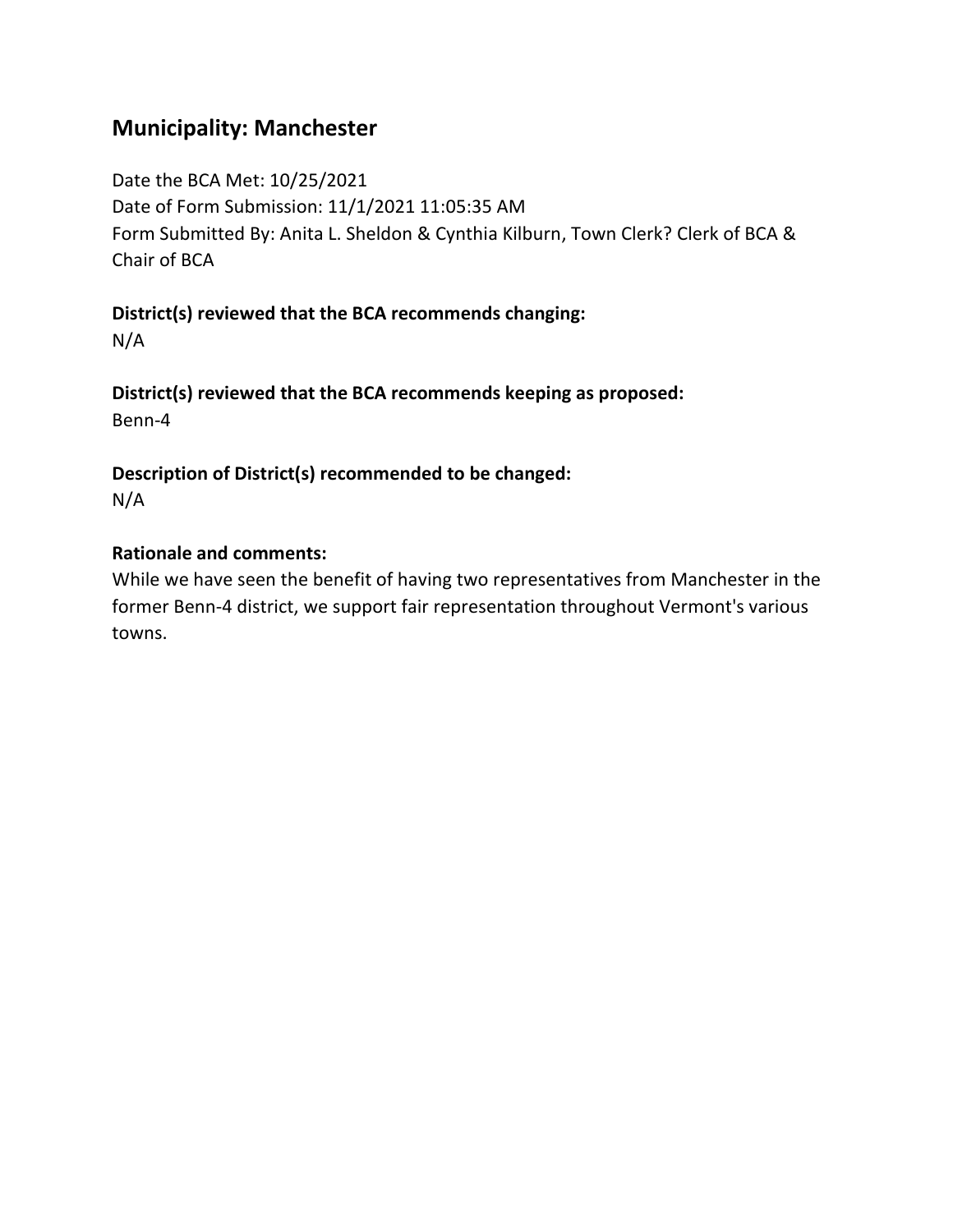## Municipality: Manchester

Date the BCA Met: 10/25/2021
Date of Form Submission: 11/1/2021 11:05:35 AM
Form Submitted By: Anita L. Sheldon & Cynthia Kilburn, Town Clerk? Clerk of BCA & Chair of BCA

**District(s) reviewed that the BCA recommends changing:**
N/A

**District(s) reviewed that the BCA recommends keeping as proposed:**
Benn-4

**Description of District(s) recommended to be changed:**
N/A

**Rationale and comments:**
While we have seen the benefit of having two representatives from Manchester in the former Benn-4 district, we support fair representation throughout Vermont's various towns.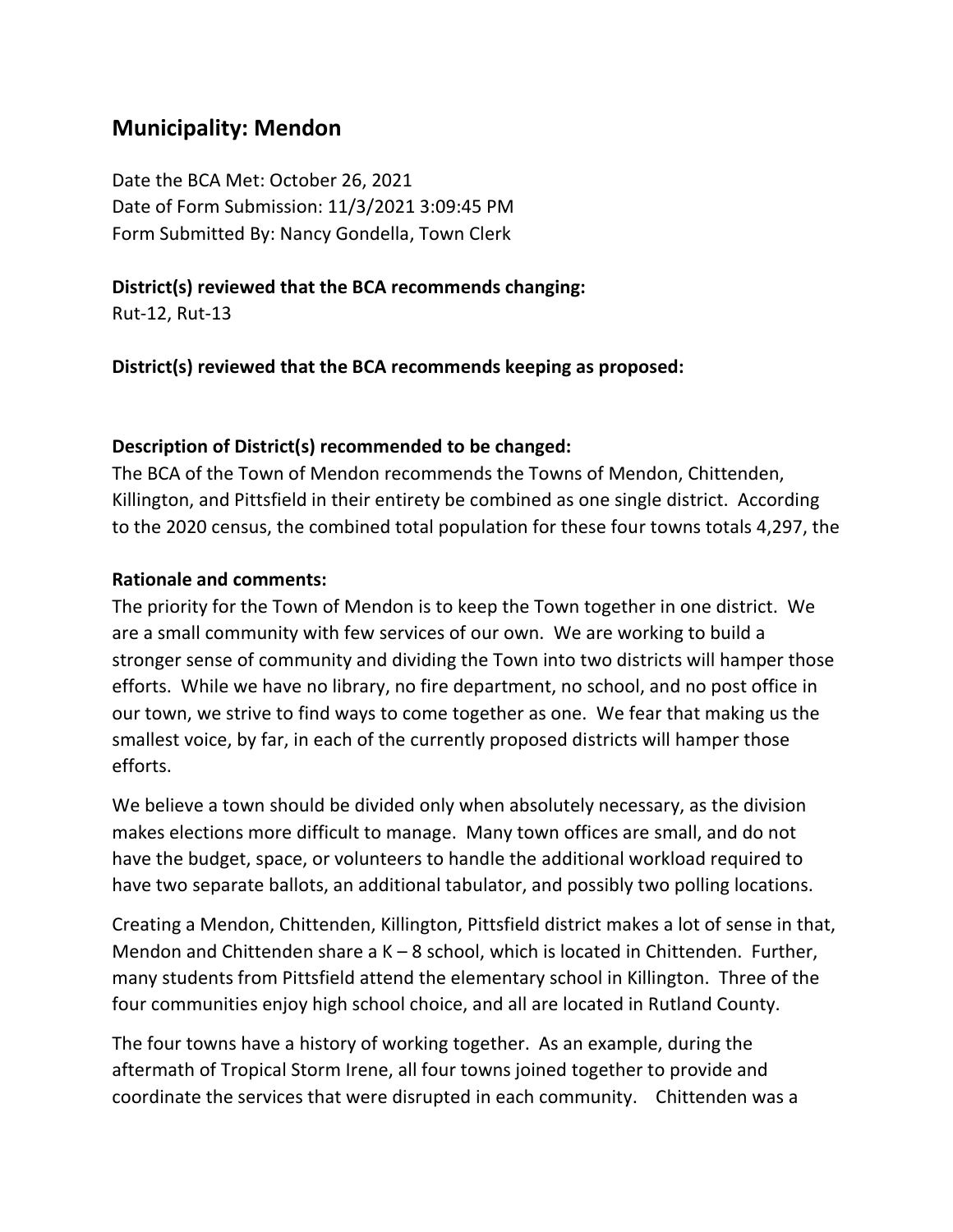## Municipality: Mendon

Date the BCA Met: October 26, 2021
Date of Form Submission: 11/3/2021 3:09:45 PM
Form Submitted By: Nancy Gondella, Town Clerk

**District(s) reviewed that the BCA recommends changing:**
Rut-12, Rut-13

**District(s) reviewed that the BCA recommends keeping as proposed:**

**Description of District(s) recommended to be changed:**
The BCA of the Town of Mendon recommends the Towns of Mendon, Chittenden, Killington, and Pittsfield in their entirety be combined as one single district. According to the 2020 census, the combined total population for these four towns totals 4,297, the

**Rationale and comments:**
The priority for the Town of Mendon is to keep the Town together in one district. We are a small community with few services of our own. We are working to build a stronger sense of community and dividing the Town into two districts will hamper those efforts. While we have no library, no fire department, no school, and no post office in our town, we strive to find ways to come together as one. We fear that making us the smallest voice, by far, in each of the currently proposed districts will hamper those efforts.

We believe a town should be divided only when absolutely necessary, as the division makes elections more difficult to manage. Many town offices are small, and do not have the budget, space, or volunteers to handle the additional workload required to have two separate ballots, an additional tabulator, and possibly two polling locations.

Creating a Mendon, Chittenden, Killington, Pittsfield district makes a lot of sense in that, Mendon and Chittenden share a K – 8 school, which is located in Chittenden. Further, many students from Pittsfield attend the elementary school in Killington. Three of the four communities enjoy high school choice, and all are located in Rutland County.

The four towns have a history of working together. As an example, during the aftermath of Tropical Storm Irene, all four towns joined together to provide and coordinate the services that were disrupted in each community. Chittenden was a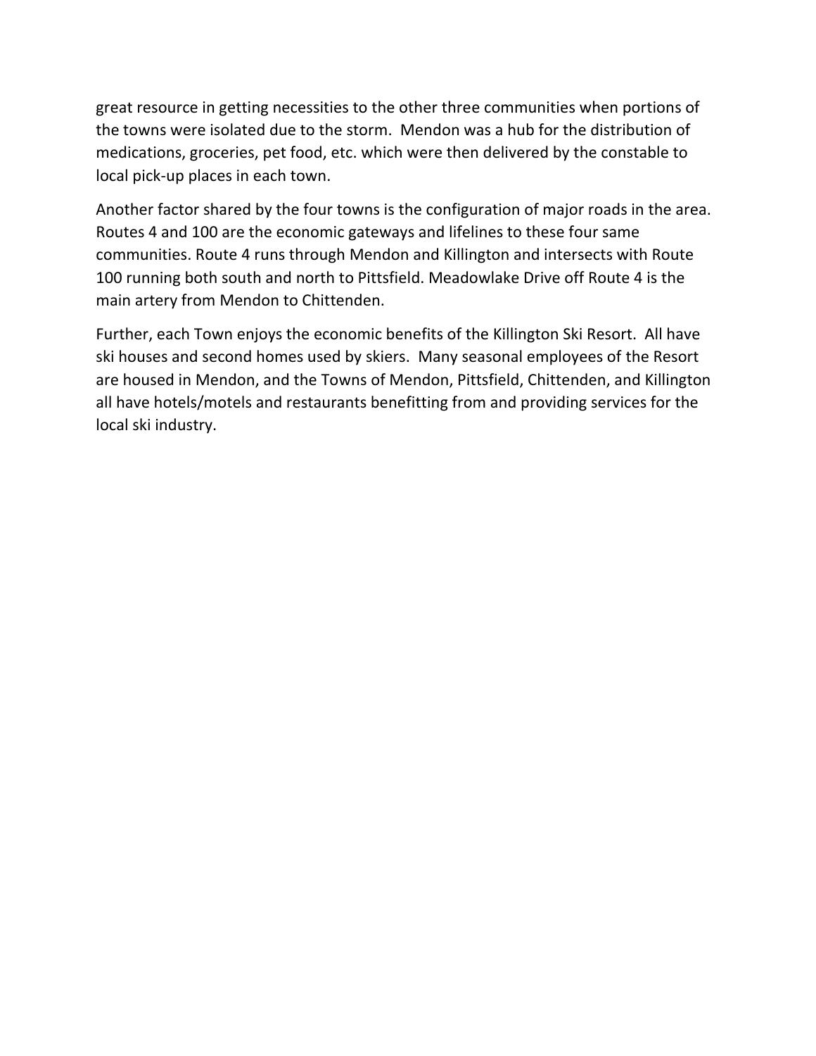great resource in getting necessities to the other three communities when portions of the towns were isolated due to the storm. Mendon was a hub for the distribution of medications, groceries, pet food, etc. which were then delivered by the constable to local pick-up places in each town.

Another factor shared by the four towns is the configuration of major roads in the area. Routes 4 and 100 are the economic gateways and lifelines to these four same communities. Route 4 runs through Mendon and Killington and intersects with Route 100 running both south and north to Pittsfield. Meadowlake Drive off Route 4 is the main artery from Mendon to Chittenden.

Further, each Town enjoys the economic benefits of the Killington Ski Resort. All have ski houses and second homes used by skiers. Many seasonal employees of the Resort are housed in Mendon, and the Towns of Mendon, Pittsfield, Chittenden, and Killington all have hotels/motels and restaurants benefitting from and providing services for the local ski industry.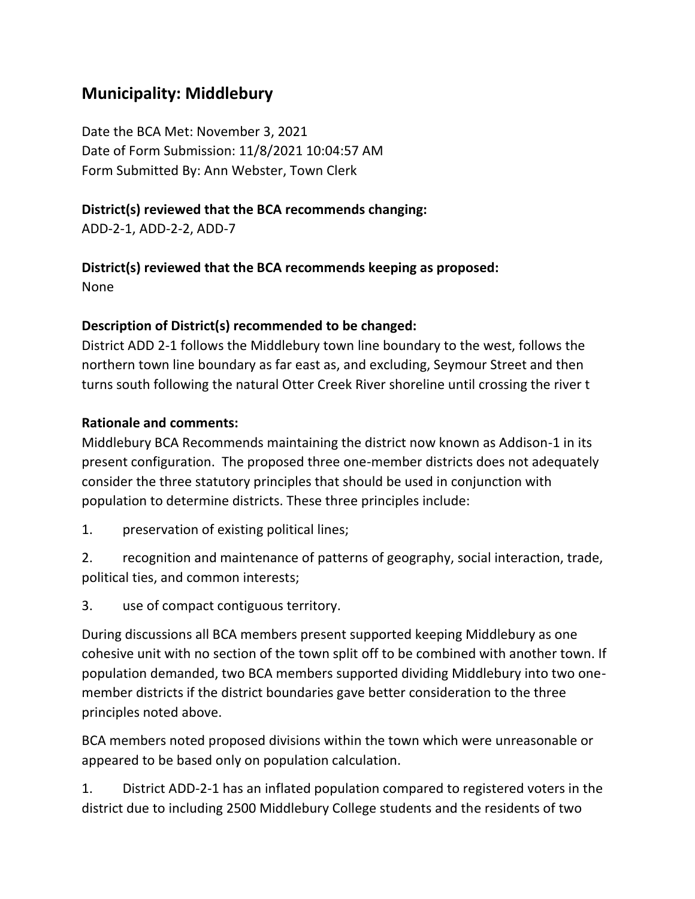## Municipality: Middlebury

Date the BCA Met: November 3, 2021
Date of Form Submission: 11/8/2021 10:04:57 AM
Form Submitted By: Ann Webster, Town Clerk

**District(s) reviewed that the BCA recommends changing:**
ADD-2-1, ADD-2-2, ADD-7

**District(s) reviewed that the BCA recommends keeping as proposed:**
None

**Description of District(s) recommended to be changed:**
District ADD 2-1 follows the Middlebury town line boundary to the west, follows the northern town line boundary as far east as, and excluding, Seymour Street and then turns south following the natural Otter Creek River shoreline until crossing the river t

**Rationale and comments:**
Middlebury BCA Recommends maintaining the district now known as Addison-1 in its present configuration. The proposed three one-member districts does not adequately consider the three statutory principles that should be used in conjunction with population to determine districts. These three principles include:

1. preservation of existing political lines;
2. recognition and maintenance of patterns of geography, social interaction, trade, political ties, and common interests;
3. use of compact contiguous territory.

During discussions all BCA members present supported keeping Middlebury as one cohesive unit with no section of the town split off to be combined with another town. If population demanded, two BCA members supported dividing Middlebury into two one-member districts if the district boundaries gave better consideration to the three principles noted above.

BCA members noted proposed divisions within the town which were unreasonable or appeared to be based only on population calculation.

1. District ADD-2-1 has an inflated population compared to registered voters in the district due to including 2500 Middlebury College students and the residents of two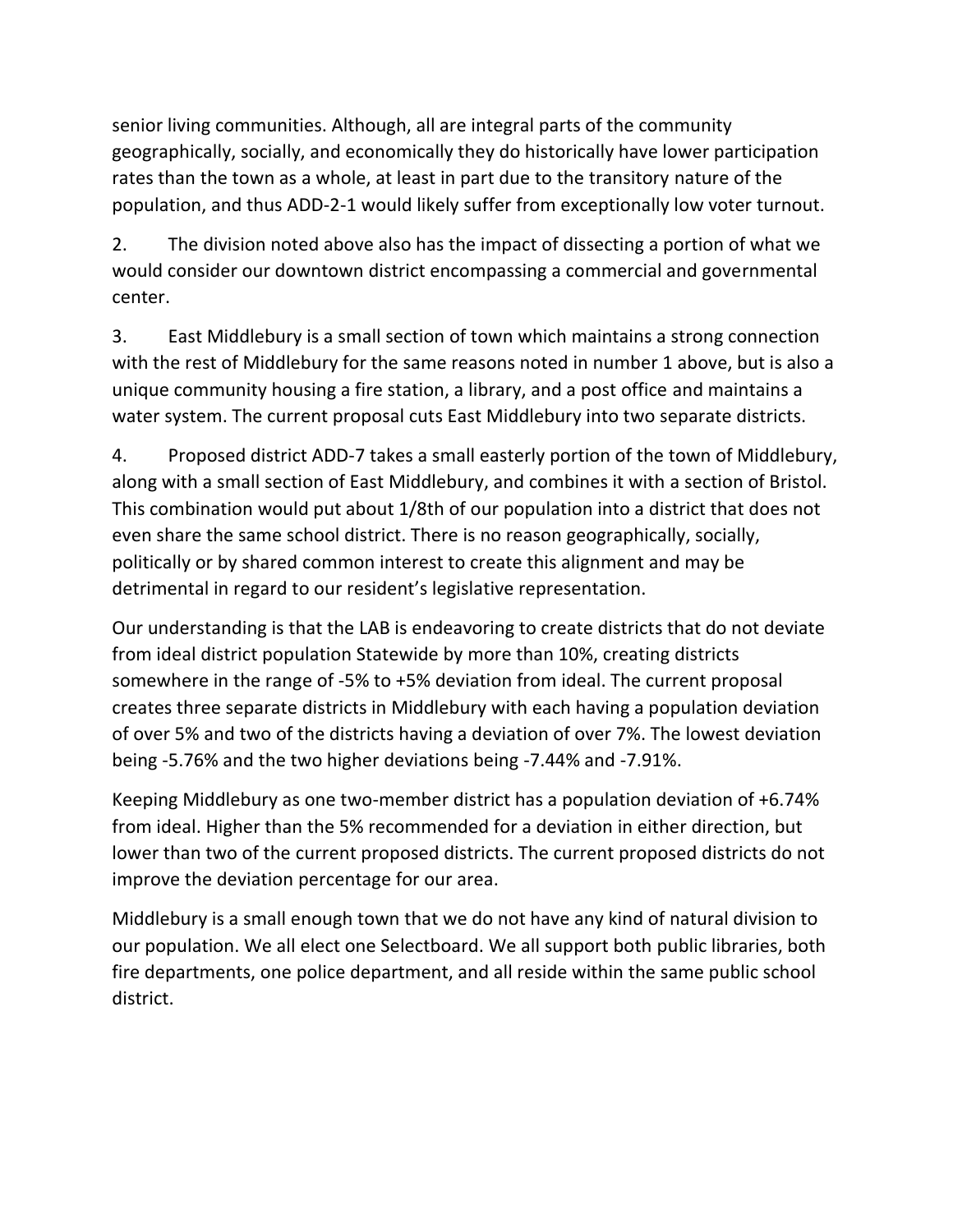senior living communities. Although, all are integral parts of the community geographically, socially, and economically they do historically have lower participation rates than the town as a whole, at least in part due to the transitory nature of the population, and thus ADD-2-1 would likely suffer from exceptionally low voter turnout.

2. The division noted above also has the impact of dissecting a portion of what we would consider our downtown district encompassing a commercial and governmental center.

3. East Middlebury is a small section of town which maintains a strong connection with the rest of Middlebury for the same reasons noted in number 1 above, but is also a unique community housing a fire station, a library, and a post office and maintains a water system. The current proposal cuts East Middlebury into two separate districts.

4. Proposed district ADD-7 takes a small easterly portion of the town of Middlebury, along with a small section of East Middlebury, and combines it with a section of Bristol. This combination would put about 1/8th of our population into a district that does not even share the same school district. There is no reason geographically, socially, politically or by shared common interest to create this alignment and may be detrimental in regard to our resident's legislative representation.

Our understanding is that the LAB is endeavoring to create districts that do not deviate from ideal district population Statewide by more than 10%, creating districts somewhere in the range of -5% to +5% deviation from ideal. The current proposal creates three separate districts in Middlebury with each having a population deviation of over 5% and two of the districts having a deviation of over 7%. The lowest deviation being -5.76% and the two higher deviations being -7.44% and -7.91%.

Keeping Middlebury as one two-member district has a population deviation of +6.74% from ideal. Higher than the 5% recommended for a deviation in either direction, but lower than two of the current proposed districts. The current proposed districts do not improve the deviation percentage for our area.

Middlebury is a small enough town that we do not have any kind of natural division to our population. We all elect one Selectboard. We all support both public libraries, both fire departments, one police department, and all reside within the same public school district.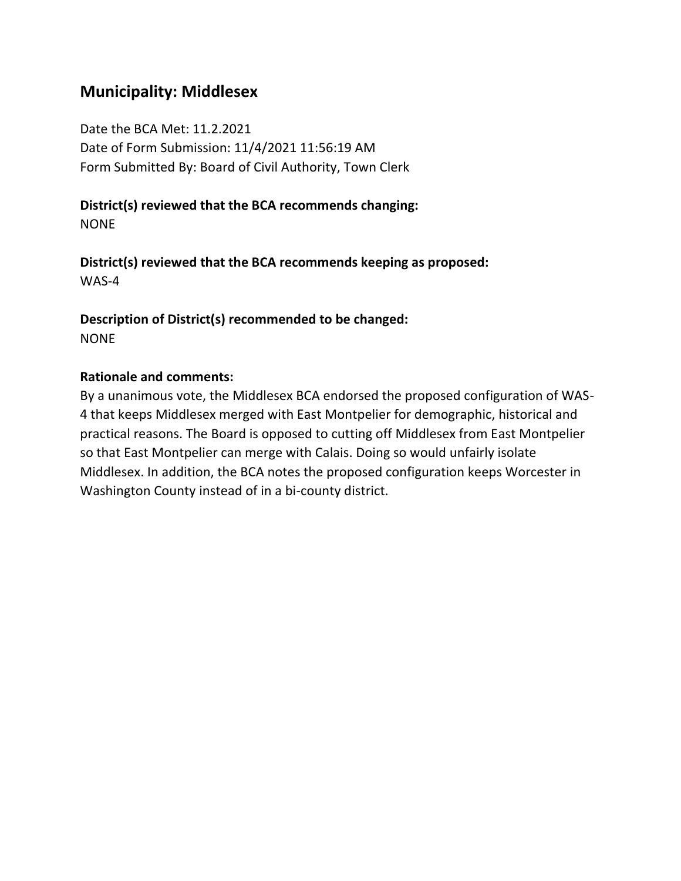## Municipality: Middlesex

Date the BCA Met: 11.2.2021
Date of Form Submission: 11/4/2021 11:56:19 AM
Form Submitted By: Board of Civil Authority, Town Clerk

**District(s) reviewed that the BCA recommends changing:**
NONE

**District(s) reviewed that the BCA recommends keeping as proposed:**
WAS-4

**Description of District(s) recommended to be changed:**
NONE

**Rationale and comments:**
By a unanimous vote, the Middlesex BCA endorsed the proposed configuration of WAS-4 that keeps Middlesex merged with East Montpelier for demographic, historical and practical reasons. The Board is opposed to cutting off Middlesex from East Montpelier so that East Montpelier can merge with Calais. Doing so would unfairly isolate Middlesex. In addition, the BCA notes the proposed configuration keeps Worcester in Washington County instead of in a bi-county district.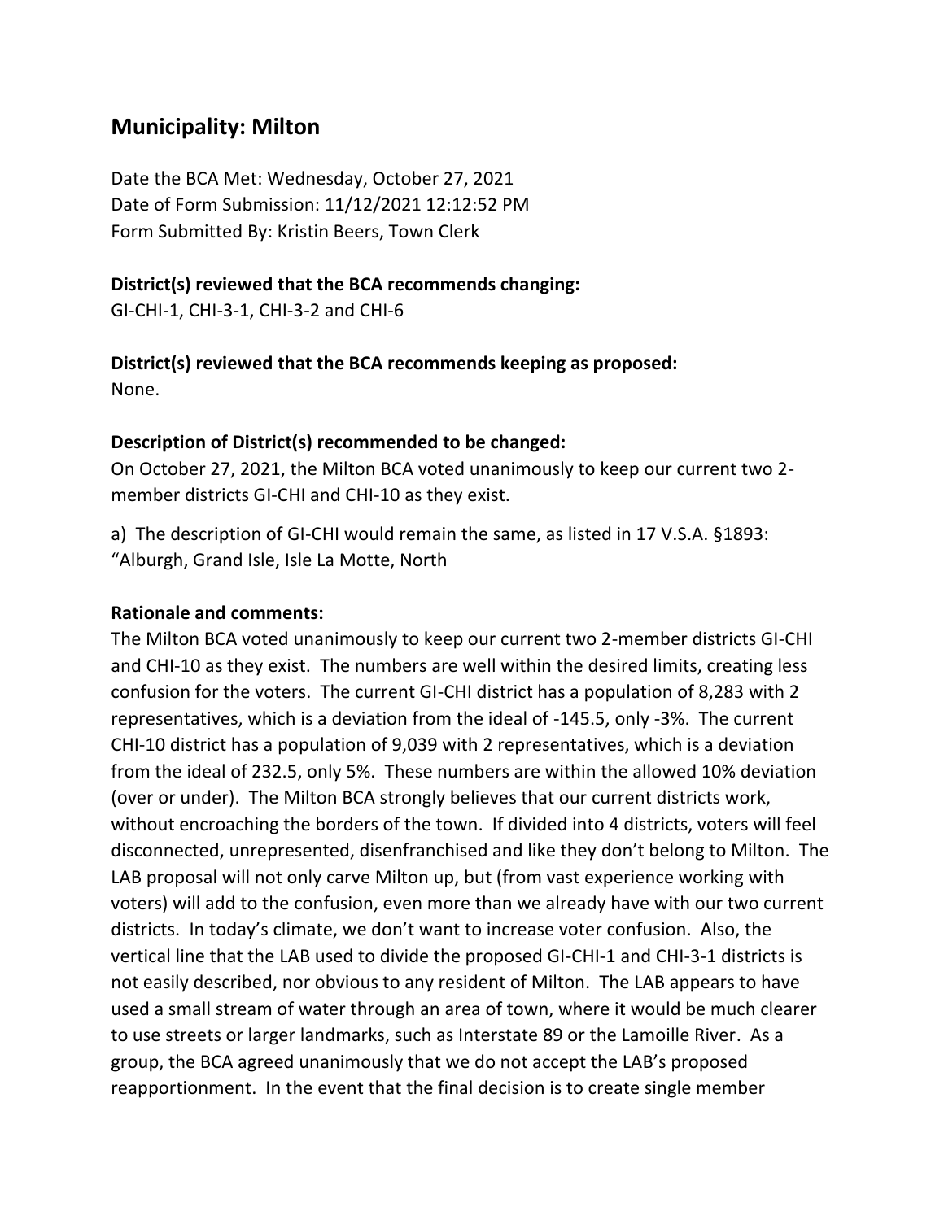## Municipality: Milton

Date the BCA Met: Wednesday, October 27, 2021
Date of Form Submission: 11/12/2021 12:12:52 PM
Form Submitted By: Kristin Beers, Town Clerk

**District(s) reviewed that the BCA recommends changing:**
GI-CHI-1, CHI-3-1, CHI-3-2 and CHI-6

**District(s) reviewed that the BCA recommends keeping as proposed:**
None.

**Description of District(s) recommended to be changed:**
On October 27, 2021, the Milton BCA voted unanimously to keep our current two 2-member districts GI-CHI and CHI-10 as they exist.

a) The description of GI-CHI would remain the same, as listed in 17 V.S.A. §1893: "Alburgh, Grand Isle, Isle La Motte, North

**Rationale and comments:**
The Milton BCA voted unanimously to keep our current two 2-member districts GI-CHI and CHI-10 as they exist. The numbers are well within the desired limits, creating less confusion for the voters. The current GI-CHI district has a population of 8,283 with 2 representatives, which is a deviation from the ideal of -145.5, only -3%. The current CHI-10 district has a population of 9,039 with 2 representatives, which is a deviation from the ideal of 232.5, only 5%. These numbers are within the allowed 10% deviation (over or under). The Milton BCA strongly believes that our current districts work, without encroaching the borders of the town. If divided into 4 districts, voters will feel disconnected, unrepresented, disenfranchised and like they don't belong to Milton. The LAB proposal will not only carve Milton up, but (from vast experience working with voters) will add to the confusion, even more than we already have with our two current districts. In today's climate, we don't want to increase voter confusion. Also, the vertical line that the LAB used to divide the proposed GI-CHI-1 and CHI-3-1 districts is not easily described, nor obvious to any resident of Milton. The LAB appears to have used a small stream of water through an area of town, where it would be much clearer to use streets or larger landmarks, such as Interstate 89 or the Lamoille River. As a group, the BCA agreed unanimously that we do not accept the LAB's proposed reapportionment. In the event that the final decision is to create single member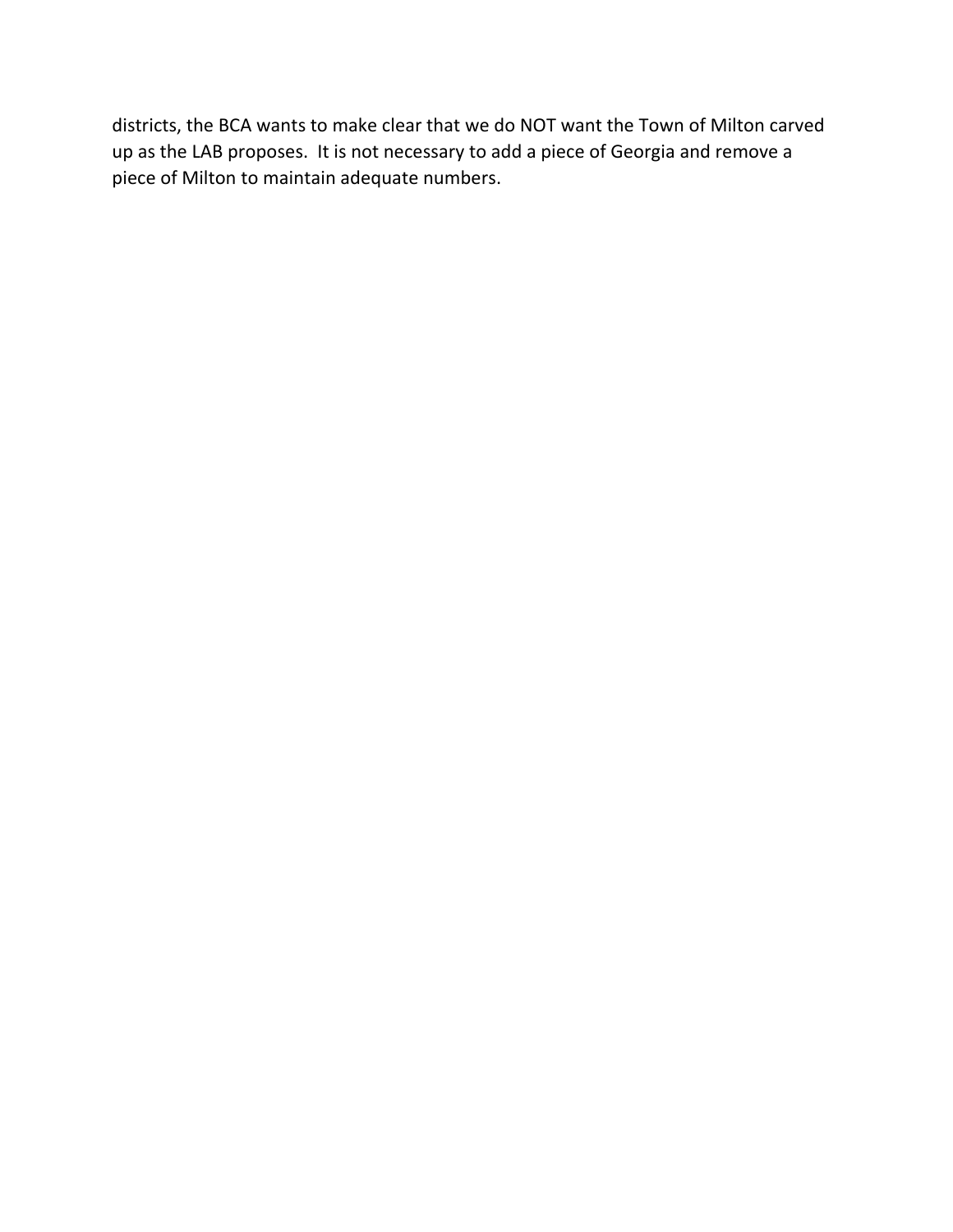districts, the BCA wants to make clear that we do NOT want the Town of Milton carved up as the LAB proposes. It is not necessary to add a piece of Georgia and remove a piece of Milton to maintain adequate numbers.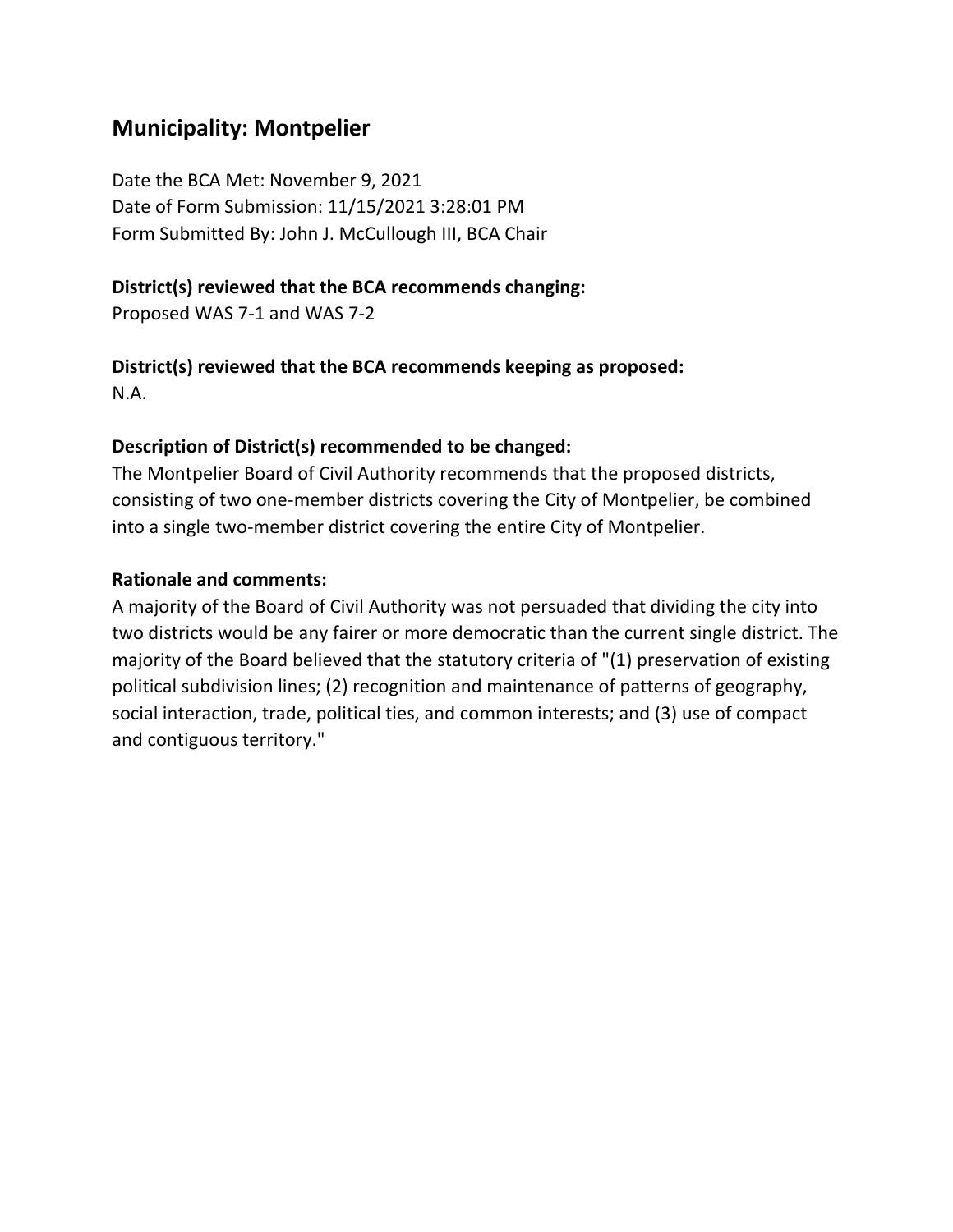## Municipality: Montpelier

Date the BCA Met: November 9, 2021
Date of Form Submission: 11/15/2021 3:28:01 PM
Form Submitted By: John J. McCullough III, BCA Chair

**District(s) reviewed that the BCA recommends changing:**
Proposed WAS 7-1 and WAS 7-2

**District(s) reviewed that the BCA recommends keeping as proposed:**
N.A.

**Description of District(s) recommended to be changed:**
The Montpelier Board of Civil Authority recommends that the proposed districts, consisting of two one-member districts covering the City of Montpelier, be combined into a single two-member district covering the entire City of Montpelier.

**Rationale and comments:**
A majority of the Board of Civil Authority was not persuaded that dividing the city into two districts would be any fairer or more democratic than the current single district. The majority of the Board believed that the statutory criteria of "(1) preservation of existing political subdivision lines; (2) recognition and maintenance of patterns of geography, social interaction, trade, political ties, and common interests; and (3) use of compact and contiguous territory."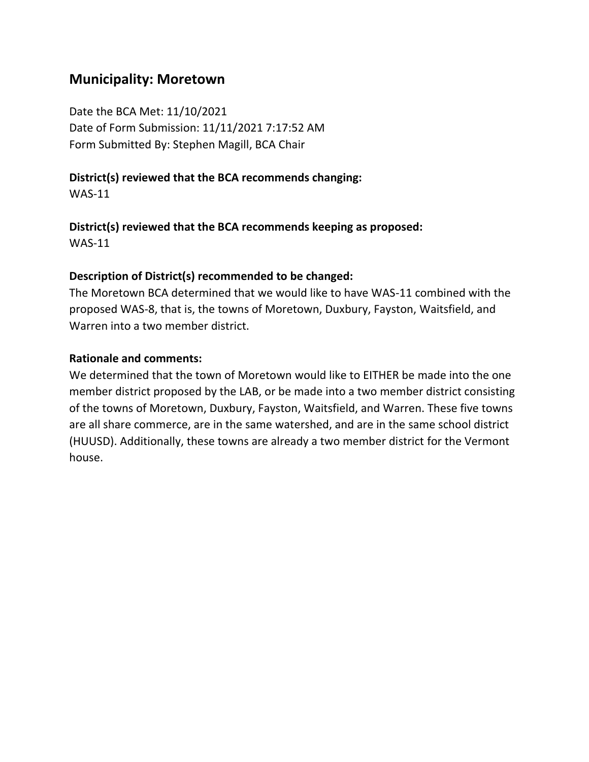## Municipality: Moretown

Date the BCA Met: 11/10/2021
Date of Form Submission: 11/11/2021 7:17:52 AM
Form Submitted By: Stephen Magill, BCA Chair

**District(s) reviewed that the BCA recommends changing:**
WAS-11

**District(s) reviewed that the BCA recommends keeping as proposed:**
WAS-11

**Description of District(s) recommended to be changed:**
The Moretown BCA determined that we would like to have WAS-11 combined with the proposed WAS-8, that is, the towns of Moretown, Duxbury, Fayston, Waitsfield, and Warren into a two member district.

**Rationale and comments:**
We determined that the town of Moretown would like to EITHER be made into the one member district proposed by the LAB, or be made into a two member district consisting of the towns of Moretown, Duxbury, Fayston, Waitsfield, and Warren. These five towns are all share commerce, are in the same watershed, and are in the same school district (HUUSD). Additionally, these towns are already a two member district for the Vermont house.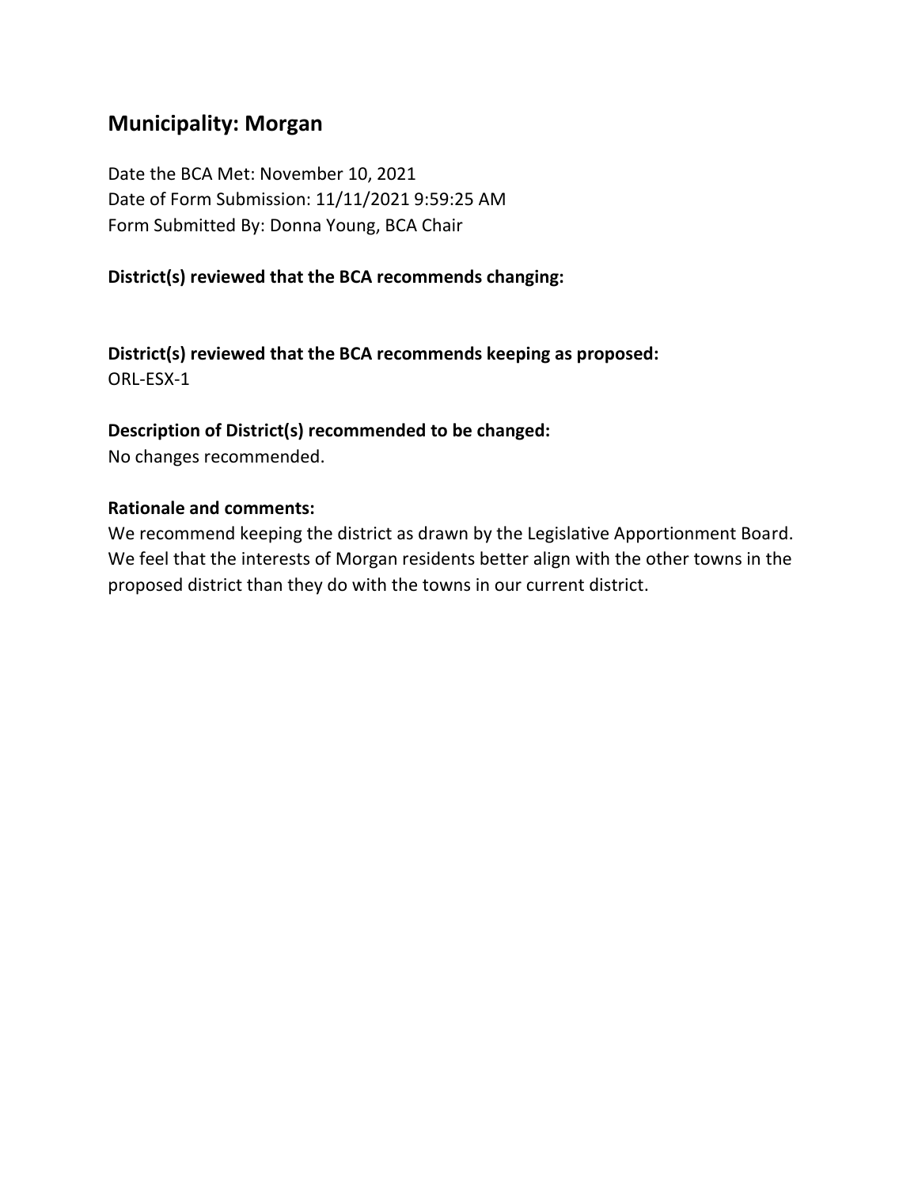## Municipality: Morgan

Date the BCA Met: November 10, 2021
Date of Form Submission: 11/11/2021 9:59:25 AM
Form Submitted By: Donna Young, BCA Chair

**District(s) reviewed that the BCA recommends changing:**

**District(s) reviewed that the BCA recommends keeping as proposed:**
ORL-ESX-1

**Description of District(s) recommended to be changed:**
No changes recommended.

**Rationale and comments:**
We recommend keeping the district as drawn by the Legislative Apportionment Board. We feel that the interests of Morgan residents better align with the other towns in the proposed district than they do with the towns in our current district.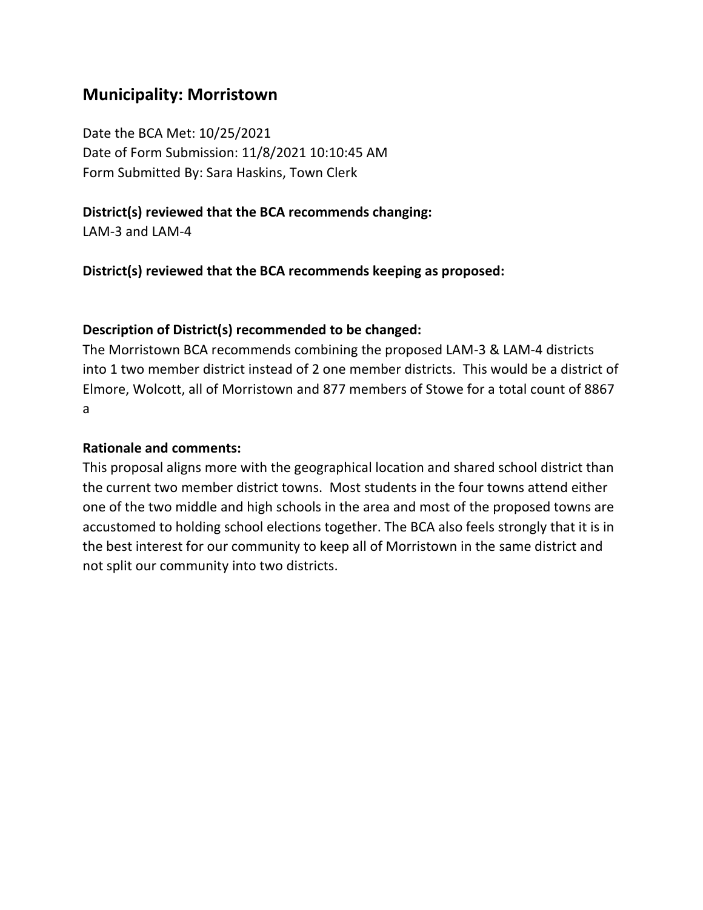## Municipality: Morristown

Date the BCA Met: 10/25/2021
Date of Form Submission: 11/8/2021 10:10:45 AM
Form Submitted By: Sara Haskins, Town Clerk

**District(s) reviewed that the BCA recommends changing:**
LAM-3 and LAM-4

**District(s) reviewed that the BCA recommends keeping as proposed:**

**Description of District(s) recommended to be changed:**
The Morristown BCA recommends combining the proposed LAM-3 & LAM-4 districts into 1 two member district instead of 2 one member districts. This would be a district of Elmore, Wolcott, all of Morristown and 877 members of Stowe for a total count of 8867 a

**Rationale and comments:**
This proposal aligns more with the geographical location and shared school district than the current two member district towns. Most students in the four towns attend either one of the two middle and high schools in the area and most of the proposed towns are accustomed to holding school elections together. The BCA also feels strongly that it is in the best interest for our community to keep all of Morristown in the same district and not split our community into two districts.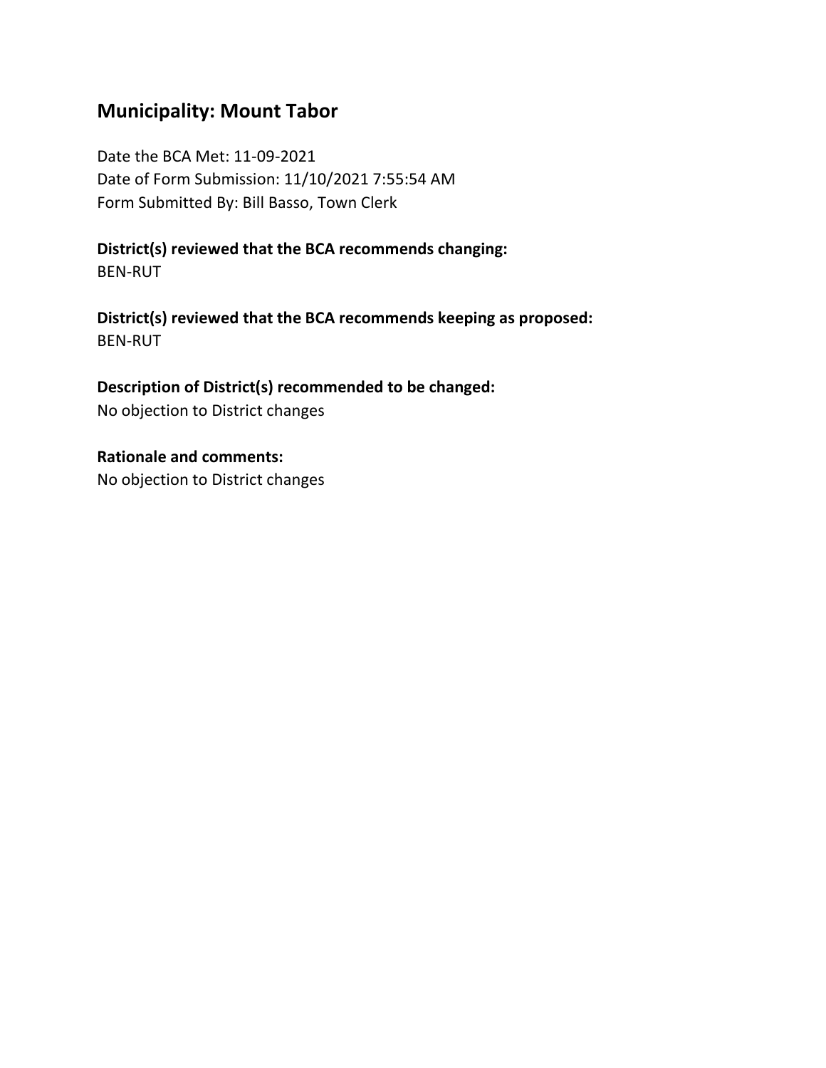## Municipality: Mount Tabor

Date the BCA Met: 11-09-2021
Date of Form Submission: 11/10/2021 7:55:54 AM
Form Submitted By: Bill Basso, Town Clerk

**District(s) reviewed that the BCA recommends changing:**
BEN-RUT

**District(s) reviewed that the BCA recommends keeping as proposed:**
BEN-RUT

**Description of District(s) recommended to be changed:**
No objection to District changes

**Rationale and comments:**
No objection to District changes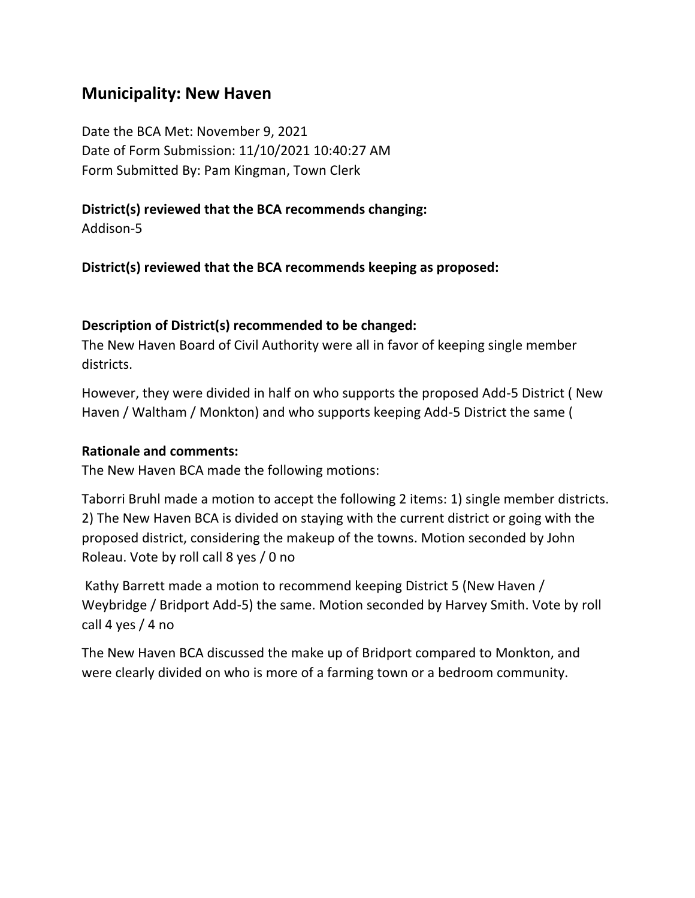## Municipality: New Haven

Date the BCA Met: November 9, 2021
Date of Form Submission: 11/10/2021 10:40:27 AM
Form Submitted By: Pam Kingman, Town Clerk

**District(s) reviewed that the BCA recommends changing:**
Addison-5

**District(s) reviewed that the BCA recommends keeping as proposed:**

**Description of District(s) recommended to be changed:**
The New Haven Board of Civil Authority were all in favor of keeping single member districts.

However, they were divided in half on who supports the proposed Add-5 District ( New Haven / Waltham / Monkton) and who supports keeping Add-5 District the same (

**Rationale and comments:**
The New Haven BCA made the following motions:

Taborri Bruhl made a motion to accept the following 2 items: 1) single member districts. 2) The New Haven BCA is divided on staying with the current district or going with the proposed district, considering the makeup of the towns. Motion seconded by John Roleau. Vote by roll call 8 yes / 0 no

Kathy Barrett made a motion to recommend keeping District 5 (New Haven / Weybridge / Bridport Add-5) the same. Motion seconded by Harvey Smith. Vote by roll call 4 yes / 4 no

The New Haven BCA discussed the make up of Bridport compared to Monkton, and were clearly divided on who is more of a farming town or a bedroom community.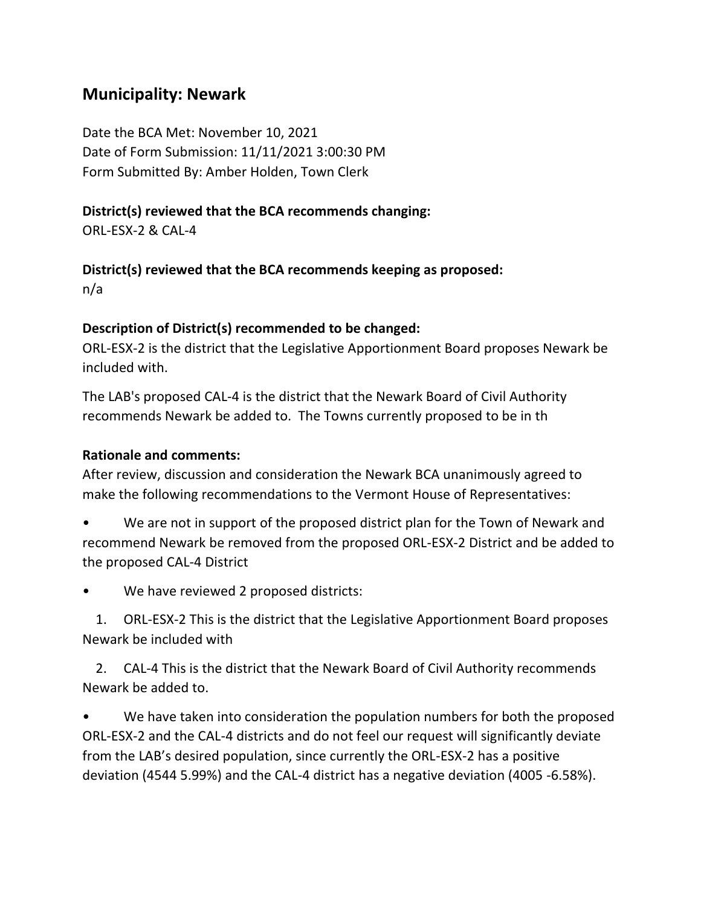## Municipality: Newark

Date the BCA Met: November 10, 2021
Date of Form Submission: 11/11/2021 3:00:30 PM
Form Submitted By: Amber Holden, Town Clerk

**District(s) reviewed that the BCA recommends changing:**
ORL-ESX-2 & CAL-4

**District(s) reviewed that the BCA recommends keeping as proposed:**
n/a

**Description of District(s) recommended to be changed:**
ORL-ESX-2 is the district that the Legislative Apportionment Board proposes Newark be included with.

The LAB's proposed CAL-4 is the district that the Newark Board of Civil Authority recommends Newark be added to. The Towns currently proposed to be in th

**Rationale and comments:**
After review, discussion and consideration the Newark BCA unanimously agreed to make the following recommendations to the Vermont House of Representatives:

- We are not in support of the proposed district plan for the Town of Newark and recommend Newark be removed from the proposed ORL-ESX-2 District and be added to the proposed CAL-4 District
- We have reviewed 2 proposed districts:
  1. ORL-ESX-2 This is the district that the Legislative Apportionment Board proposes Newark be included with
  2. CAL-4 This is the district that the Newark Board of Civil Authority recommends Newark be added to.
- We have taken into consideration the population numbers for both the proposed ORL-ESX-2 and the CAL-4 districts and do not feel our request will significantly deviate from the LAB's desired population, since currently the ORL-ESX-2 has a positive deviation (4544 5.99%) and the CAL-4 district has a negative deviation (4005 -6.58%).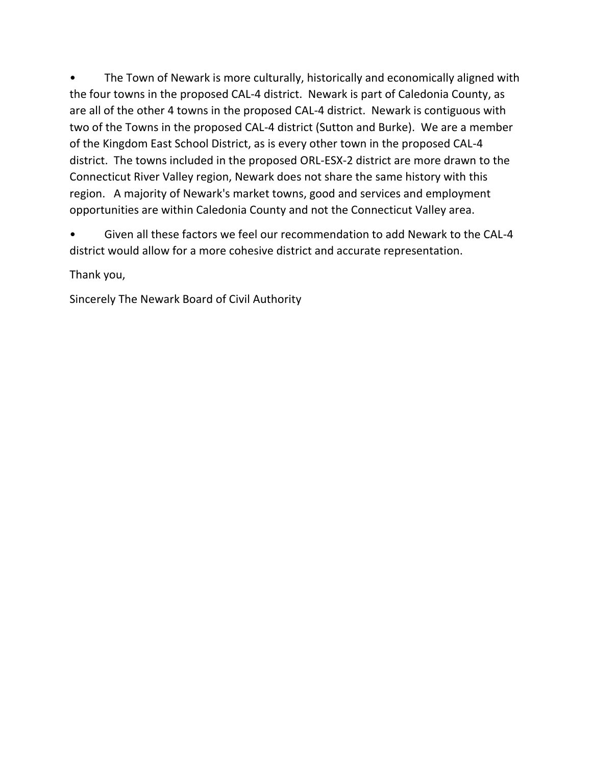- The Town of Newark is more culturally, historically and economically aligned with the four towns in the proposed CAL-4 district. Newark is part of Caledonia County, as are all of the other 4 towns in the proposed CAL-4 district. Newark is contiguous with two of the Towns in the proposed CAL-4 district (Sutton and Burke). We are a member of the Kingdom East School District, as is every other town in the proposed CAL-4 district. The towns included in the proposed ORL-ESX-2 district are more drawn to the Connecticut River Valley region, Newark does not share the same history with this region. A majority of Newark's market towns, good and services and employment opportunities are within Caledonia County and not the Connecticut Valley area.

- Given all these factors we feel our recommendation to add Newark to the CAL-4 district would allow for a more cohesive district and accurate representation.

Thank you,

Sincerely The Newark Board of Civil Authority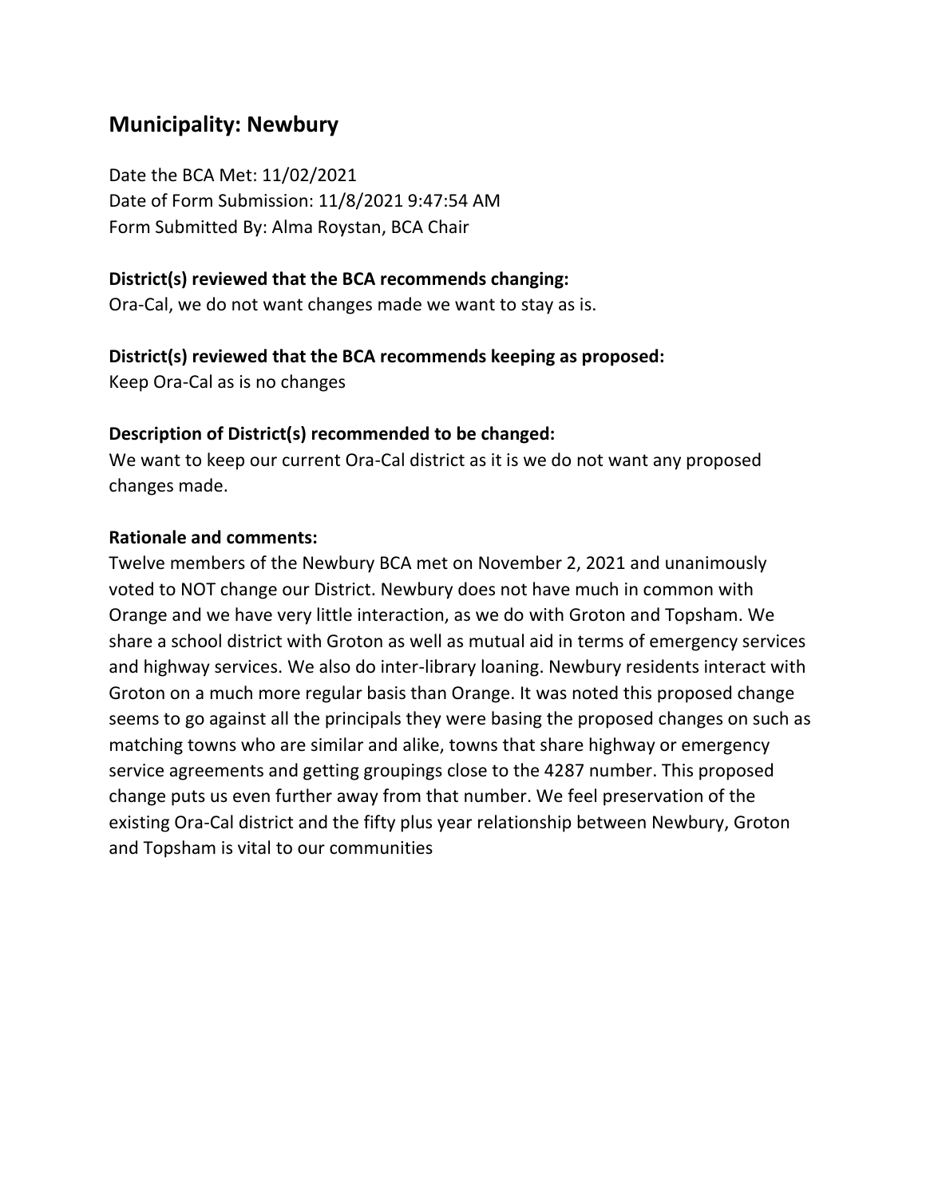## Municipality: Newbury

Date the BCA Met: 11/02/2021
Date of Form Submission: 11/8/2021 9:47:54 AM
Form Submitted By: Alma Roystan, BCA Chair

**District(s) reviewed that the BCA recommends changing:**
Ora-Cal, we do not want changes made we want to stay as is.

**District(s) reviewed that the BCA recommends keeping as proposed:**
Keep Ora-Cal as is no changes

**Description of District(s) recommended to be changed:**
We want to keep our current Ora-Cal district as it is we do not want any proposed changes made.

**Rationale and comments:**
Twelve members of the Newbury BCA met on November 2, 2021 and unanimously voted to NOT change our District. Newbury does not have much in common with Orange and we have very little interaction, as we do with Groton and Topsham. We share a school district with Groton as well as mutual aid in terms of emergency services and highway services. We also do inter-library loaning. Newbury residents interact with Groton on a much more regular basis than Orange. It was noted this proposed change seems to go against all the principals they were basing the proposed changes on such as matching towns who are similar and alike, towns that share highway or emergency service agreements and getting groupings close to the 4287 number. This proposed change puts us even further away from that number. We feel preservation of the existing Ora-Cal district and the fifty plus year relationship between Newbury, Groton and Topsham is vital to our communities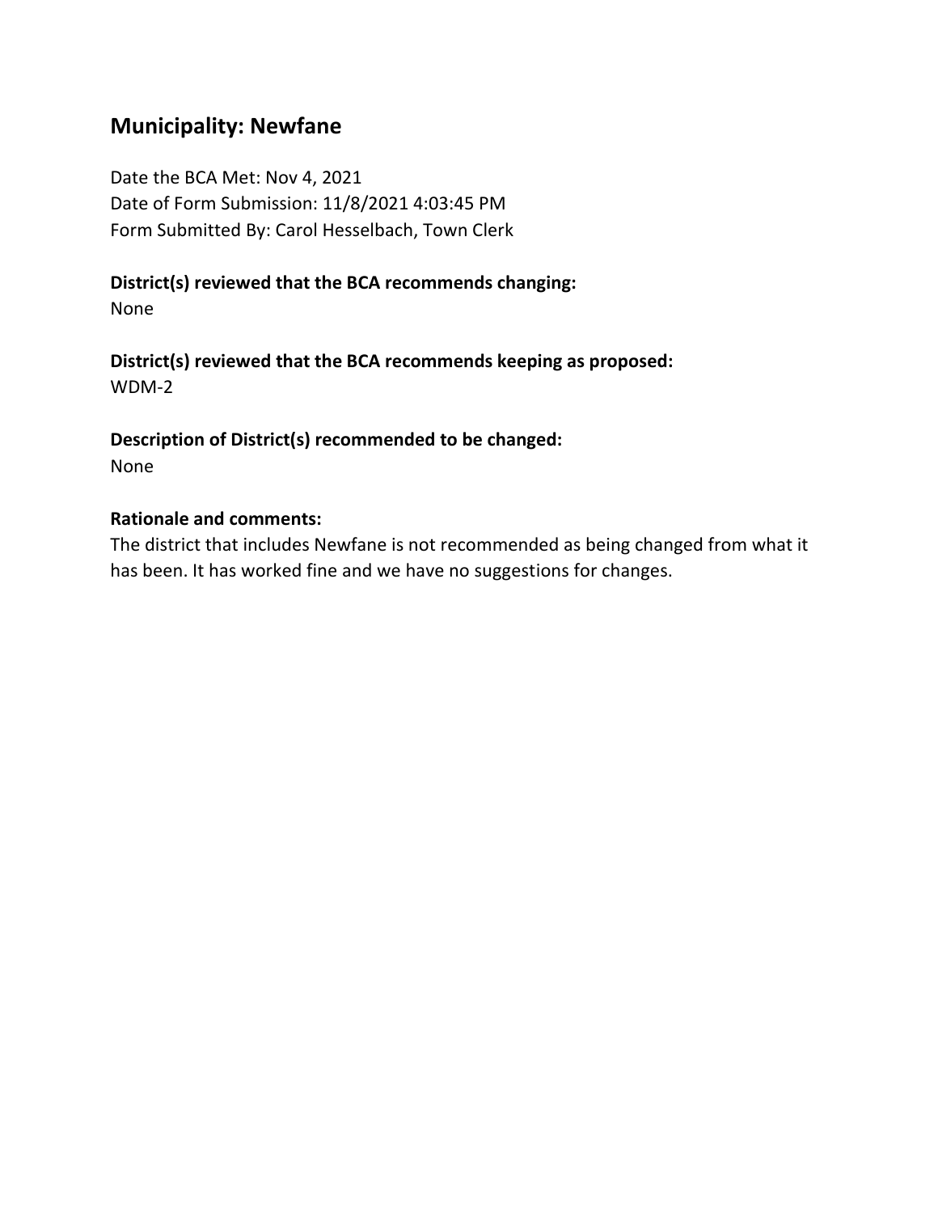## Municipality: Newfane

Date the BCA Met: Nov 4, 2021
Date of Form Submission: 11/8/2021 4:03:45 PM
Form Submitted By: Carol Hesselbach, Town Clerk

**District(s) reviewed that the BCA recommends changing:**
None

**District(s) reviewed that the BCA recommends keeping as proposed:**
WDM-2

**Description of District(s) recommended to be changed:**
None

**Rationale and comments:**
The district that includes Newfane is not recommended as being changed from what it has been. It has worked fine and we have no suggestions for changes.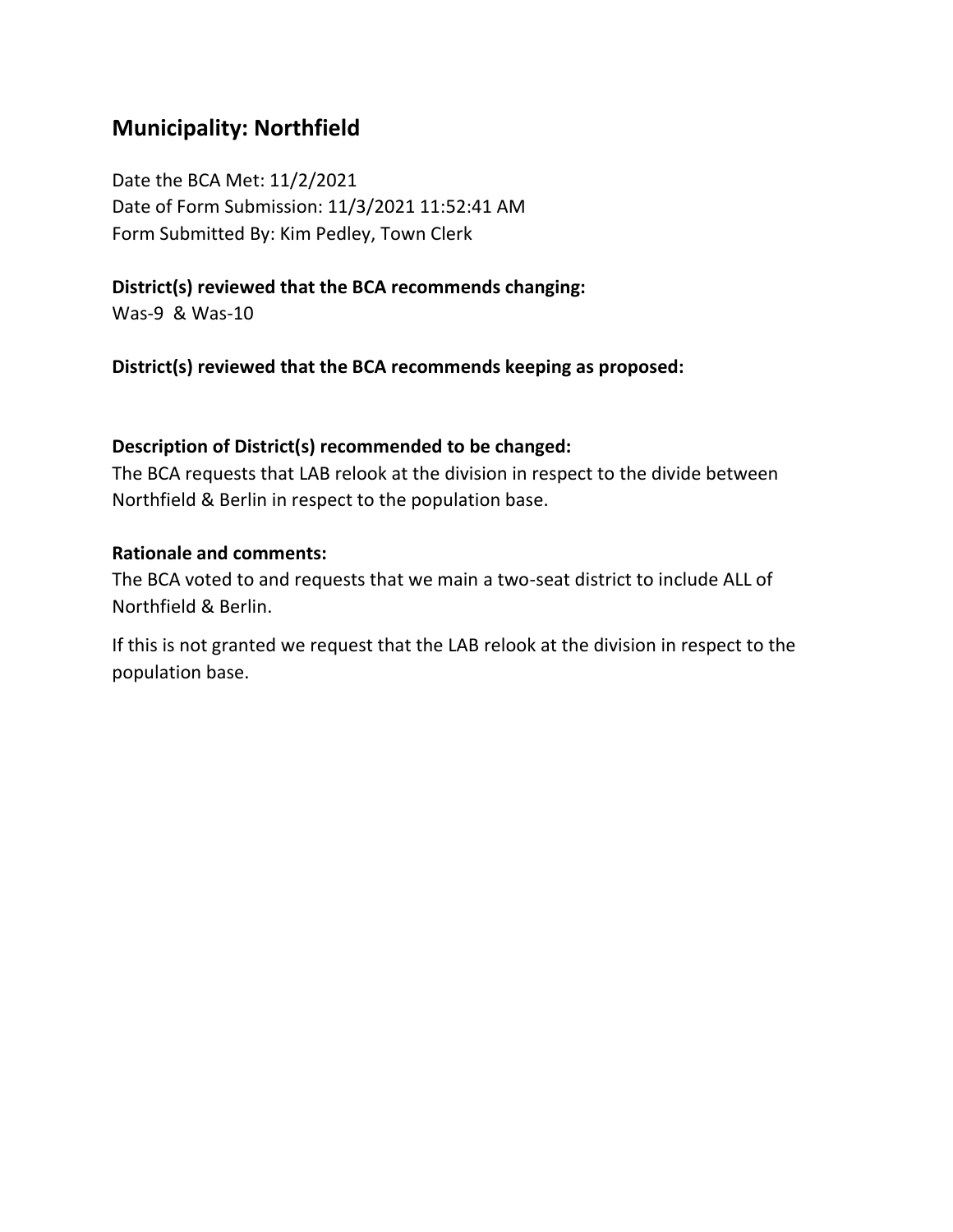## Municipality: Northfield

Date the BCA Met: 11/2/2021
Date of Form Submission: 11/3/2021 11:52:41 AM
Form Submitted By: Kim Pedley, Town Clerk

**District(s) reviewed that the BCA recommends changing:**
Was-9 & Was-10

**District(s) reviewed that the BCA recommends keeping as proposed:**

**Description of District(s) recommended to be changed:**
The BCA requests that LAB relook at the division in respect to the divide between Northfield & Berlin in respect to the population base.

**Rationale and comments:**
The BCA voted to and requests that we main a two-seat district to include ALL of Northfield & Berlin.

If this is not granted we request that the LAB relook at the division in respect to the population base.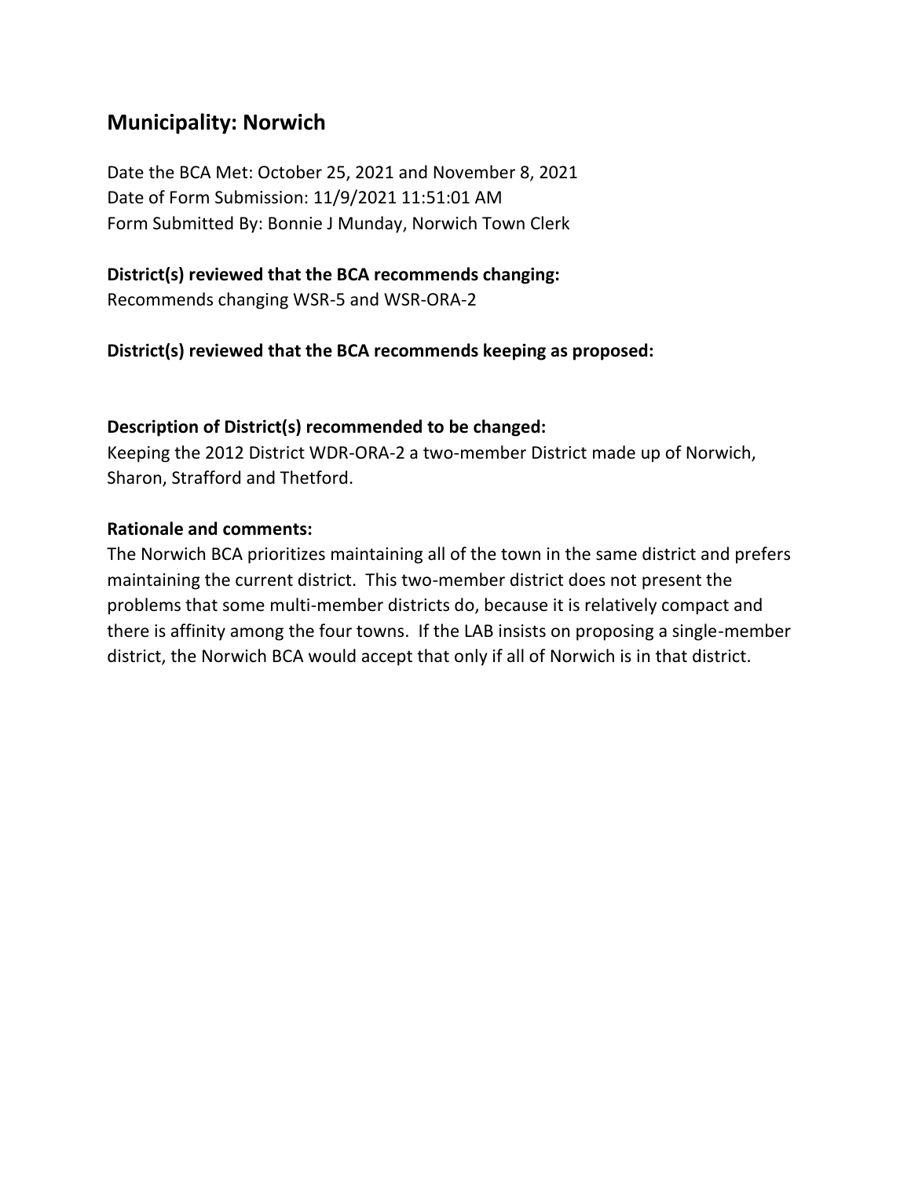## Municipality: Norwich

Date the BCA Met: October 25, 2021 and November 8, 2021
Date of Form Submission: 11/9/2021 11:51:01 AM
Form Submitted By: Bonnie J Munday, Norwich Town Clerk

**District(s) reviewed that the BCA recommends changing:**
Recommends changing WSR-5 and WSR-ORA-2

**District(s) reviewed that the BCA recommends keeping as proposed:**

**Description of District(s) recommended to be changed:**
Keeping the 2012 District WDR-ORA-2 a two-member District made up of Norwich, Sharon, Strafford and Thetford.

**Rationale and comments:**
The Norwich BCA prioritizes maintaining all of the town in the same district and prefers maintaining the current district. This two-member district does not present the problems that some multi-member districts do, because it is relatively compact and there is affinity among the four towns. If the LAB insists on proposing a single-member district, the Norwich BCA would accept that only if all of Norwich is in that district.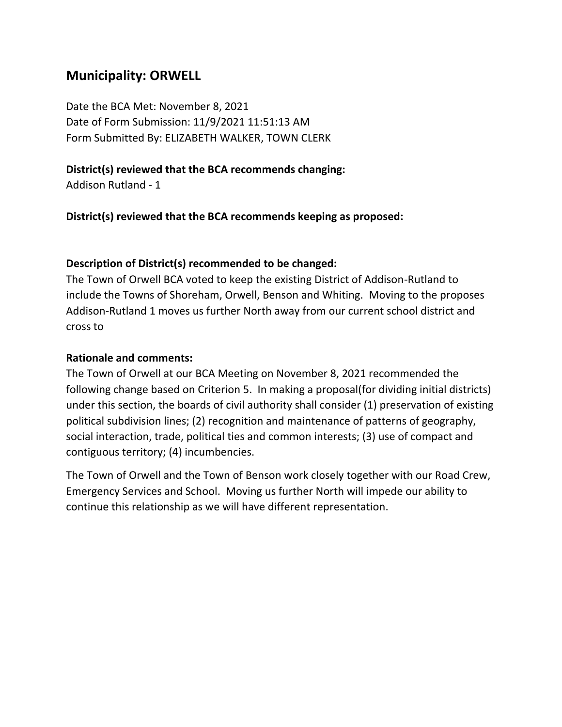## Municipality: ORWELL

Date the BCA Met: November 8, 2021
Date of Form Submission: 11/9/2021 11:51:13 AM
Form Submitted By: ELIZABETH WALKER, TOWN CLERK

**District(s) reviewed that the BCA recommends changing:**
Addison Rutland - 1

**District(s) reviewed that the BCA recommends keeping as proposed:**

**Description of District(s) recommended to be changed:**
The Town of Orwell BCA voted to keep the existing District of Addison-Rutland to include the Towns of Shoreham, Orwell, Benson and Whiting. Moving to the proposes Addison-Rutland 1 moves us further North away from our current school district and cross to

**Rationale and comments:**
The Town of Orwell at our BCA Meeting on November 8, 2021 recommended the following change based on Criterion 5. In making a proposal(for dividing initial districts) under this section, the boards of civil authority shall consider (1) preservation of existing political subdivision lines; (2) recognition and maintenance of patterns of geography, social interaction, trade, political ties and common interests; (3) use of compact and contiguous territory; (4) incumbencies.

The Town of Orwell and the Town of Benson work closely together with our Road Crew, Emergency Services and School. Moving us further North will impede our ability to continue this relationship as we will have different representation.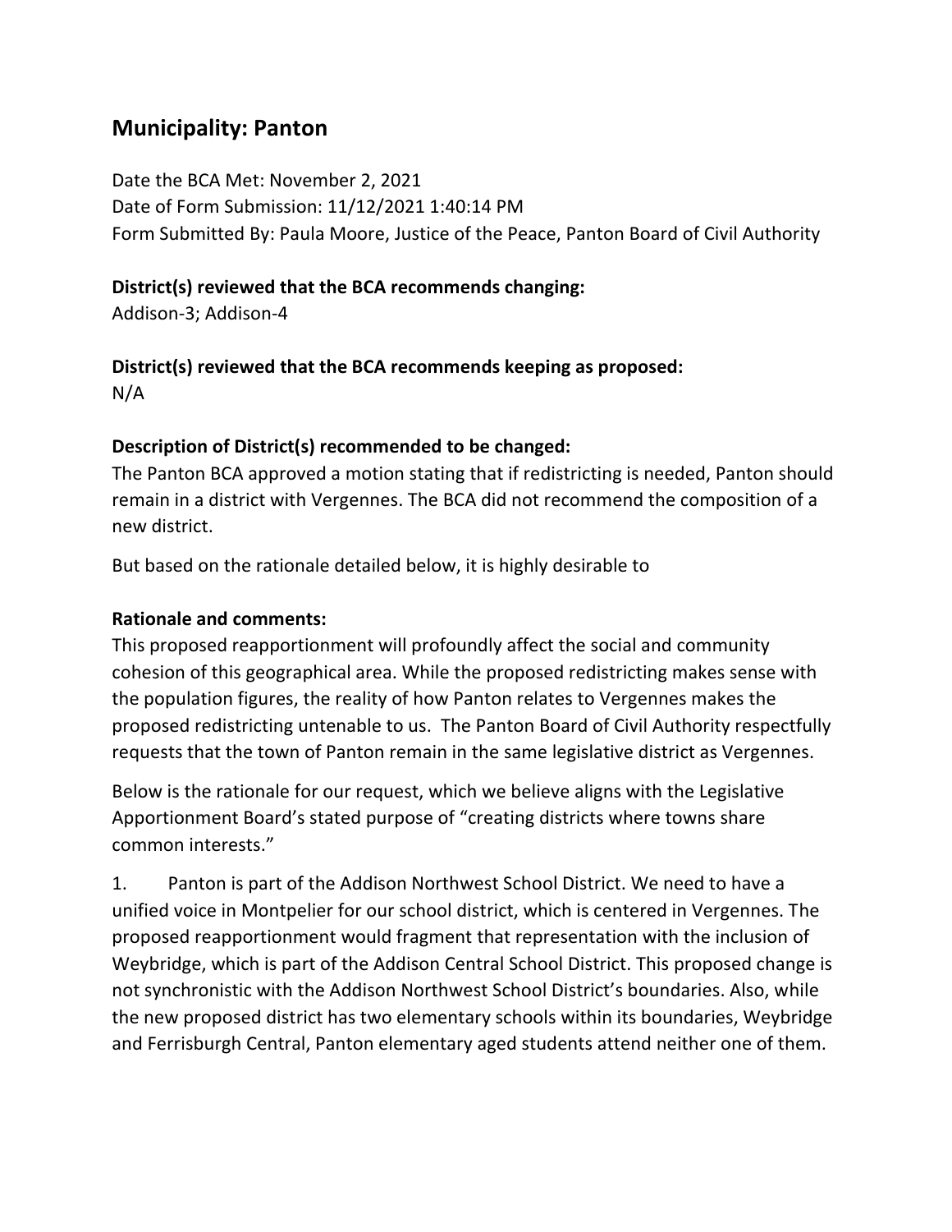## Municipality: Panton

Date the BCA Met: November 2, 2021
Date of Form Submission: 11/12/2021 1:40:14 PM
Form Submitted By: Paula Moore, Justice of the Peace, Panton Board of Civil Authority

**District(s) reviewed that the BCA recommends changing:**
Addison-3; Addison-4

**District(s) reviewed that the BCA recommends keeping as proposed:**
N/A

**Description of District(s) recommended to be changed:**
The Panton BCA approved a motion stating that if redistricting is needed, Panton should remain in a district with Vergennes. The BCA did not recommend the composition of a new district.

But based on the rationale detailed below, it is highly desirable to

**Rationale and comments:**
This proposed reapportionment will profoundly affect the social and community cohesion of this geographical area. While the proposed redistricting makes sense with the population figures, the reality of how Panton relates to Vergennes makes the proposed redistricting untenable to us. The Panton Board of Civil Authority respectfully requests that the town of Panton remain in the same legislative district as Vergennes.

Below is the rationale for our request, which we believe aligns with the Legislative Apportionment Board's stated purpose of "creating districts where towns share common interests."

1. Panton is part of the Addison Northwest School District. We need to have a unified voice in Montpelier for our school district, which is centered in Vergennes. The proposed reapportionment would fragment that representation with the inclusion of Weybridge, which is part of the Addison Central School District. This proposed change is not synchronistic with the Addison Northwest School District's boundaries. Also, while the new proposed district has two elementary schools within its boundaries, Weybridge and Ferrisburgh Central, Panton elementary aged students attend neither one of them.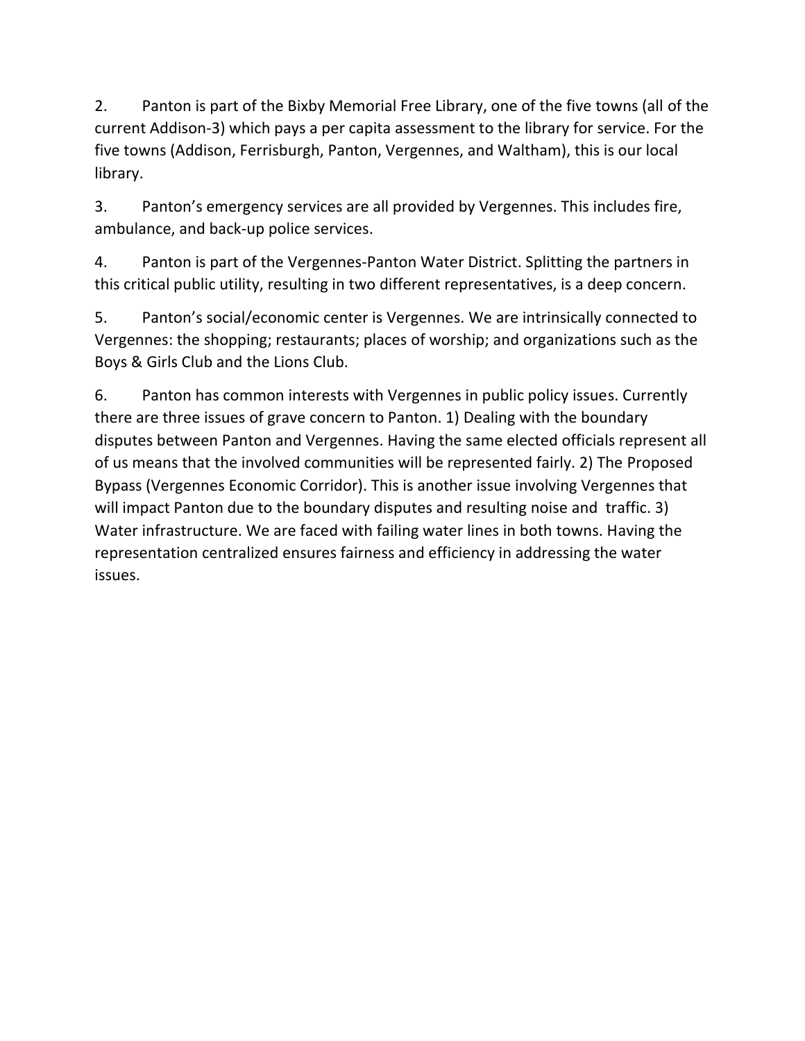2. Panton is part of the Bixby Memorial Free Library, one of the five towns (all of the current Addison-3) which pays a per capita assessment to the library for service. For the five towns (Addison, Ferrisburgh, Panton, Vergennes, and Waltham), this is our local library.

3. Panton's emergency services are all provided by Vergennes. This includes fire, ambulance, and back-up police services.

4. Panton is part of the Vergennes-Panton Water District. Splitting the partners in this critical public utility, resulting in two different representatives, is a deep concern.

5. Panton's social/economic center is Vergennes. We are intrinsically connected to Vergennes: the shopping; restaurants; places of worship; and organizations such as the Boys & Girls Club and the Lions Club.

6. Panton has common interests with Vergennes in public policy issues. Currently there are three issues of grave concern to Panton. 1) Dealing with the boundary disputes between Panton and Vergennes. Having the same elected officials represent all of us means that the involved communities will be represented fairly. 2) The Proposed Bypass (Vergennes Economic Corridor). This is another issue involving Vergennes that will impact Panton due to the boundary disputes and resulting noise and traffic. 3) Water infrastructure. We are faced with failing water lines in both towns. Having the representation centralized ensures fairness and efficiency in addressing the water issues.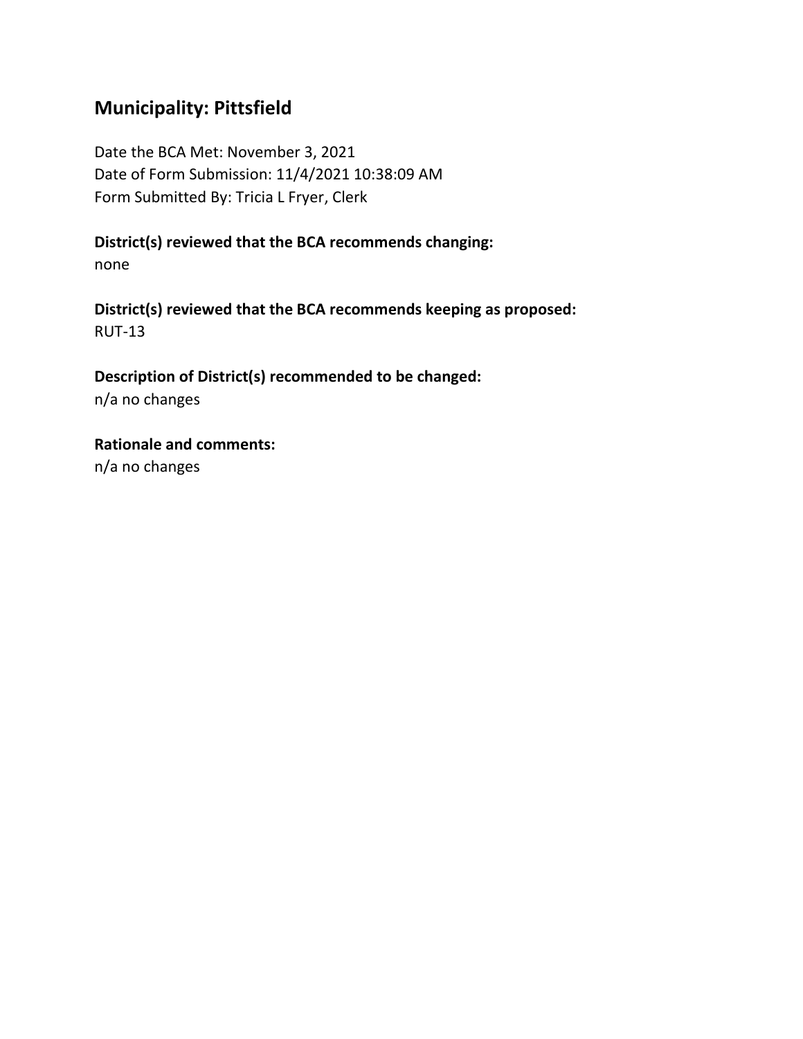## Municipality: Pittsfield

Date the BCA Met: November 3, 2021
Date of Form Submission: 11/4/2021 10:38:09 AM
Form Submitted By: Tricia L Fryer, Clerk

**District(s) reviewed that the BCA recommends changing:**
none

**District(s) reviewed that the BCA recommends keeping as proposed:**
RUT-13

**Description of District(s) recommended to be changed:**
n/a no changes

**Rationale and comments:**
n/a no changes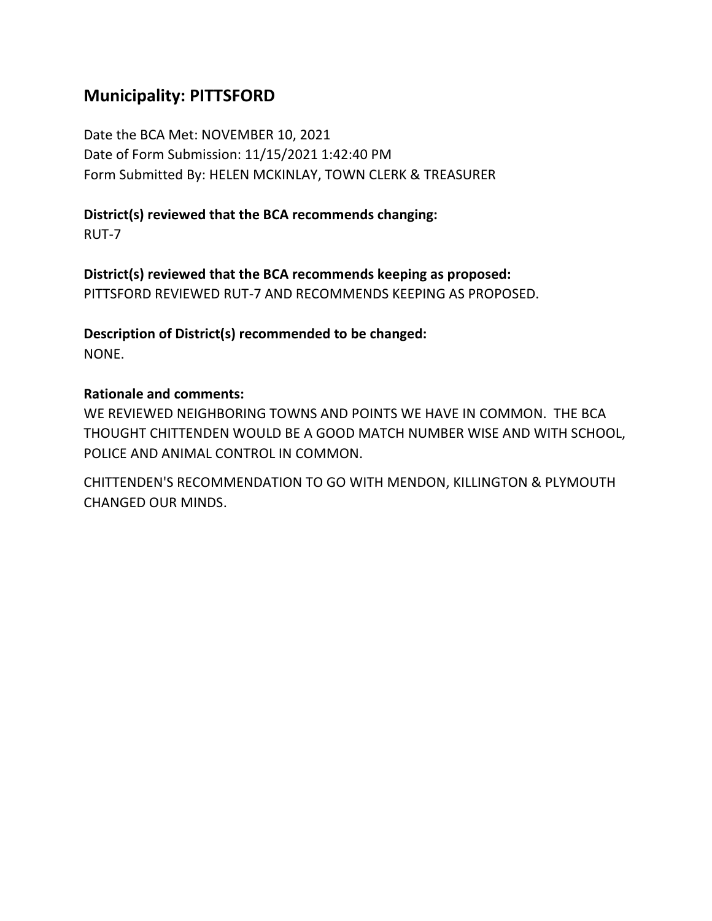## Municipality: PITTSFORD

Date the BCA Met: NOVEMBER 10, 2021
Date of Form Submission: 11/15/2021 1:42:40 PM
Form Submitted By: HELEN MCKINLAY, TOWN CLERK & TREASURER

**District(s) reviewed that the BCA recommends changing:**
RUT-7

**District(s) reviewed that the BCA recommends keeping as proposed:**
PITTSFORD REVIEWED RUT-7 AND RECOMMENDS KEEPING AS PROPOSED.

**Description of District(s) recommended to be changed:**
NONE.

**Rationale and comments:**
WE REVIEWED NEIGHBORING TOWNS AND POINTS WE HAVE IN COMMON. THE BCA THOUGHT CHITTENDEN WOULD BE A GOOD MATCH NUMBER WISE AND WITH SCHOOL, POLICE AND ANIMAL CONTROL IN COMMON.

CHITTENDEN'S RECOMMENDATION TO GO WITH MENDON, KILLINGTON & PLYMOUTH CHANGED OUR MINDS.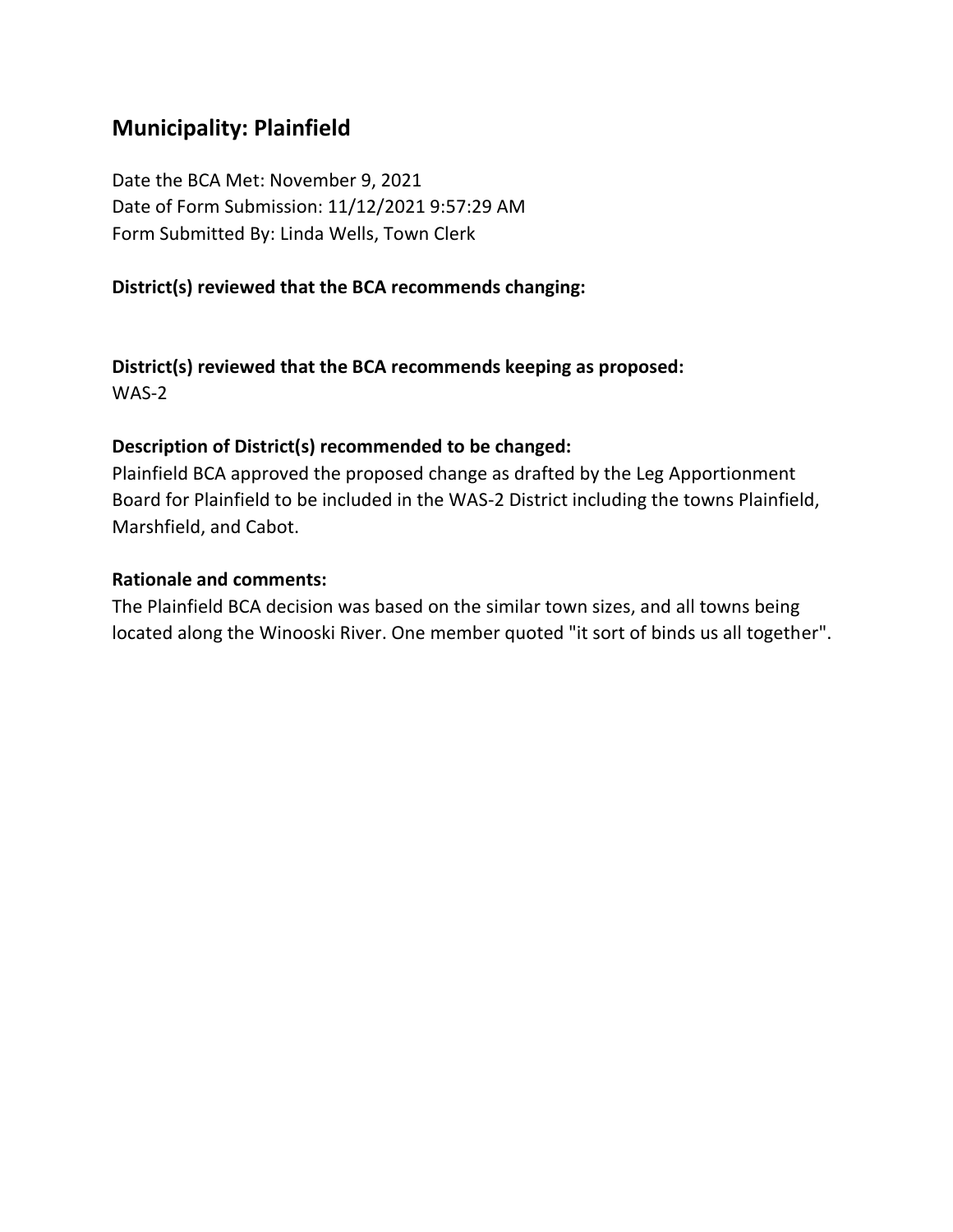## Municipality: Plainfield

Date the BCA Met: November 9, 2021
Date of Form Submission: 11/12/2021 9:57:29 AM
Form Submitted By: Linda Wells, Town Clerk

**District(s) reviewed that the BCA recommends changing:**

**District(s) reviewed that the BCA recommends keeping as proposed:**
WAS-2

**Description of District(s) recommended to be changed:**
Plainfield BCA approved the proposed change as drafted by the Leg Apportionment Board for Plainfield to be included in the WAS-2 District including the towns Plainfield, Marshfield, and Cabot.

**Rationale and comments:**
The Plainfield BCA decision was based on the similar town sizes, and all towns being located along the Winooski River. One member quoted "it sort of binds us all together".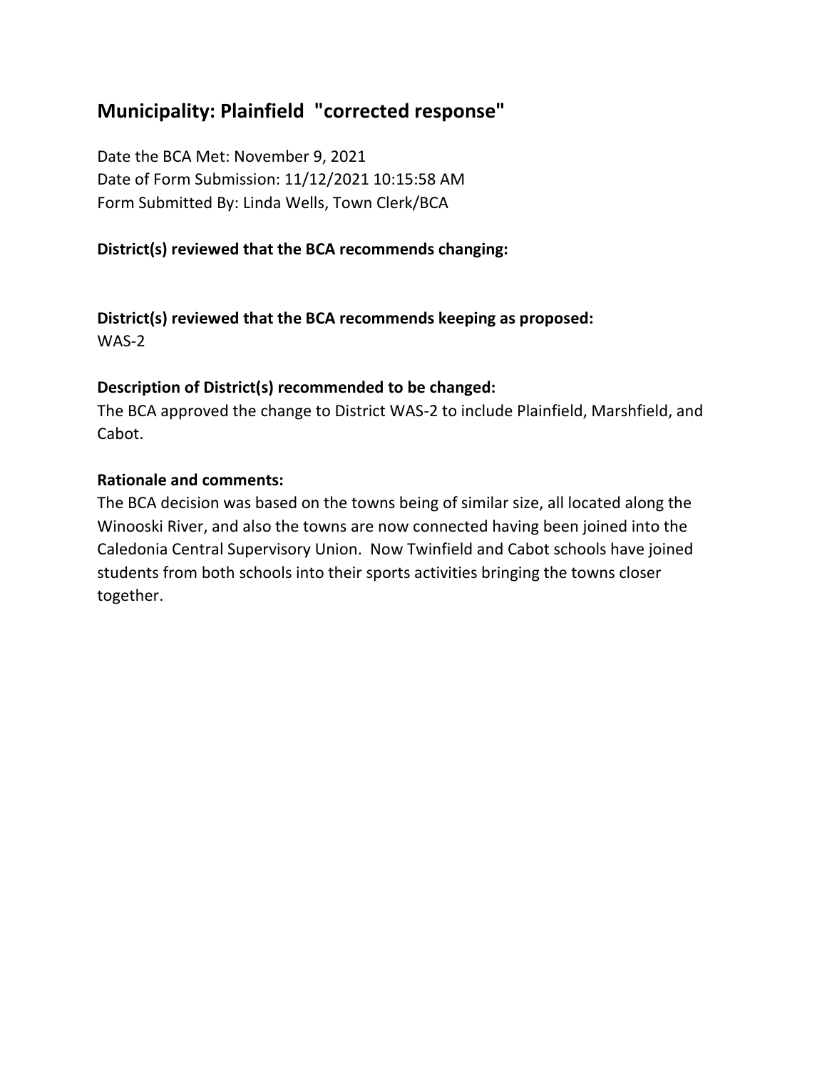## Municipality: Plainfield "corrected response"

Date the BCA Met: November 9, 2021
Date of Form Submission: 11/12/2021 10:15:58 AM
Form Submitted By: Linda Wells, Town Clerk/BCA

**District(s) reviewed that the BCA recommends changing:**

**District(s) reviewed that the BCA recommends keeping as proposed:**
WAS-2

**Description of District(s) recommended to be changed:**
The BCA approved the change to District WAS-2 to include Plainfield, Marshfield, and Cabot.

**Rationale and comments:**
The BCA decision was based on the towns being of similar size, all located along the Winooski River, and also the towns are now connected having been joined into the Caledonia Central Supervisory Union. Now Twinfield and Cabot schools have joined students from both schools into their sports activities bringing the towns closer together.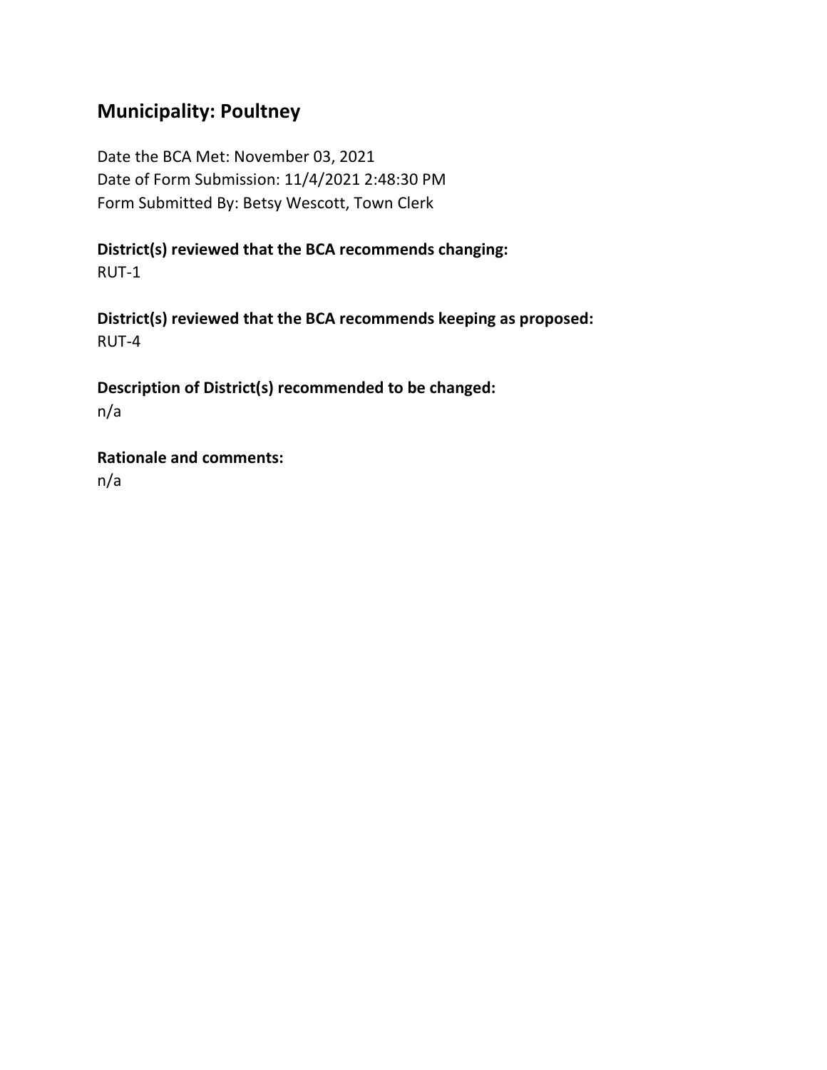## Municipality: Poultney

Date the BCA Met: November 03, 2021
Date of Form Submission: 11/4/2021 2:48:30 PM
Form Submitted By: Betsy Wescott, Town Clerk

**District(s) reviewed that the BCA recommends changing:**
RUT-1

**District(s) reviewed that the BCA recommends keeping as proposed:**
RUT-4

**Description of District(s) recommended to be changed:**
n/a

**Rationale and comments:**
n/a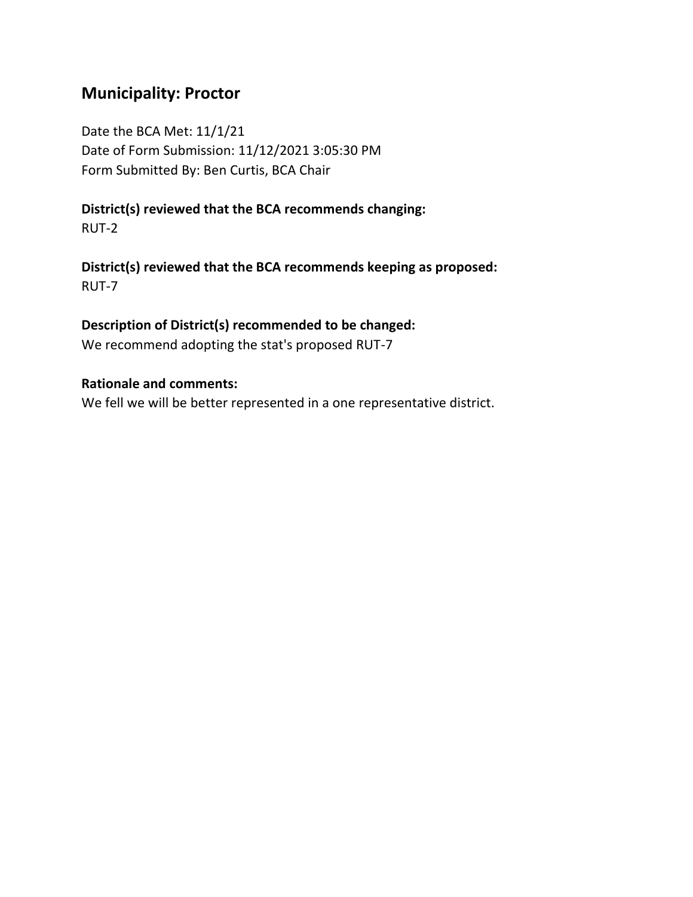## Municipality: Proctor

Date the BCA Met: 11/1/21
Date of Form Submission: 11/12/2021 3:05:30 PM
Form Submitted By: Ben Curtis, BCA Chair

**District(s) reviewed that the BCA recommends changing:**
RUT-2

**District(s) reviewed that the BCA recommends keeping as proposed:**
RUT-7

**Description of District(s) recommended to be changed:**
We recommend adopting the stat's proposed RUT-7

**Rationale and comments:**
We fell we will be better represented in a one representative district.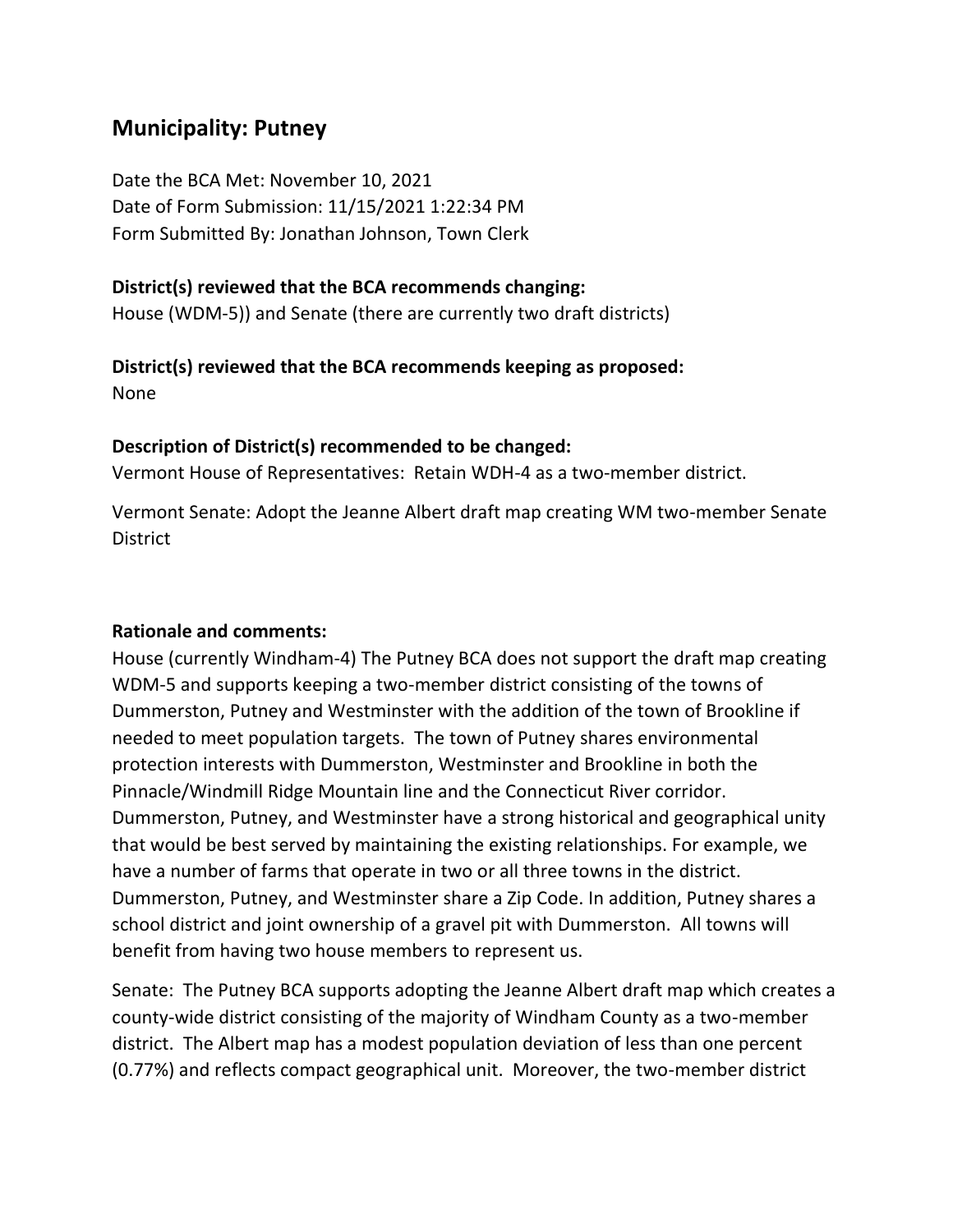## Municipality: Putney

Date the BCA Met: November 10, 2021
Date of Form Submission: 11/15/2021 1:22:34 PM
Form Submitted By: Jonathan Johnson, Town Clerk

**District(s) reviewed that the BCA recommends changing:**
House (WDM-5)) and Senate (there are currently two draft districts)

**District(s) reviewed that the BCA recommends keeping as proposed:**
None

**Description of District(s) recommended to be changed:**
Vermont House of Representatives: Retain WDH-4 as a two-member district.

Vermont Senate: Adopt the Jeanne Albert draft map creating WM two-member Senate District

**Rationale and comments:**
House (currently Windham-4) The Putney BCA does not support the draft map creating WDM-5 and supports keeping a two-member district consisting of the towns of Dummerston, Putney and Westminster with the addition of the town of Brookline if needed to meet population targets. The town of Putney shares environmental protection interests with Dummerston, Westminster and Brookline in both the Pinnacle/Windmill Ridge Mountain line and the Connecticut River corridor. Dummerston, Putney, and Westminster have a strong historical and geographical unity that would be best served by maintaining the existing relationships. For example, we have a number of farms that operate in two or all three towns in the district. Dummerston, Putney, and Westminster share a Zip Code. In addition, Putney shares a school district and joint ownership of a gravel pit with Dummerston. All towns will benefit from having two house members to represent us.

Senate: The Putney BCA supports adopting the Jeanne Albert draft map which creates a county-wide district consisting of the majority of Windham County as a two-member district. The Albert map has a modest population deviation of less than one percent (0.77%) and reflects compact geographical unit. Moreover, the two-member district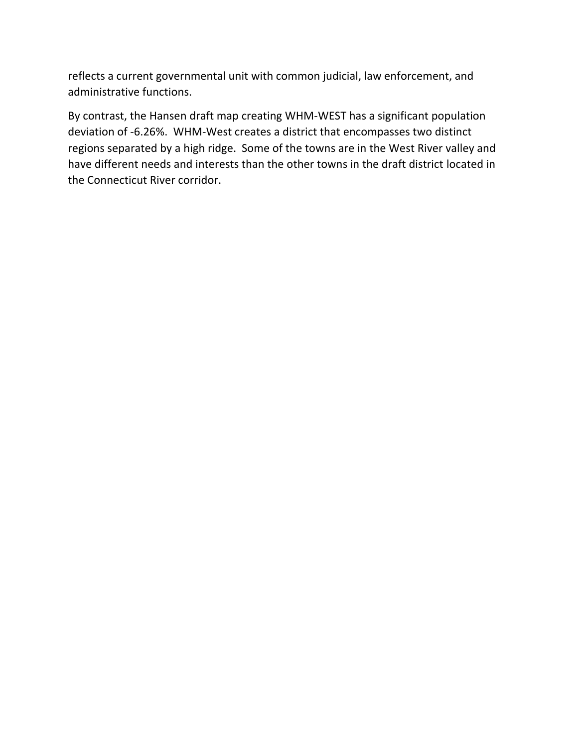reflects a current governmental unit with common judicial, law enforcement, and administrative functions.

By contrast, the Hansen draft map creating WHM-WEST has a significant population deviation of -6.26%. WHM-West creates a district that encompasses two distinct regions separated by a high ridge. Some of the towns are in the West River valley and have different needs and interests than the other towns in the draft district located in the Connecticut River corridor.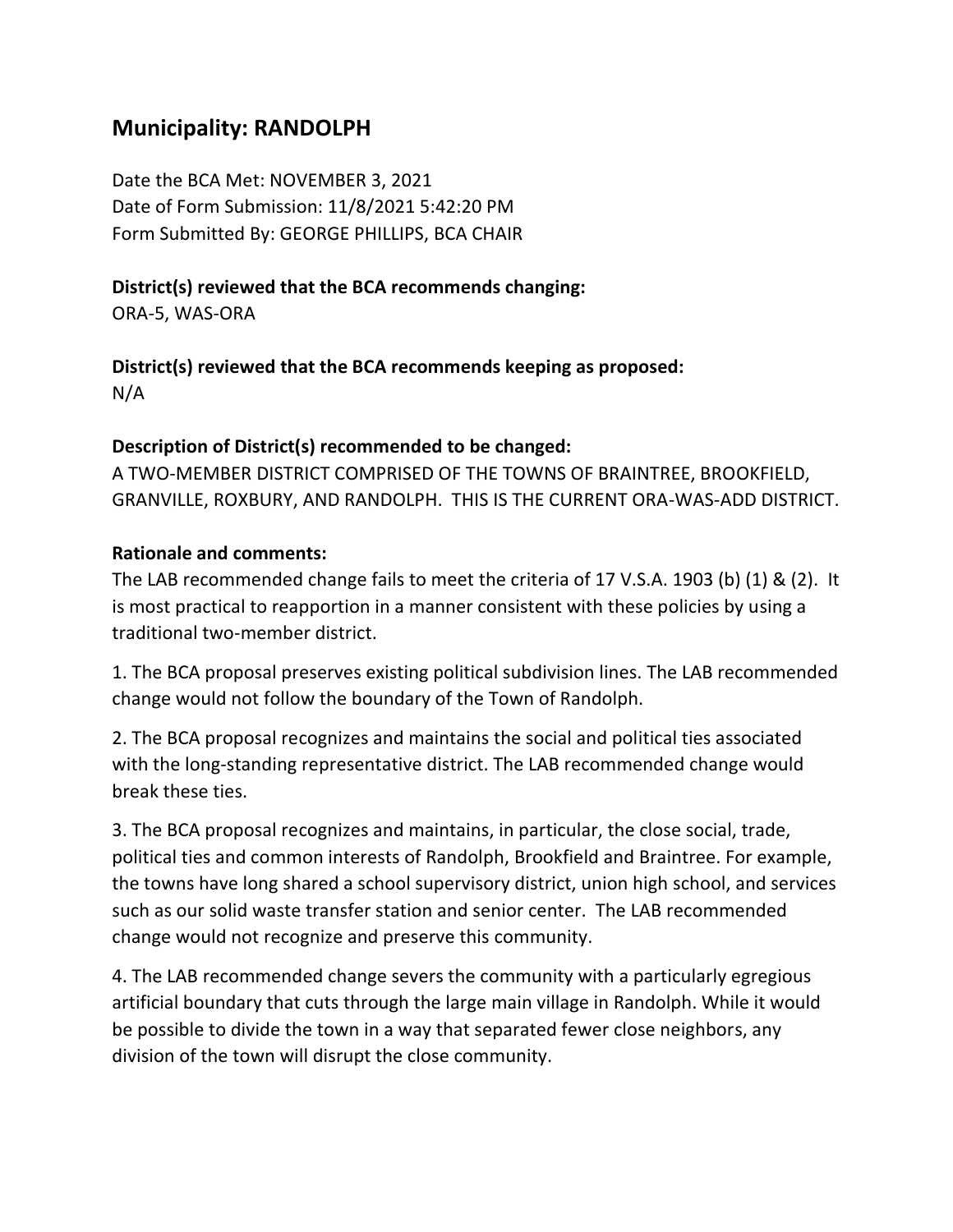## Municipality: RANDOLPH

Date the BCA Met: NOVEMBER 3, 2021
Date of Form Submission: 11/8/2021 5:42:20 PM
Form Submitted By: GEORGE PHILLIPS, BCA CHAIR

**District(s) reviewed that the BCA recommends changing:**
ORA-5, WAS-ORA

**District(s) reviewed that the BCA recommends keeping as proposed:**
N/A

**Description of District(s) recommended to be changed:**
A TWO-MEMBER DISTRICT COMPRISED OF THE TOWNS OF BRAINTREE, BROOKFIELD, GRANVILLE, ROXBURY, AND RANDOLPH. THIS IS THE CURRENT ORA-WAS-ADD DISTRICT.

**Rationale and comments:**
The LAB recommended change fails to meet the criteria of 17 V.S.A. 1903 (b) (1) & (2). It is most practical to reapportion in a manner consistent with these policies by using a traditional two-member district.

1. The BCA proposal preserves existing political subdivision lines. The LAB recommended change would not follow the boundary of the Town of Randolph.

2. The BCA proposal recognizes and maintains the social and political ties associated with the long-standing representative district. The LAB recommended change would break these ties.

3. The BCA proposal recognizes and maintains, in particular, the close social, trade, political ties and common interests of Randolph, Brookfield and Braintree. For example, the towns have long shared a school supervisory district, union high school, and services such as our solid waste transfer station and senior center. The LAB recommended change would not recognize and preserve this community.

4. The LAB recommended change severs the community with a particularly egregious artificial boundary that cuts through the large main village in Randolph. While it would be possible to divide the town in a way that separated fewer close neighbors, any division of the town will disrupt the close community.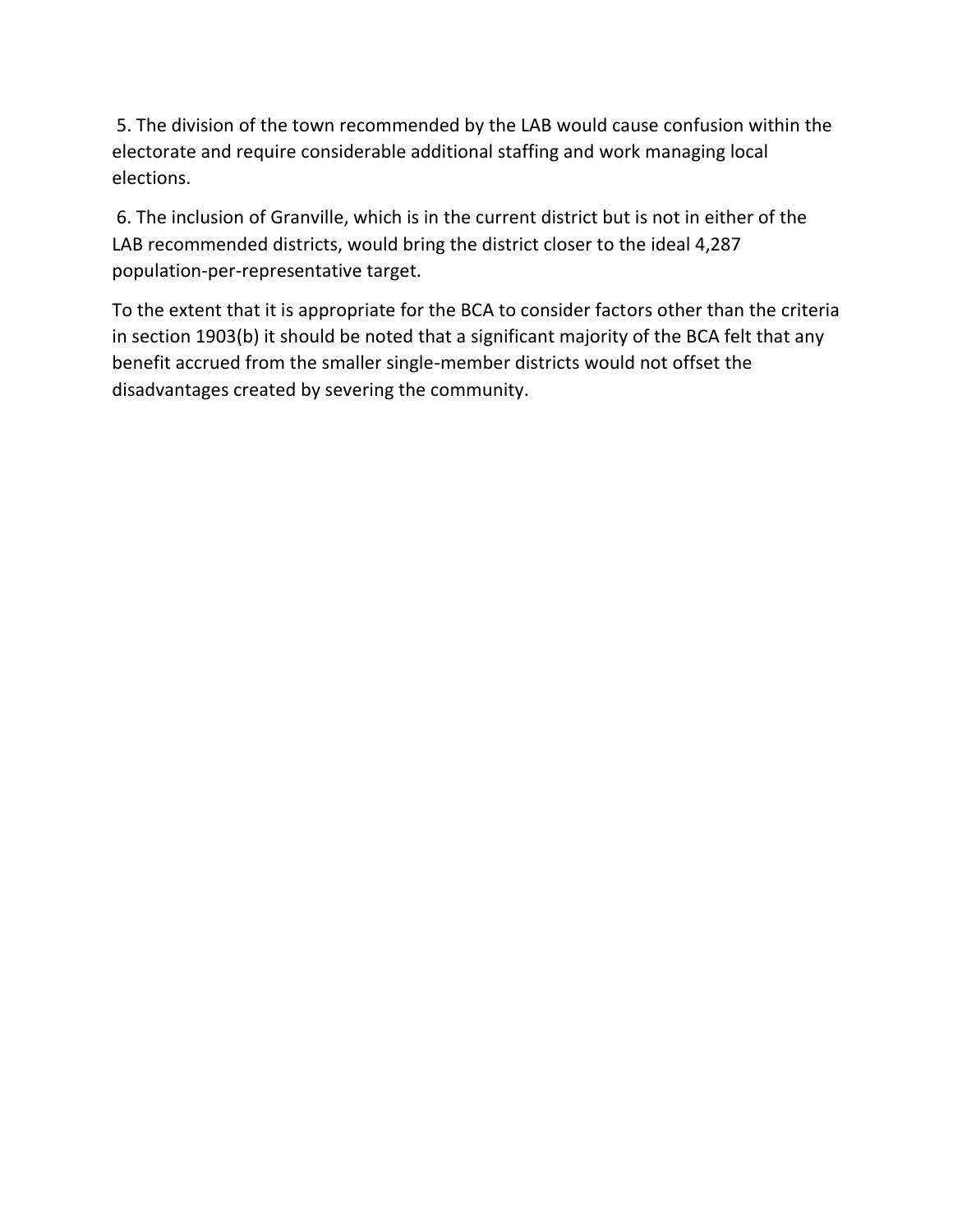5. The division of the town recommended by the LAB would cause confusion within the electorate and require considerable additional staffing and work managing local elections.

6. The inclusion of Granville, which is in the current district but is not in either of the LAB recommended districts, would bring the district closer to the ideal 4,287 population-per-representative target.

To the extent that it is appropriate for the BCA to consider factors other than the criteria in section 1903(b) it should be noted that a significant majority of the BCA felt that any benefit accrued from the smaller single-member districts would not offset the disadvantages created by severing the community.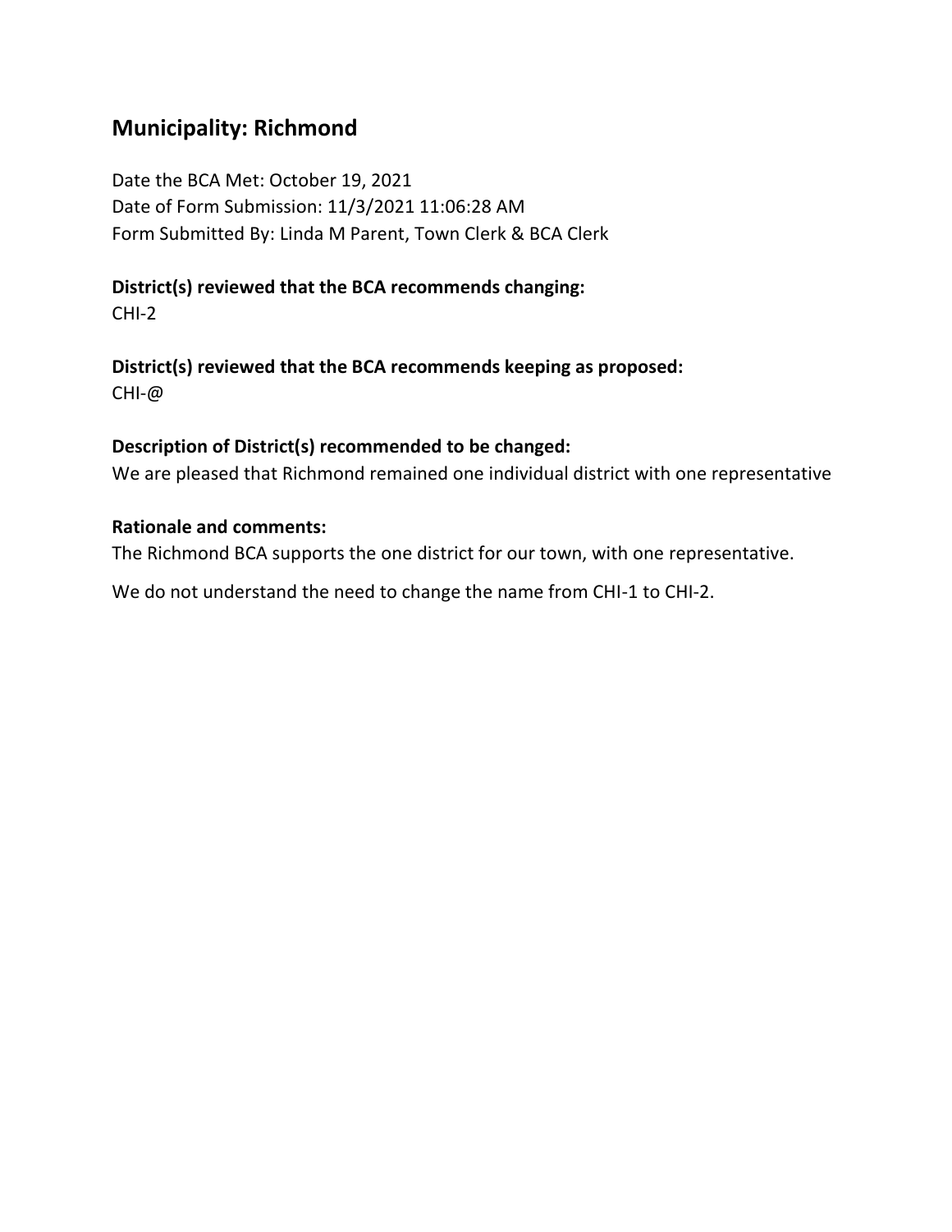## Municipality: Richmond

Date the BCA Met: October 19, 2021
Date of Form Submission: 11/3/2021 11:06:28 AM
Form Submitted By: Linda M Parent, Town Clerk & BCA Clerk

**District(s) reviewed that the BCA recommends changing:**
CHI-2

**District(s) reviewed that the BCA recommends keeping as proposed:**
CHI-@

**Description of District(s) recommended to be changed:**
We are pleased that Richmond remained one individual district with one representative

**Rationale and comments:**
The Richmond BCA supports the one district for our town, with one representative.

We do not understand the need to change the name from CHI-1 to CHI-2.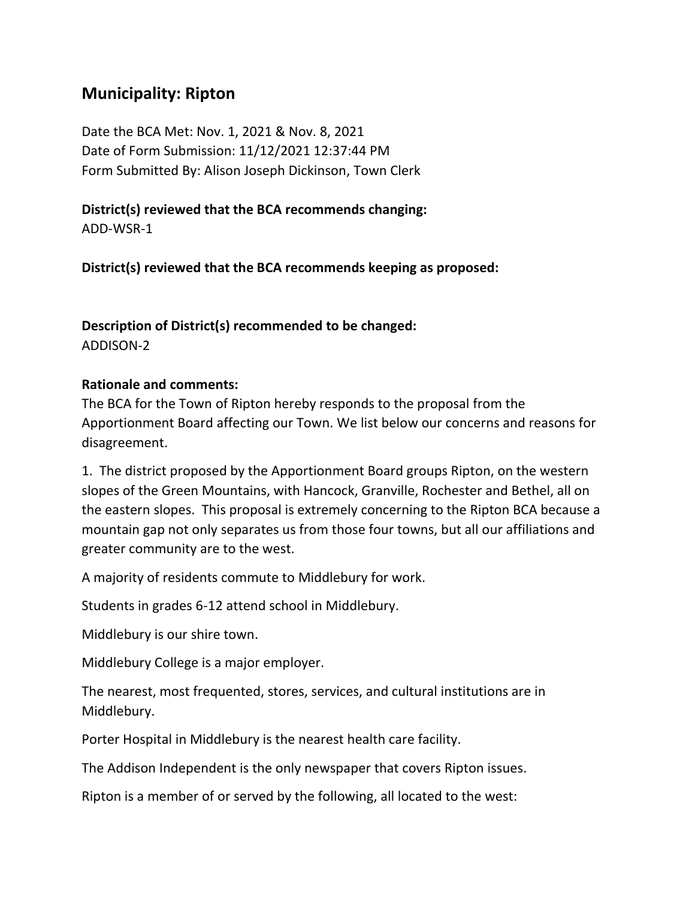## Municipality: Ripton

Date the BCA Met: Nov. 1, 2021 & Nov. 8, 2021
Date of Form Submission: 11/12/2021 12:37:44 PM
Form Submitted By: Alison Joseph Dickinson, Town Clerk

**District(s) reviewed that the BCA recommends changing:**
ADD-WSR-1

**District(s) reviewed that the BCA recommends keeping as proposed:**

**Description of District(s) recommended to be changed:**
ADDISON-2

**Rationale and comments:**
The BCA for the Town of Ripton hereby responds to the proposal from the Apportionment Board affecting our Town. We list below our concerns and reasons for disagreement.

1. The district proposed by the Apportionment Board groups Ripton, on the western slopes of the Green Mountains, with Hancock, Granville, Rochester and Bethel, all on the eastern slopes. This proposal is extremely concerning to the Ripton BCA because a mountain gap not only separates us from those four towns, but all our affiliations and greater community are to the west.

A majority of residents commute to Middlebury for work.

Students in grades 6-12 attend school in Middlebury.

Middlebury is our shire town.

Middlebury College is a major employer.

The nearest, most frequented, stores, services, and cultural institutions are in Middlebury.

Porter Hospital in Middlebury is the nearest health care facility.

The Addison Independent is the only newspaper that covers Ripton issues.

Ripton is a member of or served by the following, all located to the west: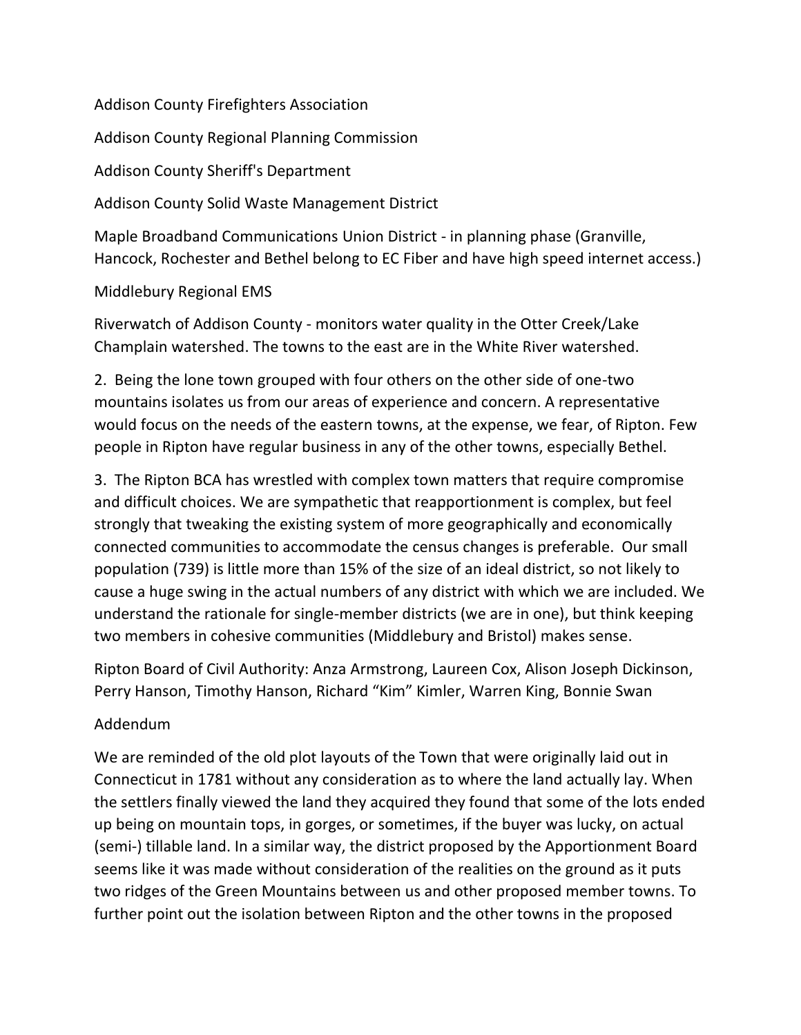Addison County Firefighters Association

Addison County Regional Planning Commission

Addison County Sheriff's Department

Addison County Solid Waste Management District

Maple Broadband Communications Union District - in planning phase (Granville, Hancock, Rochester and Bethel belong to EC Fiber and have high speed internet access.)

Middlebury Regional EMS

Riverwatch of Addison County - monitors water quality in the Otter Creek/Lake Champlain watershed. The towns to the east are in the White River watershed.

2. Being the lone town grouped with four others on the other side of one-two mountains isolates us from our areas of experience and concern. A representative would focus on the needs of the eastern towns, at the expense, we fear, of Ripton. Few people in Ripton have regular business in any of the other towns, especially Bethel.

3. The Ripton BCA has wrestled with complex town matters that require compromise and difficult choices. We are sympathetic that reapportionment is complex, but feel strongly that tweaking the existing system of more geographically and economically connected communities to accommodate the census changes is preferable. Our small population (739) is little more than 15% of the size of an ideal district, so not likely to cause a huge swing in the actual numbers of any district with which we are included. We understand the rationale for single-member districts (we are in one), but think keeping two members in cohesive communities (Middlebury and Bristol) makes sense.

Ripton Board of Civil Authority: Anza Armstrong, Laureen Cox, Alison Joseph Dickinson, Perry Hanson, Timothy Hanson, Richard "Kim" Kimler, Warren King, Bonnie Swan

Addendum

We are reminded of the old plot layouts of the Town that were originally laid out in Connecticut in 1781 without any consideration as to where the land actually lay. When the settlers finally viewed the land they acquired they found that some of the lots ended up being on mountain tops, in gorges, or sometimes, if the buyer was lucky, on actual (semi-) tillable land. In a similar way, the district proposed by the Apportionment Board seems like it was made without consideration of the realities on the ground as it puts two ridges of the Green Mountains between us and other proposed member towns. To further point out the isolation between Ripton and the other towns in the proposed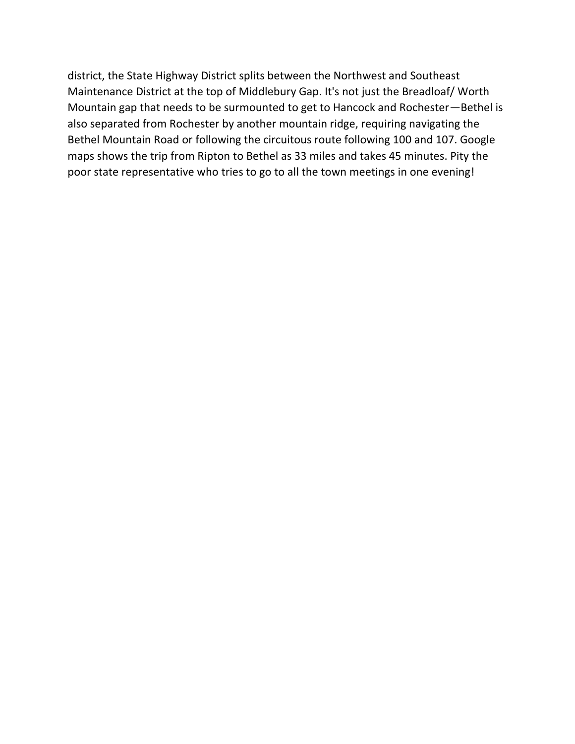district, the State Highway District splits between the Northwest and Southeast Maintenance District at the top of Middlebury Gap. It's not just the Breadloaf/ Worth Mountain gap that needs to be surmounted to get to Hancock and Rochester—Bethel is also separated from Rochester by another mountain ridge, requiring navigating the Bethel Mountain Road or following the circuitous route following 100 and 107. Google maps shows the trip from Ripton to Bethel as 33 miles and takes 45 minutes. Pity the poor state representative who tries to go to all the town meetings in one evening!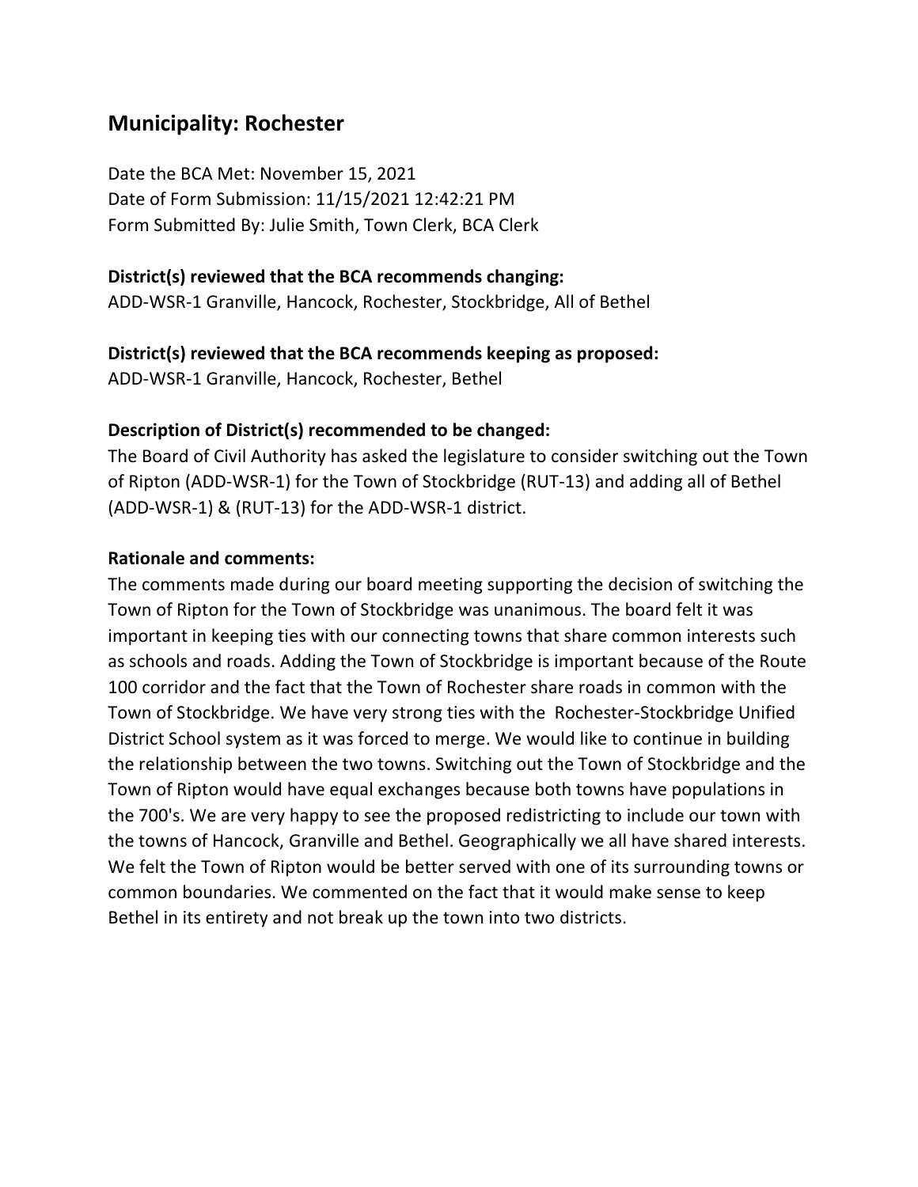## Municipality: Rochester

Date the BCA Met: November 15, 2021
Date of Form Submission: 11/15/2021 12:42:21 PM
Form Submitted By: Julie Smith, Town Clerk, BCA Clerk

**District(s) reviewed that the BCA recommends changing:**
ADD-WSR-1 Granville, Hancock, Rochester, Stockbridge, All of Bethel

**District(s) reviewed that the BCA recommends keeping as proposed:**
ADD-WSR-1 Granville, Hancock, Rochester, Bethel

**Description of District(s) recommended to be changed:**
The Board of Civil Authority has asked the legislature to consider switching out the Town of Ripton (ADD-WSR-1) for the Town of Stockbridge (RUT-13) and adding all of Bethel (ADD-WSR-1) & (RUT-13) for the ADD-WSR-1 district.

**Rationale and comments:**
The comments made during our board meeting supporting the decision of switching the Town of Ripton for the Town of Stockbridge was unanimous. The board felt it was important in keeping ties with our connecting towns that share common interests such as schools and roads. Adding the Town of Stockbridge is important because of the Route 100 corridor and the fact that the Town of Rochester share roads in common with the Town of Stockbridge. We have very strong ties with the Rochester-Stockbridge Unified District School system as it was forced to merge. We would like to continue in building the relationship between the two towns. Switching out the Town of Stockbridge and the Town of Ripton would have equal exchanges because both towns have populations in the 700's. We are very happy to see the proposed redistricting to include our town with the towns of Hancock, Granville and Bethel. Geographically we all have shared interests. We felt the Town of Ripton would be better served with one of its surrounding towns or common boundaries. We commented on the fact that it would make sense to keep Bethel in its entirety and not break up the town into two districts.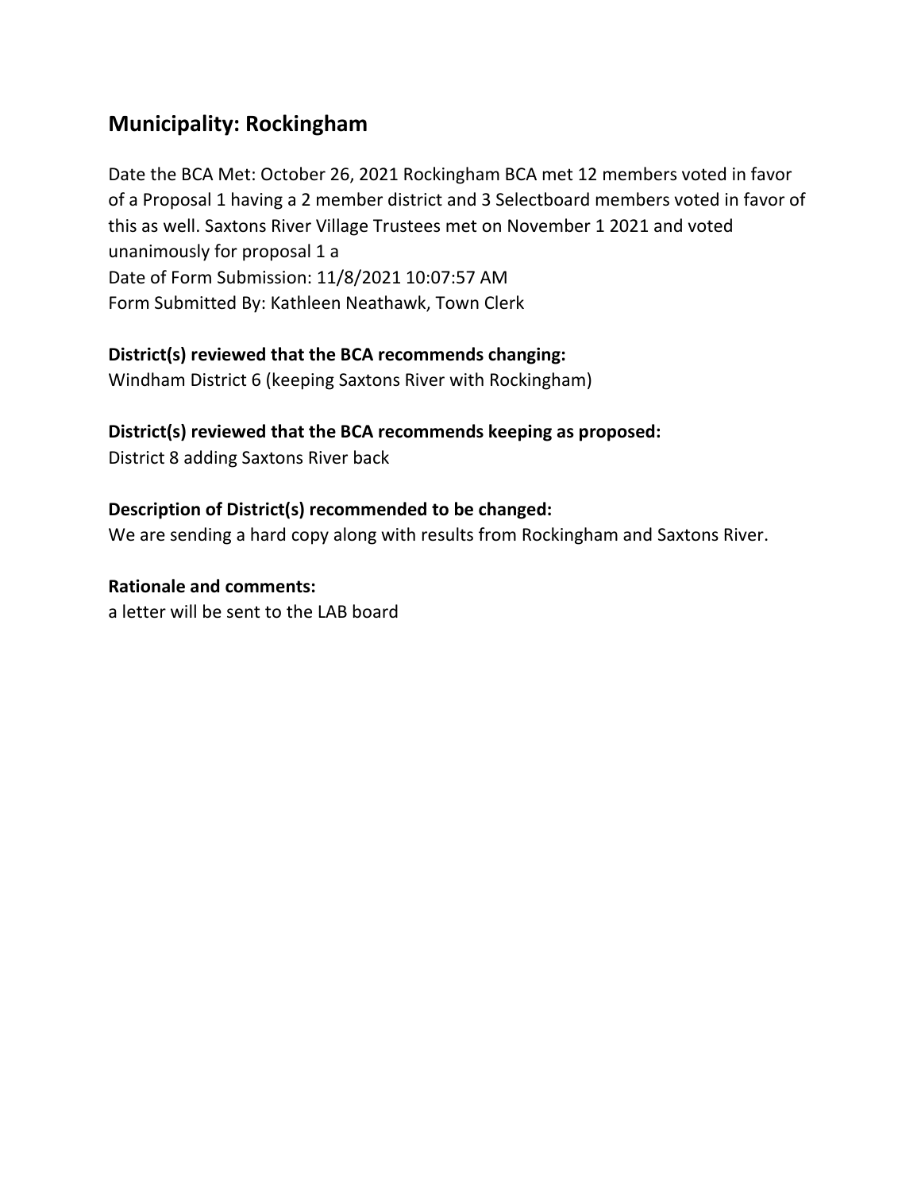## Municipality: Rockingham

Date the BCA Met: October 26, 2021 Rockingham BCA met 12 members voted in favor of a Proposal 1 having a 2 member district and 3 Selectboard members voted in favor of this as well. Saxtons River Village Trustees met on November 1 2021 and voted unanimously for proposal 1 a
Date of Form Submission: 11/8/2021 10:07:57 AM
Form Submitted By: Kathleen Neathawk, Town Clerk

**District(s) reviewed that the BCA recommends changing:**
Windham District 6 (keeping Saxtons River with Rockingham)

**District(s) reviewed that the BCA recommends keeping as proposed:**
District 8 adding Saxtons River back

**Description of District(s) recommended to be changed:**
We are sending a hard copy along with results from Rockingham and Saxtons River.

**Rationale and comments:**
a letter will be sent to the LAB board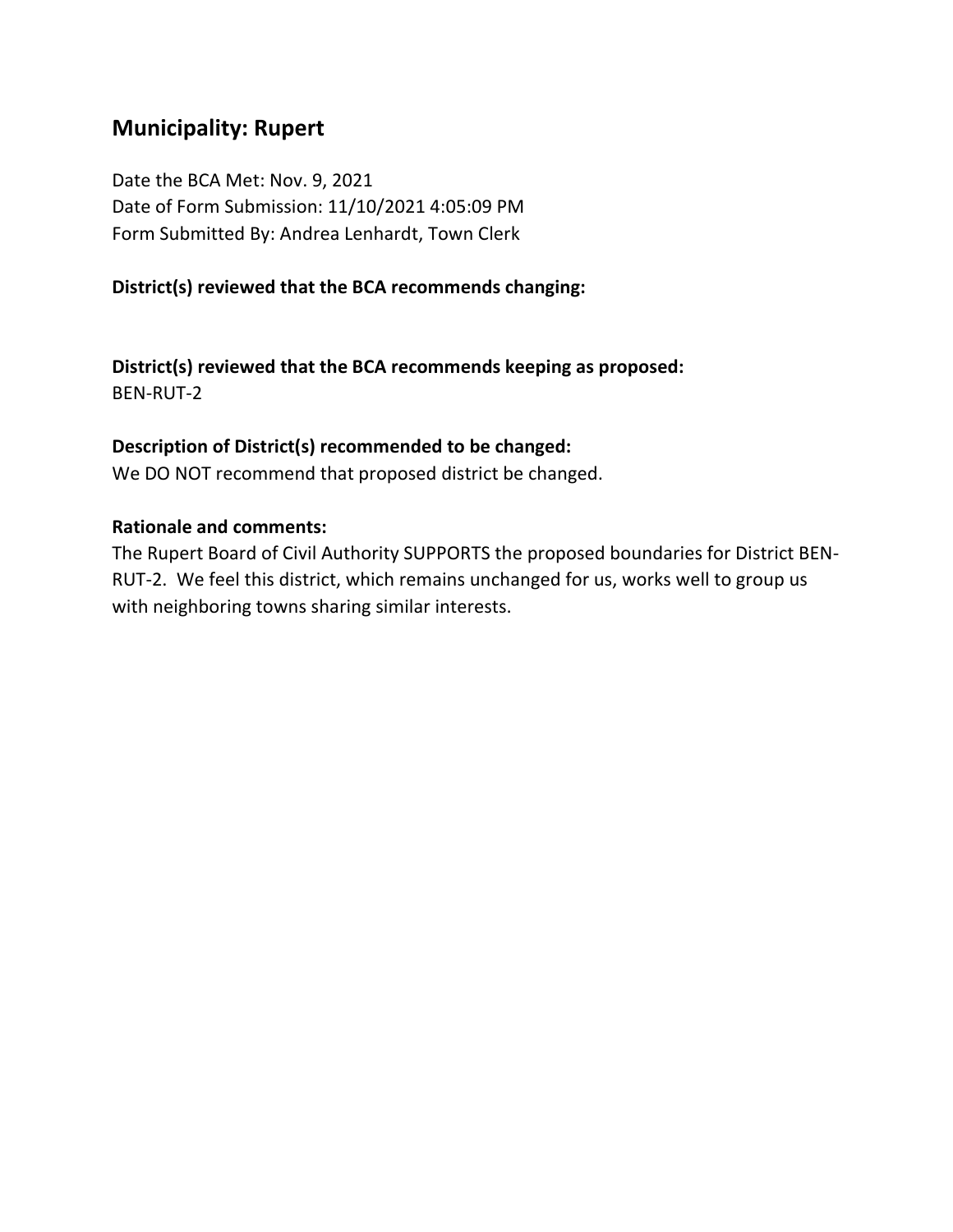## Municipality: Rupert

Date the BCA Met: Nov. 9, 2021
Date of Form Submission: 11/10/2021 4:05:09 PM
Form Submitted By: Andrea Lenhardt, Town Clerk

**District(s) reviewed that the BCA recommends changing:**

**District(s) reviewed that the BCA recommends keeping as proposed:**
BEN-RUT-2

**Description of District(s) recommended to be changed:**
We DO NOT recommend that proposed district be changed.

**Rationale and comments:**
The Rupert Board of Civil Authority SUPPORTS the proposed boundaries for District BEN-RUT-2. We feel this district, which remains unchanged for us, works well to group us with neighboring towns sharing similar interests.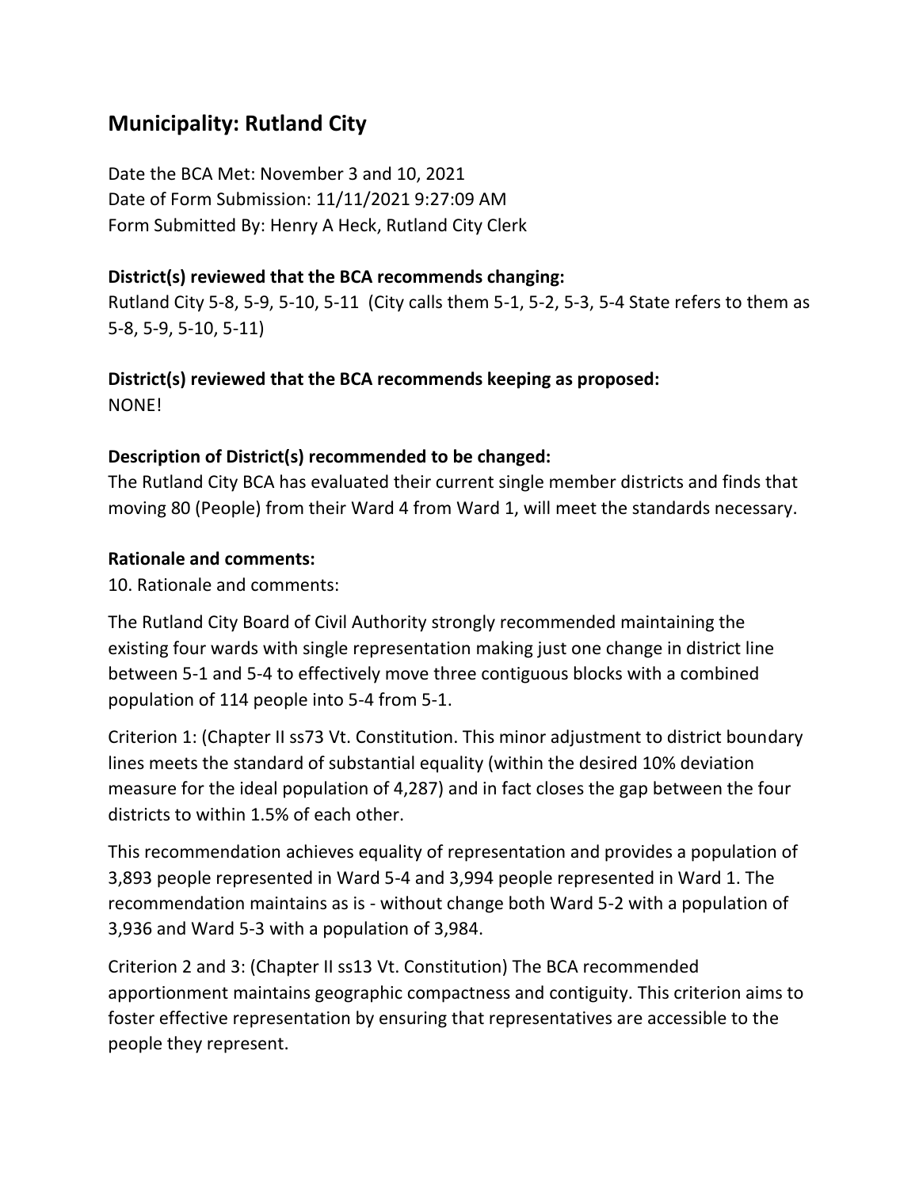## Municipality: Rutland City

Date the BCA Met: November 3 and 10, 2021
Date of Form Submission: 11/11/2021 9:27:09 AM
Form Submitted By: Henry A Heck, Rutland City Clerk

### District(s) reviewed that the BCA recommends changing:

Rutland City 5-8, 5-9, 5-10, 5-11 (City calls them 5-1, 5-2, 5-3, 5-4 State refers to them as 5-8, 5-9, 5-10, 5-11)

### District(s) reviewed that the BCA recommends keeping as proposed:

NONE!

### Description of District(s) recommended to be changed:

The Rutland City BCA has evaluated their current single member districts and finds that moving 80 (People) from their Ward 4 from Ward 1, will meet the standards necessary.

### Rationale and comments:

10. Rationale and comments:

The Rutland City Board of Civil Authority strongly recommended maintaining the existing four wards with single representation making just one change in district line between 5-1 and 5-4 to effectively move three contiguous blocks with a combined population of 114 people into 5-4 from 5-1.

Criterion 1: (Chapter II ss73 Vt. Constitution. This minor adjustment to district boundary lines meets the standard of substantial equality (within the desired 10% deviation measure for the ideal population of 4,287) and in fact closes the gap between the four districts to within 1.5% of each other.

This recommendation achieves equality of representation and provides a population of 3,893 people represented in Ward 5-4 and 3,994 people represented in Ward 1. The recommendation maintains as is - without change both Ward 5-2 with a population of 3,936 and Ward 5-3 with a population of 3,984.

Criterion 2 and 3: (Chapter II ss13 Vt. Constitution) The BCA recommended apportionment maintains geographic compactness and contiguity. This criterion aims to foster effective representation by ensuring that representatives are accessible to the people they represent.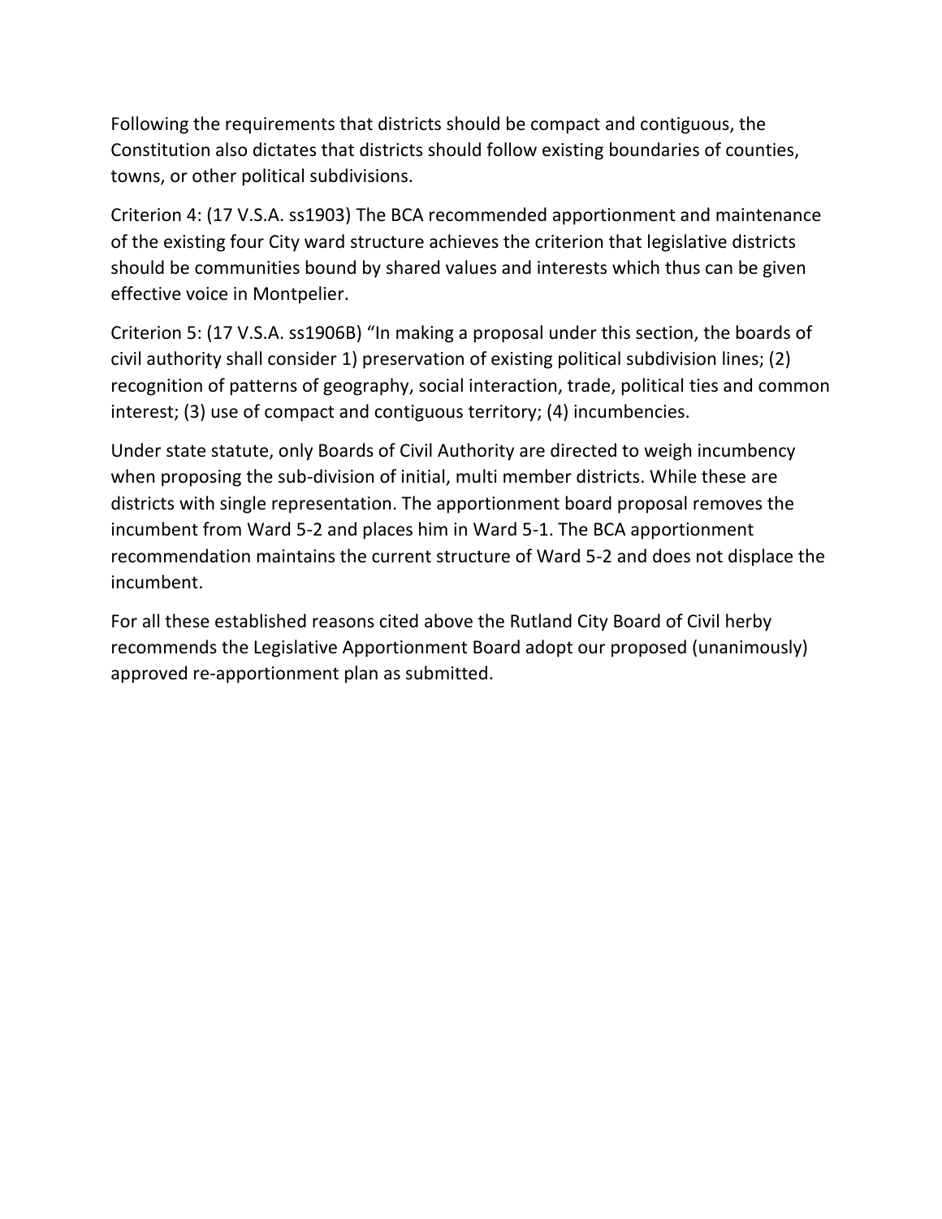Following the requirements that districts should be compact and contiguous, the Constitution also dictates that districts should follow existing boundaries of counties, towns, or other political subdivisions.

Criterion 4: (17 V.S.A. ss1903) The BCA recommended apportionment and maintenance of the existing four City ward structure achieves the criterion that legislative districts should be communities bound by shared values and interests which thus can be given effective voice in Montpelier.

Criterion 5: (17 V.S.A. ss1906B) "In making a proposal under this section, the boards of civil authority shall consider 1) preservation of existing political subdivision lines; (2) recognition of patterns of geography, social interaction, trade, political ties and common interest; (3) use of compact and contiguous territory; (4) incumbencies.

Under state statute, only Boards of Civil Authority are directed to weigh incumbency when proposing the sub-division of initial, multi member districts. While these are districts with single representation. The apportionment board proposal removes the incumbent from Ward 5-2 and places him in Ward 5-1. The BCA apportionment recommendation maintains the current structure of Ward 5-2 and does not displace the incumbent.

For all these established reasons cited above the Rutland City Board of Civil herby recommends the Legislative Apportionment Board adopt our proposed (unanimously) approved re-apportionment plan as submitted.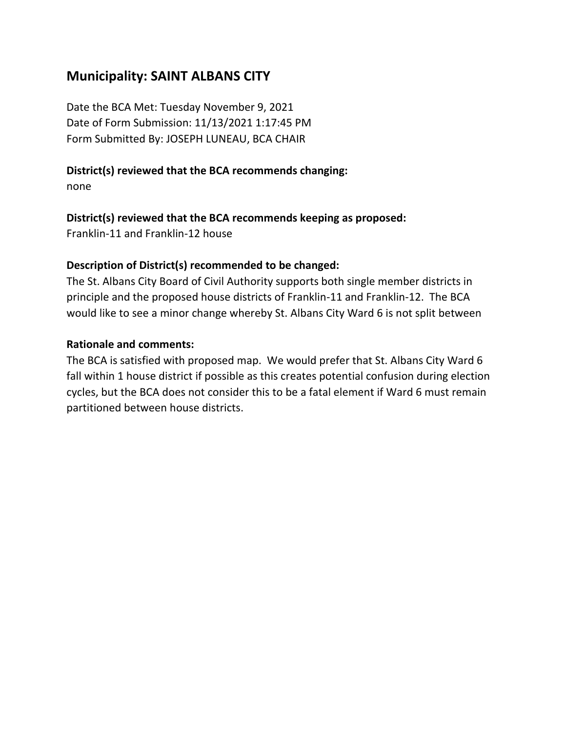## Municipality: SAINT ALBANS CITY

Date the BCA Met: Tuesday November 9, 2021
Date of Form Submission: 11/13/2021 1:17:45 PM
Form Submitted By: JOSEPH LUNEAU, BCA CHAIR

**District(s) reviewed that the BCA recommends changing:**
none

**District(s) reviewed that the BCA recommends keeping as proposed:**
Franklin-11 and Franklin-12 house

**Description of District(s) recommended to be changed:**
The St. Albans City Board of Civil Authority supports both single member districts in principle and the proposed house districts of Franklin-11 and Franklin-12. The BCA would like to see a minor change whereby St. Albans City Ward 6 is not split between

**Rationale and comments:**
The BCA is satisfied with proposed map. We would prefer that St. Albans City Ward 6 fall within 1 house district if possible as this creates potential confusion during election cycles, but the BCA does not consider this to be a fatal element if Ward 6 must remain partitioned between house districts.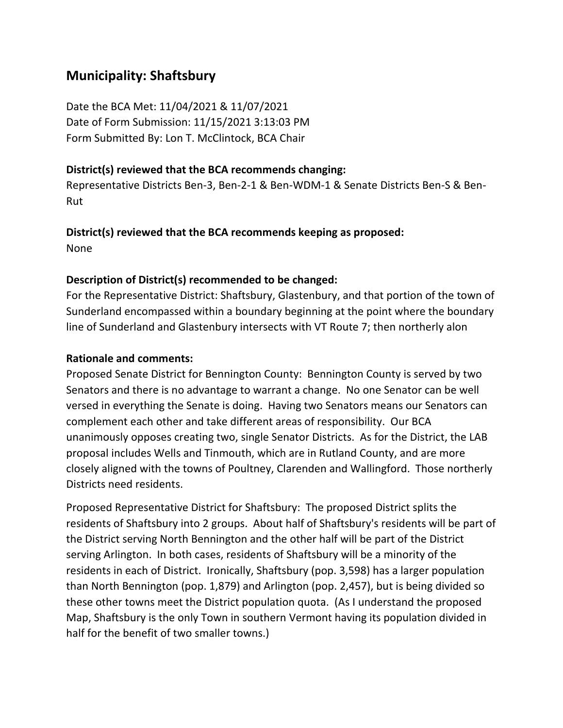## Municipality: Shaftsbury

Date the BCA Met: 11/04/2021 & 11/07/2021
Date of Form Submission: 11/15/2021 3:13:03 PM
Form Submitted By: Lon T. McClintock, BCA Chair

**District(s) reviewed that the BCA recommends changing:**
Representative Districts Ben-3, Ben-2-1 & Ben-WDM-1 & Senate Districts Ben-S & Ben-Rut

**District(s) reviewed that the BCA recommends keeping as proposed:**
None

**Description of District(s) recommended to be changed:**
For the Representative District: Shaftsbury, Glastenbury, and that portion of the town of Sunderland encompassed within a boundary beginning at the point where the boundary line of Sunderland and Glastenbury intersects with VT Route 7; then northerly alon

**Rationale and comments:**
Proposed Senate District for Bennington County: Bennington County is served by two Senators and there is no advantage to warrant a change. No one Senator can be well versed in everything the Senate is doing. Having two Senators means our Senators can complement each other and take different areas of responsibility. Our BCA unanimously opposes creating two, single Senator Districts. As for the District, the LAB proposal includes Wells and Tinmouth, which are in Rutland County, and are more closely aligned with the towns of Poultney, Clarenden and Wallingford. Those northerly Districts need residents.

Proposed Representative District for Shaftsbury: The proposed District splits the residents of Shaftsbury into 2 groups. About half of Shaftsbury's residents will be part of the District serving North Bennington and the other half will be part of the District serving Arlington. In both cases, residents of Shaftsbury will be a minority of the residents in each of District. Ironically, Shaftsbury (pop. 3,598) has a larger population than North Bennington (pop. 1,879) and Arlington (pop. 2,457), but is being divided so these other towns meet the District population quota. (As I understand the proposed Map, Shaftsbury is the only Town in southern Vermont having its population divided in half for the benefit of two smaller towns.)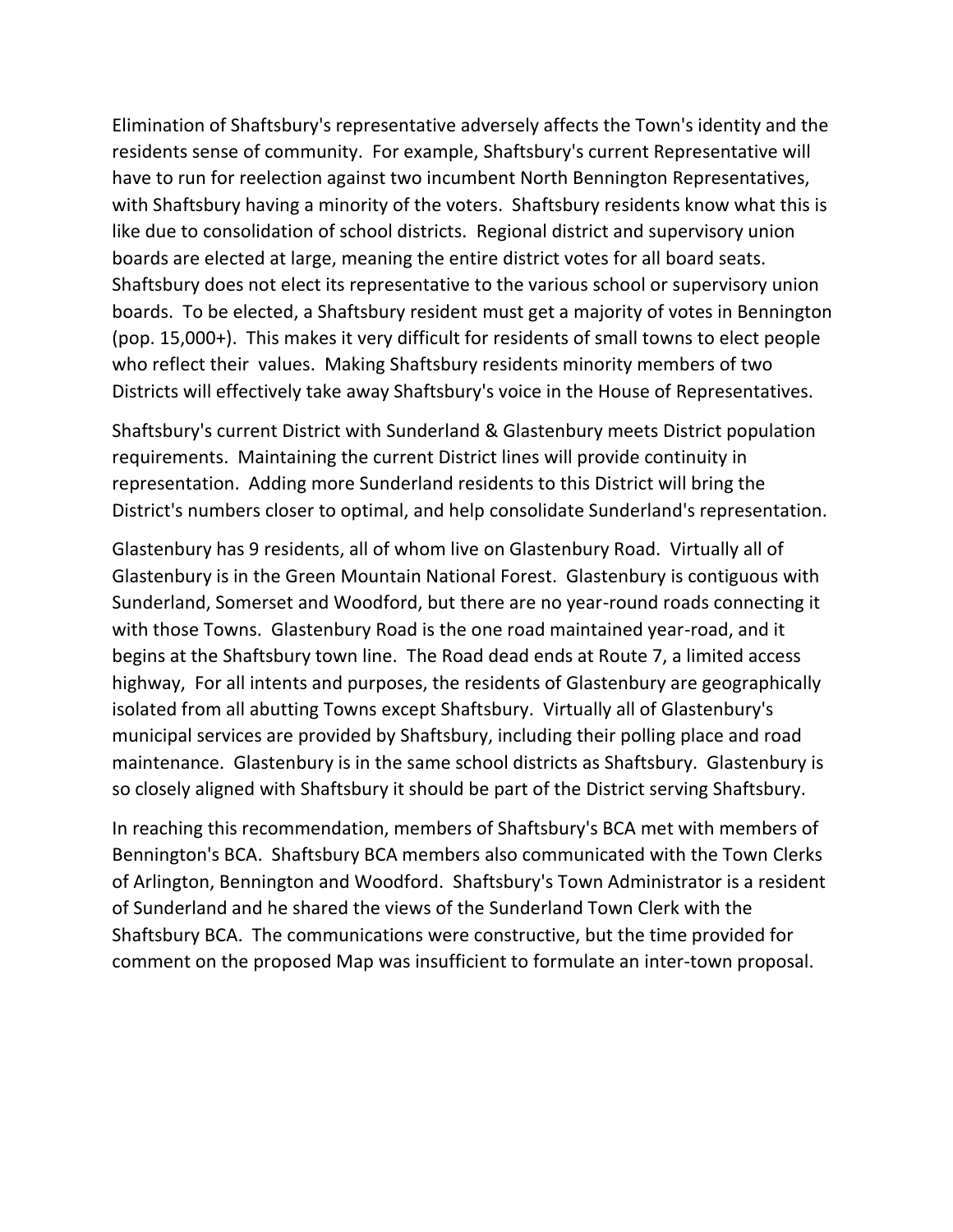Elimination of Shaftsbury's representative adversely affects the Town's identity and the residents sense of community. For example, Shaftsbury's current Representative will have to run for reelection against two incumbent North Bennington Representatives, with Shaftsbury having a minority of the voters. Shaftsbury residents know what this is like due to consolidation of school districts. Regional district and supervisory union boards are elected at large, meaning the entire district votes for all board seats. Shaftsbury does not elect its representative to the various school or supervisory union boards. To be elected, a Shaftsbury resident must get a majority of votes in Bennington (pop. 15,000+). This makes it very difficult for residents of small towns to elect people who reflect their values. Making Shaftsbury residents minority members of two Districts will effectively take away Shaftsbury's voice in the House of Representatives.

Shaftsbury's current District with Sunderland & Glastenbury meets District population requirements. Maintaining the current District lines will provide continuity in representation. Adding more Sunderland residents to this District will bring the District's numbers closer to optimal, and help consolidate Sunderland's representation.

Glastenbury has 9 residents, all of whom live on Glastenbury Road. Virtually all of Glastenbury is in the Green Mountain National Forest. Glastenbury is contiguous with Sunderland, Somerset and Woodford, but there are no year-round roads connecting it with those Towns. Glastenbury Road is the one road maintained year-road, and it begins at the Shaftsbury town line. The Road dead ends at Route 7, a limited access highway, For all intents and purposes, the residents of Glastenbury are geographically isolated from all abutting Towns except Shaftsbury. Virtually all of Glastenbury's municipal services are provided by Shaftsbury, including their polling place and road maintenance. Glastenbury is in the same school districts as Shaftsbury. Glastenbury is so closely aligned with Shaftsbury it should be part of the District serving Shaftsbury.

In reaching this recommendation, members of Shaftsbury's BCA met with members of Bennington's BCA. Shaftsbury BCA members also communicated with the Town Clerks of Arlington, Bennington and Woodford. Shaftsbury's Town Administrator is a resident of Sunderland and he shared the views of the Sunderland Town Clerk with the Shaftsbury BCA. The communications were constructive, but the time provided for comment on the proposed Map was insufficient to formulate an inter-town proposal.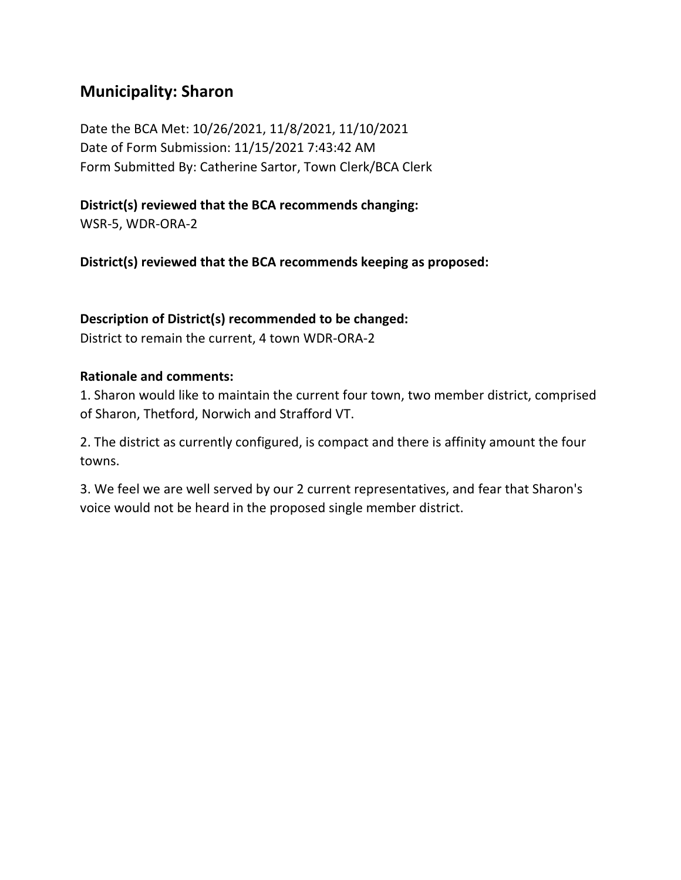## Municipality: Sharon

Date the BCA Met: 10/26/2021, 11/8/2021, 11/10/2021
Date of Form Submission: 11/15/2021 7:43:42 AM
Form Submitted By: Catherine Sartor, Town Clerk/BCA Clerk

**District(s) reviewed that the BCA recommends changing:**
WSR-5, WDR-ORA-2

**District(s) reviewed that the BCA recommends keeping as proposed:**

**Description of District(s) recommended to be changed:**
District to remain the current, 4 town WDR-ORA-2

**Rationale and comments:**

1. Sharon would like to maintain the current four town, two member district, comprised of Sharon, Thetford, Norwich and Strafford VT.

2. The district as currently configured, is compact and there is affinity amount the four towns.

3. We feel we are well served by our 2 current representatives, and fear that Sharon's voice would not be heard in the proposed single member district.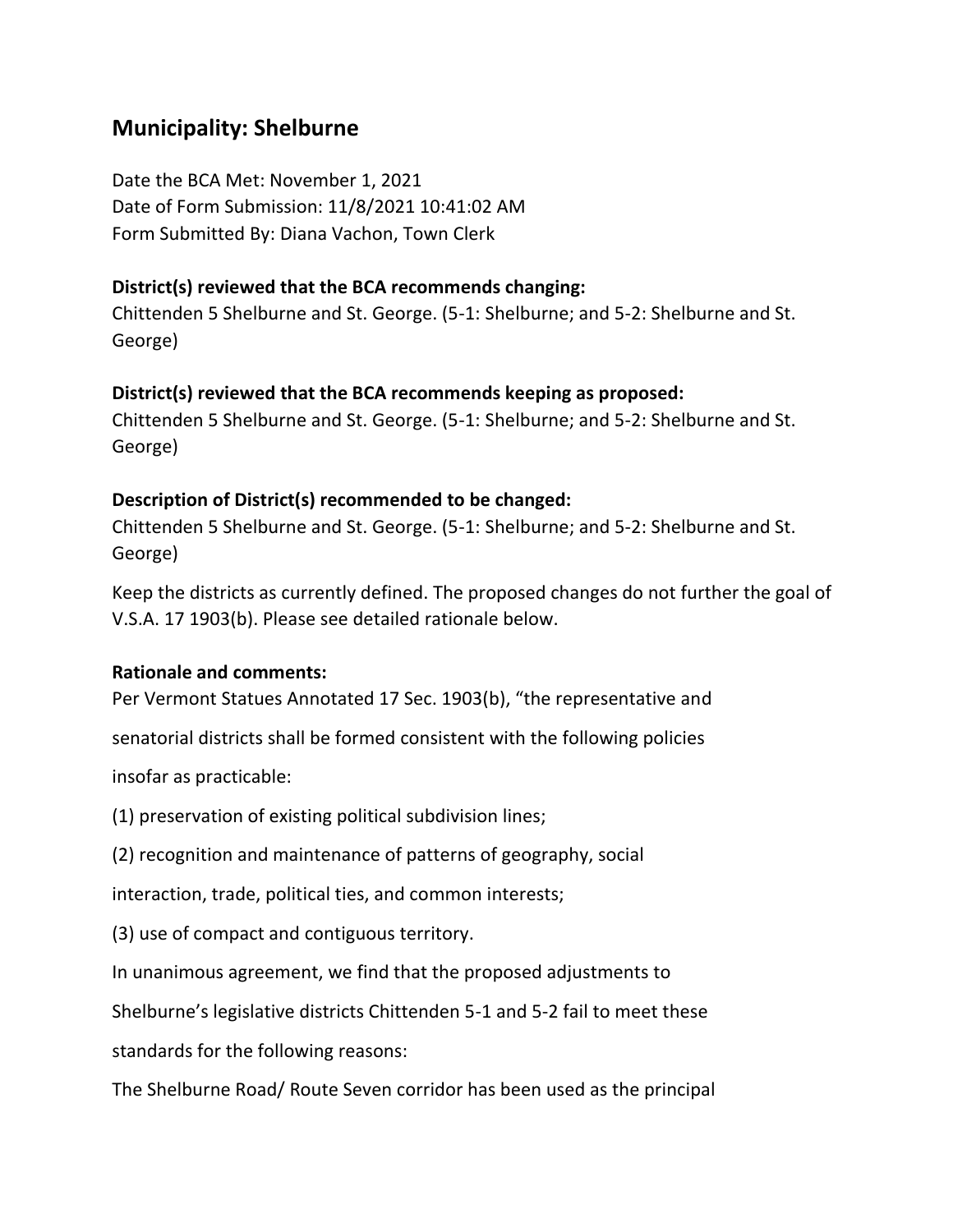## Municipality: Shelburne

Date the BCA Met: November 1, 2021
Date of Form Submission: 11/8/2021 10:41:02 AM
Form Submitted By: Diana Vachon, Town Clerk

**District(s) reviewed that the BCA recommends changing:**
Chittenden 5 Shelburne and St. George. (5-1: Shelburne; and 5-2: Shelburne and St. George)

**District(s) reviewed that the BCA recommends keeping as proposed:**
Chittenden 5 Shelburne and St. George. (5-1: Shelburne; and 5-2: Shelburne and St. George)

**Description of District(s) recommended to be changed:**
Chittenden 5 Shelburne and St. George. (5-1: Shelburne; and 5-2: Shelburne and St. George)

Keep the districts as currently defined. The proposed changes do not further the goal of V.S.A. 17 1903(b). Please see detailed rationale below.

**Rationale and comments:**
Per Vermont Statues Annotated 17 Sec. 1903(b), "the representative and

senatorial districts shall be formed consistent with the following policies

insofar as practicable:

(1) preservation of existing political subdivision lines;

(2) recognition and maintenance of patterns of geography, social

interaction, trade, political ties, and common interests;

(3) use of compact and contiguous territory.

In unanimous agreement, we find that the proposed adjustments to

Shelburne's legislative districts Chittenden 5-1 and 5-2 fail to meet these

standards for the following reasons:

The Shelburne Road/ Route Seven corridor has been used as the principal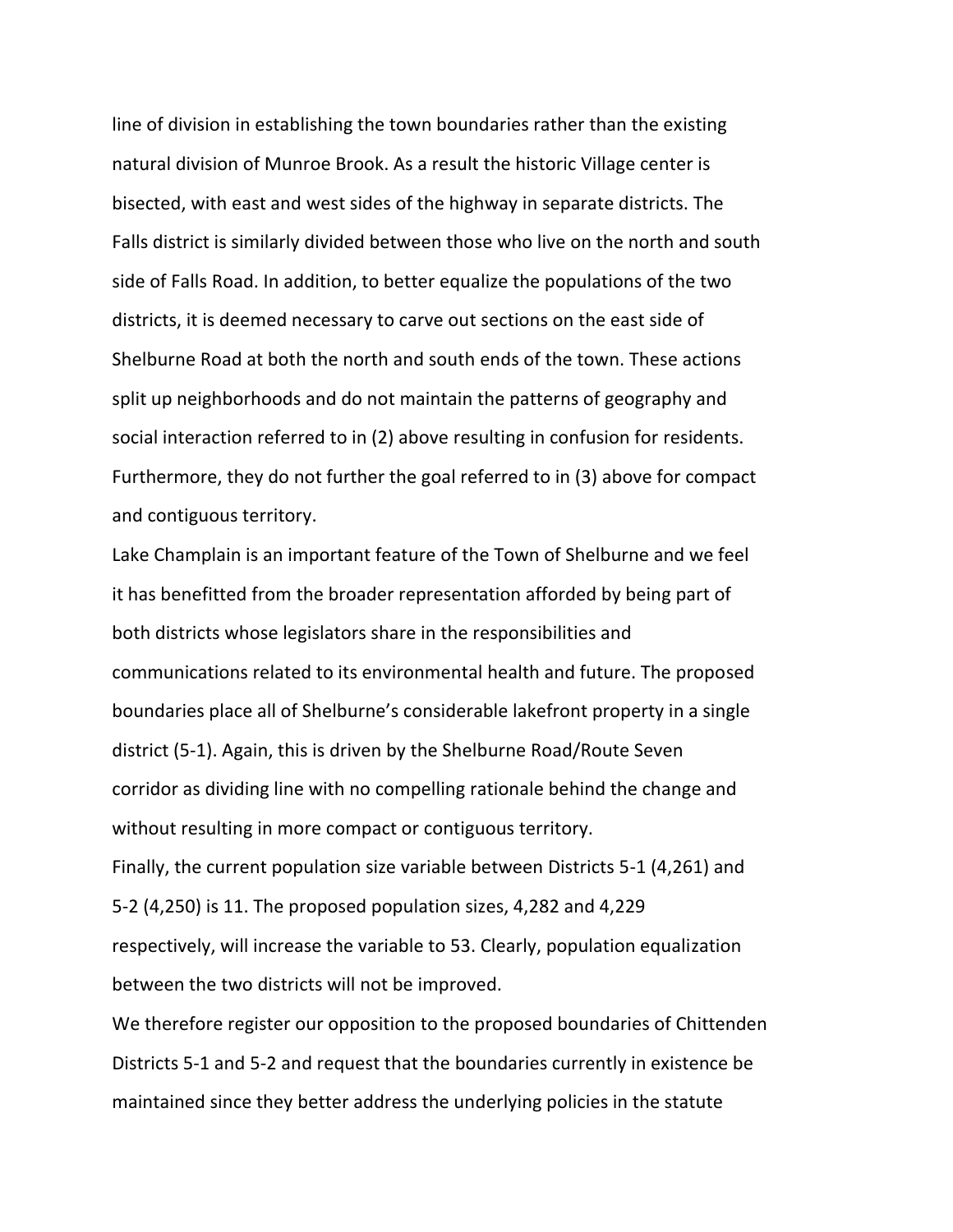line of division in establishing the town boundaries rather than the existing natural division of Munroe Brook. As a result the historic Village center is bisected, with east and west sides of the highway in separate districts. The Falls district is similarly divided between those who live on the north and south side of Falls Road. In addition, to better equalize the populations of the two districts, it is deemed necessary to carve out sections on the east side of Shelburne Road at both the north and south ends of the town. These actions split up neighborhoods and do not maintain the patterns of geography and social interaction referred to in (2) above resulting in confusion for residents. Furthermore, they do not further the goal referred to in (3) above for compact and contiguous territory.

Lake Champlain is an important feature of the Town of Shelburne and we feel it has benefitted from the broader representation afforded by being part of both districts whose legislators share in the responsibilities and communications related to its environmental health and future. The proposed boundaries place all of Shelburne's considerable lakefront property in a single district (5-1). Again, this is driven by the Shelburne Road/Route Seven corridor as dividing line with no compelling rationale behind the change and without resulting in more compact or contiguous territory.

Finally, the current population size variable between Districts 5-1 (4,261) and 5-2 (4,250) is 11. The proposed population sizes, 4,282 and 4,229 respectively, will increase the variable to 53. Clearly, population equalization between the two districts will not be improved.

We therefore register our opposition to the proposed boundaries of Chittenden Districts 5-1 and 5-2 and request that the boundaries currently in existence be maintained since they better address the underlying policies in the statute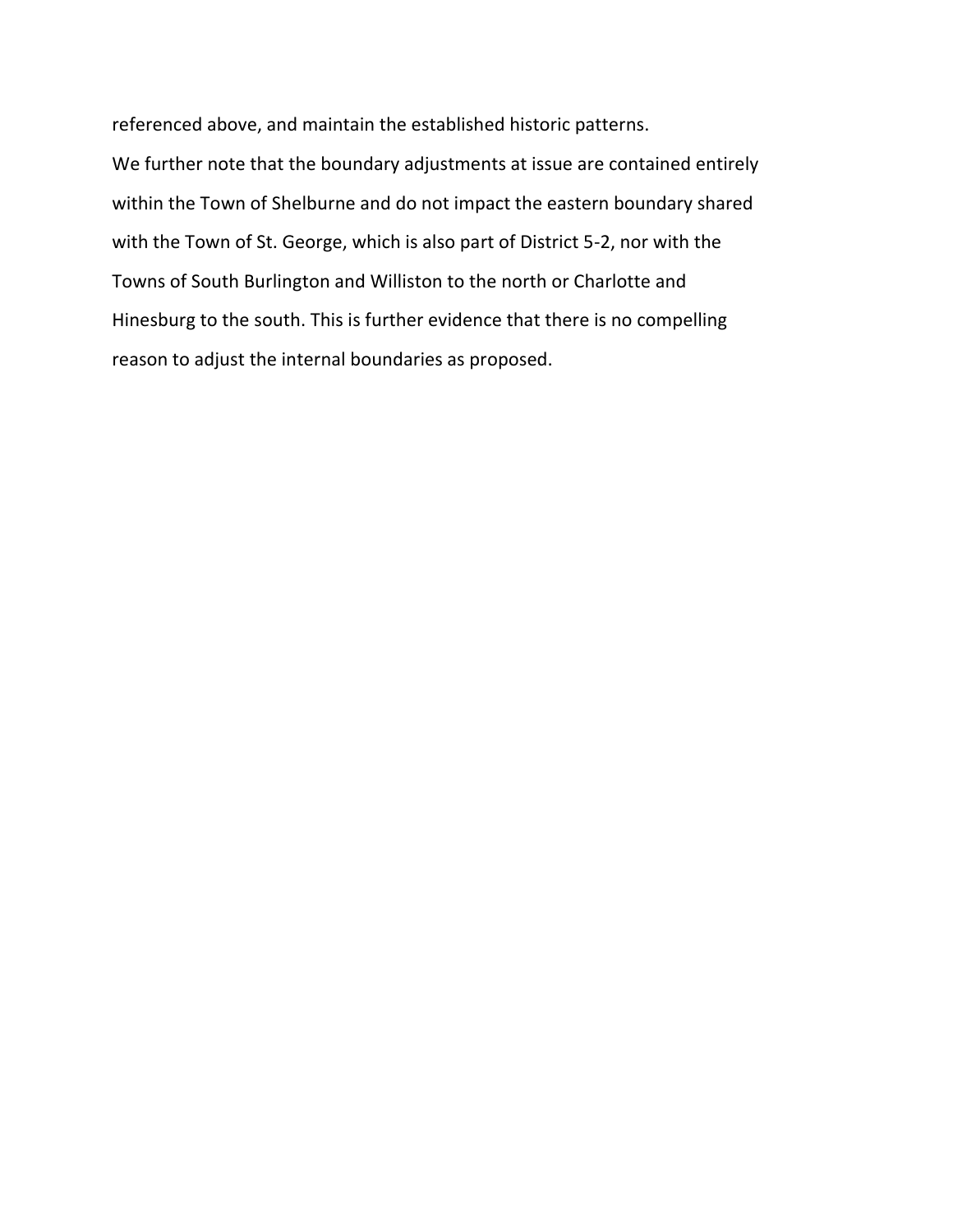referenced above, and maintain the established historic patterns.

We further note that the boundary adjustments at issue are contained entirely within the Town of Shelburne and do not impact the eastern boundary shared with the Town of St. George, which is also part of District 5-2, nor with the Towns of South Burlington and Williston to the north or Charlotte and Hinesburg to the south. This is further evidence that there is no compelling reason to adjust the internal boundaries as proposed.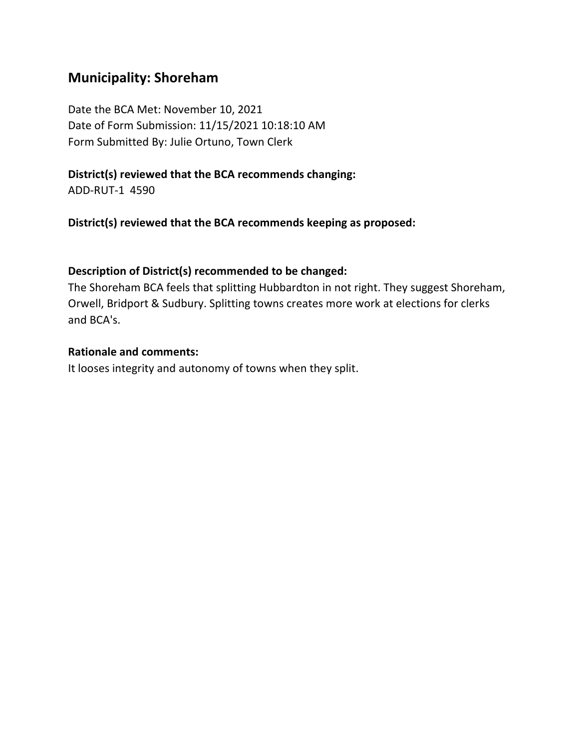## Municipality: Shoreham

Date the BCA Met: November 10, 2021
Date of Form Submission: 11/15/2021 10:18:10 AM
Form Submitted By: Julie Ortuno, Town Clerk

**District(s) reviewed that the BCA recommends changing:**
ADD-RUT-1 4590

**District(s) reviewed that the BCA recommends keeping as proposed:**

**Description of District(s) recommended to be changed:**
The Shoreham BCA feels that splitting Hubbardton in not right. They suggest Shoreham, Orwell, Bridport & Sudbury. Splitting towns creates more work at elections for clerks and BCA's.

**Rationale and comments:**
It looses integrity and autonomy of towns when they split.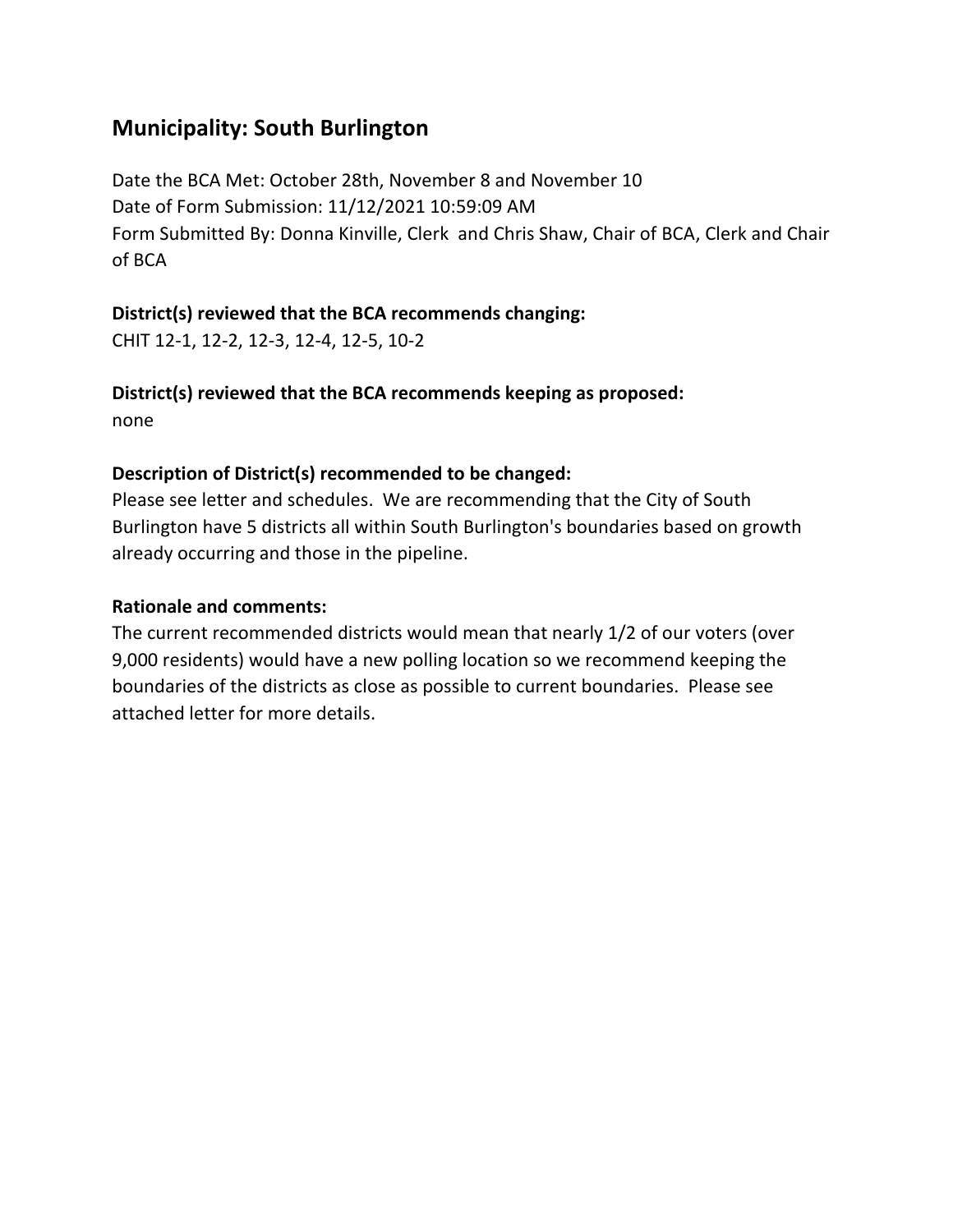## Municipality: South Burlington

Date the BCA Met: October 28th, November 8 and November 10
Date of Form Submission: 11/12/2021 10:59:09 AM
Form Submitted By: Donna Kinville, Clerk and Chris Shaw, Chair of BCA, Clerk and Chair of BCA

**District(s) reviewed that the BCA recommends changing:**
CHIT 12-1, 12-2, 12-3, 12-4, 12-5, 10-2

**District(s) reviewed that the BCA recommends keeping as proposed:**
none

**Description of District(s) recommended to be changed:**
Please see letter and schedules. We are recommending that the City of South Burlington have 5 districts all within South Burlington's boundaries based on growth already occurring and those in the pipeline.

**Rationale and comments:**
The current recommended districts would mean that nearly 1/2 of our voters (over 9,000 residents) would have a new polling location so we recommend keeping the boundaries of the districts as close as possible to current boundaries. Please see attached letter for more details.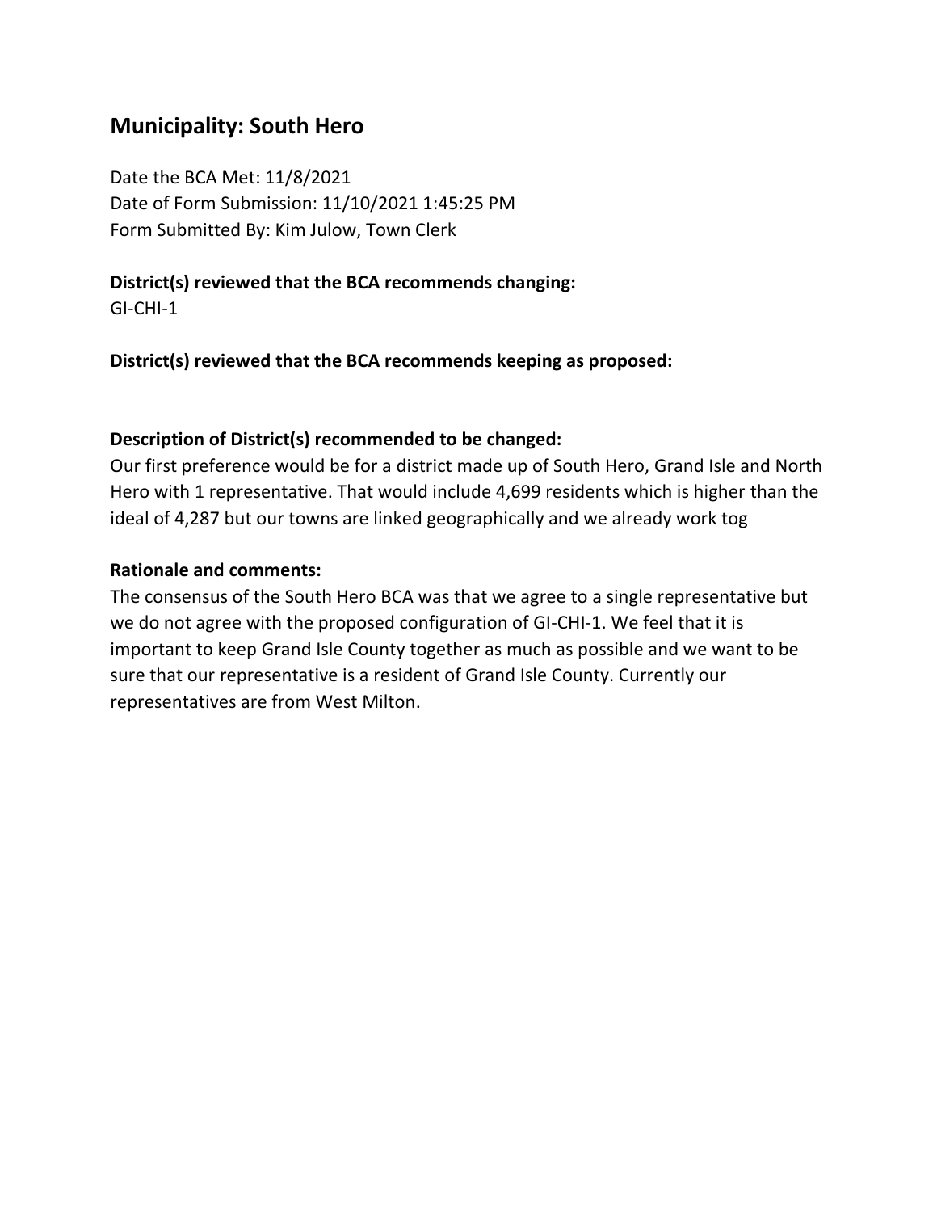## Municipality: South Hero

Date the BCA Met: 11/8/2021
Date of Form Submission: 11/10/2021 1:45:25 PM
Form Submitted By: Kim Julow, Town Clerk

**District(s) reviewed that the BCA recommends changing:**
GI-CHI-1

**District(s) reviewed that the BCA recommends keeping as proposed:**

**Description of District(s) recommended to be changed:**
Our first preference would be for a district made up of South Hero, Grand Isle and North Hero with 1 representative. That would include 4,699 residents which is higher than the ideal of 4,287 but our towns are linked geographically and we already work tog

**Rationale and comments:**
The consensus of the South Hero BCA was that we agree to a single representative but we do not agree with the proposed configuration of GI-CHI-1. We feel that it is important to keep Grand Isle County together as much as possible and we want to be sure that our representative is a resident of Grand Isle County. Currently our representatives are from West Milton.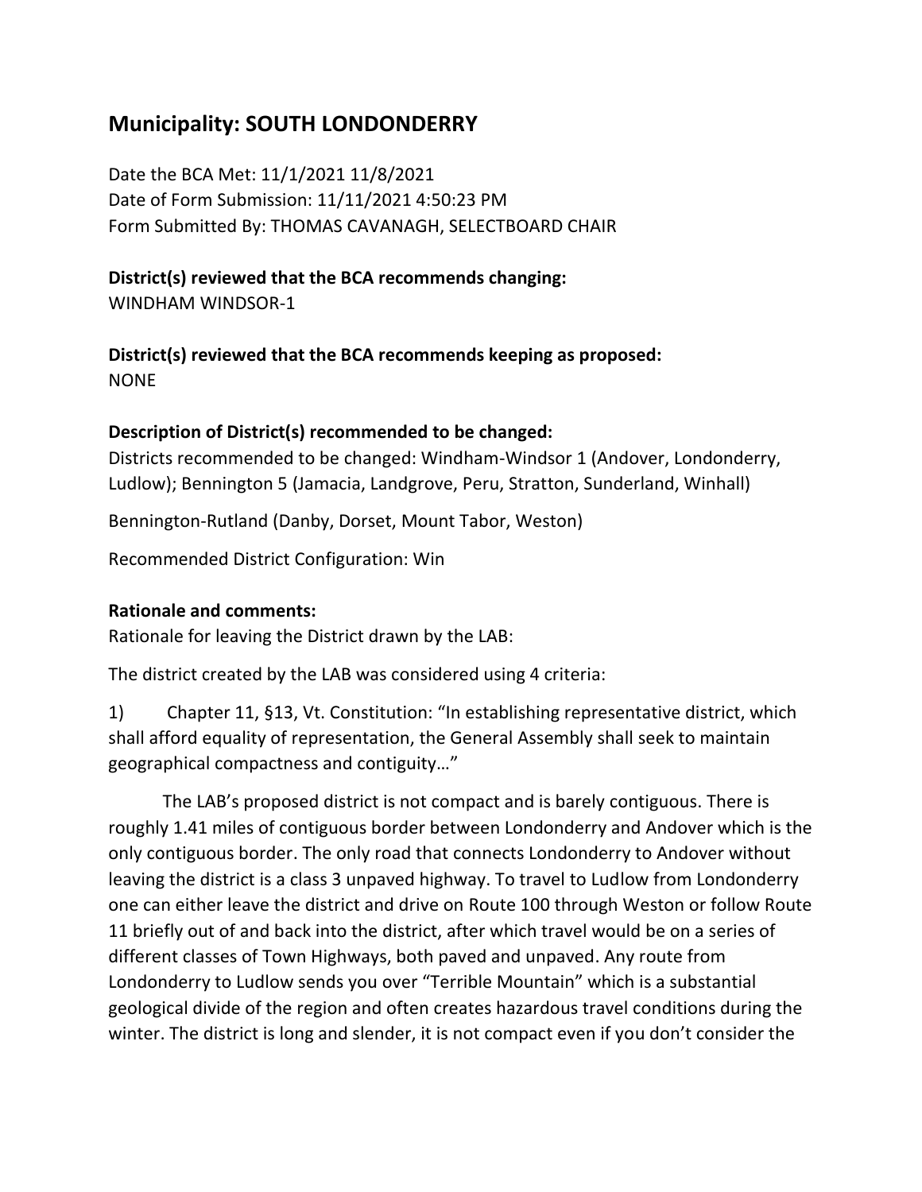## Municipality: SOUTH LONDONDERRY

Date the BCA Met: 11/1/2021 11/8/2021
Date of Form Submission: 11/11/2021 4:50:23 PM
Form Submitted By: THOMAS CAVANAGH, SELECTBOARD CHAIR

**District(s) reviewed that the BCA recommends changing:**
WINDHAM WINDSOR-1

**District(s) reviewed that the BCA recommends keeping as proposed:**
NONE

**Description of District(s) recommended to be changed:**
Districts recommended to be changed: Windham-Windsor 1 (Andover, Londonderry, Ludlow); Bennington 5 (Jamacia, Landgrove, Peru, Stratton, Sunderland, Winhall)

Bennington-Rutland (Danby, Dorset, Mount Tabor, Weston)

Recommended District Configuration: Win

**Rationale and comments:**
Rationale for leaving the District drawn by the LAB:

The district created by the LAB was considered using 4 criteria:

1) Chapter 11, §13, Vt. Constitution: "In establishing representative district, which shall afford equality of representation, the General Assembly shall seek to maintain geographical compactness and contiguity…"

The LAB's proposed district is not compact and is barely contiguous. There is roughly 1.41 miles of contiguous border between Londonderry and Andover which is the only contiguous border. The only road that connects Londonderry to Andover without leaving the district is a class 3 unpaved highway. To travel to Ludlow from Londonderry one can either leave the district and drive on Route 100 through Weston or follow Route 11 briefly out of and back into the district, after which travel would be on a series of different classes of Town Highways, both paved and unpaved. Any route from Londonderry to Ludlow sends you over "Terrible Mountain" which is a substantial geological divide of the region and often creates hazardous travel conditions during the winter. The district is long and slender, it is not compact even if you don't consider the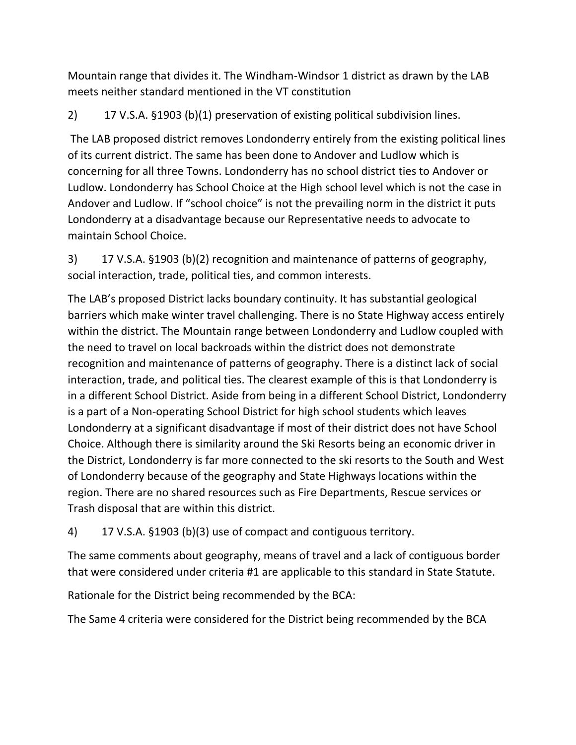Mountain range that divides it. The Windham-Windsor 1 district as drawn by the LAB meets neither standard mentioned in the VT constitution

2) 17 V.S.A. §1903 (b)(1) preservation of existing political subdivision lines.

The LAB proposed district removes Londonderry entirely from the existing political lines of its current district. The same has been done to Andover and Ludlow which is concerning for all three Towns. Londonderry has no school district ties to Andover or Ludlow. Londonderry has School Choice at the High school level which is not the case in Andover and Ludlow. If "school choice" is not the prevailing norm in the district it puts Londonderry at a disadvantage because our Representative needs to advocate to maintain School Choice.

3) 17 V.S.A. §1903 (b)(2) recognition and maintenance of patterns of geography, social interaction, trade, political ties, and common interests.

The LAB's proposed District lacks boundary continuity. It has substantial geological barriers which make winter travel challenging. There is no State Highway access entirely within the district. The Mountain range between Londonderry and Ludlow coupled with the need to travel on local backroads within the district does not demonstrate recognition and maintenance of patterns of geography. There is a distinct lack of social interaction, trade, and political ties. The clearest example of this is that Londonderry is in a different School District. Aside from being in a different School District, Londonderry is a part of a Non-operating School District for high school students which leaves Londonderry at a significant disadvantage if most of their district does not have School Choice. Although there is similarity around the Ski Resorts being an economic driver in the District, Londonderry is far more connected to the ski resorts to the South and West of Londonderry because of the geography and State Highways locations within the region. There are no shared resources such as Fire Departments, Rescue services or Trash disposal that are within this district.

4) 17 V.S.A. §1903 (b)(3) use of compact and contiguous territory.

The same comments about geography, means of travel and a lack of contiguous border that were considered under criteria #1 are applicable to this standard in State Statute.

Rationale for the District being recommended by the BCA:

The Same 4 criteria were considered for the District being recommended by the BCA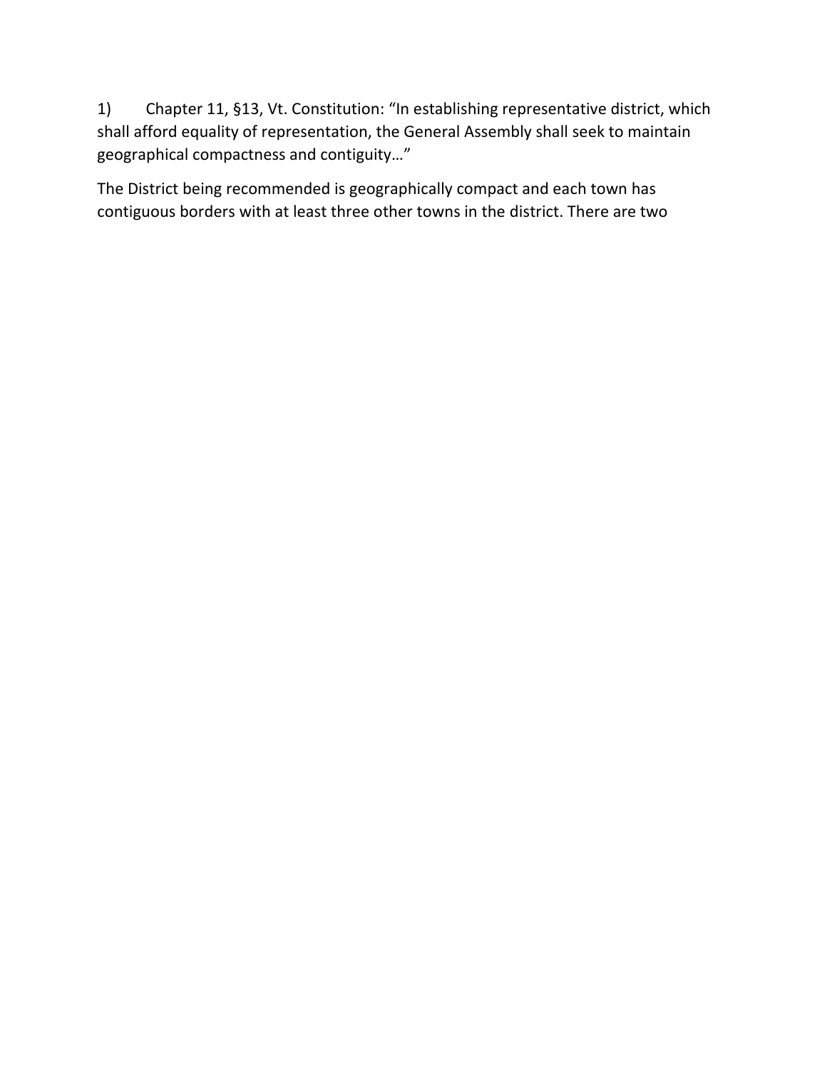1) Chapter 11, §13, Vt. Constitution: "In establishing representative district, which shall afford equality of representation, the General Assembly shall seek to maintain geographical compactness and contiguity…"

The District being recommended is geographically compact and each town has contiguous borders with at least three other towns in the district. There are two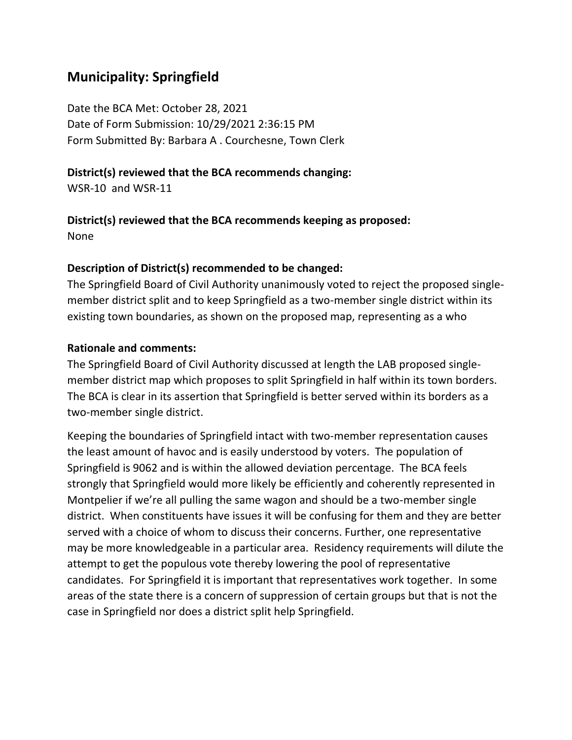## Municipality: Springfield

Date the BCA Met: October 28, 2021
Date of Form Submission: 10/29/2021 2:36:15 PM
Form Submitted By: Barbara A . Courchesne, Town Clerk

**District(s) reviewed that the BCA recommends changing:**
WSR-10 and WSR-11

**District(s) reviewed that the BCA recommends keeping as proposed:**
None

**Description of District(s) recommended to be changed:**
The Springfield Board of Civil Authority unanimously voted to reject the proposed single-member district split and to keep Springfield as a two-member single district within its existing town boundaries, as shown on the proposed map, representing as a who

**Rationale and comments:**
The Springfield Board of Civil Authority discussed at length the LAB proposed single-member district map which proposes to split Springfield in half within its town borders. The BCA is clear in its assertion that Springfield is better served within its borders as a two-member single district.

Keeping the boundaries of Springfield intact with two-member representation causes the least amount of havoc and is easily understood by voters. The population of Springfield is 9062 and is within the allowed deviation percentage. The BCA feels strongly that Springfield would more likely be efficiently and coherently represented in Montpelier if we're all pulling the same wagon and should be a two-member single district. When constituents have issues it will be confusing for them and they are better served with a choice of whom to discuss their concerns. Further, one representative may be more knowledgeable in a particular area. Residency requirements will dilute the attempt to get the populous vote thereby lowering the pool of representative candidates. For Springfield it is important that representatives work together. In some areas of the state there is a concern of suppression of certain groups but that is not the case in Springfield nor does a district split help Springfield.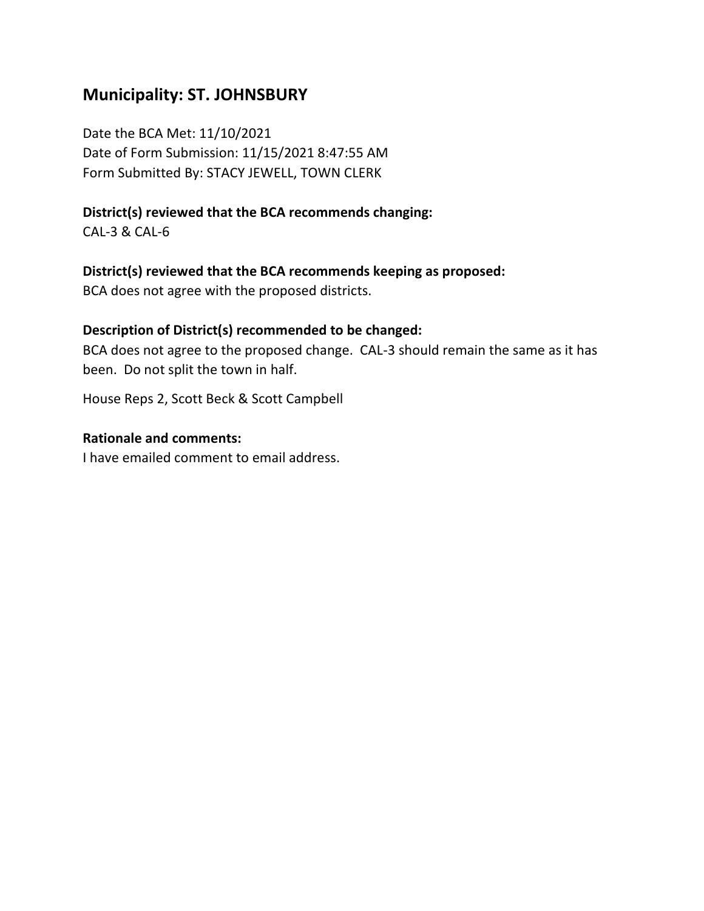## Municipality: ST. JOHNSBURY

Date the BCA Met: 11/10/2021
Date of Form Submission: 11/15/2021 8:47:55 AM
Form Submitted By: STACY JEWELL, TOWN CLERK

**District(s) reviewed that the BCA recommends changing:**
CAL-3 & CAL-6

**District(s) reviewed that the BCA recommends keeping as proposed:**
BCA does not agree with the proposed districts.

**Description of District(s) recommended to be changed:**
BCA does not agree to the proposed change. CAL-3 should remain the same as it has been. Do not split the town in half.

House Reps 2, Scott Beck & Scott Campbell

**Rationale and comments:**
I have emailed comment to email address.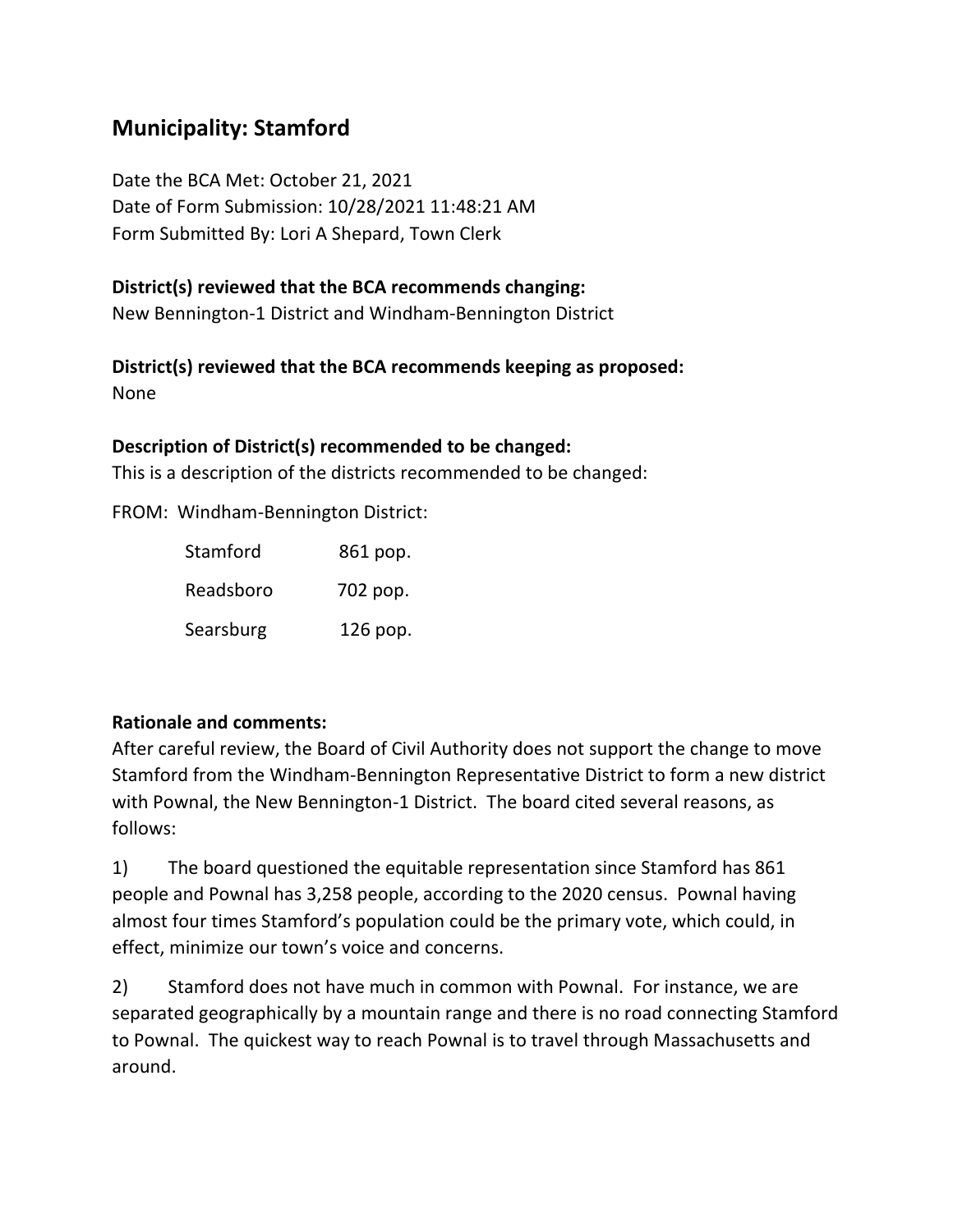## Municipality: Stamford

Date the BCA Met: October 21, 2021
Date of Form Submission: 10/28/2021 11:48:21 AM
Form Submitted By: Lori A Shepard, Town Clerk

**District(s) reviewed that the BCA recommends changing:**
New Bennington-1 District and Windham-Bennington District

**District(s) reviewed that the BCA recommends keeping as proposed:**
None

**Description of District(s) recommended to be changed:**
This is a description of the districts recommended to be changed:

FROM: Windham-Bennington District:

| | |
|---|---|
| Stamford | 861 pop. |
| Readsboro | 702 pop. |
| Searsburg | 126 pop. |

**Rationale and comments:**
After careful review, the Board of Civil Authority does not support the change to move Stamford from the Windham-Bennington Representative District to form a new district with Pownal, the New Bennington-1 District. The board cited several reasons, as follows:

1) The board questioned the equitable representation since Stamford has 861 people and Pownal has 3,258 people, according to the 2020 census. Pownal having almost four times Stamford's population could be the primary vote, which could, in effect, minimize our town's voice and concerns.

2) Stamford does not have much in common with Pownal. For instance, we are separated geographically by a mountain range and there is no road connecting Stamford to Pownal. The quickest way to reach Pownal is to travel through Massachusetts and around.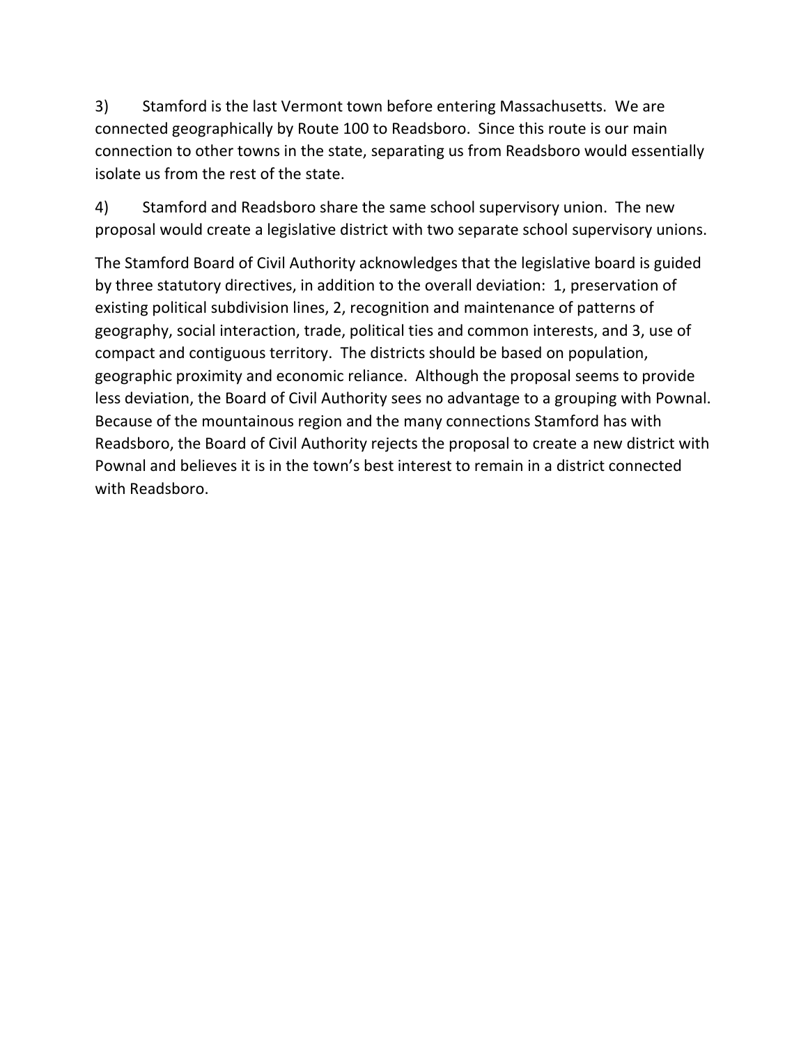3) Stamford is the last Vermont town before entering Massachusetts. We are connected geographically by Route 100 to Readsboro. Since this route is our main connection to other towns in the state, separating us from Readsboro would essentially isolate us from the rest of the state.

4) Stamford and Readsboro share the same school supervisory union. The new proposal would create a legislative district with two separate school supervisory unions.

The Stamford Board of Civil Authority acknowledges that the legislative board is guided by three statutory directives, in addition to the overall deviation: 1, preservation of existing political subdivision lines, 2, recognition and maintenance of patterns of geography, social interaction, trade, political ties and common interests, and 3, use of compact and contiguous territory. The districts should be based on population, geographic proximity and economic reliance. Although the proposal seems to provide less deviation, the Board of Civil Authority sees no advantage to a grouping with Pownal. Because of the mountainous region and the many connections Stamford has with Readsboro, the Board of Civil Authority rejects the proposal to create a new district with Pownal and believes it is in the town's best interest to remain in a district connected with Readsboro.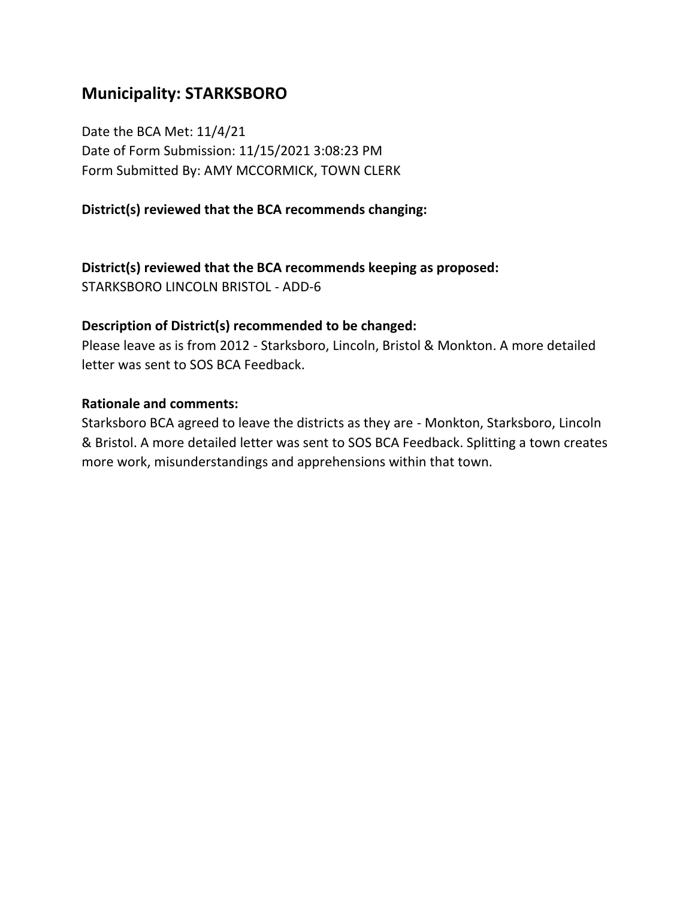## Municipality: STARKSBORO

Date the BCA Met: 11/4/21
Date of Form Submission: 11/15/2021 3:08:23 PM
Form Submitted By: AMY MCCORMICK, TOWN CLERK

**District(s) reviewed that the BCA recommends changing:**

**District(s) reviewed that the BCA recommends keeping as proposed:**
STARKSBORO LINCOLN BRISTOL - ADD-6

**Description of District(s) recommended to be changed:**
Please leave as is from 2012 - Starksboro, Lincoln, Bristol & Monkton. A more detailed letter was sent to SOS BCA Feedback.

**Rationale and comments:**
Starksboro BCA agreed to leave the districts as they are - Monkton, Starksboro, Lincoln & Bristol. A more detailed letter was sent to SOS BCA Feedback. Splitting a town creates more work, misunderstandings and apprehensions within that town.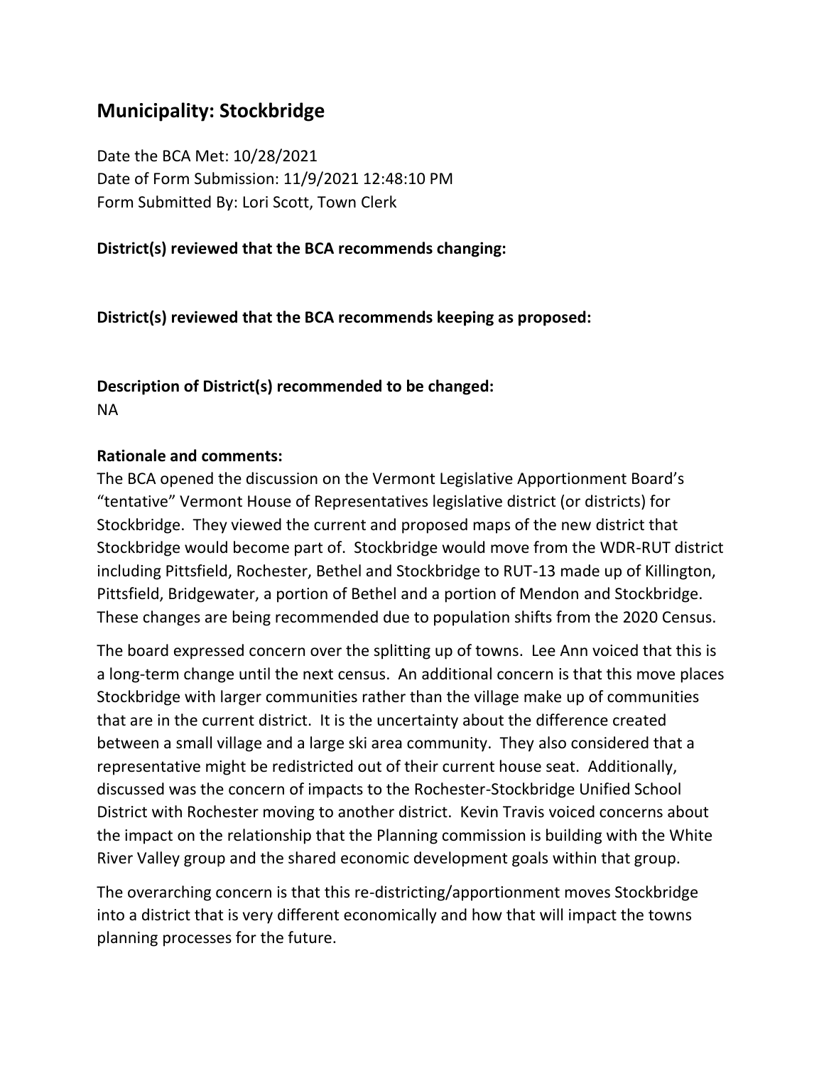## Municipality: Stockbridge

Date the BCA Met: 10/28/2021
Date of Form Submission: 11/9/2021 12:48:10 PM
Form Submitted By: Lori Scott, Town Clerk

**District(s) reviewed that the BCA recommends changing:**

**District(s) reviewed that the BCA recommends keeping as proposed:**

**Description of District(s) recommended to be changed:**
NA

**Rationale and comments:**
The BCA opened the discussion on the Vermont Legislative Apportionment Board's "tentative" Vermont House of Representatives legislative district (or districts) for Stockbridge. They viewed the current and proposed maps of the new district that Stockbridge would become part of. Stockbridge would move from the WDR-RUT district including Pittsfield, Rochester, Bethel and Stockbridge to RUT-13 made up of Killington, Pittsfield, Bridgewater, a portion of Bethel and a portion of Mendon and Stockbridge. These changes are being recommended due to population shifts from the 2020 Census.

The board expressed concern over the splitting up of towns. Lee Ann voiced that this is a long-term change until the next census. An additional concern is that this move places Stockbridge with larger communities rather than the village make up of communities that are in the current district. It is the uncertainty about the difference created between a small village and a large ski area community. They also considered that a representative might be redistricted out of their current house seat. Additionally, discussed was the concern of impacts to the Rochester-Stockbridge Unified School District with Rochester moving to another district. Kevin Travis voiced concerns about the impact on the relationship that the Planning commission is building with the White River Valley group and the shared economic development goals within that group.

The overarching concern is that this re-districting/apportionment moves Stockbridge into a district that is very different economically and how that will impact the towns planning processes for the future.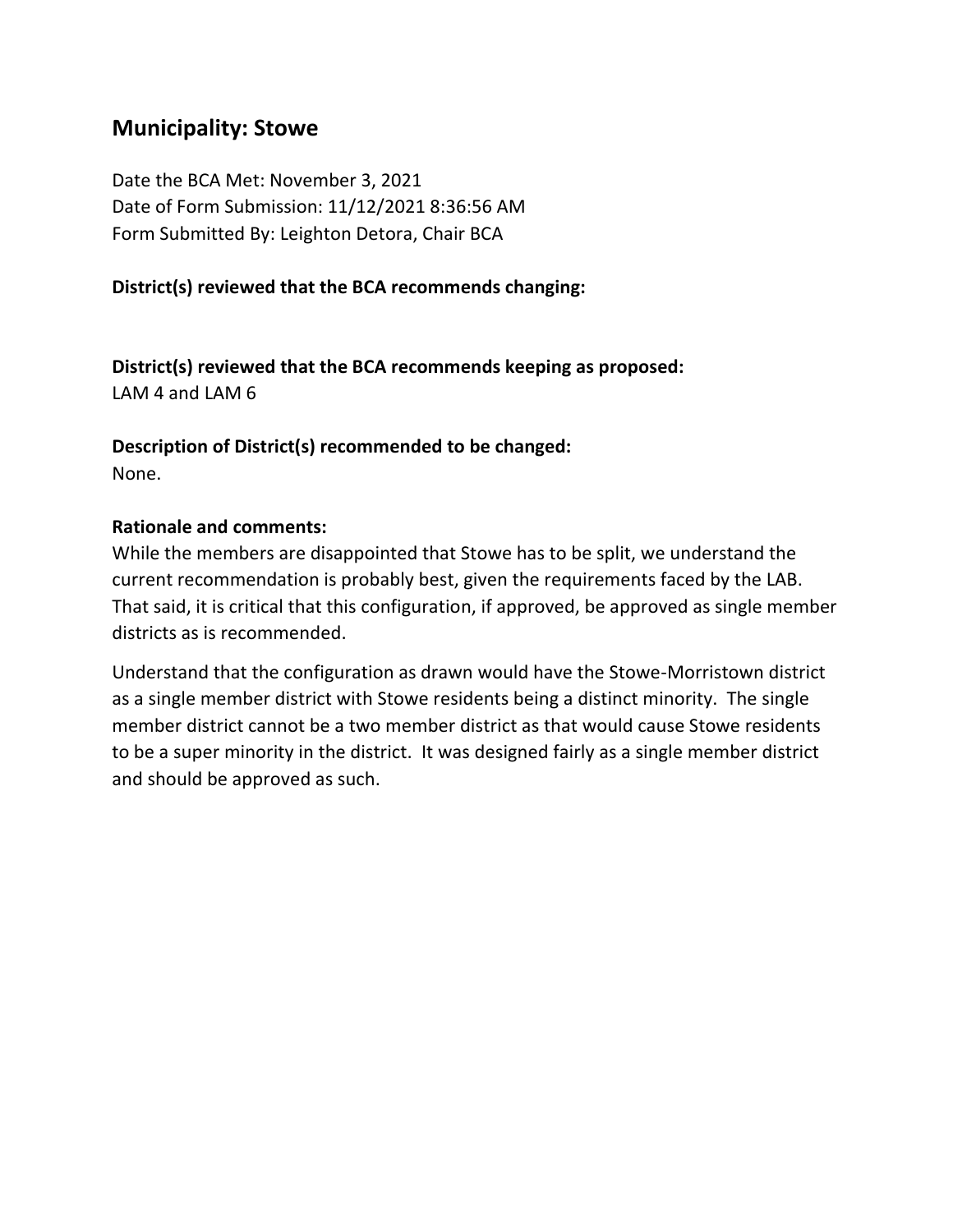## Municipality: Stowe

Date the BCA Met: November 3, 2021
Date of Form Submission: 11/12/2021 8:36:56 AM
Form Submitted By: Leighton Detora, Chair BCA

**District(s) reviewed that the BCA recommends changing:**

**District(s) reviewed that the BCA recommends keeping as proposed:**
LAM 4 and LAM 6

**Description of District(s) recommended to be changed:**
None.

**Rationale and comments:**
While the members are disappointed that Stowe has to be split, we understand the current recommendation is probably best, given the requirements faced by the LAB. That said, it is critical that this configuration, if approved, be approved as single member districts as is recommended.

Understand that the configuration as drawn would have the Stowe-Morristown district as a single member district with Stowe residents being a distinct minority. The single member district cannot be a two member district as that would cause Stowe residents to be a super minority in the district. It was designed fairly as a single member district and should be approved as such.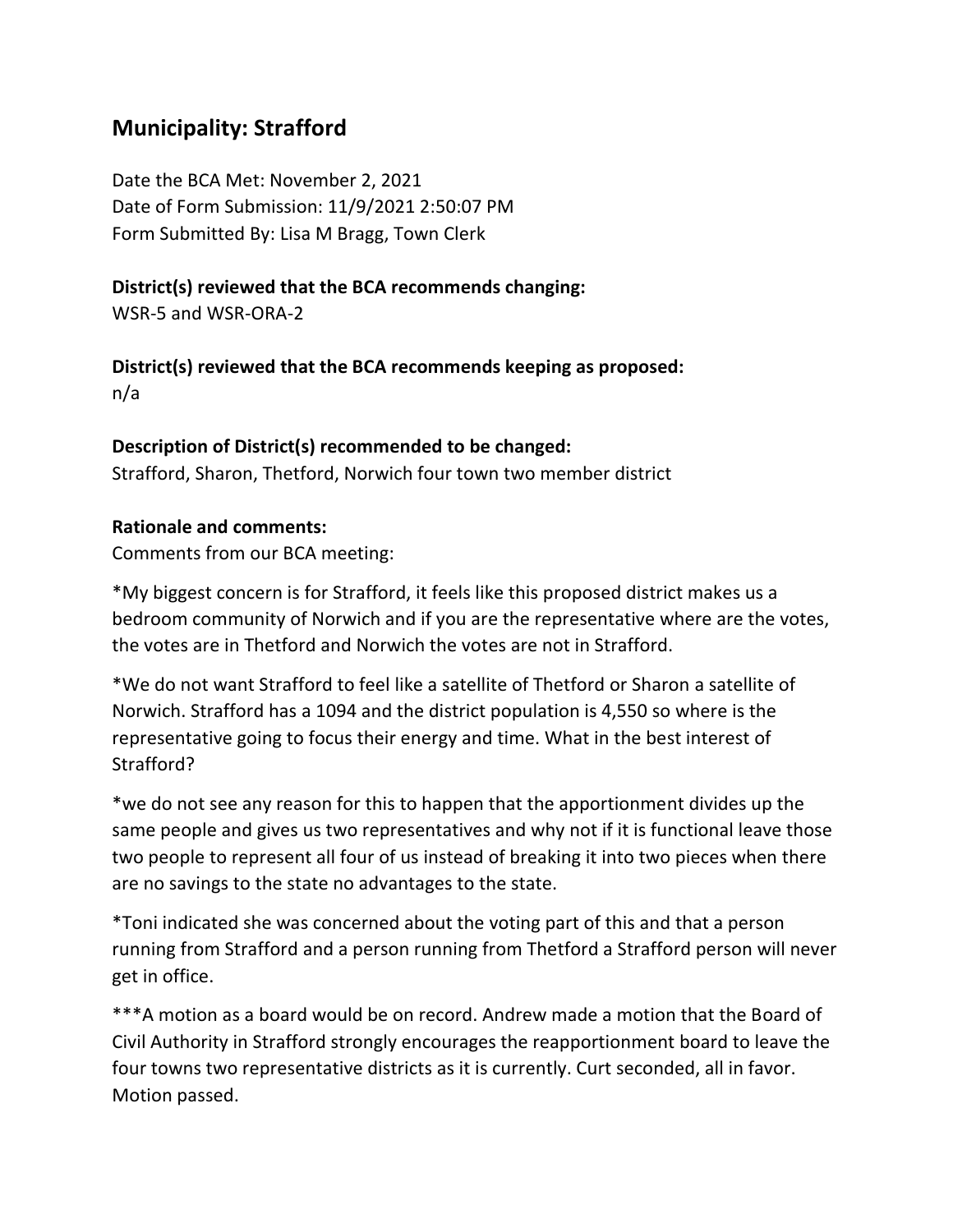## Municipality: Strafford

Date the BCA Met: November 2, 2021
Date of Form Submission: 11/9/2021 2:50:07 PM
Form Submitted By: Lisa M Bragg, Town Clerk

**District(s) reviewed that the BCA recommends changing:**
WSR-5 and WSR-ORA-2

**District(s) reviewed that the BCA recommends keeping as proposed:**
n/a

**Description of District(s) recommended to be changed:**
Strafford, Sharon, Thetford, Norwich four town two member district

**Rationale and comments:**
Comments from our BCA meeting:

*My biggest concern is for Strafford, it feels like this proposed district makes us a bedroom community of Norwich and if you are the representative where are the votes, the votes are in Thetford and Norwich the votes are not in Strafford.

*We do not want Strafford to feel like a satellite of Thetford or Sharon a satellite of Norwich. Strafford has a 1094 and the district population is 4,550 so where is the representative going to focus their energy and time. What in the best interest of Strafford?

*we do not see any reason for this to happen that the apportionment divides up the same people and gives us two representatives and why not if it is functional leave those two people to represent all four of us instead of breaking it into two pieces when there are no savings to the state no advantages to the state.

*Toni indicated she was concerned about the voting part of this and that a person running from Strafford and a person running from Thetford a Strafford person will never get in office.

***A motion as a board would be on record. Andrew made a motion that the Board of Civil Authority in Strafford strongly encourages the reapportionment board to leave the four towns two representative districts as it is currently. Curt seconded, all in favor. Motion passed.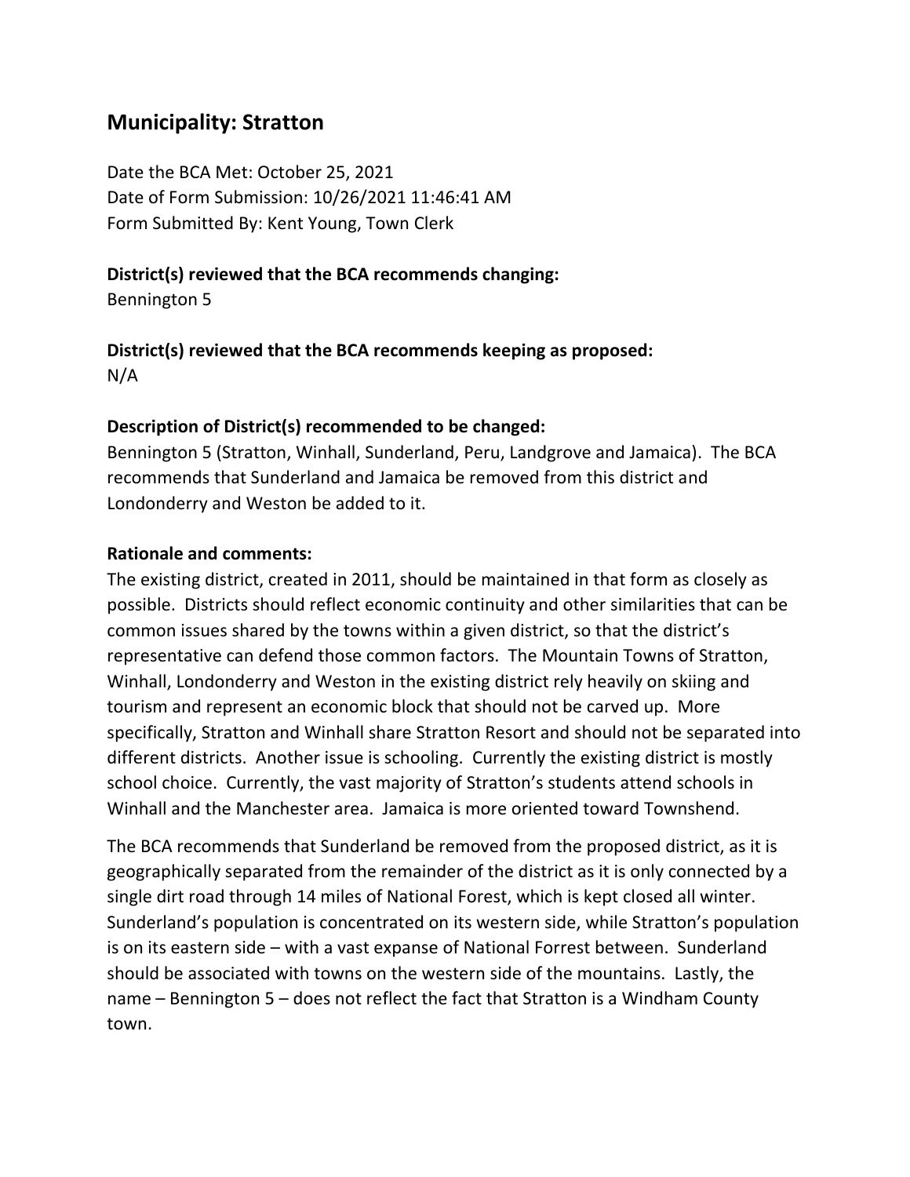## Municipality: Stratton

Date the BCA Met: October 25, 2021
Date of Form Submission: 10/26/2021 11:46:41 AM
Form Submitted By: Kent Young, Town Clerk

**District(s) reviewed that the BCA recommends changing:**
Bennington 5

**District(s) reviewed that the BCA recommends keeping as proposed:**
N/A

**Description of District(s) recommended to be changed:**
Bennington 5 (Stratton, Winhall, Sunderland, Peru, Landgrove and Jamaica). The BCA recommends that Sunderland and Jamaica be removed from this district and Londonderry and Weston be added to it.

**Rationale and comments:**
The existing district, created in 2011, should be maintained in that form as closely as possible. Districts should reflect economic continuity and other similarities that can be common issues shared by the towns within a given district, so that the district's representative can defend those common factors. The Mountain Towns of Stratton, Winhall, Londonderry and Weston in the existing district rely heavily on skiing and tourism and represent an economic block that should not be carved up. More specifically, Stratton and Winhall share Stratton Resort and should not be separated into different districts. Another issue is schooling. Currently the existing district is mostly school choice. Currently, the vast majority of Stratton's students attend schools in Winhall and the Manchester area. Jamaica is more oriented toward Townshend.

The BCA recommends that Sunderland be removed from the proposed district, as it is geographically separated from the remainder of the district as it is only connected by a single dirt road through 14 miles of National Forest, which is kept closed all winter. Sunderland's population is concentrated on its western side, while Stratton's population is on its eastern side – with a vast expanse of National Forrest between. Sunderland should be associated with towns on the western side of the mountains. Lastly, the name – Bennington 5 – does not reflect the fact that Stratton is a Windham County town.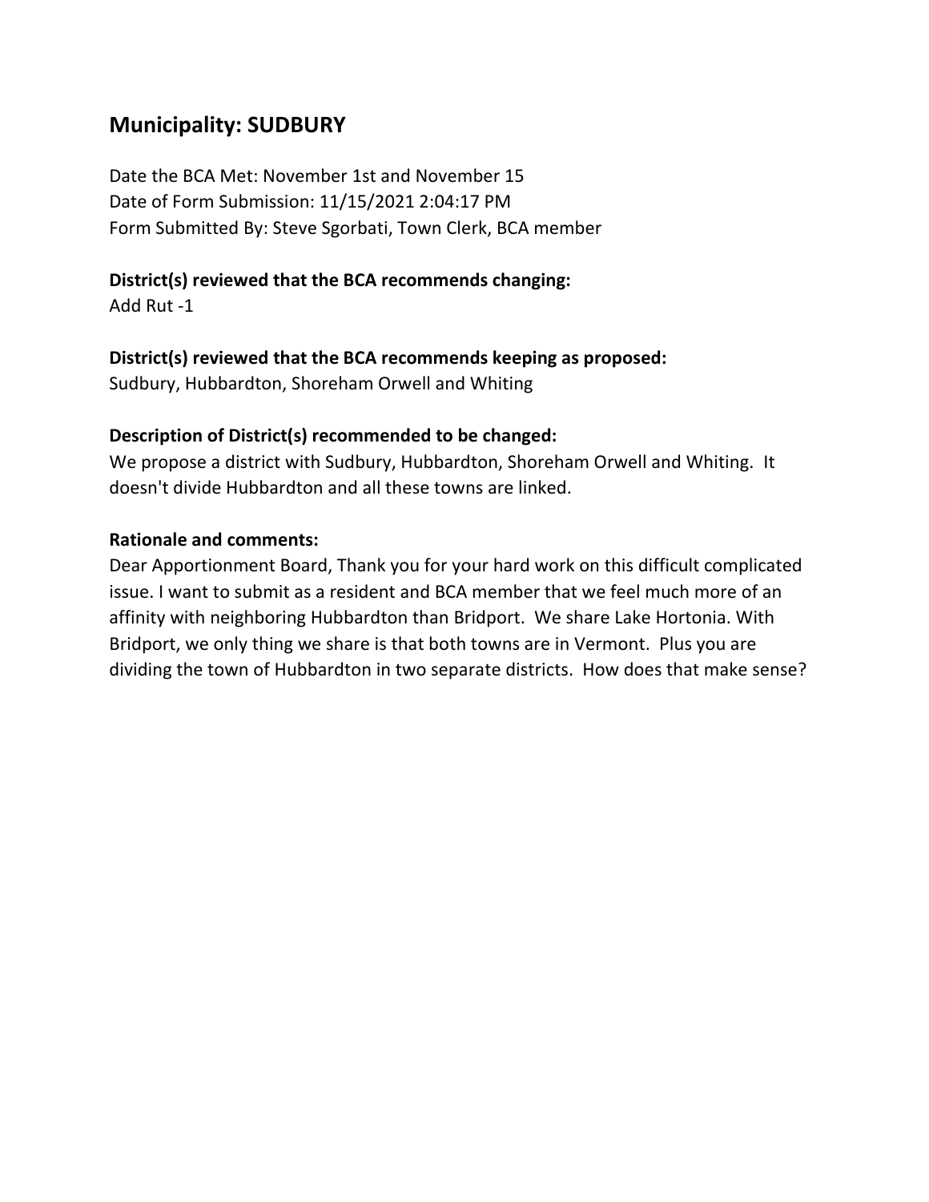## Municipality: SUDBURY

Date the BCA Met: November 1st and November 15
Date of Form Submission: 11/15/2021 2:04:17 PM
Form Submitted By: Steve Sgorbati, Town Clerk, BCA member

**District(s) reviewed that the BCA recommends changing:**
Add Rut -1

**District(s) reviewed that the BCA recommends keeping as proposed:**
Sudbury, Hubbardton, Shoreham Orwell and Whiting

**Description of District(s) recommended to be changed:**
We propose a district with Sudbury, Hubbardton, Shoreham Orwell and Whiting. It doesn't divide Hubbardton and all these towns are linked.

**Rationale and comments:**
Dear Apportionment Board, Thank you for your hard work on this difficult complicated issue. I want to submit as a resident and BCA member that we feel much more of an affinity with neighboring Hubbardton than Bridport. We share Lake Hortonia. With Bridport, we only thing we share is that both towns are in Vermont. Plus you are dividing the town of Hubbardton in two separate districts. How does that make sense?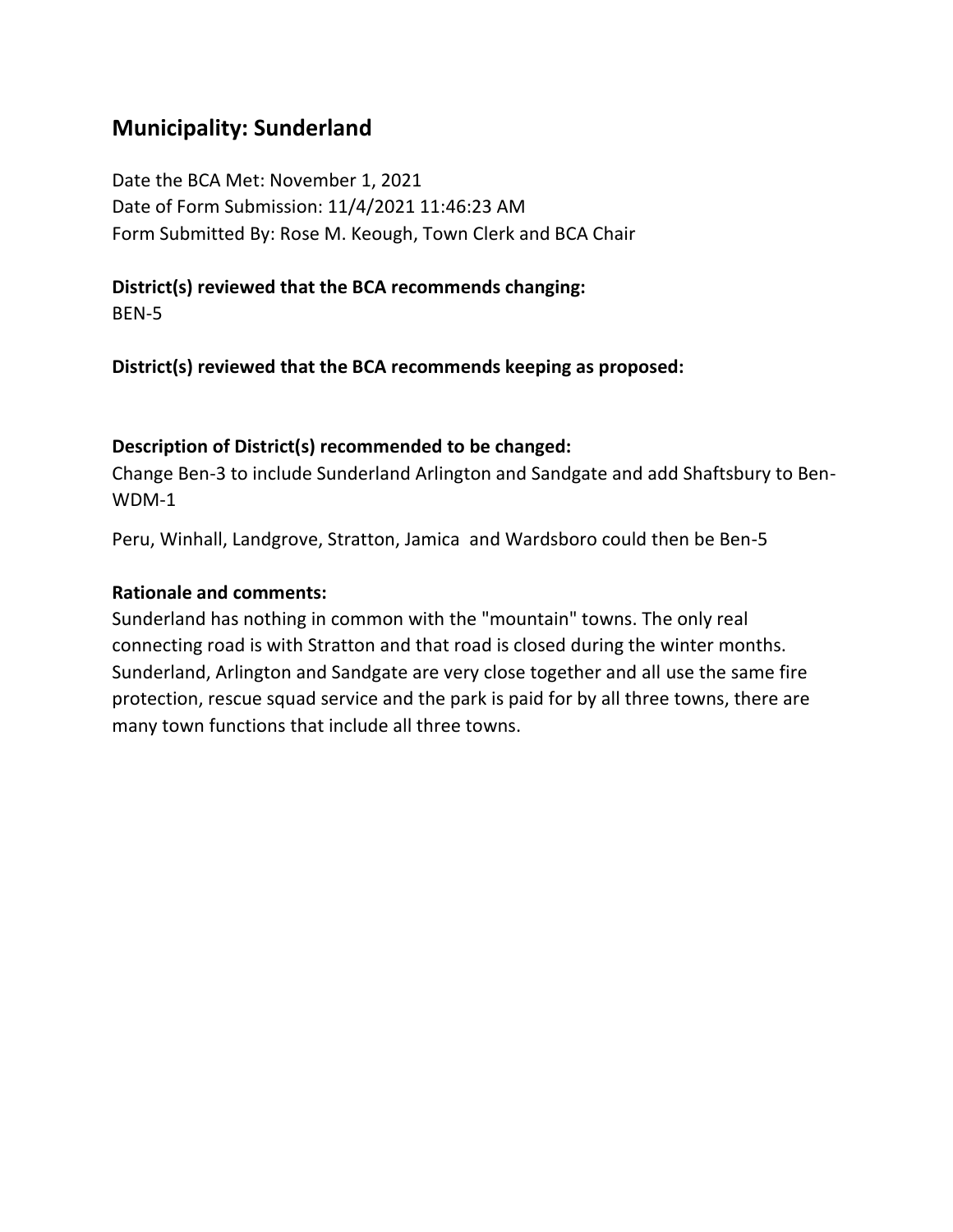## Municipality: Sunderland

Date the BCA Met: November 1, 2021
Date of Form Submission: 11/4/2021 11:46:23 AM
Form Submitted By: Rose M. Keough, Town Clerk and BCA Chair

**District(s) reviewed that the BCA recommends changing:**
BEN-5

**District(s) reviewed that the BCA recommends keeping as proposed:**

**Description of District(s) recommended to be changed:**
Change Ben-3 to include Sunderland Arlington and Sandgate and add Shaftsbury to Ben-WDM-1

Peru, Winhall, Landgrove, Stratton, Jamica and Wardsboro could then be Ben-5

**Rationale and comments:**
Sunderland has nothing in common with the "mountain" towns. The only real connecting road is with Stratton and that road is closed during the winter months. Sunderland, Arlington and Sandgate are very close together and all use the same fire protection, rescue squad service and the park is paid for by all three towns, there are many town functions that include all three towns.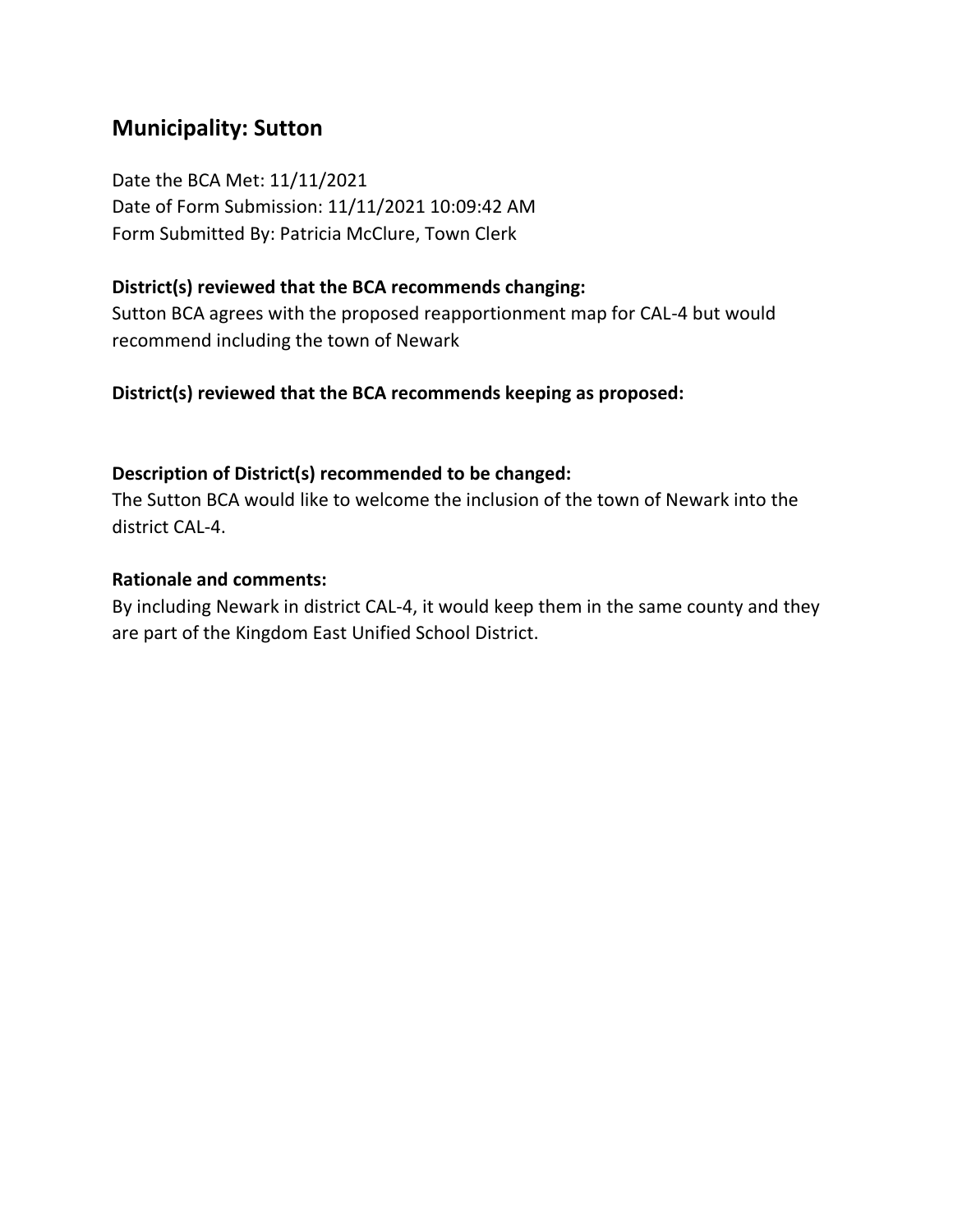## Municipality: Sutton

Date the BCA Met: 11/11/2021
Date of Form Submission: 11/11/2021 10:09:42 AM
Form Submitted By: Patricia McClure, Town Clerk

**District(s) reviewed that the BCA recommends changing:**

Sutton BCA agrees with the proposed reapportionment map for CAL-4 but would recommend including the town of Newark

**District(s) reviewed that the BCA recommends keeping as proposed:**

**Description of District(s) recommended to be changed:**

The Sutton BCA would like to welcome the inclusion of the town of Newark into the district CAL-4.

**Rationale and comments:**

By including Newark in district CAL-4, it would keep them in the same county and they are part of the Kingdom East Unified School District.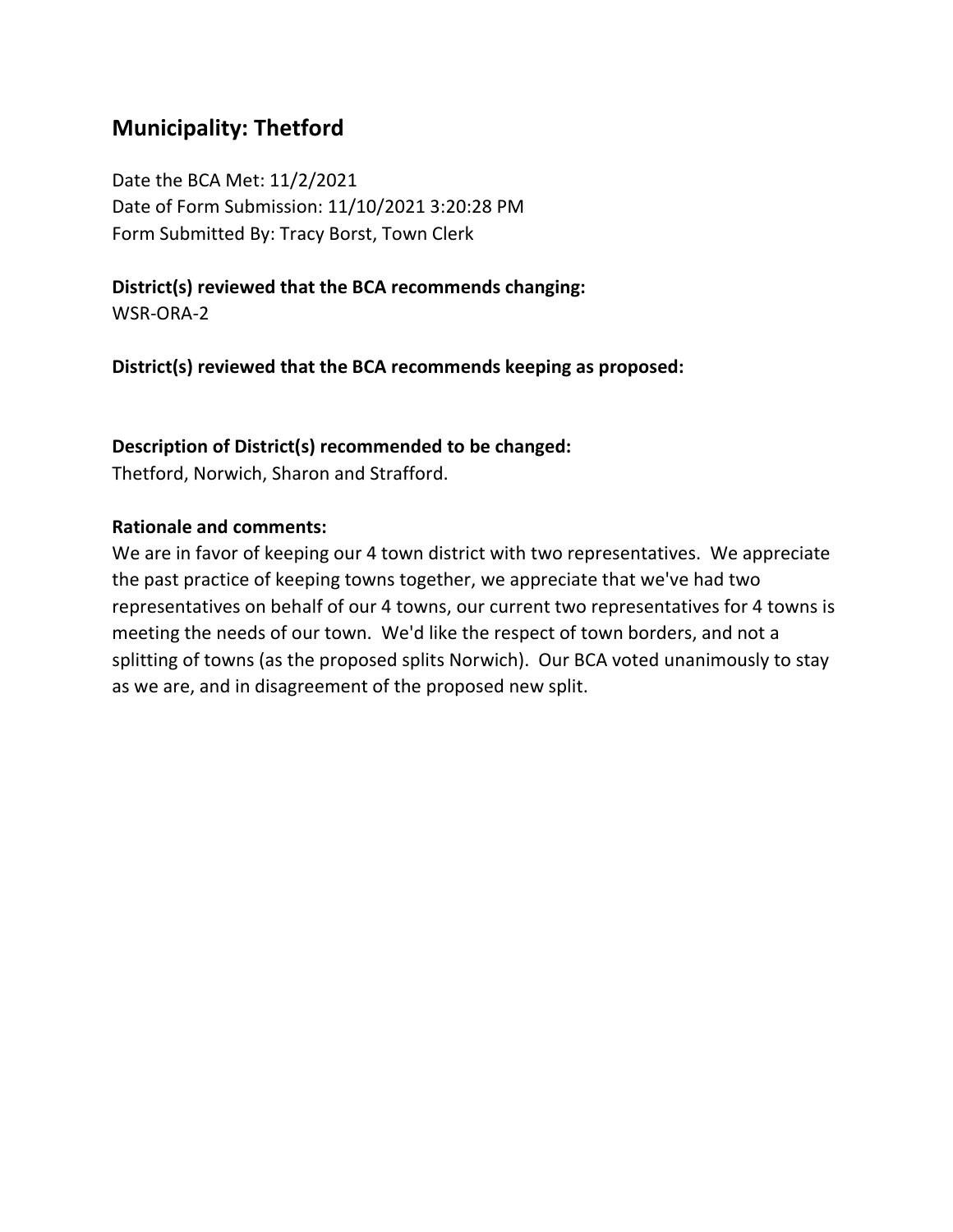## Municipality: Thetford

Date the BCA Met: 11/2/2021
Date of Form Submission: 11/10/2021 3:20:28 PM
Form Submitted By: Tracy Borst, Town Clerk

**District(s) reviewed that the BCA recommends changing:**
WSR-ORA-2

**District(s) reviewed that the BCA recommends keeping as proposed:**

**Description of District(s) recommended to be changed:**
Thetford, Norwich, Sharon and Strafford.

**Rationale and comments:**
We are in favor of keeping our 4 town district with two representatives. We appreciate the past practice of keeping towns together, we appreciate that we've had two representatives on behalf of our 4 towns, our current two representatives for 4 towns is meeting the needs of our town. We'd like the respect of town borders, and not a splitting of towns (as the proposed splits Norwich). Our BCA voted unanimously to stay as we are, and in disagreement of the proposed new split.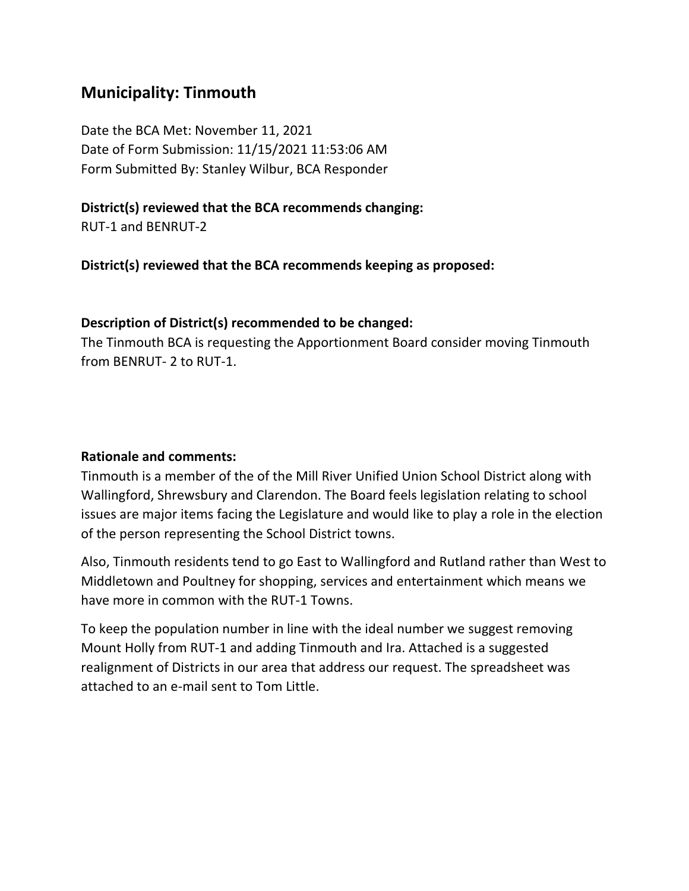## Municipality: Tinmouth

Date the BCA Met: November 11, 2021
Date of Form Submission: 11/15/2021 11:53:06 AM
Form Submitted By: Stanley Wilbur, BCA Responder

**District(s) reviewed that the BCA recommends changing:**
RUT-1 and BENRUT-2

**District(s) reviewed that the BCA recommends keeping as proposed:**

**Description of District(s) recommended to be changed:**
The Tinmouth BCA is requesting the Apportionment Board consider moving Tinmouth from BENRUT- 2 to RUT-1.

**Rationale and comments:**
Tinmouth is a member of the of the Mill River Unified Union School District along with Wallingford, Shrewsbury and Clarendon. The Board feels legislation relating to school issues are major items facing the Legislature and would like to play a role in the election of the person representing the School District towns.

Also, Tinmouth residents tend to go East to Wallingford and Rutland rather than West to Middletown and Poultney for shopping, services and entertainment which means we have more in common with the RUT-1 Towns.

To keep the population number in line with the ideal number we suggest removing Mount Holly from RUT-1 and adding Tinmouth and Ira. Attached is a suggested realignment of Districts in our area that address our request. The spreadsheet was attached to an e-mail sent to Tom Little.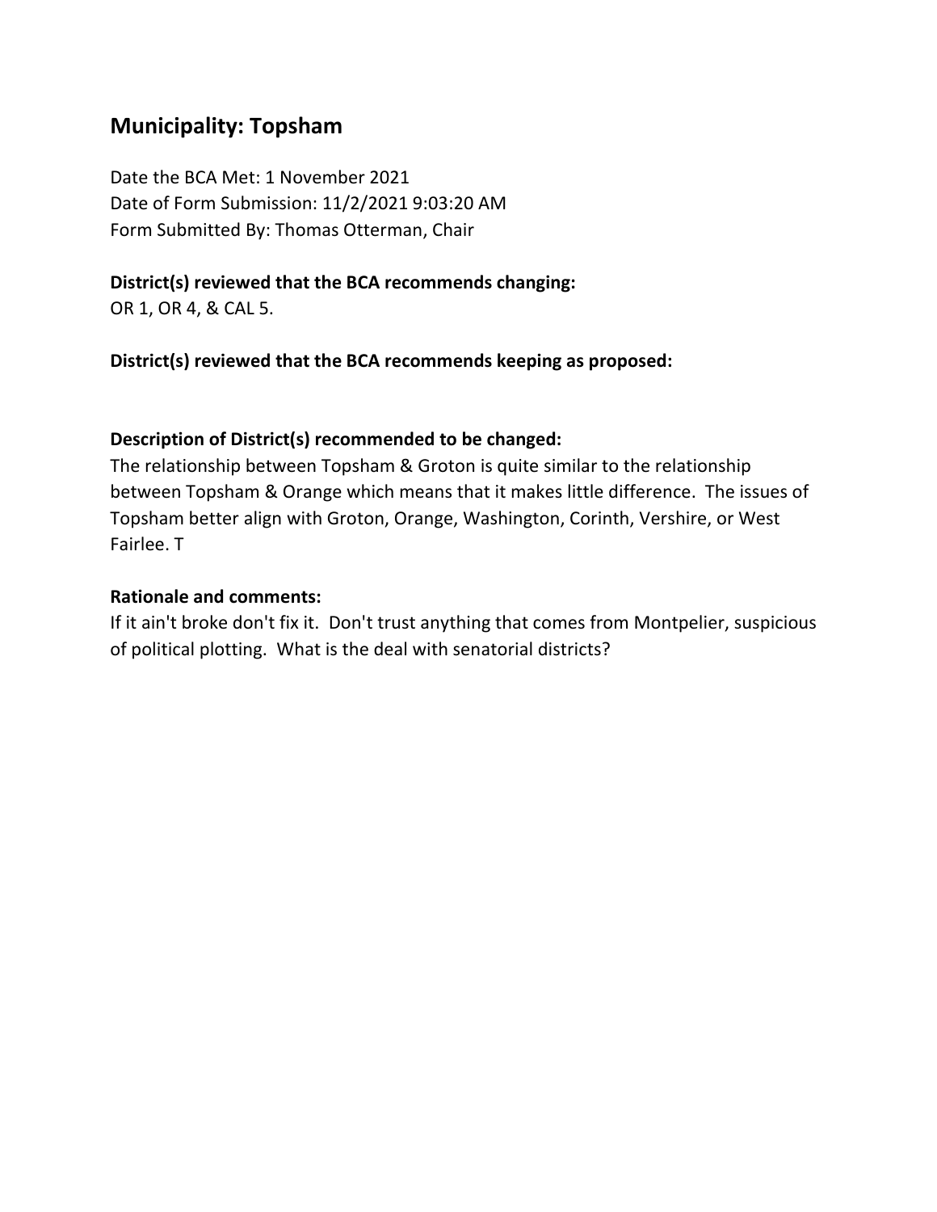## Municipality: Topsham

Date the BCA Met: 1 November 2021
Date of Form Submission: 11/2/2021 9:03:20 AM
Form Submitted By: Thomas Otterman, Chair

**District(s) reviewed that the BCA recommends changing:**
OR 1, OR 4, & CAL 5.

**District(s) reviewed that the BCA recommends keeping as proposed:**

**Description of District(s) recommended to be changed:**
The relationship between Topsham & Groton is quite similar to the relationship between Topsham & Orange which means that it makes little difference. The issues of Topsham better align with Groton, Orange, Washington, Corinth, Vershire, or West Fairlee. T

**Rationale and comments:**
If it ain't broke don't fix it. Don't trust anything that comes from Montpelier, suspicious of political plotting. What is the deal with senatorial districts?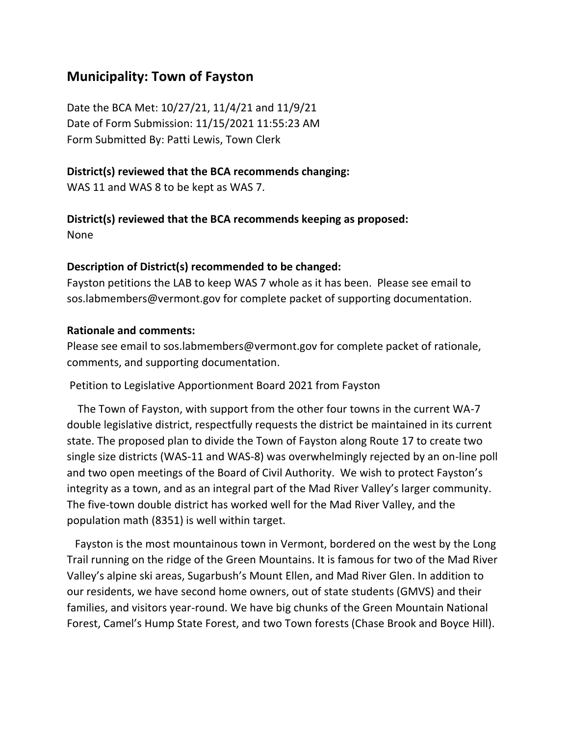## Municipality: Town of Fayston

Date the BCA Met: 10/27/21, 11/4/21 and 11/9/21
Date of Form Submission: 11/15/2021 11:55:23 AM
Form Submitted By: Patti Lewis, Town Clerk

**District(s) reviewed that the BCA recommends changing:**
WAS 11 and WAS 8 to be kept as WAS 7.

**District(s) reviewed that the BCA recommends keeping as proposed:**
None

**Description of District(s) recommended to be changed:**
Fayston petitions the LAB to keep WAS 7 whole as it has been. Please see email to sos.labmembers@vermont.gov for complete packet of supporting documentation.

**Rationale and comments:**
Please see email to sos.labmembers@vermont.gov for complete packet of rationale, comments, and supporting documentation.

Petition to Legislative Apportionment Board 2021 from Fayston

The Town of Fayston, with support from the other four towns in the current WA-7 double legislative district, respectfully requests the district be maintained in its current state. The proposed plan to divide the Town of Fayston along Route 17 to create two single size districts (WAS-11 and WAS-8) was overwhelmingly rejected by an on-line poll and two open meetings of the Board of Civil Authority. We wish to protect Fayston's integrity as a town, and as an integral part of the Mad River Valley's larger community. The five-town double district has worked well for the Mad River Valley, and the population math (8351) is well within target.

Fayston is the most mountainous town in Vermont, bordered on the west by the Long Trail running on the ridge of the Green Mountains. It is famous for two of the Mad River Valley's alpine ski areas, Sugarbush's Mount Ellen, and Mad River Glen. In addition to our residents, we have second home owners, out of state students (GMVS) and their families, and visitors year-round. We have big chunks of the Green Mountain National Forest, Camel's Hump State Forest, and two Town forests (Chase Brook and Boyce Hill).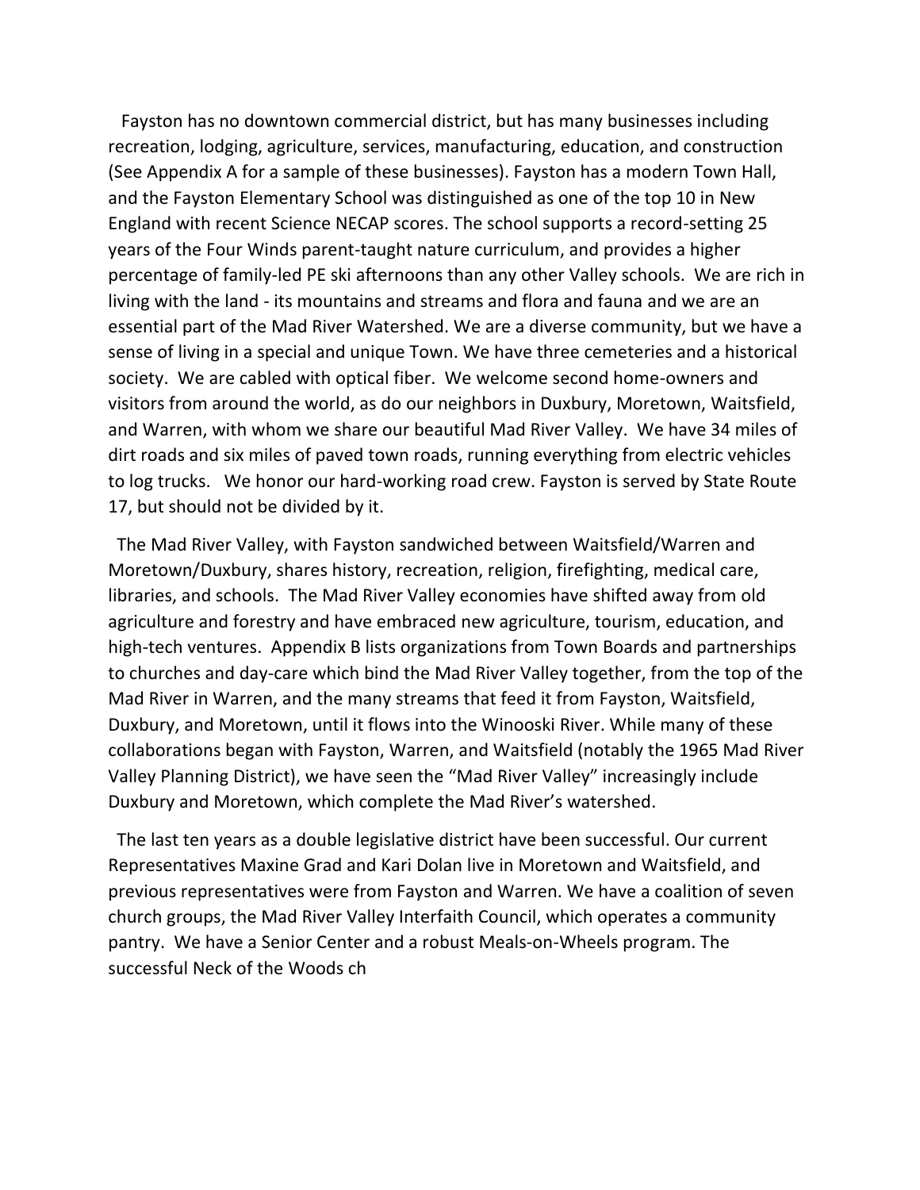Fayston has no downtown commercial district, but has many businesses including recreation, lodging, agriculture, services, manufacturing, education, and construction (See Appendix A for a sample of these businesses). Fayston has a modern Town Hall, and the Fayston Elementary School was distinguished as one of the top 10 in New England with recent Science NECAP scores. The school supports a record-setting 25 years of the Four Winds parent-taught nature curriculum, and provides a higher percentage of family-led PE ski afternoons than any other Valley schools. We are rich in living with the land - its mountains and streams and flora and fauna and we are an essential part of the Mad River Watershed. We are a diverse community, but we have a sense of living in a special and unique Town. We have three cemeteries and a historical society. We are cabled with optical fiber. We welcome second home-owners and visitors from around the world, as do our neighbors in Duxbury, Moretown, Waitsfield, and Warren, with whom we share our beautiful Mad River Valley. We have 34 miles of dirt roads and six miles of paved town roads, running everything from electric vehicles to log trucks. We honor our hard-working road crew. Fayston is served by State Route 17, but should not be divided by it.

The Mad River Valley, with Fayston sandwiched between Waitsfield/Warren and Moretown/Duxbury, shares history, recreation, religion, firefighting, medical care, libraries, and schools. The Mad River Valley economies have shifted away from old agriculture and forestry and have embraced new agriculture, tourism, education, and high-tech ventures. Appendix B lists organizations from Town Boards and partnerships to churches and day-care which bind the Mad River Valley together, from the top of the Mad River in Warren, and the many streams that feed it from Fayston, Waitsfield, Duxbury, and Moretown, until it flows into the Winooski River. While many of these collaborations began with Fayston, Warren, and Waitsfield (notably the 1965 Mad River Valley Planning District), we have seen the "Mad River Valley" increasingly include Duxbury and Moretown, which complete the Mad River's watershed.

The last ten years as a double legislative district have been successful. Our current Representatives Maxine Grad and Kari Dolan live in Moretown and Waitsfield, and previous representatives were from Fayston and Warren. We have a coalition of seven church groups, the Mad River Valley Interfaith Council, which operates a community pantry. We have a Senior Center and a robust Meals-on-Wheels program. The successful Neck of the Woods ch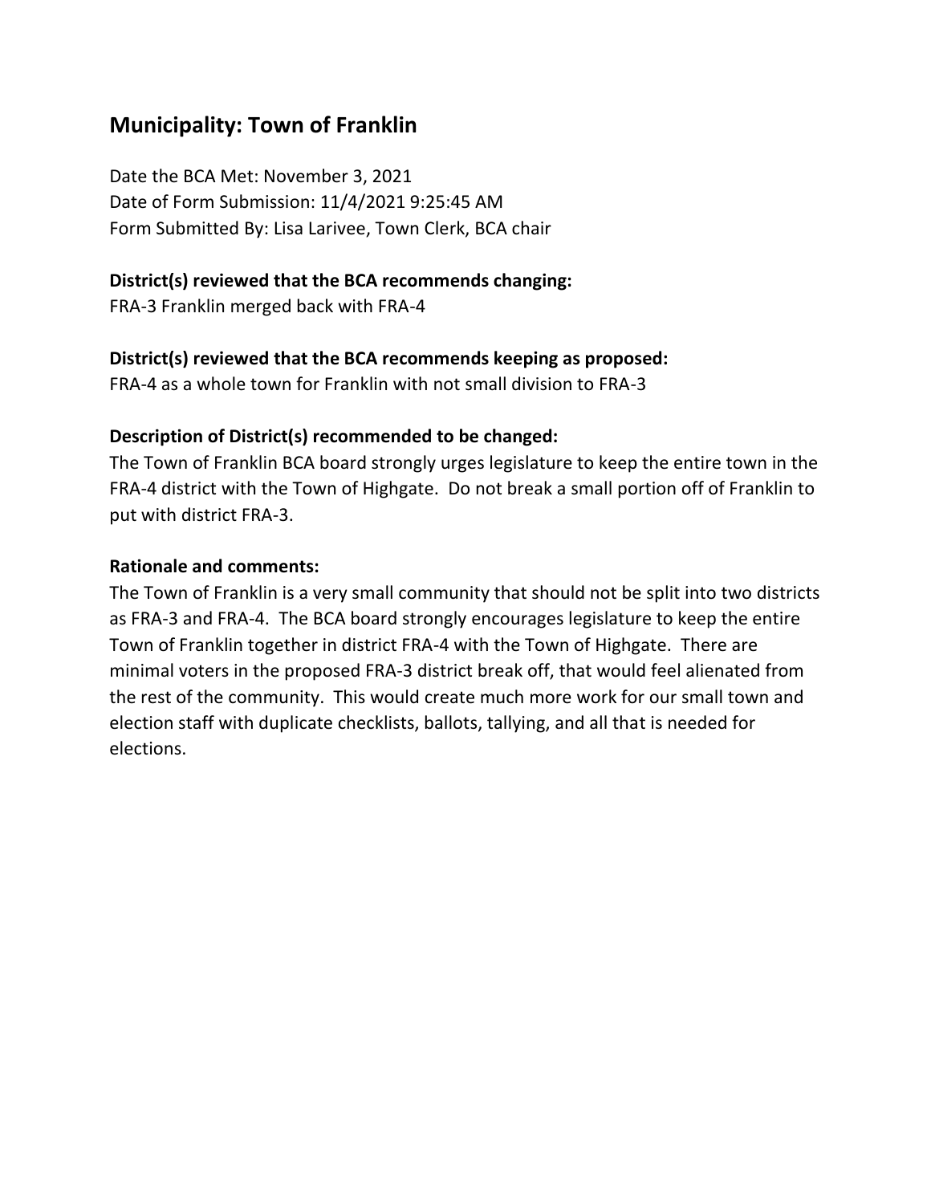## Municipality: Town of Franklin

Date the BCA Met: November 3, 2021
Date of Form Submission: 11/4/2021 9:25:45 AM
Form Submitted By: Lisa Larivee, Town Clerk, BCA chair

**District(s) reviewed that the BCA recommends changing:**
FRA-3 Franklin merged back with FRA-4

**District(s) reviewed that the BCA recommends keeping as proposed:**
FRA-4 as a whole town for Franklin with not small division to FRA-3

**Description of District(s) recommended to be changed:**
The Town of Franklin BCA board strongly urges legislature to keep the entire town in the FRA-4 district with the Town of Highgate. Do not break a small portion off of Franklin to put with district FRA-3.

**Rationale and comments:**
The Town of Franklin is a very small community that should not be split into two districts as FRA-3 and FRA-4. The BCA board strongly encourages legislature to keep the entire Town of Franklin together in district FRA-4 with the Town of Highgate. There are minimal voters in the proposed FRA-3 district break off, that would feel alienated from the rest of the community. This would create much more work for our small town and election staff with duplicate checklists, ballots, tallying, and all that is needed for elections.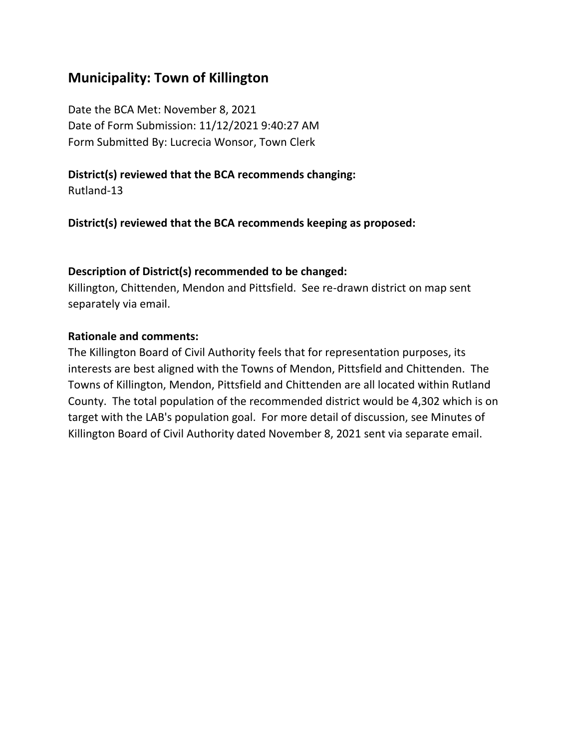## Municipality: Town of Killington

Date the BCA Met: November 8, 2021
Date of Form Submission: 11/12/2021 9:40:27 AM
Form Submitted By: Lucrecia Wonsor, Town Clerk

**District(s) reviewed that the BCA recommends changing:**
Rutland-13

**District(s) reviewed that the BCA recommends keeping as proposed:**

**Description of District(s) recommended to be changed:**
Killington, Chittenden, Mendon and Pittsfield. See re-drawn district on map sent separately via email.

**Rationale and comments:**
The Killington Board of Civil Authority feels that for representation purposes, its interests are best aligned with the Towns of Mendon, Pittsfield and Chittenden. The Towns of Killington, Mendon, Pittsfield and Chittenden are all located within Rutland County. The total population of the recommended district would be 4,302 which is on target with the LAB's population goal. For more detail of discussion, see Minutes of Killington Board of Civil Authority dated November 8, 2021 sent via separate email.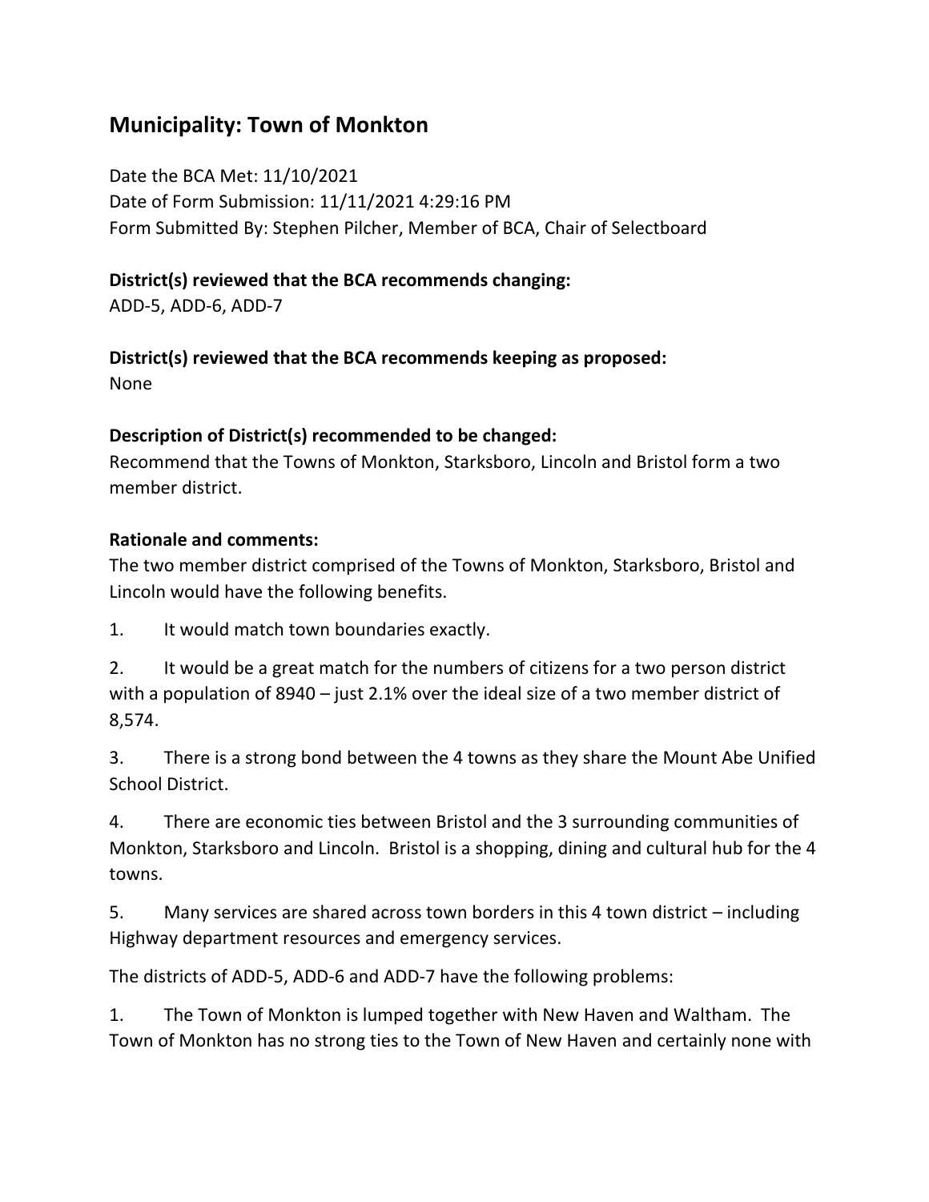## Municipality: Town of Monkton

Date the BCA Met: 11/10/2021
Date of Form Submission: 11/11/2021 4:29:16 PM
Form Submitted By: Stephen Pilcher, Member of BCA, Chair of Selectboard

**District(s) reviewed that the BCA recommends changing:**
ADD-5, ADD-6, ADD-7

**District(s) reviewed that the BCA recommends keeping as proposed:**
None

**Description of District(s) recommended to be changed:**
Recommend that the Towns of Monkton, Starksboro, Lincoln and Bristol form a two member district.

**Rationale and comments:**
The two member district comprised of the Towns of Monkton, Starksboro, Bristol and Lincoln would have the following benefits.

1. It would match town boundaries exactly.

2. It would be a great match for the numbers of citizens for a two person district with a population of 8940 – just 2.1% over the ideal size of a two member district of 8,574.

3. There is a strong bond between the 4 towns as they share the Mount Abe Unified School District.

4. There are economic ties between Bristol and the 3 surrounding communities of Monkton, Starksboro and Lincoln. Bristol is a shopping, dining and cultural hub for the 4 towns.

5. Many services are shared across town borders in this 4 town district – including Highway department resources and emergency services.

The districts of ADD-5, ADD-6 and ADD-7 have the following problems:

1. The Town of Monkton is lumped together with New Haven and Waltham. The Town of Monkton has no strong ties to the Town of New Haven and certainly none with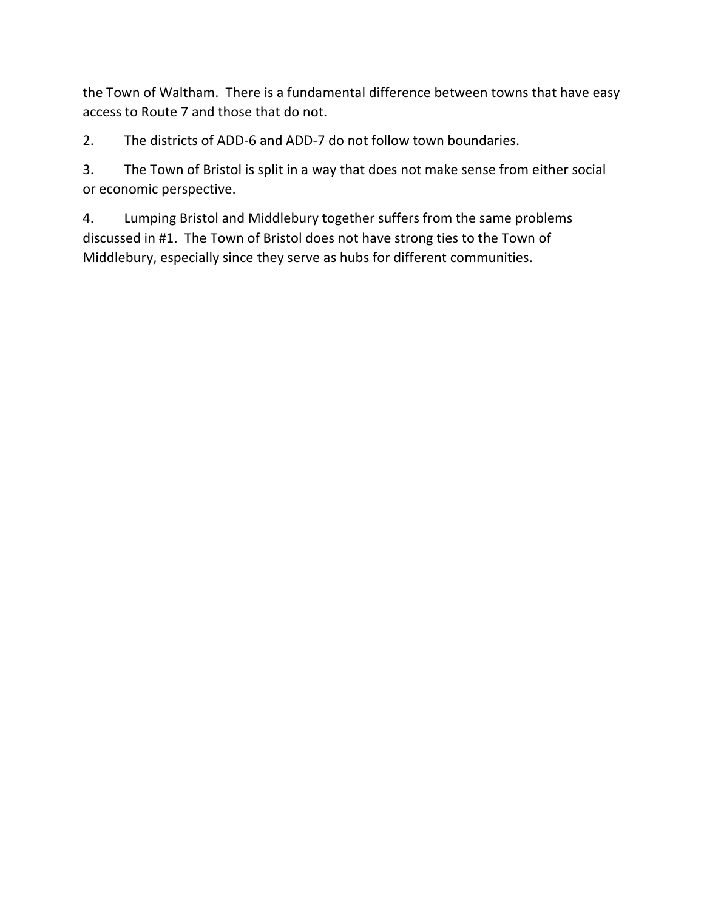the Town of Waltham. There is a fundamental difference between towns that have easy access to Route 7 and those that do not.

2. The districts of ADD-6 and ADD-7 do not follow town boundaries.

3. The Town of Bristol is split in a way that does not make sense from either social or economic perspective.

4. Lumping Bristol and Middlebury together suffers from the same problems discussed in #1. The Town of Bristol does not have strong ties to the Town of Middlebury, especially since they serve as hubs for different communities.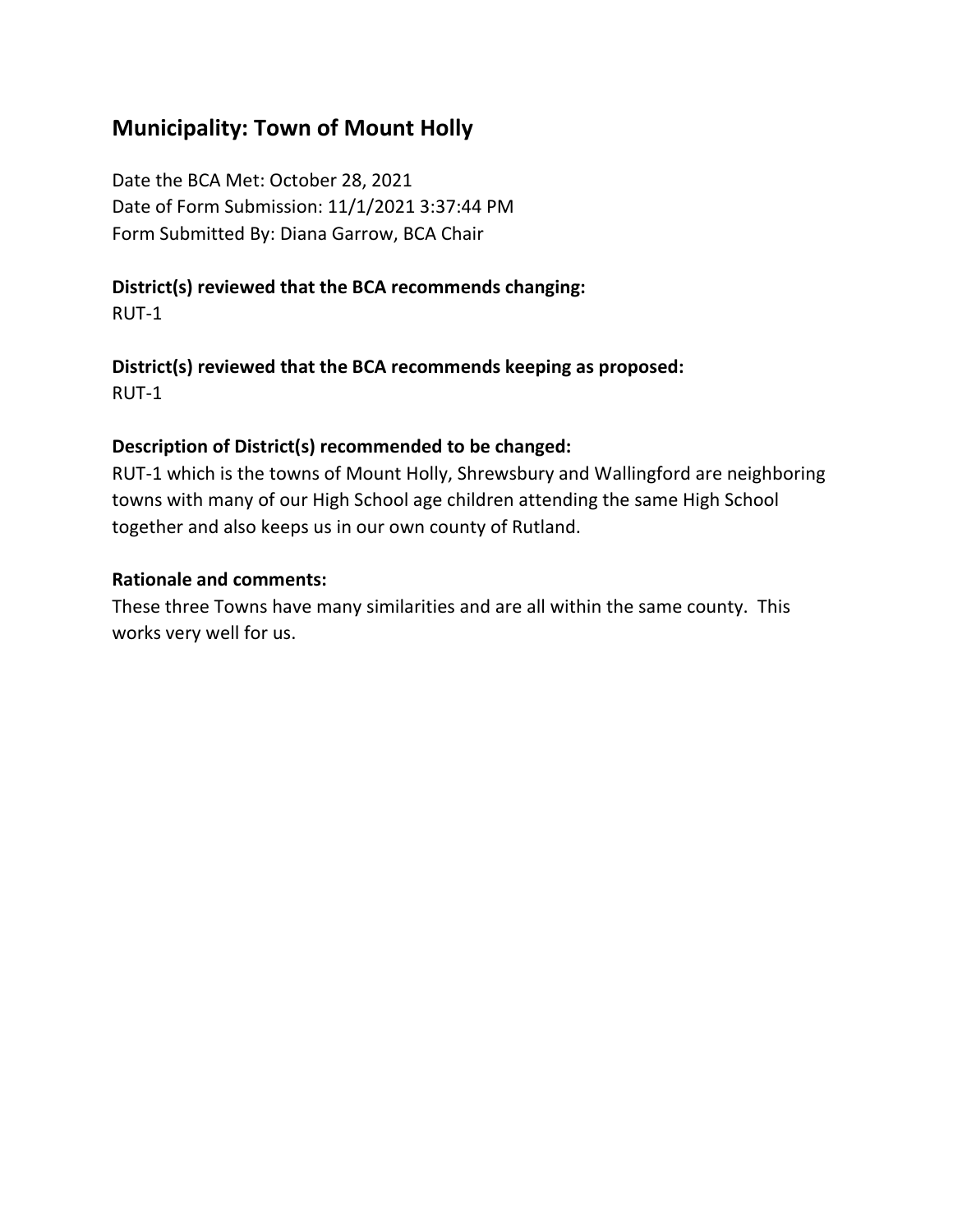## Municipality: Town of Mount Holly

Date the BCA Met: October 28, 2021
Date of Form Submission: 11/1/2021 3:37:44 PM
Form Submitted By: Diana Garrow, BCA Chair

**District(s) reviewed that the BCA recommends changing:**
RUT-1

**District(s) reviewed that the BCA recommends keeping as proposed:**
RUT-1

**Description of District(s) recommended to be changed:**
RUT-1 which is the towns of Mount Holly, Shrewsbury and Wallingford are neighboring towns with many of our High School age children attending the same High School together and also keeps us in our own county of Rutland.

**Rationale and comments:**
These three Towns have many similarities and are all within the same county. This works very well for us.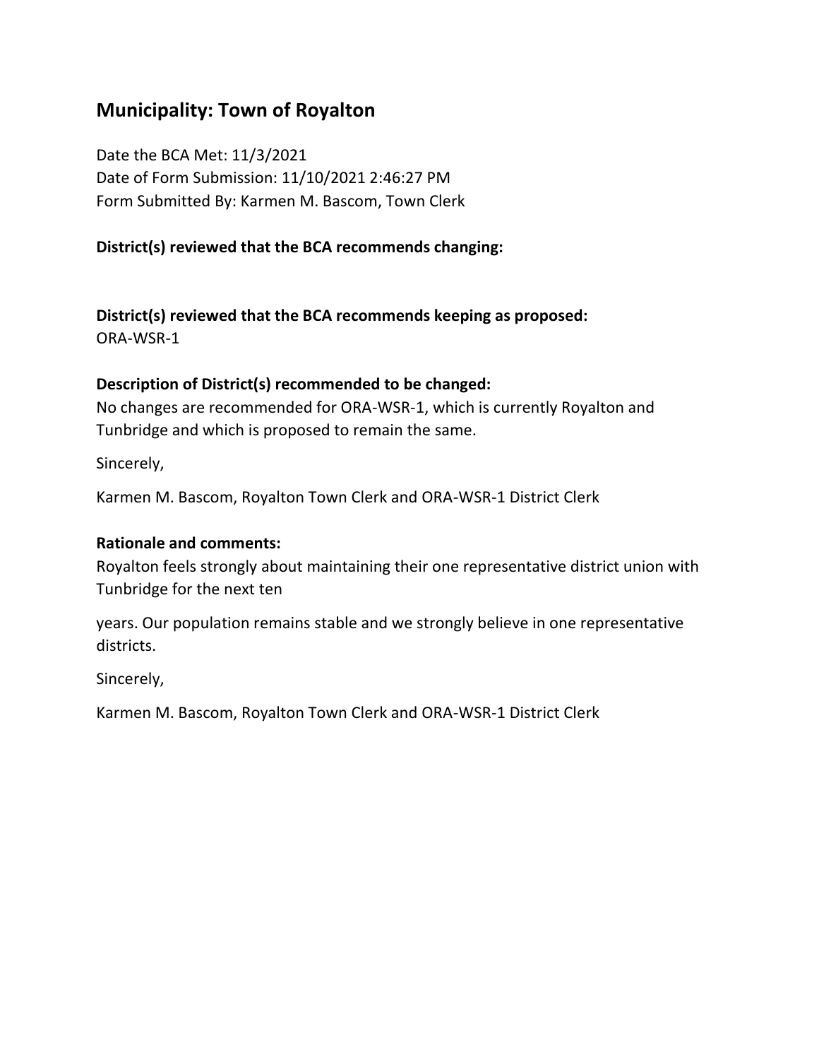## Municipality: Town of Royalton

Date the BCA Met: 11/3/2021
Date of Form Submission: 11/10/2021 2:46:27 PM
Form Submitted By: Karmen M. Bascom, Town Clerk

**District(s) reviewed that the BCA recommends changing:**

**District(s) reviewed that the BCA recommends keeping as proposed:**
ORA-WSR-1

**Description of District(s) recommended to be changed:**
No changes are recommended for ORA-WSR-1, which is currently Royalton and Tunbridge and which is proposed to remain the same.

Sincerely,

Karmen M. Bascom, Royalton Town Clerk and ORA-WSR-1 District Clerk

**Rationale and comments:**
Royalton feels strongly about maintaining their one representative district union with Tunbridge for the next ten

years. Our population remains stable and we strongly believe in one representative districts.

Sincerely,

Karmen M. Bascom, Royalton Town Clerk and ORA-WSR-1 District Clerk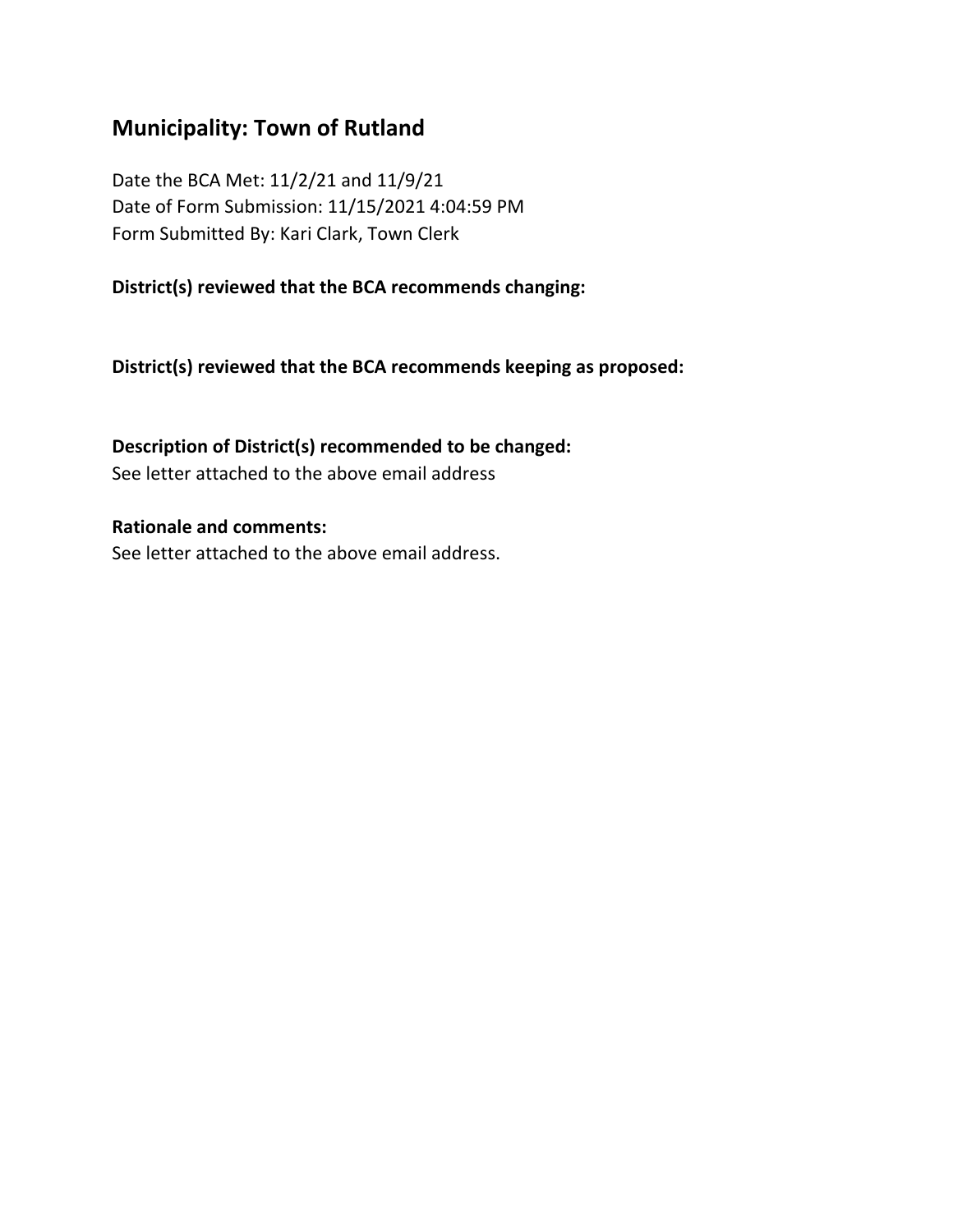## Municipality: Town of Rutland

Date the BCA Met: 11/2/21 and 11/9/21
Date of Form Submission: 11/15/2021 4:04:59 PM
Form Submitted By: Kari Clark, Town Clerk

**District(s) reviewed that the BCA recommends changing:**

**District(s) reviewed that the BCA recommends keeping as proposed:**

**Description of District(s) recommended to be changed:**
See letter attached to the above email address

**Rationale and comments:**
See letter attached to the above email address.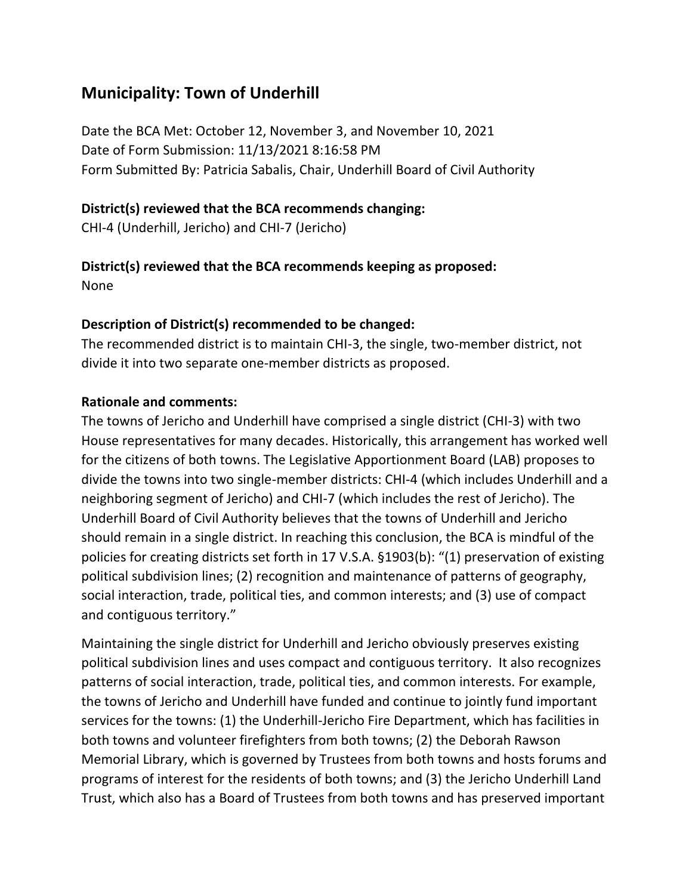## Municipality: Town of Underhill

Date the BCA Met: October 12, November 3, and November 10, 2021
Date of Form Submission: 11/13/2021 8:16:58 PM
Form Submitted By: Patricia Sabalis, Chair, Underhill Board of Civil Authority

**District(s) reviewed that the BCA recommends changing:**
CHI-4 (Underhill, Jericho) and CHI-7 (Jericho)

**District(s) reviewed that the BCA recommends keeping as proposed:**
None

**Description of District(s) recommended to be changed:**
The recommended district is to maintain CHI-3, the single, two-member district, not divide it into two separate one-member districts as proposed.

**Rationale and comments:**
The towns of Jericho and Underhill have comprised a single district (CHI-3) with two House representatives for many decades. Historically, this arrangement has worked well for the citizens of both towns. The Legislative Apportionment Board (LAB) proposes to divide the towns into two single-member districts: CHI-4 (which includes Underhill and a neighboring segment of Jericho) and CHI-7 (which includes the rest of Jericho). The Underhill Board of Civil Authority believes that the towns of Underhill and Jericho should remain in a single district. In reaching this conclusion, the BCA is mindful of the policies for creating districts set forth in 17 V.S.A. §1903(b): "(1) preservation of existing political subdivision lines; (2) recognition and maintenance of patterns of geography, social interaction, trade, political ties, and common interests; and (3) use of compact and contiguous territory."

Maintaining the single district for Underhill and Jericho obviously preserves existing political subdivision lines and uses compact and contiguous territory. It also recognizes patterns of social interaction, trade, political ties, and common interests. For example, the towns of Jericho and Underhill have funded and continue to jointly fund important services for the towns: (1) the Underhill-Jericho Fire Department, which has facilities in both towns and volunteer firefighters from both towns; (2) the Deborah Rawson Memorial Library, which is governed by Trustees from both towns and hosts forums and programs of interest for the residents of both towns; and (3) the Jericho Underhill Land Trust, which also has a Board of Trustees from both towns and has preserved important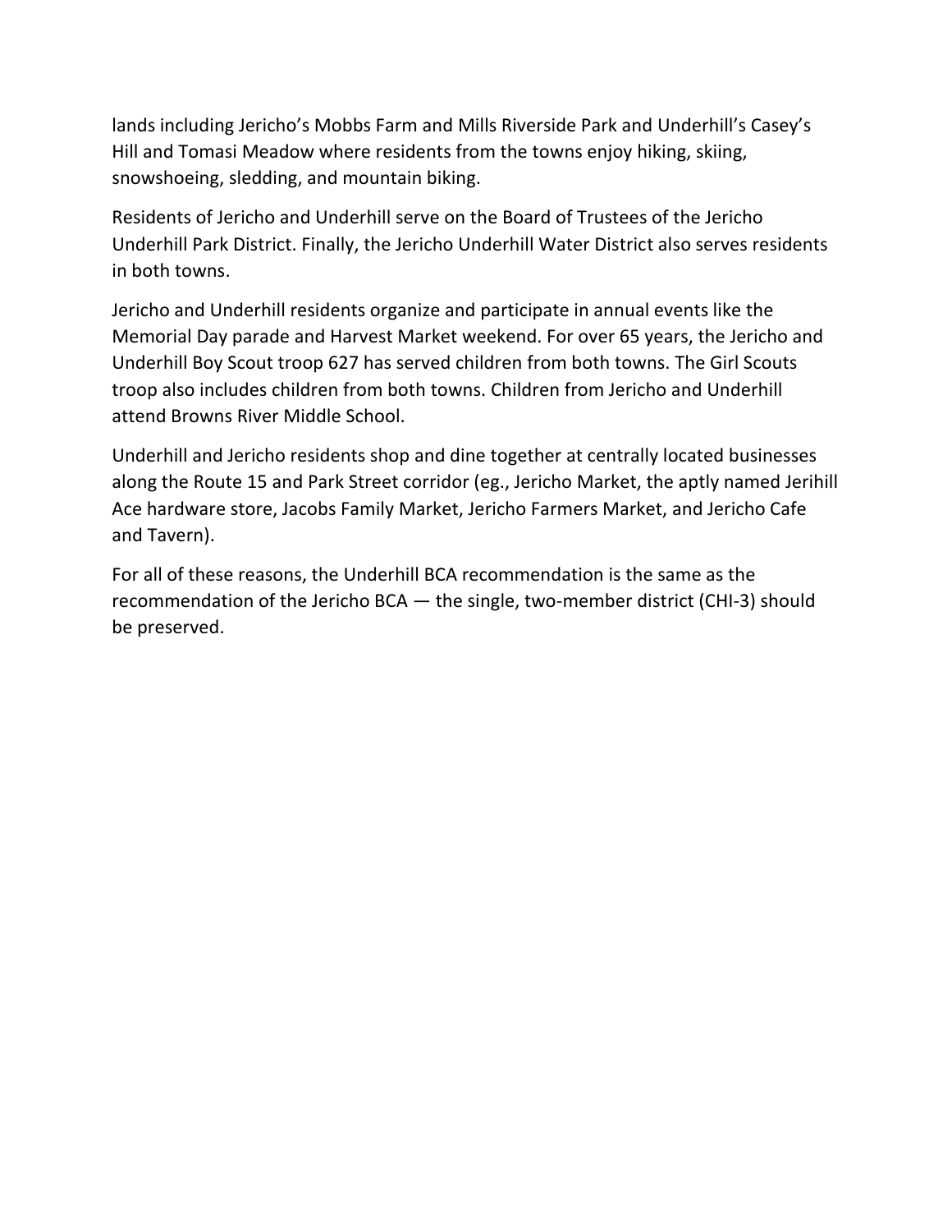lands including Jericho's Mobbs Farm and Mills Riverside Park and Underhill's Casey's Hill and Tomasi Meadow where residents from the towns enjoy hiking, skiing, snowshoeing, sledding, and mountain biking.

Residents of Jericho and Underhill serve on the Board of Trustees of the Jericho Underhill Park District. Finally, the Jericho Underhill Water District also serves residents in both towns.

Jericho and Underhill residents organize and participate in annual events like the Memorial Day parade and Harvest Market weekend. For over 65 years, the Jericho and Underhill Boy Scout troop 627 has served children from both towns. The Girl Scouts troop also includes children from both towns. Children from Jericho and Underhill attend Browns River Middle School.

Underhill and Jericho residents shop and dine together at centrally located businesses along the Route 15 and Park Street corridor (eg., Jericho Market, the aptly named Jerihill Ace hardware store, Jacobs Family Market, Jericho Farmers Market, and Jericho Cafe and Tavern).

For all of these reasons, the Underhill BCA recommendation is the same as the recommendation of the Jericho BCA — the single, two-member district (CHI-3) should be preserved.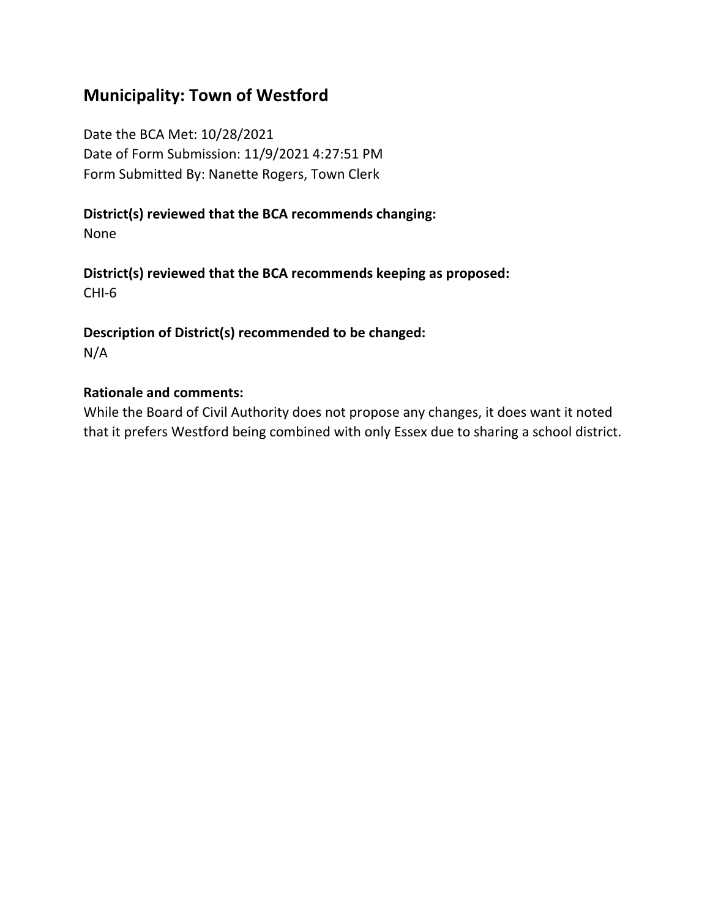## Municipality: Town of Westford

Date the BCA Met: 10/28/2021
Date of Form Submission: 11/9/2021 4:27:51 PM
Form Submitted By: Nanette Rogers, Town Clerk

**District(s) reviewed that the BCA recommends changing:**
None

**District(s) reviewed that the BCA recommends keeping as proposed:**
CHI-6

**Description of District(s) recommended to be changed:**
N/A

**Rationale and comments:**
While the Board of Civil Authority does not propose any changes, it does want it noted that it prefers Westford being combined with only Essex due to sharing a school district.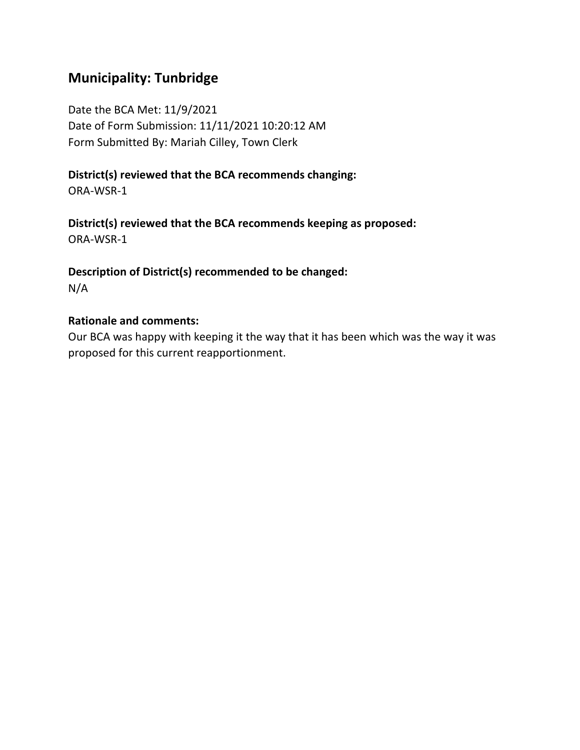## Municipality: Tunbridge

Date the BCA Met: 11/9/2021
Date of Form Submission: 11/11/2021 10:20:12 AM
Form Submitted By: Mariah Cilley, Town Clerk

**District(s) reviewed that the BCA recommends changing:**
ORA-WSR-1

**District(s) reviewed that the BCA recommends keeping as proposed:**
ORA-WSR-1

**Description of District(s) recommended to be changed:**
N/A

**Rationale and comments:**
Our BCA was happy with keeping it the way that it has been which was the way it was proposed for this current reapportionment.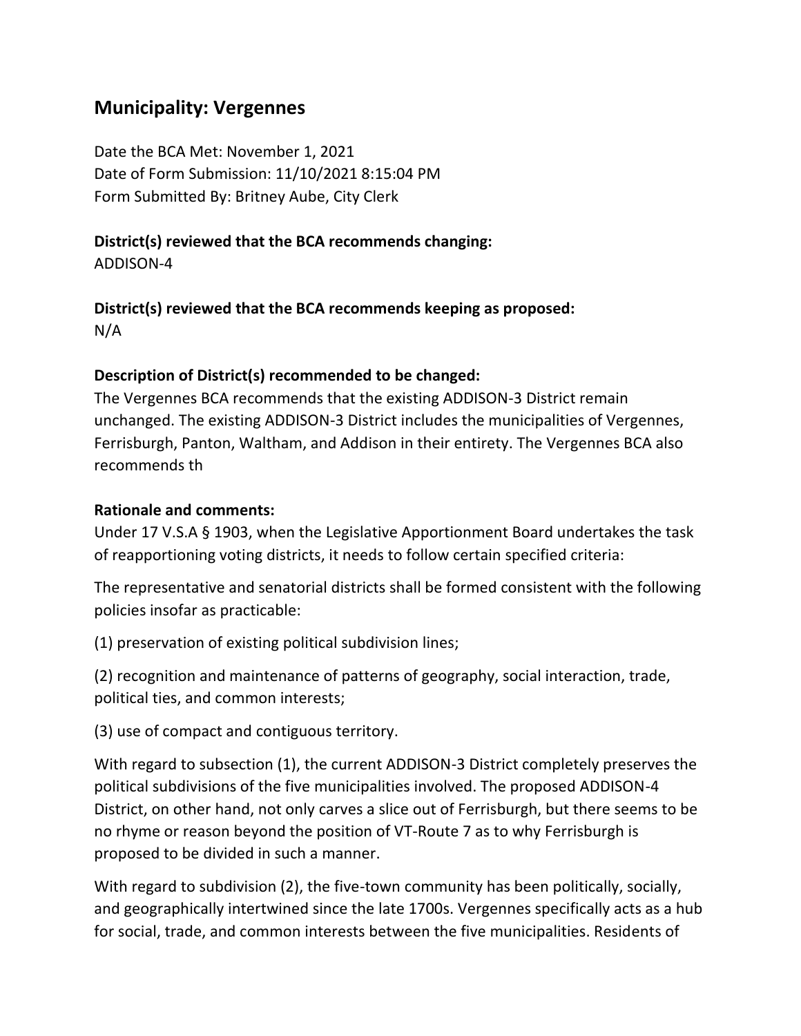## Municipality: Vergennes

Date the BCA Met: November 1, 2021
Date of Form Submission: 11/10/2021 8:15:04 PM
Form Submitted By: Britney Aube, City Clerk

**District(s) reviewed that the BCA recommends changing:**
ADDISON-4

**District(s) reviewed that the BCA recommends keeping as proposed:**
N/A

**Description of District(s) recommended to be changed:**
The Vergennes BCA recommends that the existing ADDISON-3 District remain unchanged. The existing ADDISON-3 District includes the municipalities of Vergennes, Ferrisburgh, Panton, Waltham, and Addison in their entirety. The Vergennes BCA also recommends th

**Rationale and comments:**
Under 17 V.S.A § 1903, when the Legislative Apportionment Board undertakes the task of reapportioning voting districts, it needs to follow certain specified criteria:

The representative and senatorial districts shall be formed consistent with the following policies insofar as practicable:

(1) preservation of existing political subdivision lines;

(2) recognition and maintenance of patterns of geography, social interaction, trade, political ties, and common interests;

(3) use of compact and contiguous territory.

With regard to subsection (1), the current ADDISON-3 District completely preserves the political subdivisions of the five municipalities involved. The proposed ADDISON-4 District, on other hand, not only carves a slice out of Ferrisburgh, but there seems to be no rhyme or reason beyond the position of VT-Route 7 as to why Ferrisburgh is proposed to be divided in such a manner.

With regard to subdivision (2), the five-town community has been politically, socially, and geographically intertwined since the late 1700s. Vergennes specifically acts as a hub for social, trade, and common interests between the five municipalities. Residents of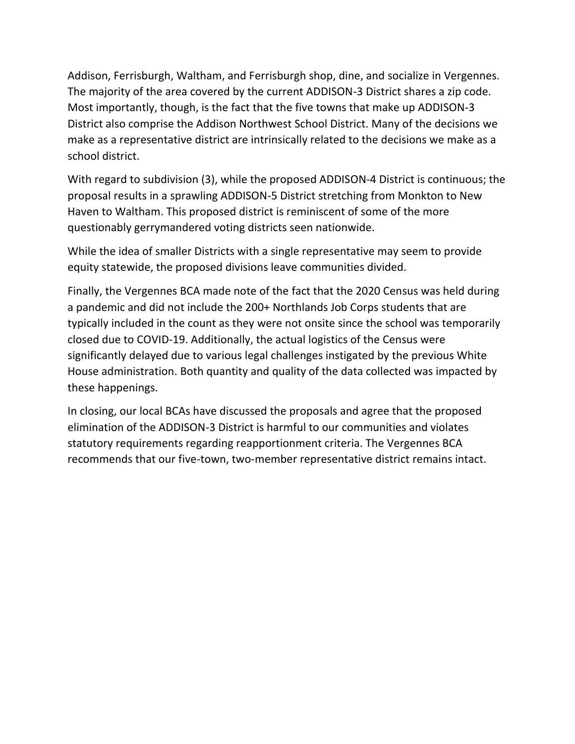Addison, Ferrisburgh, Waltham, and Ferrisburgh shop, dine, and socialize in Vergennes. The majority of the area covered by the current ADDISON-3 District shares a zip code. Most importantly, though, is the fact that the five towns that make up ADDISON-3 District also comprise the Addison Northwest School District. Many of the decisions we make as a representative district are intrinsically related to the decisions we make as a school district.

With regard to subdivision (3), while the proposed ADDISON-4 District is continuous; the proposal results in a sprawling ADDISON-5 District stretching from Monkton to New Haven to Waltham. This proposed district is reminiscent of some of the more questionably gerrymandered voting districts seen nationwide.

While the idea of smaller Districts with a single representative may seem to provide equity statewide, the proposed divisions leave communities divided.

Finally, the Vergennes BCA made note of the fact that the 2020 Census was held during a pandemic and did not include the 200+ Northlands Job Corps students that are typically included in the count as they were not onsite since the school was temporarily closed due to COVID-19. Additionally, the actual logistics of the Census were significantly delayed due to various legal challenges instigated by the previous White House administration. Both quantity and quality of the data collected was impacted by these happenings.

In closing, our local BCAs have discussed the proposals and agree that the proposed elimination of the ADDISON-3 District is harmful to our communities and violates statutory requirements regarding reapportionment criteria. The Vergennes BCA recommends that our five-town, two-member representative district remains intact.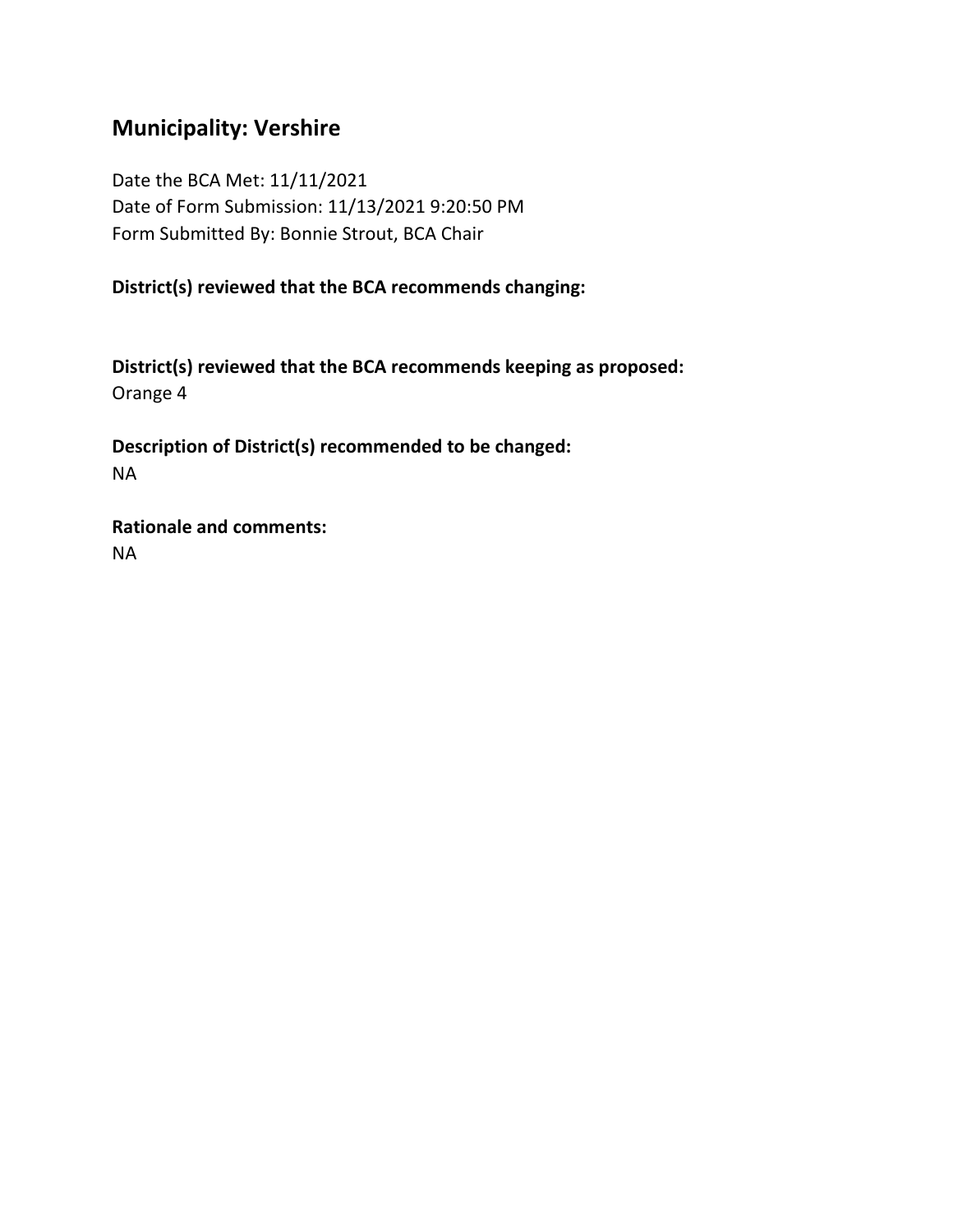## Municipality: Vershire

Date the BCA Met: 11/11/2021
Date of Form Submission: 11/13/2021 9:20:50 PM
Form Submitted By: Bonnie Strout, BCA Chair

**District(s) reviewed that the BCA recommends changing:**

**District(s) reviewed that the BCA recommends keeping as proposed:**
Orange 4

**Description of District(s) recommended to be changed:**
NA

**Rationale and comments:**
NA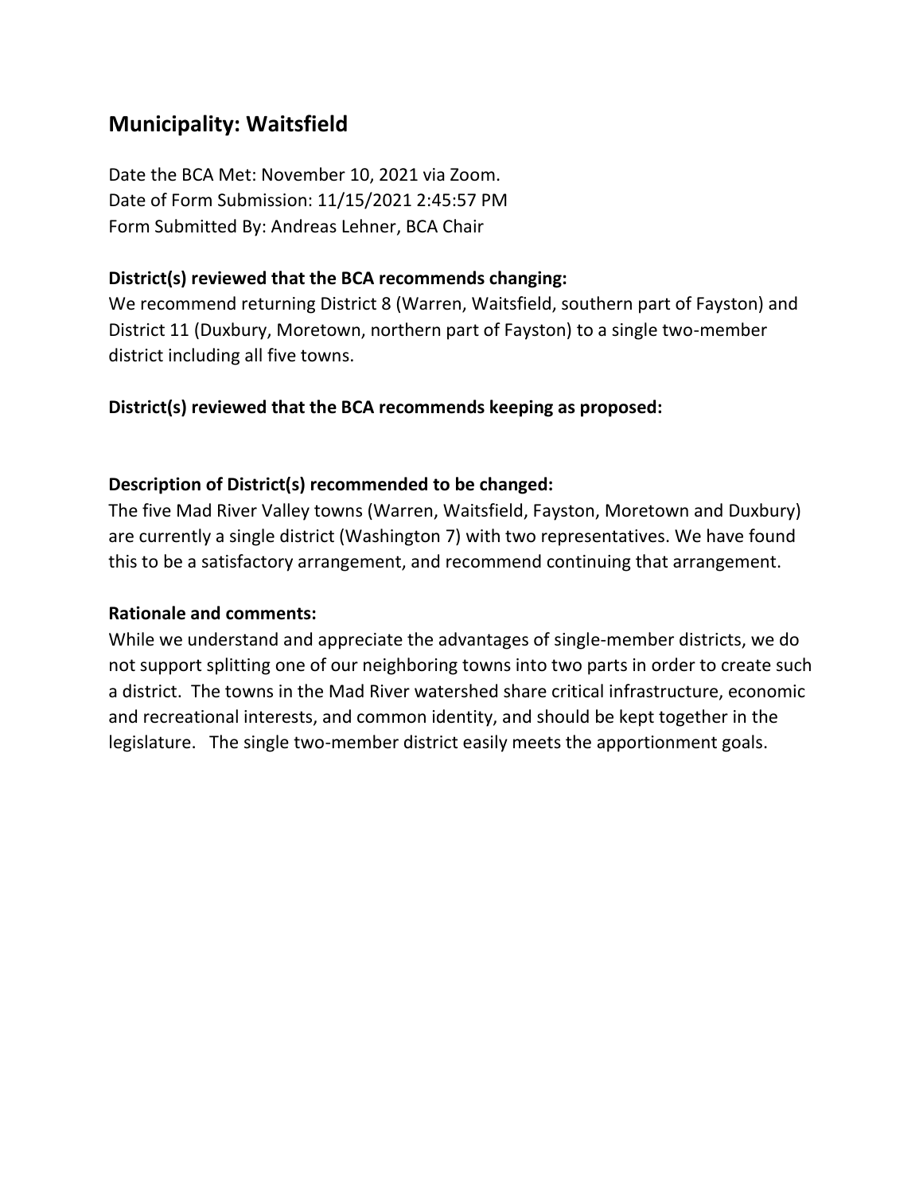## Municipality: Waitsfield

Date the BCA Met: November 10, 2021 via Zoom.
Date of Form Submission: 11/15/2021 2:45:57 PM
Form Submitted By: Andreas Lehner, BCA Chair

**District(s) reviewed that the BCA recommends changing:**

We recommend returning District 8 (Warren, Waitsfield, southern part of Fayston) and District 11 (Duxbury, Moretown, northern part of Fayston) to a single two-member district including all five towns.

**District(s) reviewed that the BCA recommends keeping as proposed:**

**Description of District(s) recommended to be changed:**

The five Mad River Valley towns (Warren, Waitsfield, Fayston, Moretown and Duxbury) are currently a single district (Washington 7) with two representatives. We have found this to be a satisfactory arrangement, and recommend continuing that arrangement.

**Rationale and comments:**

While we understand and appreciate the advantages of single-member districts, we do not support splitting one of our neighboring towns into two parts in order to create such a district. The towns in the Mad River watershed share critical infrastructure, economic and recreational interests, and common identity, and should be kept together in the legislature. The single two-member district easily meets the apportionment goals.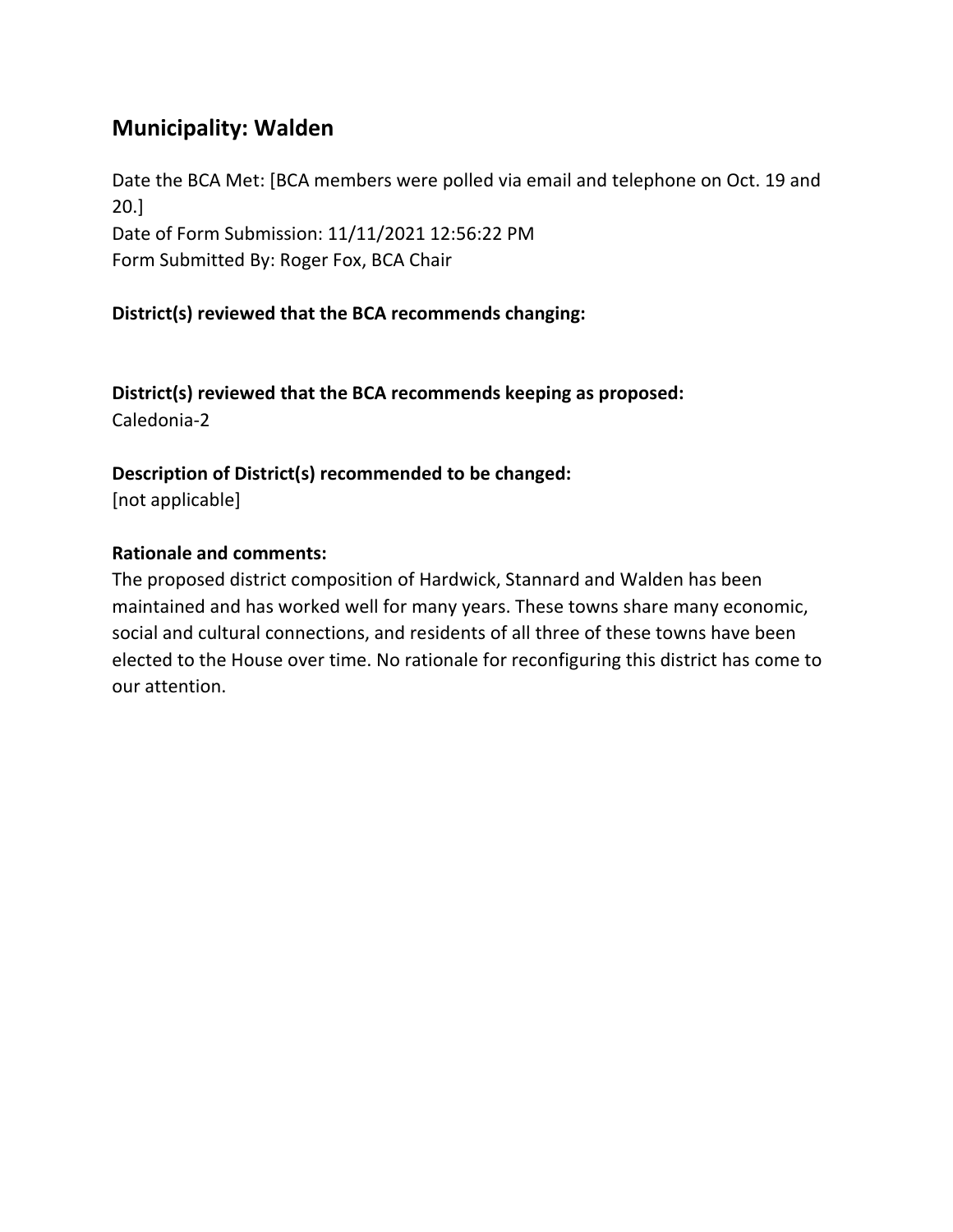## Municipality: Walden

Date the BCA Met: [BCA members were polled via email and telephone on Oct. 19 and 20.]
Date of Form Submission: 11/11/2021 12:56:22 PM
Form Submitted By: Roger Fox, BCA Chair

**District(s) reviewed that the BCA recommends changing:**

**District(s) reviewed that the BCA recommends keeping as proposed:**
Caledonia-2

**Description of District(s) recommended to be changed:**
[not applicable]

**Rationale and comments:**
The proposed district composition of Hardwick, Stannard and Walden has been maintained and has worked well for many years. These towns share many economic, social and cultural connections, and residents of all three of these towns have been elected to the House over time. No rationale for reconfiguring this district has come to our attention.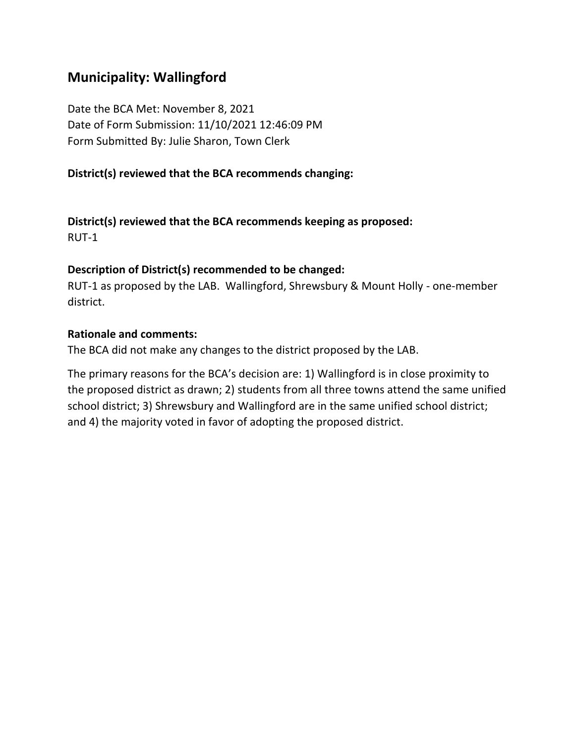## Municipality: Wallingford

Date the BCA Met: November 8, 2021
Date of Form Submission: 11/10/2021 12:46:09 PM
Form Submitted By: Julie Sharon, Town Clerk

**District(s) reviewed that the BCA recommends changing:**

**District(s) reviewed that the BCA recommends keeping as proposed:**
RUT-1

**Description of District(s) recommended to be changed:**
RUT-1 as proposed by the LAB. Wallingford, Shrewsbury & Mount Holly - one-member district.

**Rationale and comments:**
The BCA did not make any changes to the district proposed by the LAB.

The primary reasons for the BCA's decision are: 1) Wallingford is in close proximity to the proposed district as drawn; 2) students from all three towns attend the same unified school district; 3) Shrewsbury and Wallingford are in the same unified school district; and 4) the majority voted in favor of adopting the proposed district.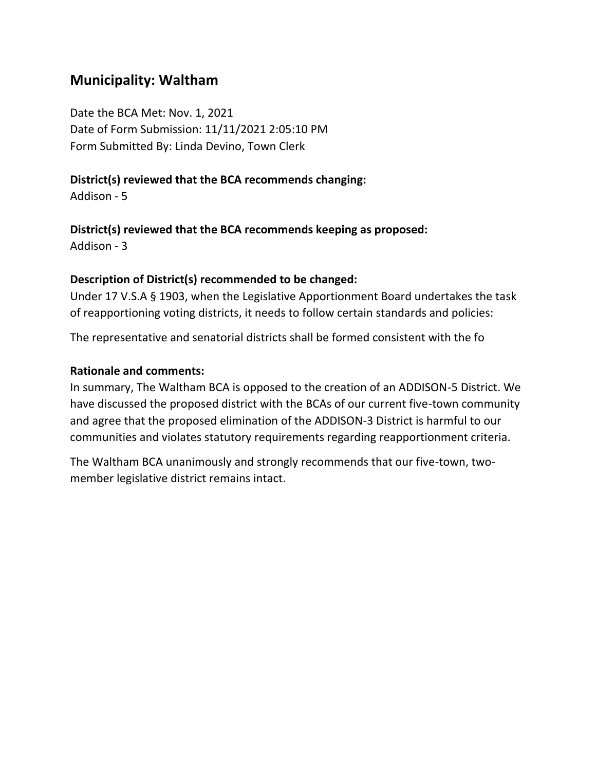## Municipality: Waltham

Date the BCA Met: Nov. 1, 2021
Date of Form Submission: 11/11/2021 2:05:10 PM
Form Submitted By: Linda Devino, Town Clerk

**District(s) reviewed that the BCA recommends changing:**
Addison - 5

**District(s) reviewed that the BCA recommends keeping as proposed:**
Addison - 3

**Description of District(s) recommended to be changed:**
Under 17 V.S.A § 1903, when the Legislative Apportionment Board undertakes the task of reapportioning voting districts, it needs to follow certain standards and policies:

The representative and senatorial districts shall be formed consistent with the fo

**Rationale and comments:**
In summary, The Waltham BCA is opposed to the creation of an ADDISON-5 District. We have discussed the proposed district with the BCAs of our current five-town community and agree that the proposed elimination of the ADDISON-3 District is harmful to our communities and violates statutory requirements regarding reapportionment criteria.

The Waltham BCA unanimously and strongly recommends that our five-town, two-member legislative district remains intact.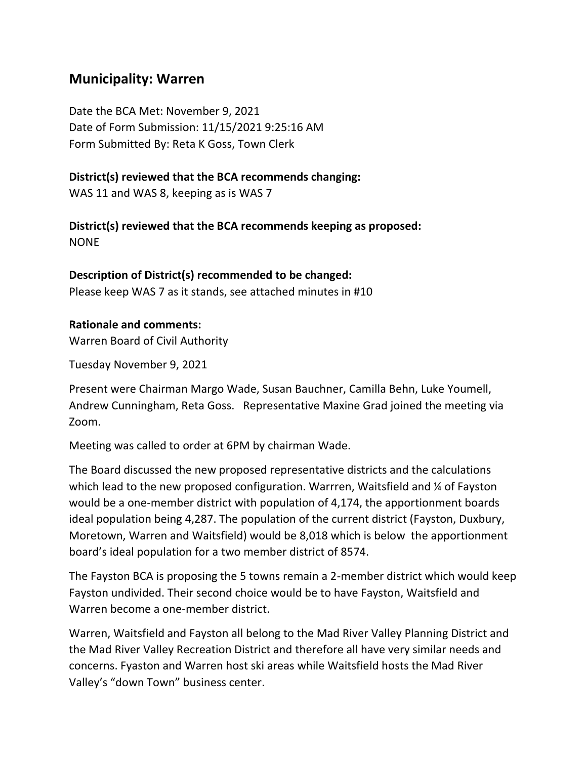## Municipality: Warren

Date the BCA Met: November 9, 2021
Date of Form Submission: 11/15/2021 9:25:16 AM
Form Submitted By: Reta K Goss, Town Clerk

**District(s) reviewed that the BCA recommends changing:**
WAS 11 and WAS 8, keeping as is WAS 7

**District(s) reviewed that the BCA recommends keeping as proposed:**
NONE

**Description of District(s) recommended to be changed:**
Please keep WAS 7 as it stands, see attached minutes in #10

**Rationale and comments:**
Warren Board of Civil Authority

Tuesday November 9, 2021

Present were Chairman Margo Wade, Susan Bauchner, Camilla Behn, Luke Youmell, Andrew Cunningham, Reta Goss. Representative Maxine Grad joined the meeting via Zoom.

Meeting was called to order at 6PM by chairman Wade.

The Board discussed the new proposed representative districts and the calculations which lead to the new proposed configuration. Warrren, Waitsfield and ¼ of Fayston would be a one-member district with population of 4,174, the apportionment boards ideal population being 4,287. The population of the current district (Fayston, Duxbury, Moretown, Warren and Waitsfield) would be 8,018 which is below the apportionment board's ideal population for a two member district of 8574.

The Fayston BCA is proposing the 5 towns remain a 2-member district which would keep Fayston undivided. Their second choice would be to have Fayston, Waitsfield and Warren become a one-member district.

Warren, Waitsfield and Fayston all belong to the Mad River Valley Planning District and the Mad River Valley Recreation District and therefore all have very similar needs and concerns. Fyaston and Warren host ski areas while Waitsfield hosts the Mad River Valley's "down Town" business center.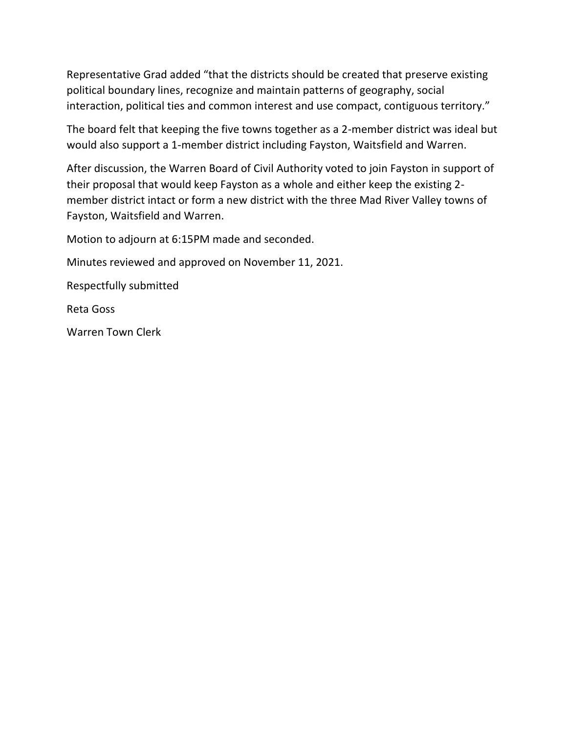Representative Grad added "that the districts should be created that preserve existing political boundary lines, recognize and maintain patterns of geography, social interaction, political ties and common interest and use compact, contiguous territory."

The board felt that keeping the five towns together as a 2-member district was ideal but would also support a 1-member district including Fayston, Waitsfield and Warren.

After discussion, the Warren Board of Civil Authority voted to join Fayston in support of their proposal that would keep Fayston as a whole and either keep the existing 2-member district intact or form a new district with the three Mad River Valley towns of Fayston, Waitsfield and Warren.

Motion to adjourn at 6:15PM made and seconded.

Minutes reviewed and approved on November 11, 2021.

Respectfully submitted

Reta Goss

Warren Town Clerk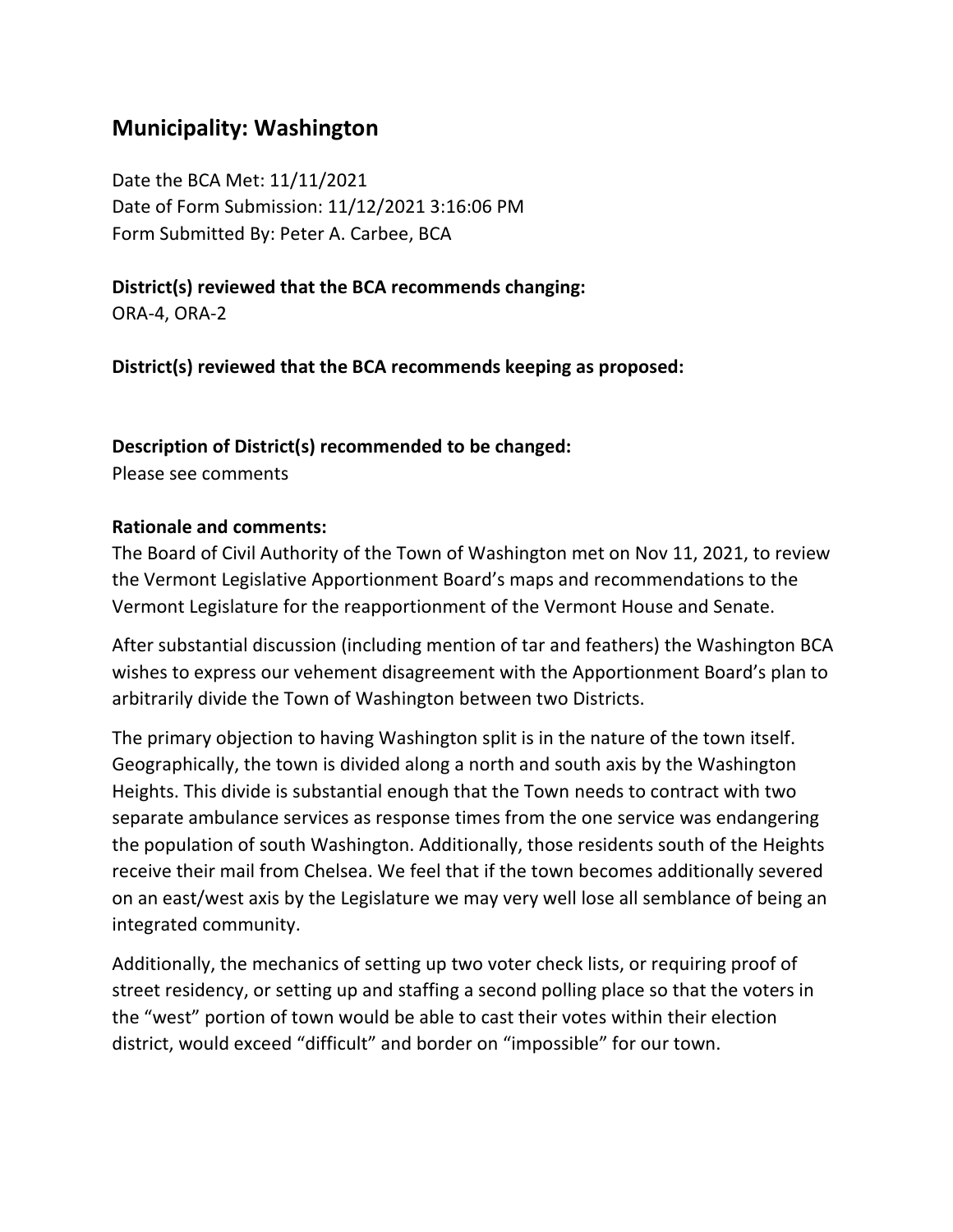## Municipality: Washington

Date the BCA Met: 11/11/2021
Date of Form Submission: 11/12/2021 3:16:06 PM
Form Submitted By: Peter A. Carbee, BCA

**District(s) reviewed that the BCA recommends changing:**
ORA-4, ORA-2

**District(s) reviewed that the BCA recommends keeping as proposed:**

**Description of District(s) recommended to be changed:**
Please see comments

**Rationale and comments:**
The Board of Civil Authority of the Town of Washington met on Nov 11, 2021, to review the Vermont Legislative Apportionment Board's maps and recommendations to the Vermont Legislature for the reapportionment of the Vermont House and Senate.

After substantial discussion (including mention of tar and feathers) the Washington BCA wishes to express our vehement disagreement with the Apportionment Board's plan to arbitrarily divide the Town of Washington between two Districts.

The primary objection to having Washington split is in the nature of the town itself. Geographically, the town is divided along a north and south axis by the Washington Heights. This divide is substantial enough that the Town needs to contract with two separate ambulance services as response times from the one service was endangering the population of south Washington. Additionally, those residents south of the Heights receive their mail from Chelsea. We feel that if the town becomes additionally severed on an east/west axis by the Legislature we may very well lose all semblance of being an integrated community.

Additionally, the mechanics of setting up two voter check lists, or requiring proof of street residency, or setting up and staffing a second polling place so that the voters in the "west" portion of town would be able to cast their votes within their election district, would exceed "difficult" and border on "impossible" for our town.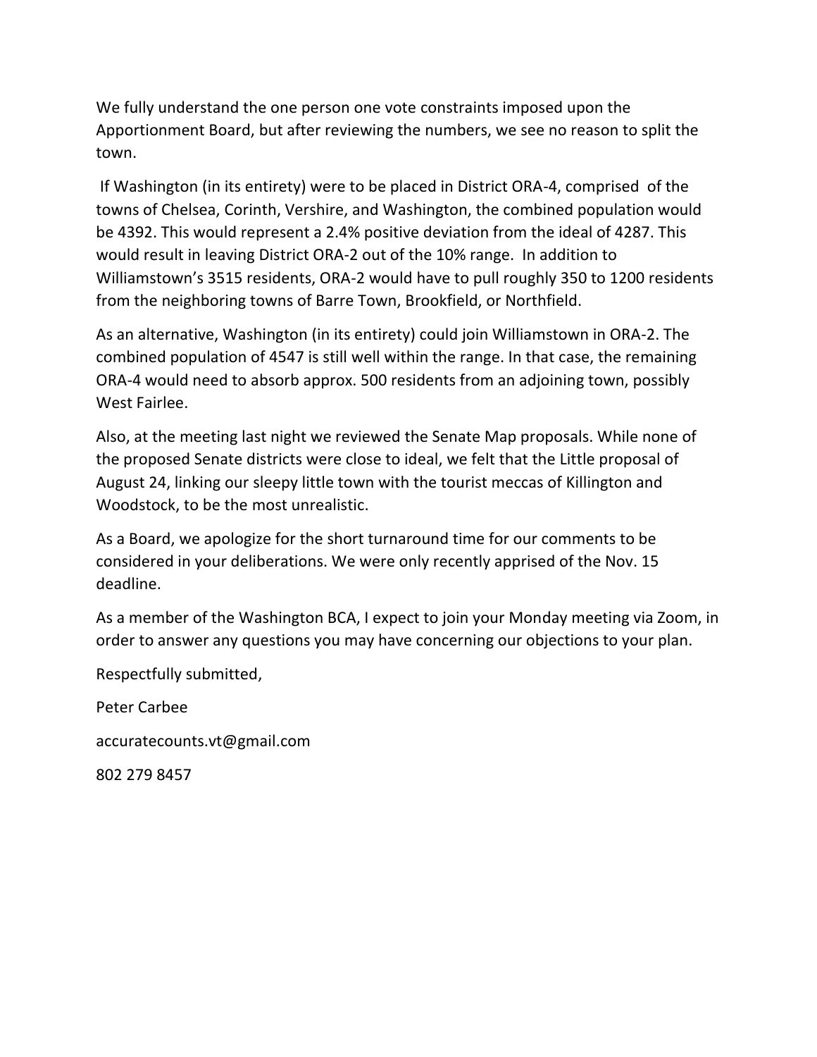We fully understand the one person one vote constraints imposed upon the Apportionment Board, but after reviewing the numbers, we see no reason to split the town.

If Washington (in its entirety) were to be placed in District ORA-4, comprised of the towns of Chelsea, Corinth, Vershire, and Washington, the combined population would be 4392. This would represent a 2.4% positive deviation from the ideal of 4287. This would result in leaving District ORA-2 out of the 10% range. In addition to Williamstown's 3515 residents, ORA-2 would have to pull roughly 350 to 1200 residents from the neighboring towns of Barre Town, Brookfield, or Northfield.

As an alternative, Washington (in its entirety) could join Williamstown in ORA-2. The combined population of 4547 is still well within the range. In that case, the remaining ORA-4 would need to absorb approx. 500 residents from an adjoining town, possibly West Fairlee.

Also, at the meeting last night we reviewed the Senate Map proposals. While none of the proposed Senate districts were close to ideal, we felt that the Little proposal of August 24, linking our sleepy little town with the tourist meccas of Killington and Woodstock, to be the most unrealistic.

As a Board, we apologize for the short turnaround time for our comments to be considered in your deliberations. We were only recently apprised of the Nov. 15 deadline.

As a member of the Washington BCA, I expect to join your Monday meeting via Zoom, in order to answer any questions you may have concerning our objections to your plan.

Respectfully submitted,

Peter Carbee

accuratecounts.vt@gmail.com

802 279 8457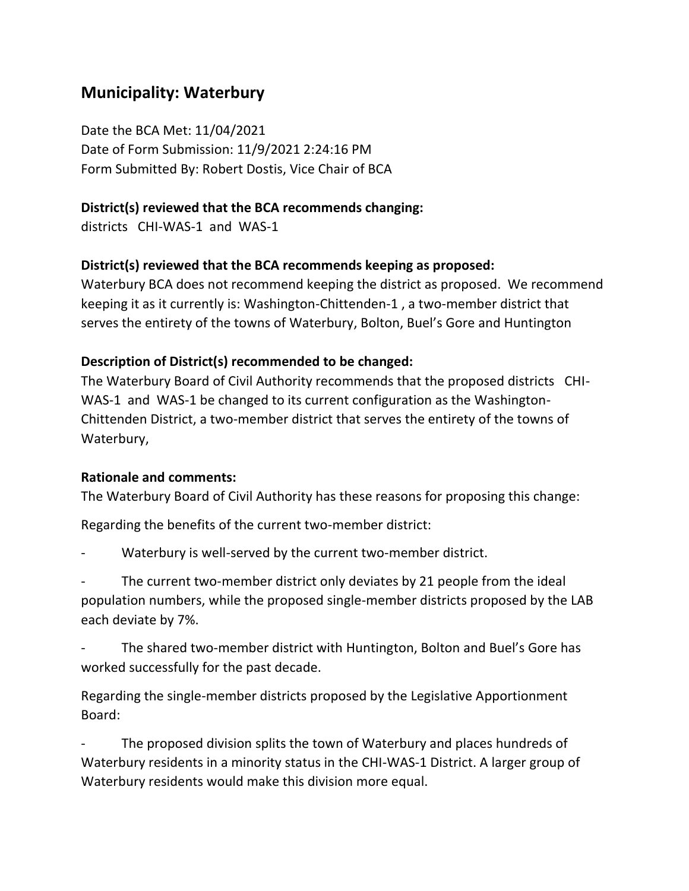## Municipality: Waterbury

Date the BCA Met: 11/04/2021
Date of Form Submission: 11/9/2021 2:24:16 PM
Form Submitted By: Robert Dostis, Vice Chair of BCA

**District(s) reviewed that the BCA recommends changing:**
districts CHI-WAS-1 and WAS-1

**District(s) reviewed that the BCA recommends keeping as proposed:**
Waterbury BCA does not recommend keeping the district as proposed. We recommend keeping it as it currently is: Washington-Chittenden-1 , a two-member district that serves the entirety of the towns of Waterbury, Bolton, Buel's Gore and Huntington

**Description of District(s) recommended to be changed:**
The Waterbury Board of Civil Authority recommends that the proposed districts CHI-WAS-1 and WAS-1 be changed to its current configuration as the Washington-Chittenden District, a two-member district that serves the entirety of the towns of Waterbury,

**Rationale and comments:**
The Waterbury Board of Civil Authority has these reasons for proposing this change:

Regarding the benefits of the current two-member district:

- Waterbury is well-served by the current two-member district.
- The current two-member district only deviates by 21 people from the ideal population numbers, while the proposed single-member districts proposed by the LAB each deviate by 7%.
- The shared two-member district with Huntington, Bolton and Buel's Gore has worked successfully for the past decade.

Regarding the single-member districts proposed by the Legislative Apportionment Board:

- The proposed division splits the town of Waterbury and places hundreds of Waterbury residents in a minority status in the CHI-WAS-1 District. A larger group of Waterbury residents would make this division more equal.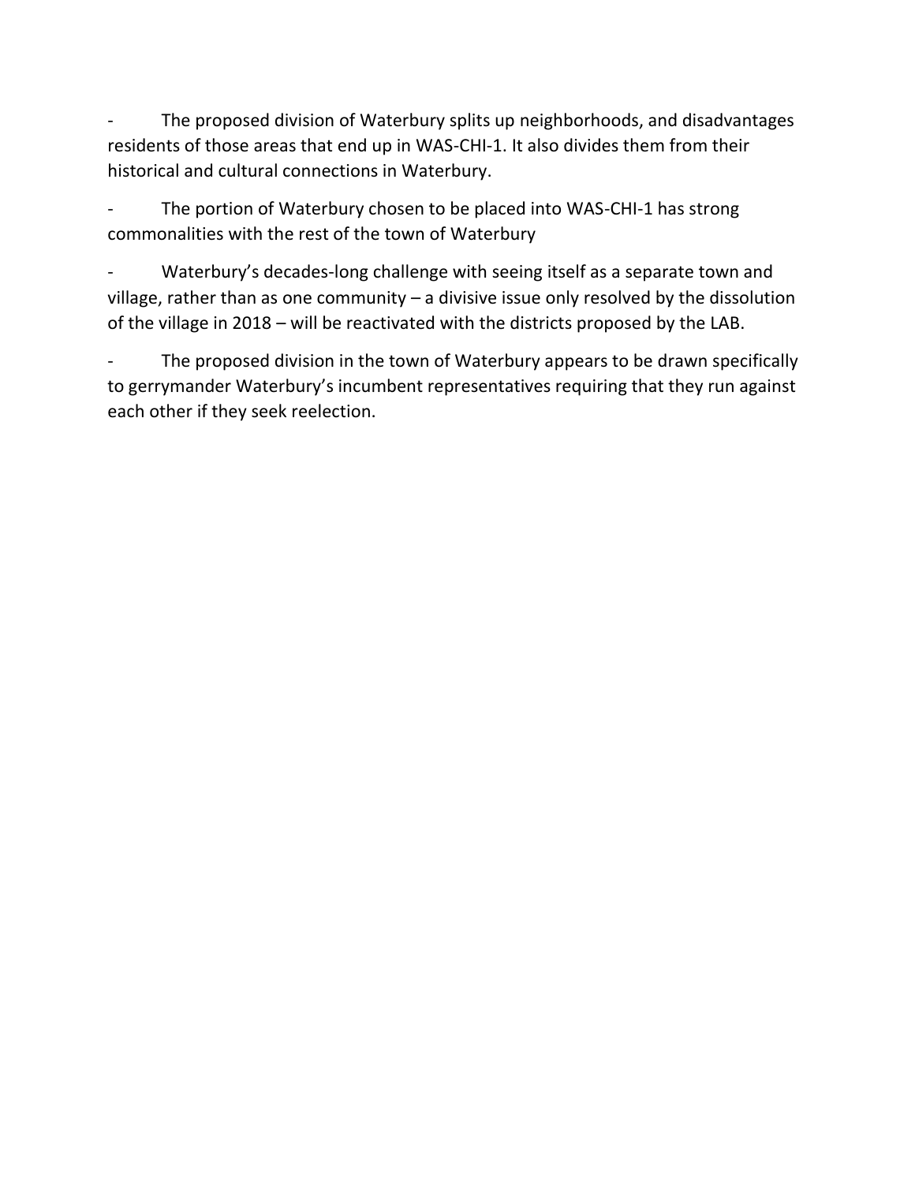- The proposed division of Waterbury splits up neighborhoods, and disadvantages residents of those areas that end up in WAS-CHI-1. It also divides them from their historical and cultural connections in Waterbury.
- The portion of Waterbury chosen to be placed into WAS-CHI-1 has strong commonalities with the rest of the town of Waterbury
- Waterbury's decades-long challenge with seeing itself as a separate town and village, rather than as one community – a divisive issue only resolved by the dissolution of the village in 2018 – will be reactivated with the districts proposed by the LAB.
- The proposed division in the town of Waterbury appears to be drawn specifically to gerrymander Waterbury's incumbent representatives requiring that they run against each other if they seek reelection.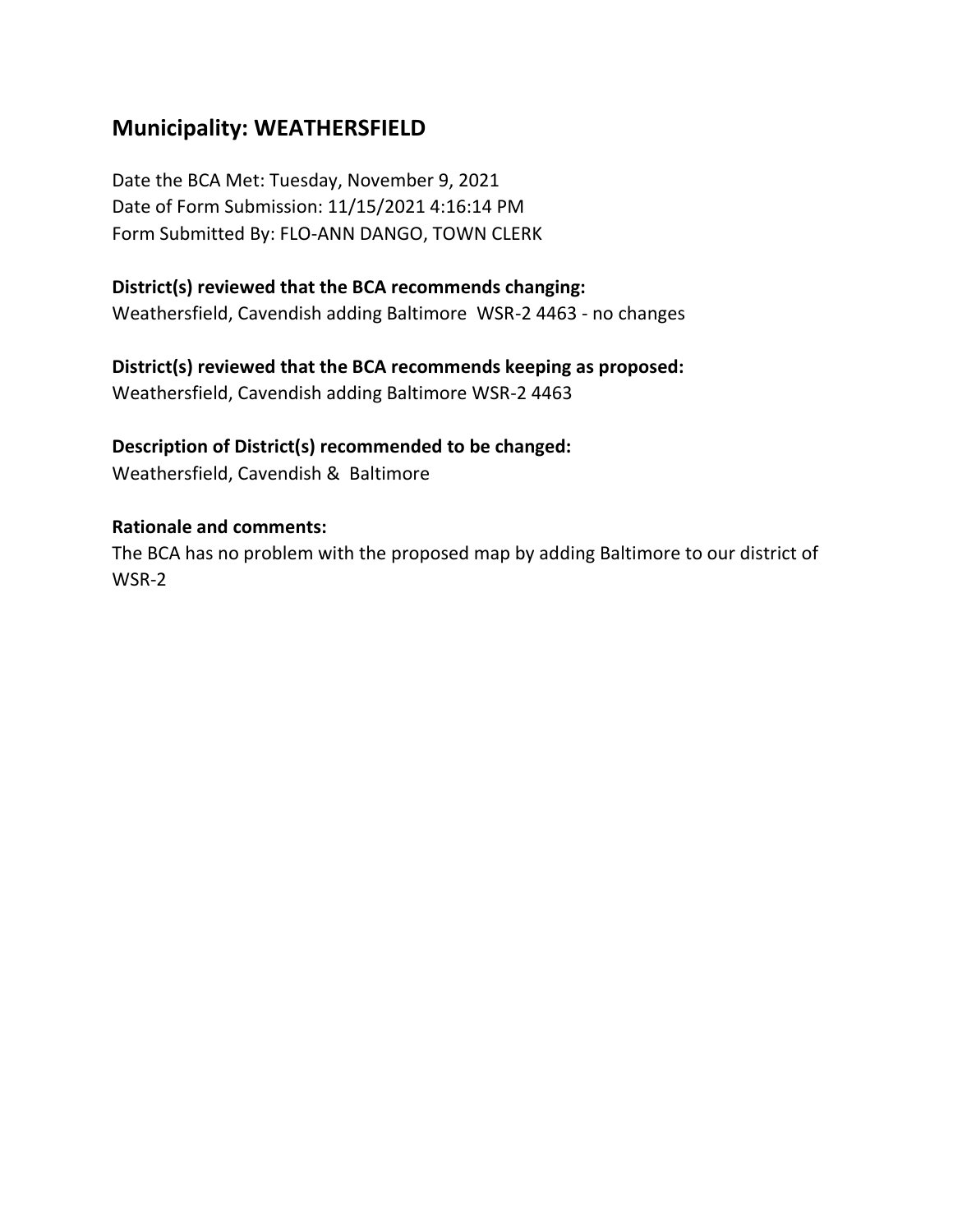## Municipality: WEATHERSFIELD

Date the BCA Met: Tuesday, November 9, 2021
Date of Form Submission: 11/15/2021 4:16:14 PM
Form Submitted By: FLO-ANN DANGO, TOWN CLERK

**District(s) reviewed that the BCA recommends changing:**
Weathersfield, Cavendish adding Baltimore WSR-2 4463 - no changes

**District(s) reviewed that the BCA recommends keeping as proposed:**
Weathersfield, Cavendish adding Baltimore WSR-2 4463

**Description of District(s) recommended to be changed:**
Weathersfield, Cavendish & Baltimore

**Rationale and comments:**
The BCA has no problem with the proposed map by adding Baltimore to our district of WSR-2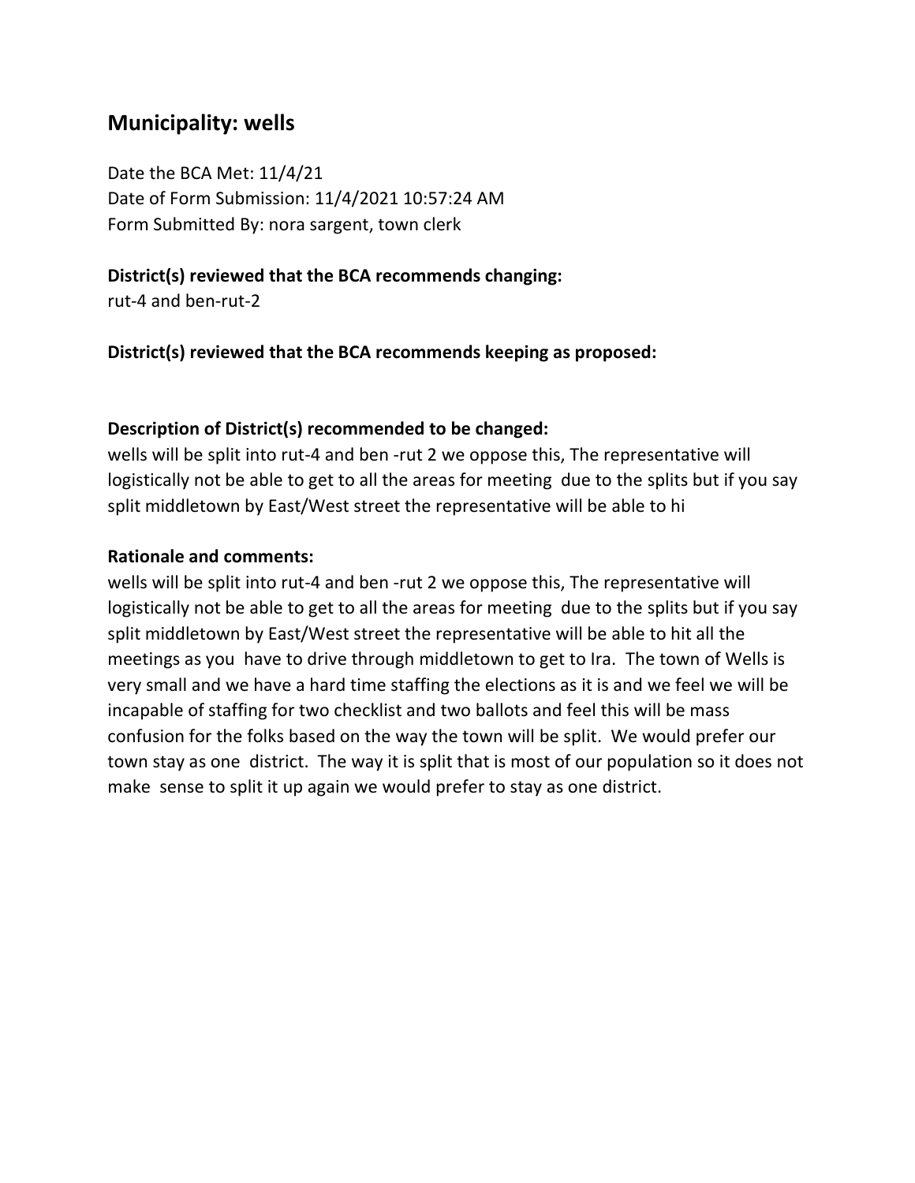## Municipality: wells

Date the BCA Met: 11/4/21
Date of Form Submission: 11/4/2021 10:57:24 AM
Form Submitted By: nora sargent, town clerk

**District(s) reviewed that the BCA recommends changing:**
rut-4 and ben-rut-2

**District(s) reviewed that the BCA recommends keeping as proposed:**

**Description of District(s) recommended to be changed:**
wells will be split into rut-4 and ben -rut 2 we oppose this, The representative will logistically not be able to get to all the areas for meeting due to the splits but if you say split middletown by East/West street the representative will be able to hi

**Rationale and comments:**
wells will be split into rut-4 and ben -rut 2 we oppose this, The representative will logistically not be able to get to all the areas for meeting due to the splits but if you say split middletown by East/West street the representative will be able to hit all the meetings as you have to drive through middletown to get to Ira. The town of Wells is very small and we have a hard time staffing the elections as it is and we feel we will be incapable of staffing for two checklist and two ballots and feel this will be mass confusion for the folks based on the way the town will be split. We would prefer our town stay as one district. The way it is split that is most of our population so it does not make sense to split it up again we would prefer to stay as one district.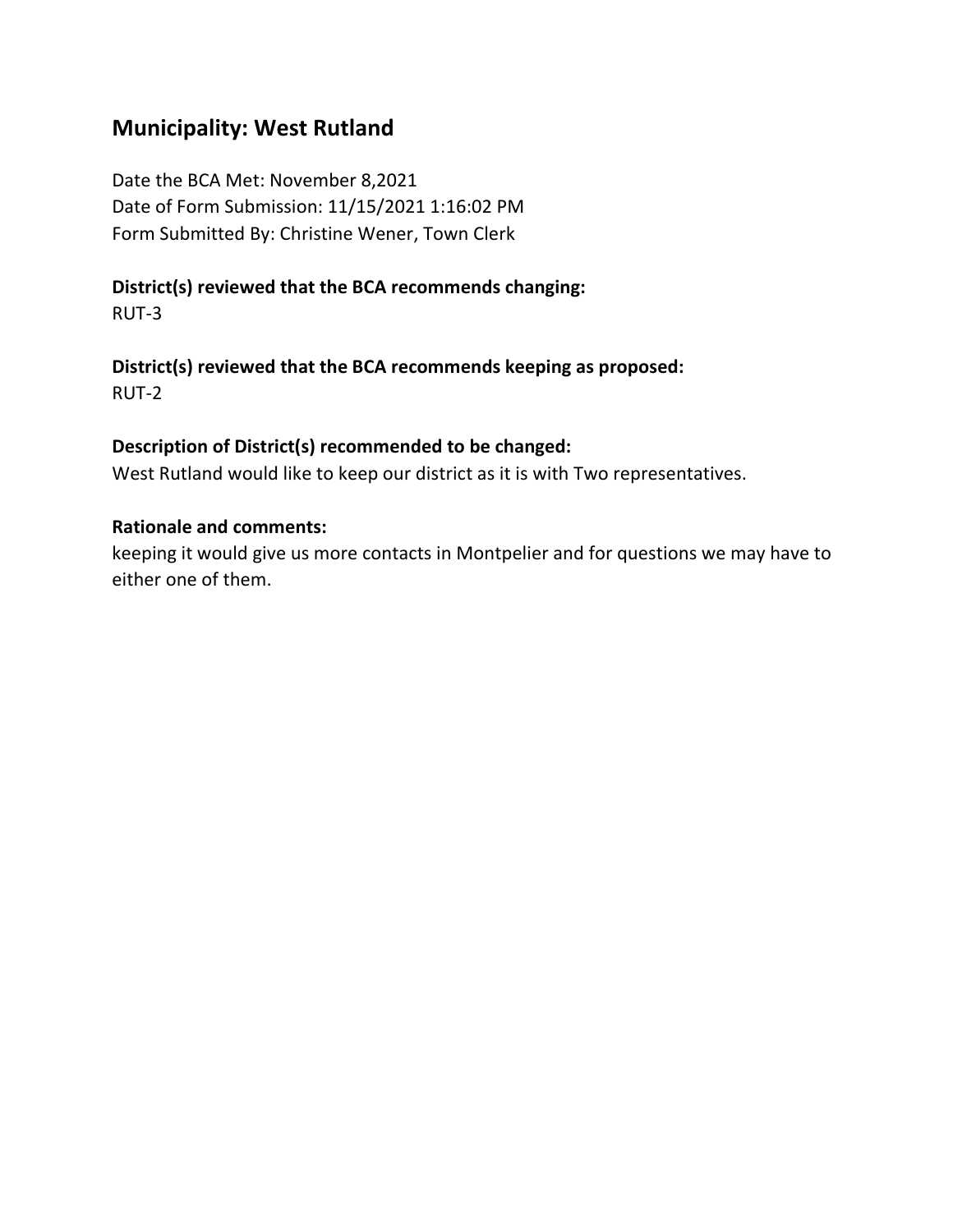## Municipality: West Rutland

Date the BCA Met: November 8,2021
Date of Form Submission: 11/15/2021 1:16:02 PM
Form Submitted By: Christine Wener, Town Clerk

**District(s) reviewed that the BCA recommends changing:**
RUT-3

**District(s) reviewed that the BCA recommends keeping as proposed:**
RUT-2

**Description of District(s) recommended to be changed:**
West Rutland would like to keep our district as it is with Two representatives.

**Rationale and comments:**
keeping it would give us more contacts in Montpelier and for questions we may have to either one of them.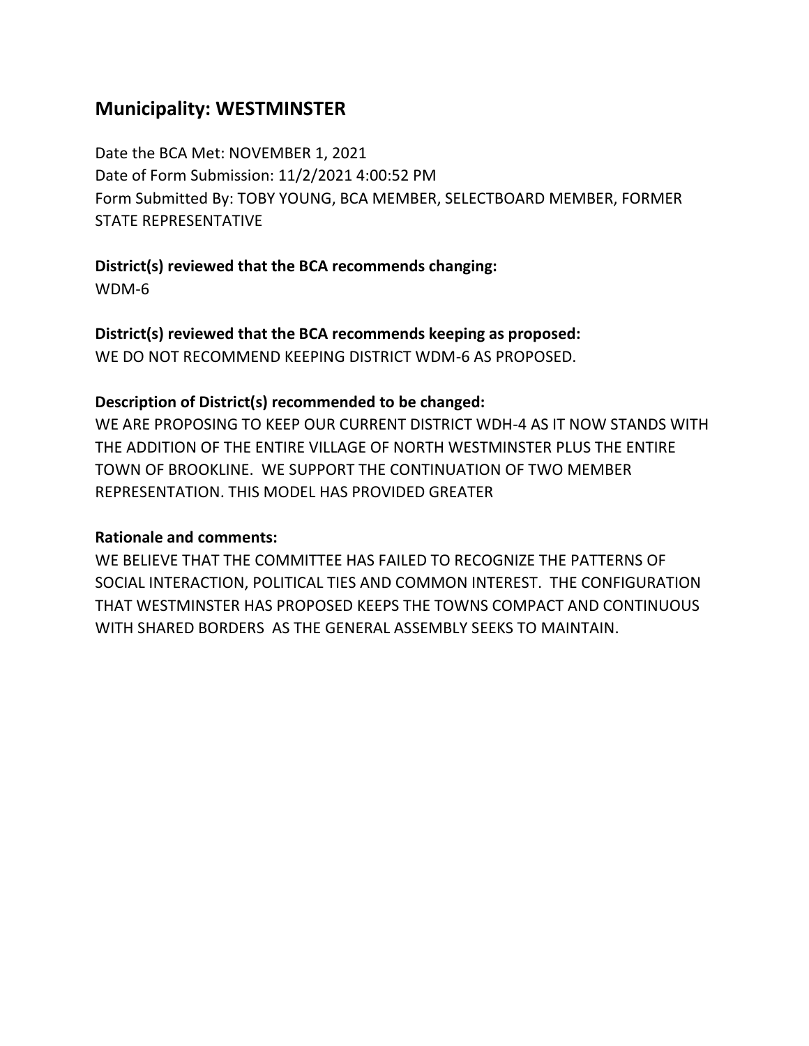## Municipality: WESTMINSTER

Date the BCA Met: NOVEMBER 1, 2021
Date of Form Submission: 11/2/2021 4:00:52 PM
Form Submitted By: TOBY YOUNG, BCA MEMBER, SELECTBOARD MEMBER, FORMER STATE REPRESENTATIVE

**District(s) reviewed that the BCA recommends changing:**
WDM-6

**District(s) reviewed that the BCA recommends keeping as proposed:**
WE DO NOT RECOMMEND KEEPING DISTRICT WDM-6 AS PROPOSED.

**Description of District(s) recommended to be changed:**
WE ARE PROPOSING TO KEEP OUR CURRENT DISTRICT WDH-4 AS IT NOW STANDS WITH THE ADDITION OF THE ENTIRE VILLAGE OF NORTH WESTMINSTER PLUS THE ENTIRE TOWN OF BROOKLINE. WE SUPPORT THE CONTINUATION OF TWO MEMBER REPRESENTATION. THIS MODEL HAS PROVIDED GREATER

**Rationale and comments:**
WE BELIEVE THAT THE COMMITTEE HAS FAILED TO RECOGNIZE THE PATTERNS OF SOCIAL INTERACTION, POLITICAL TIES AND COMMON INTEREST. THE CONFIGURATION THAT WESTMINSTER HAS PROPOSED KEEPS THE TOWNS COMPACT AND CONTINUOUS WITH SHARED BORDERS AS THE GENERAL ASSEMBLY SEEKS TO MAINTAIN.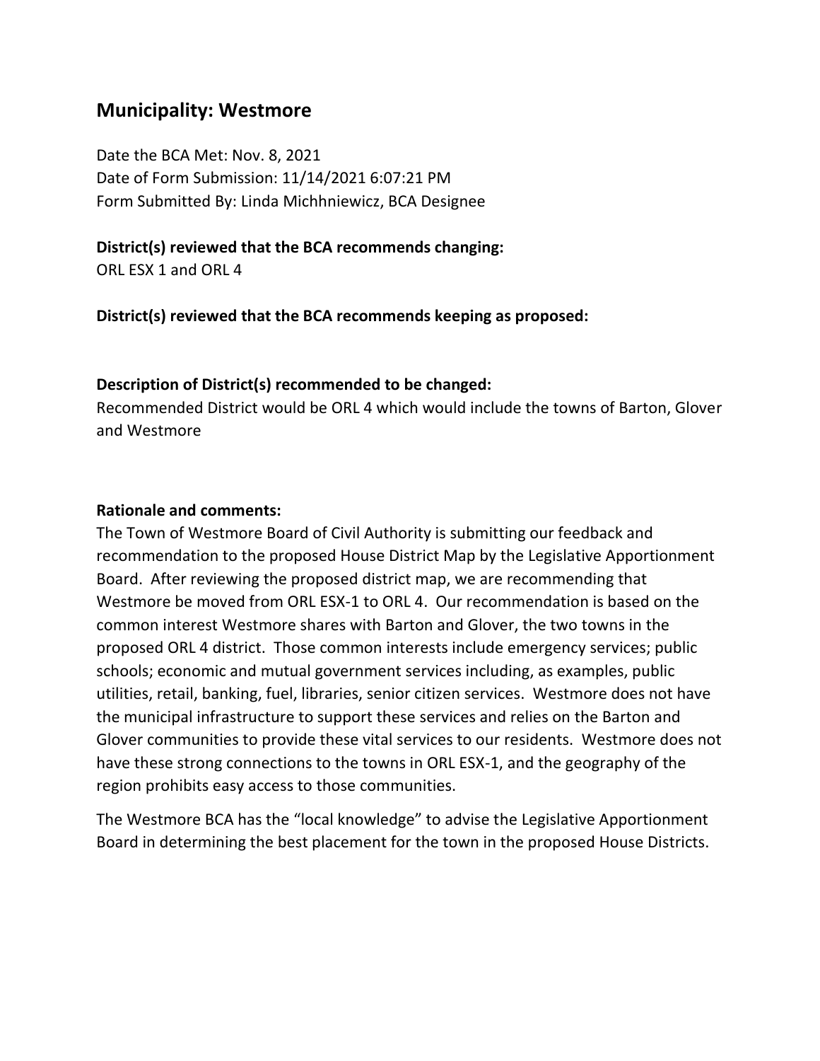## Municipality: Westmore

Date the BCA Met: Nov. 8, 2021
Date of Form Submission: 11/14/2021 6:07:21 PM
Form Submitted By: Linda Michhniewicz, BCA Designee

**District(s) reviewed that the BCA recommends changing:**
ORL ESX 1 and ORL 4

**District(s) reviewed that the BCA recommends keeping as proposed:**

**Description of District(s) recommended to be changed:**
Recommended District would be ORL 4 which would include the towns of Barton, Glover and Westmore

**Rationale and comments:**
The Town of Westmore Board of Civil Authority is submitting our feedback and recommendation to the proposed House District Map by the Legislative Apportionment Board. After reviewing the proposed district map, we are recommending that Westmore be moved from ORL ESX-1 to ORL 4. Our recommendation is based on the common interest Westmore shares with Barton and Glover, the two towns in the proposed ORL 4 district. Those common interests include emergency services; public schools; economic and mutual government services including, as examples, public utilities, retail, banking, fuel, libraries, senior citizen services. Westmore does not have the municipal infrastructure to support these services and relies on the Barton and Glover communities to provide these vital services to our residents. Westmore does not have these strong connections to the towns in ORL ESX-1, and the geography of the region prohibits easy access to those communities.

The Westmore BCA has the "local knowledge" to advise the Legislative Apportionment Board in determining the best placement for the town in the proposed House Districts.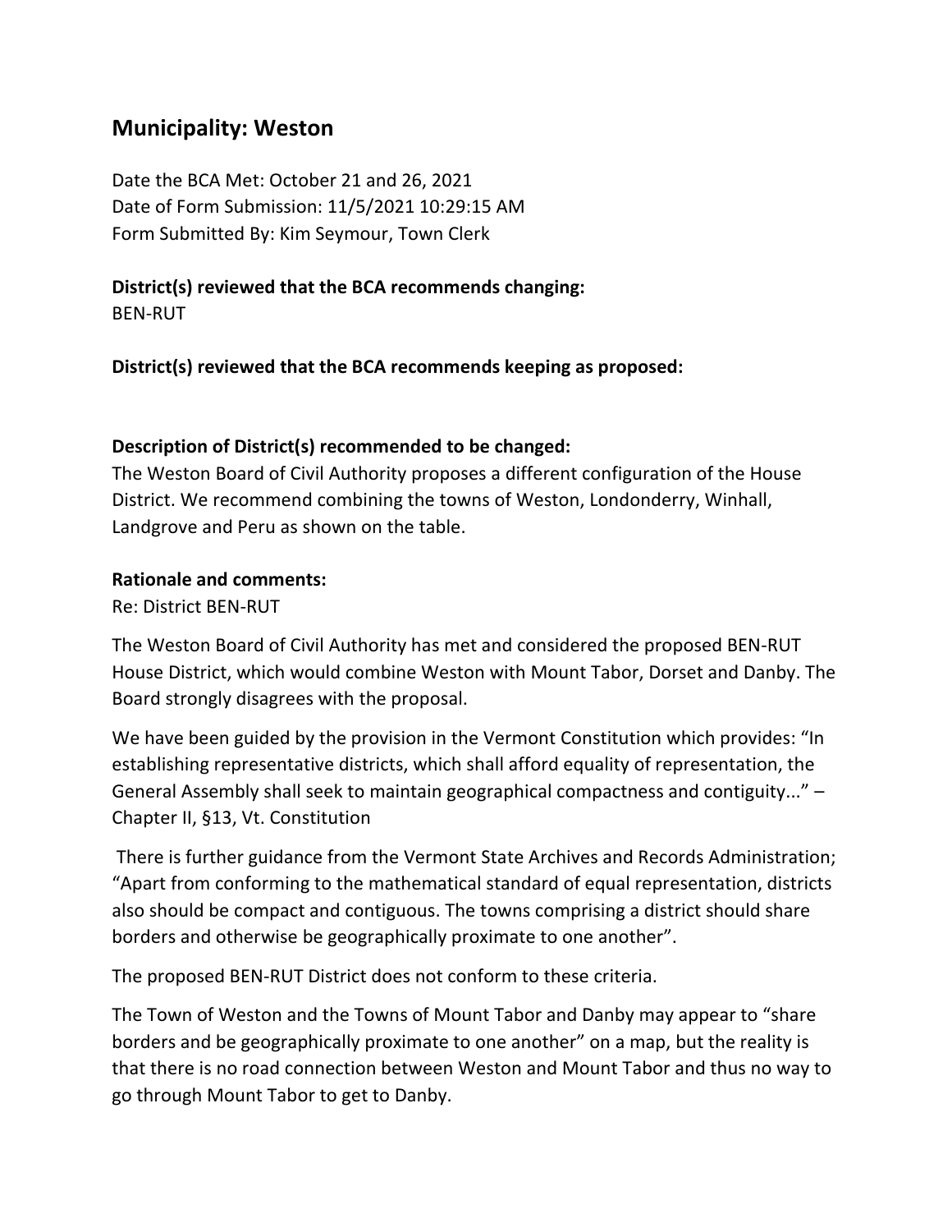## Municipality: Weston

Date the BCA Met: October 21 and 26, 2021
Date of Form Submission: 11/5/2021 10:29:15 AM
Form Submitted By: Kim Seymour, Town Clerk

**District(s) reviewed that the BCA recommends changing:**
BEN-RUT

**District(s) reviewed that the BCA recommends keeping as proposed:**

**Description of District(s) recommended to be changed:**
The Weston Board of Civil Authority proposes a different configuration of the House District. We recommend combining the towns of Weston, Londonderry, Winhall, Landgrove and Peru as shown on the table.

**Rationale and comments:**
Re: District BEN-RUT

The Weston Board of Civil Authority has met and considered the proposed BEN-RUT House District, which would combine Weston with Mount Tabor, Dorset and Danby. The Board strongly disagrees with the proposal.

We have been guided by the provision in the Vermont Constitution which provides: "In establishing representative districts, which shall afford equality of representation, the General Assembly shall seek to maintain geographical compactness and contiguity..." – Chapter II, §13, Vt. Constitution

There is further guidance from the Vermont State Archives and Records Administration; "Apart from conforming to the mathematical standard of equal representation, districts also should be compact and contiguous. The towns comprising a district should share borders and otherwise be geographically proximate to one another".

The proposed BEN-RUT District does not conform to these criteria.

The Town of Weston and the Towns of Mount Tabor and Danby may appear to "share borders and be geographically proximate to one another" on a map, but the reality is that there is no road connection between Weston and Mount Tabor and thus no way to go through Mount Tabor to get to Danby.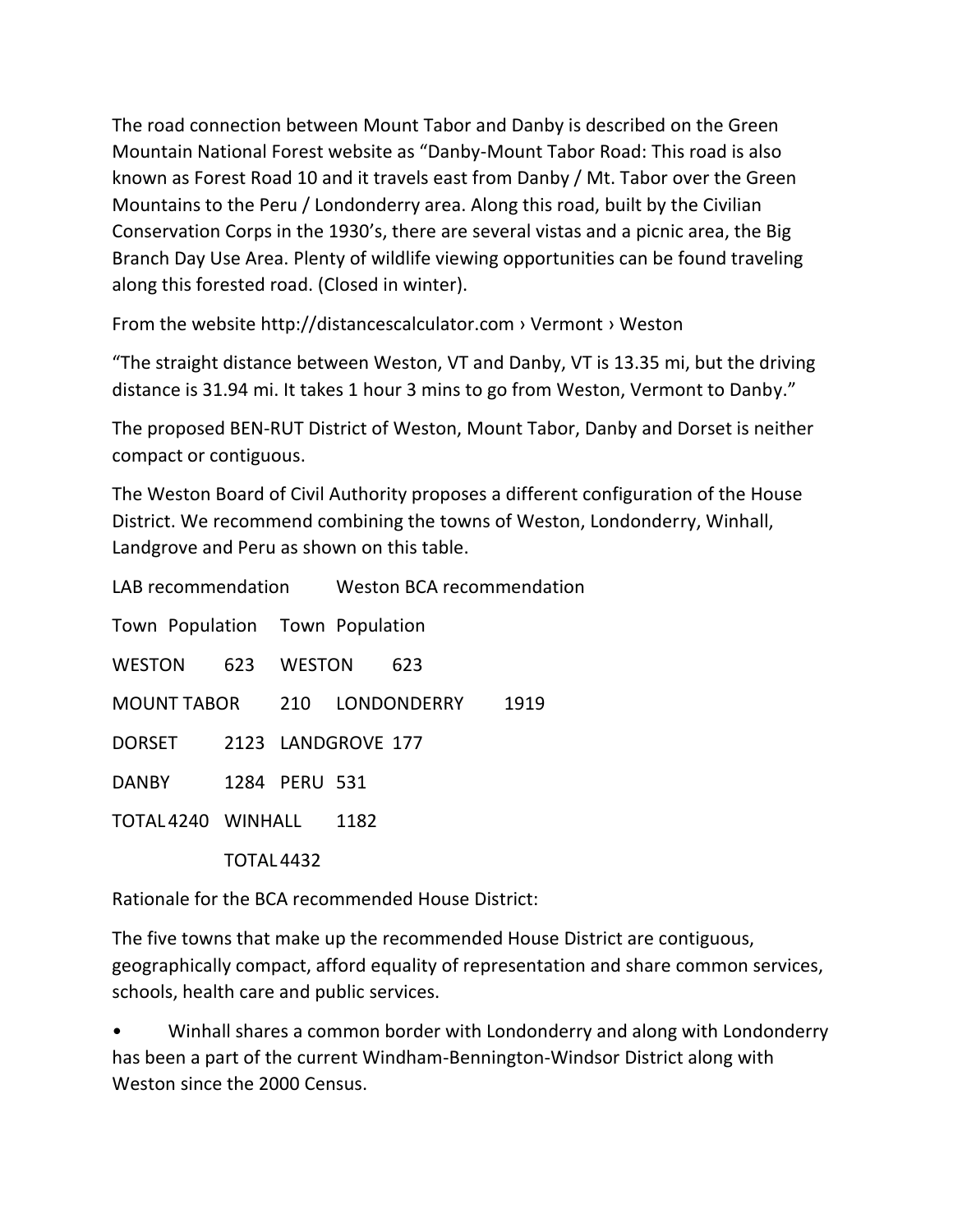The road connection between Mount Tabor and Danby is described on the Green Mountain National Forest website as "Danby-Mount Tabor Road: This road is also known as Forest Road 10 and it travels east from Danby / Mt. Tabor over the Green Mountains to the Peru / Londonderry area. Along this road, built by the Civilian Conservation Corps in the 1930's, there are several vistas and a picnic area, the Big Branch Day Use Area. Plenty of wildlife viewing opportunities can be found traveling along this forested road. (Closed in winter).

From the website http://distancescalculator.com › Vermont › Weston

"The straight distance between Weston, VT and Danby, VT is 13.35 mi, but the driving distance is 31.94 mi. It takes 1 hour 3 mins to go from Weston, Vermont to Danby."

The proposed BEN-RUT District of Weston, Mount Tabor, Danby and Dorset is neither compact or contiguous.

The Weston Board of Civil Authority proposes a different configuration of the House District. We recommend combining the towns of Weston, Londonderry, Winhall, Landgrove and Peru as shown on this table.

| LAB recommendation | | Weston BCA recommendation | |
|---|---|---|---|
| Town | Population | Town | Population |
| WESTON | 623 | WESTON | 623 |
| MOUNT TABOR | 210 | LONDONDERRY | 1919 |
| DORSET | 2123 | LANDGROVE | 177 |
| DANBY | 1284 | PERU | 531 |
| TOTAL | 4240 | WINHALL | 1182 |
| | | TOTAL | 4432 |

Rationale for the BCA recommended House District:

The five towns that make up the recommended House District are contiguous, geographically compact, afford equality of representation and share common services, schools, health care and public services.

- Winhall shares a common border with Londonderry and along with Londonderry has been a part of the current Windham-Bennington-Windsor District along with Weston since the 2000 Census.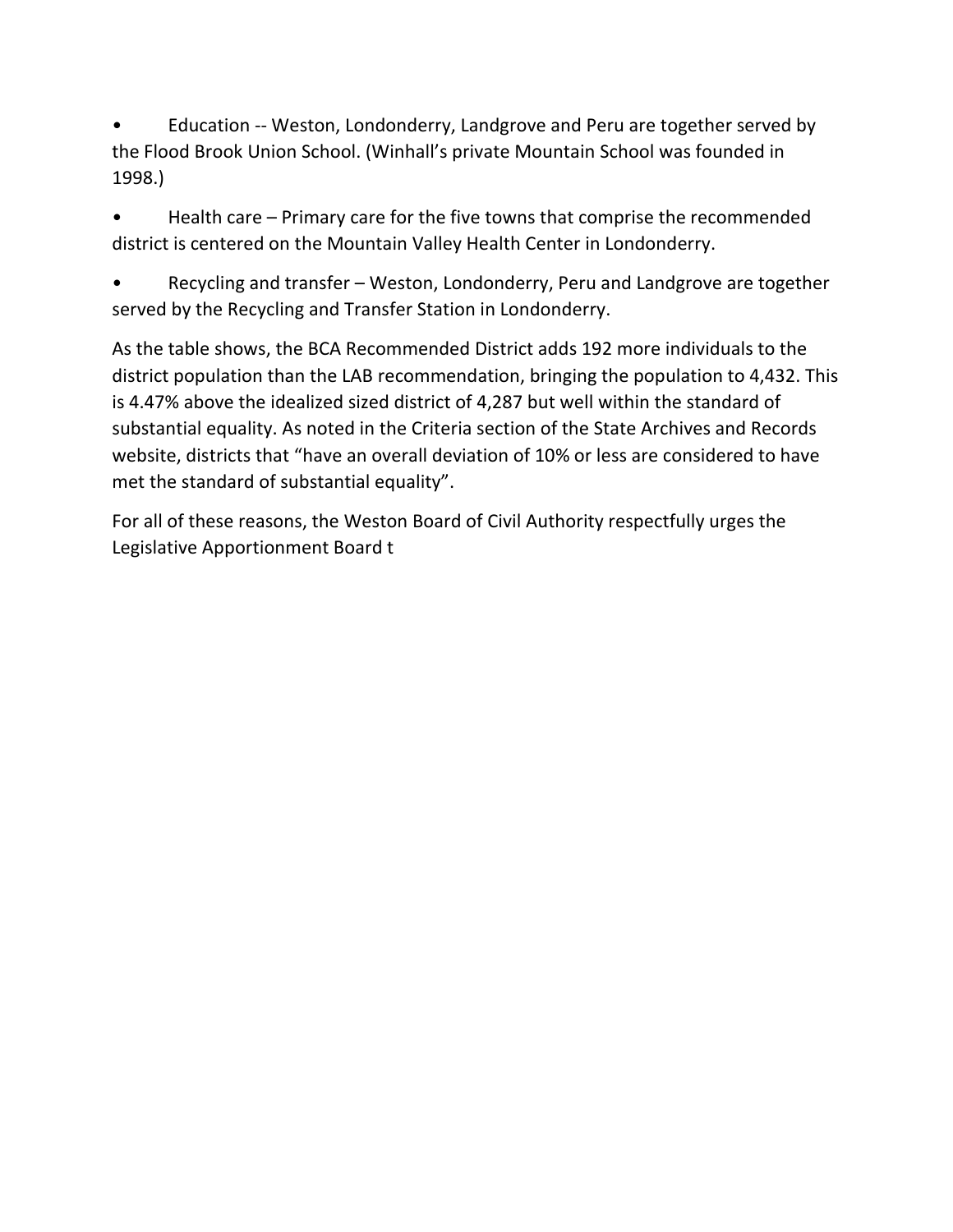- Education -- Weston, Londonderry, Landgrove and Peru are together served by the Flood Brook Union School. (Winhall's private Mountain School was founded in 1998.)
- Health care – Primary care for the five towns that comprise the recommended district is centered on the Mountain Valley Health Center in Londonderry.
- Recycling and transfer – Weston, Londonderry, Peru and Landgrove are together served by the Recycling and Transfer Station in Londonderry.

As the table shows, the BCA Recommended District adds 192 more individuals to the district population than the LAB recommendation, bringing the population to 4,432. This is 4.47% above the idealized sized district of 4,287 but well within the standard of substantial equality. As noted in the Criteria section of the State Archives and Records website, districts that "have an overall deviation of 10% or less are considered to have met the standard of substantial equality".

For all of these reasons, the Weston Board of Civil Authority respectfully urges the Legislative Apportionment Board t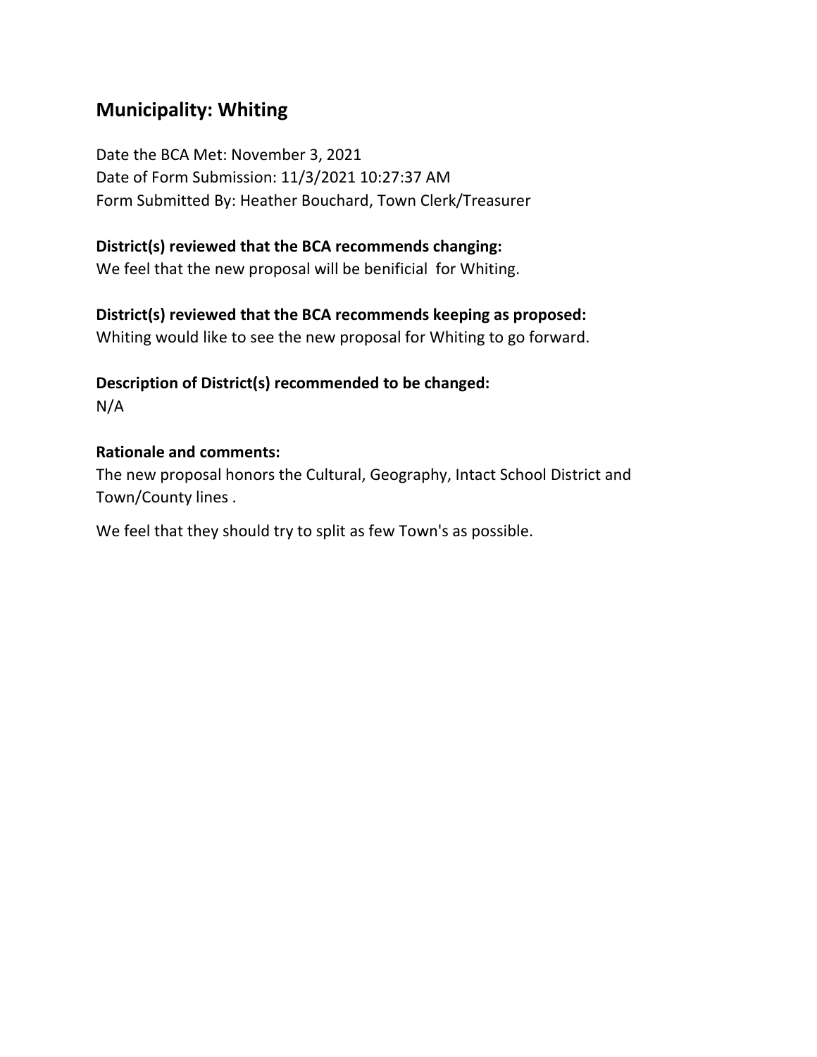## Municipality: Whiting

Date the BCA Met: November 3, 2021
Date of Form Submission: 11/3/2021 10:27:37 AM
Form Submitted By: Heather Bouchard, Town Clerk/Treasurer

**District(s) reviewed that the BCA recommends changing:**
We feel that the new proposal will be benificial for Whiting.

**District(s) reviewed that the BCA recommends keeping as proposed:**
Whiting would like to see the new proposal for Whiting to go forward.

**Description of District(s) recommended to be changed:**
N/A

**Rationale and comments:**
The new proposal honors the Cultural, Geography, Intact School District and Town/County lines .

We feel that they should try to split as few Town's as possible.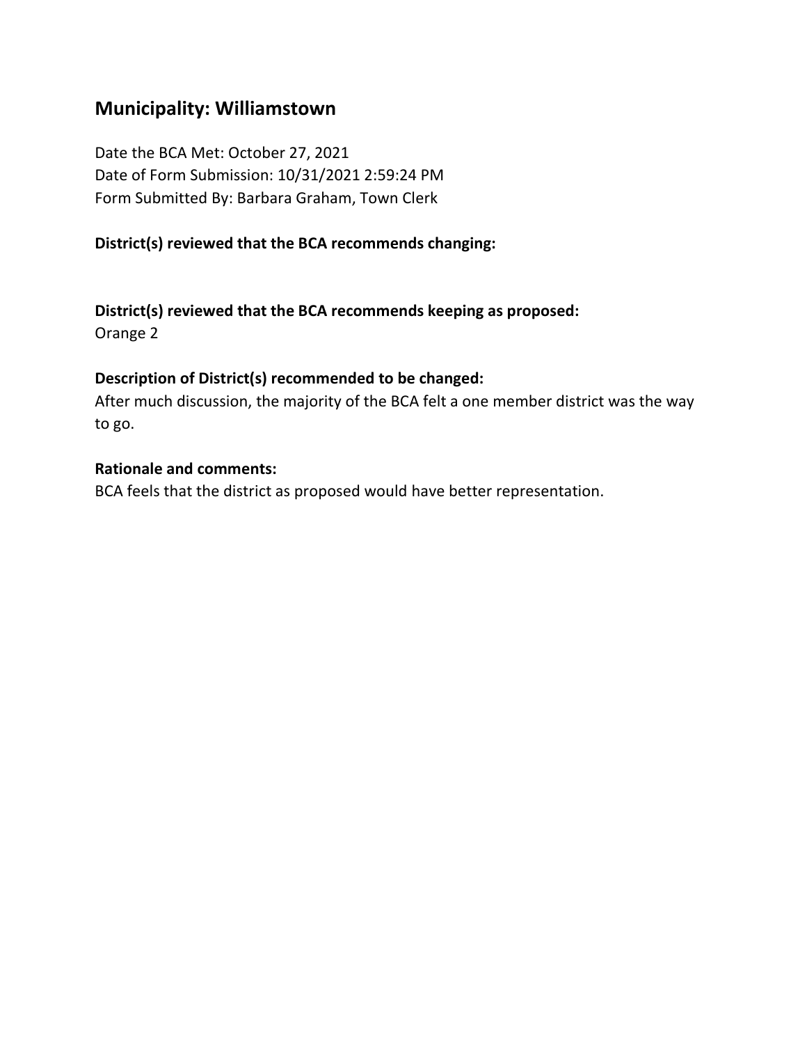## Municipality: Williamstown

Date the BCA Met: October 27, 2021
Date of Form Submission: 10/31/2021 2:59:24 PM
Form Submitted By: Barbara Graham, Town Clerk

**District(s) reviewed that the BCA recommends changing:**

**District(s) reviewed that the BCA recommends keeping as proposed:**
Orange 2

**Description of District(s) recommended to be changed:**
After much discussion, the majority of the BCA felt a one member district was the way to go.

**Rationale and comments:**
BCA feels that the district as proposed would have better representation.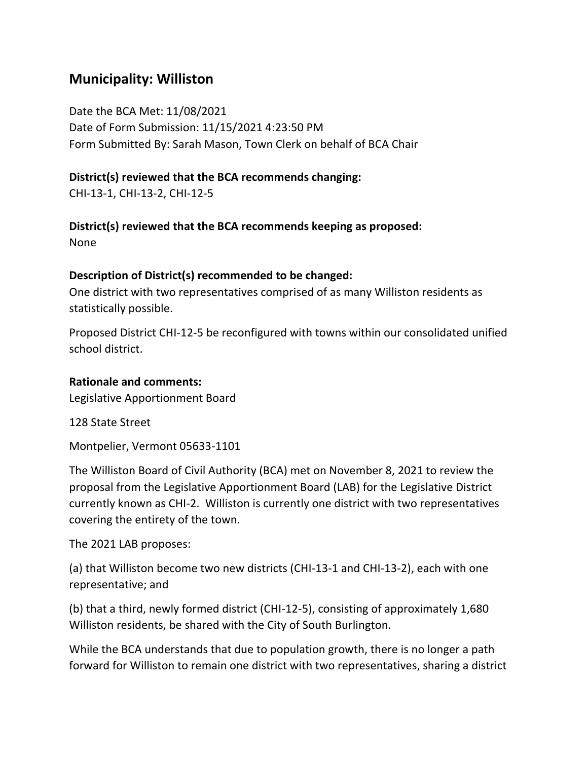## Municipality: Williston

Date the BCA Met: 11/08/2021
Date of Form Submission: 11/15/2021 4:23:50 PM
Form Submitted By: Sarah Mason, Town Clerk on behalf of BCA Chair

**District(s) reviewed that the BCA recommends changing:**
CHI-13-1, CHI-13-2, CHI-12-5

**District(s) reviewed that the BCA recommends keeping as proposed:**
None

**Description of District(s) recommended to be changed:**
One district with two representatives comprised of as many Williston residents as statistically possible.

Proposed District CHI-12-5 be reconfigured with towns within our consolidated unified school district.

**Rationale and comments:**
Legislative Apportionment Board

128 State Street

Montpelier, Vermont 05633-1101

The Williston Board of Civil Authority (BCA) met on November 8, 2021 to review the proposal from the Legislative Apportionment Board (LAB) for the Legislative District currently known as CHI-2. Williston is currently one district with two representatives covering the entirety of the town.

The 2021 LAB proposes:

(a) that Williston become two new districts (CHI-13-1 and CHI-13-2), each with one representative; and

(b) that a third, newly formed district (CHI-12-5), consisting of approximately 1,680 Williston residents, be shared with the City of South Burlington.

While the BCA understands that due to population growth, there is no longer a path forward for Williston to remain one district with two representatives, sharing a district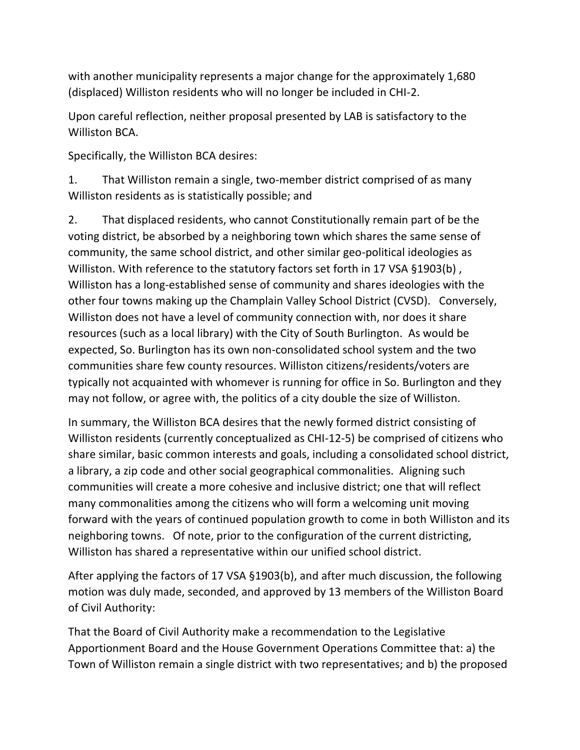with another municipality represents a major change for the approximately 1,680 (displaced) Williston residents who will no longer be included in CHI-2.

Upon careful reflection, neither proposal presented by LAB is satisfactory to the Williston BCA.

Specifically, the Williston BCA desires:

1. That Williston remain a single, two-member district comprised of as many Williston residents as is statistically possible; and

2. That displaced residents, who cannot Constitutionally remain part of be the voting district, be absorbed by a neighboring town which shares the same sense of community, the same school district, and other similar geo-political ideologies as Williston. With reference to the statutory factors set forth in 17 VSA §1903(b) , Williston has a long-established sense of community and shares ideologies with the other four towns making up the Champlain Valley School District (CVSD). Conversely, Williston does not have a level of community connection with, nor does it share resources (such as a local library) with the City of South Burlington. As would be expected, So. Burlington has its own non-consolidated school system and the two communities share few county resources. Williston citizens/residents/voters are typically not acquainted with whomever is running for office in So. Burlington and they may not follow, or agree with, the politics of a city double the size of Williston.

In summary, the Williston BCA desires that the newly formed district consisting of Williston residents (currently conceptualized as CHI-12-5) be comprised of citizens who share similar, basic common interests and goals, including a consolidated school district, a library, a zip code and other social geographical commonalities. Aligning such communities will create a more cohesive and inclusive district; one that will reflect many commonalities among the citizens who will form a welcoming unit moving forward with the years of continued population growth to come in both Williston and its neighboring towns. Of note, prior to the configuration of the current districting, Williston has shared a representative within our unified school district.

After applying the factors of 17 VSA §1903(b), and after much discussion, the following motion was duly made, seconded, and approved by 13 members of the Williston Board of Civil Authority:

That the Board of Civil Authority make a recommendation to the Legislative Apportionment Board and the House Government Operations Committee that: a) the Town of Williston remain a single district with two representatives; and b) the proposed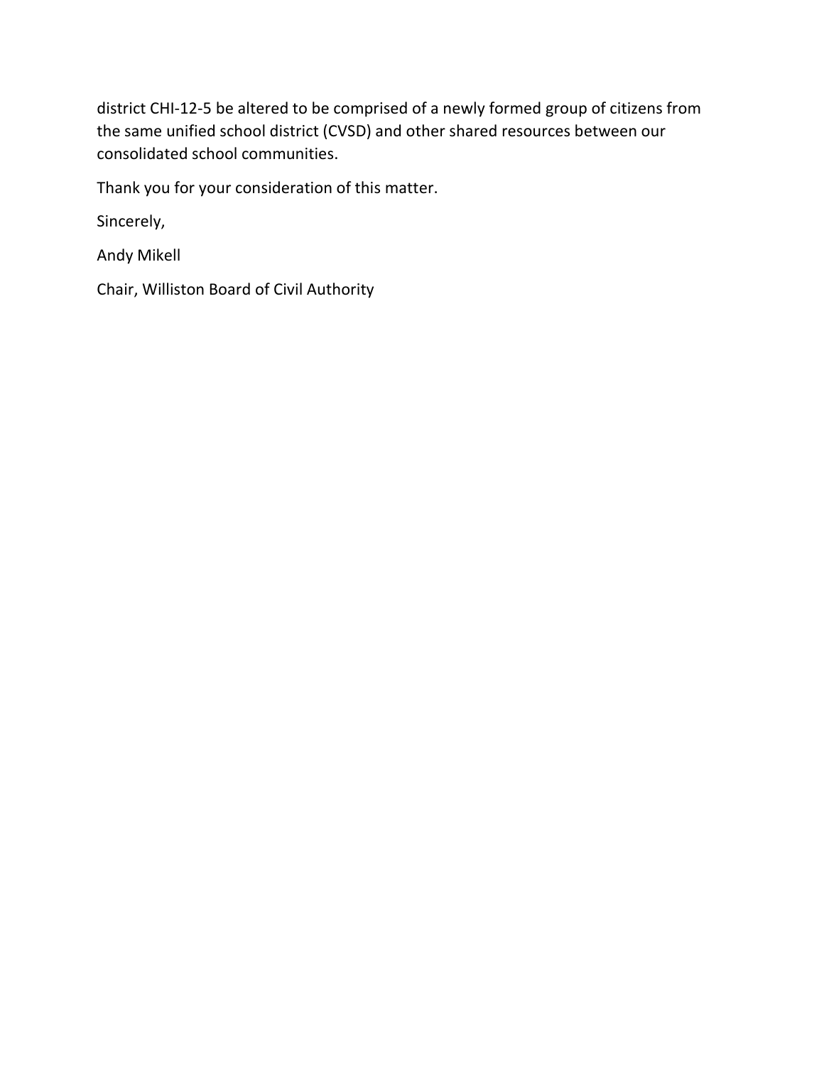district CHI-12-5 be altered to be comprised of a newly formed group of citizens from the same unified school district (CVSD) and other shared resources between our consolidated school communities.

Thank you for your consideration of this matter.

Sincerely,

Andy Mikell

Chair, Williston Board of Civil Authority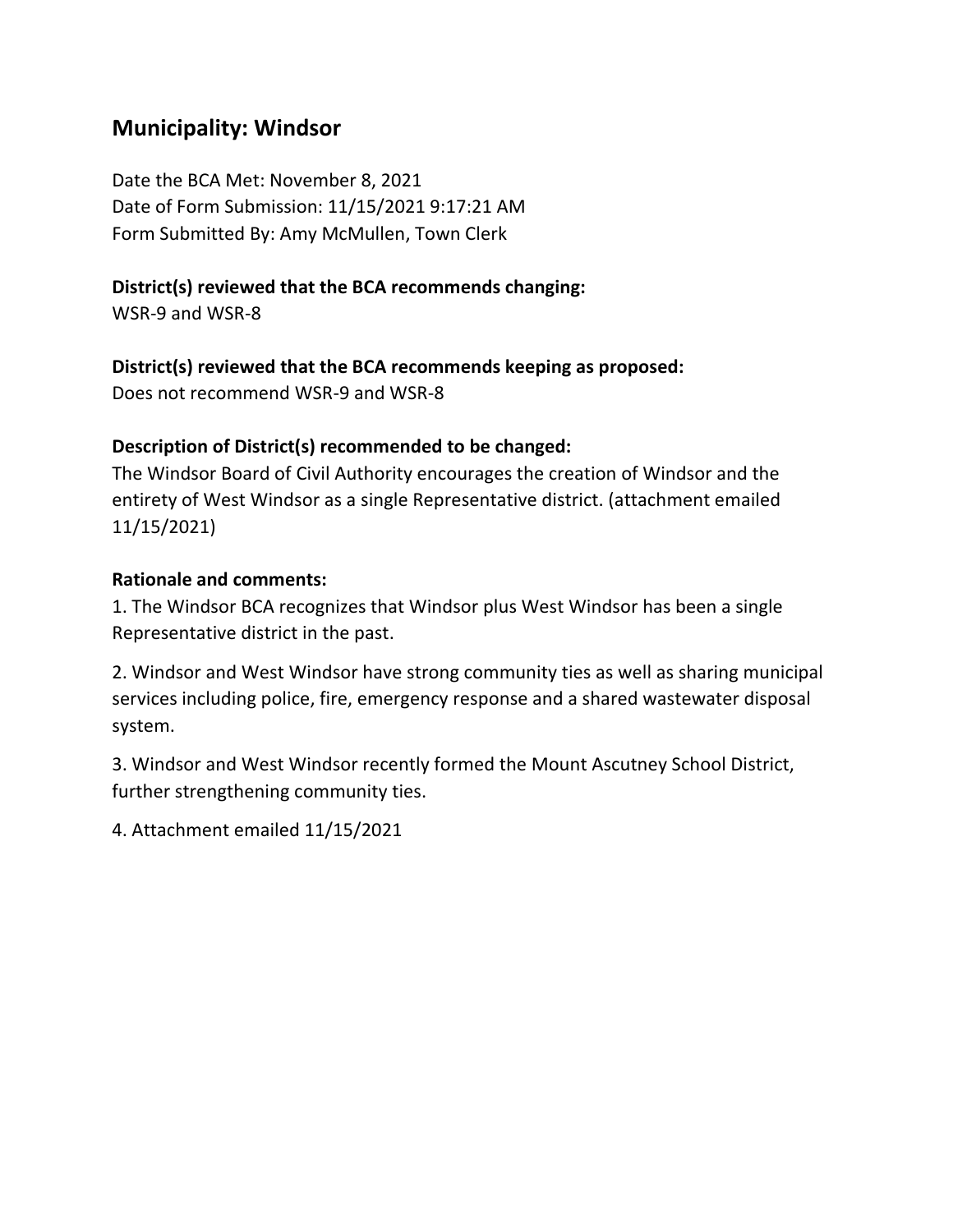## Municipality: Windsor

Date the BCA Met: November 8, 2021
Date of Form Submission: 11/15/2021 9:17:21 AM
Form Submitted By: Amy McMullen, Town Clerk

**District(s) reviewed that the BCA recommends changing:**
WSR-9 and WSR-8

**District(s) reviewed that the BCA recommends keeping as proposed:**
Does not recommend WSR-9 and WSR-8

**Description of District(s) recommended to be changed:**
The Windsor Board of Civil Authority encourages the creation of Windsor and the entirety of West Windsor as a single Representative district. (attachment emailed 11/15/2021)

**Rationale and comments:**

1. The Windsor BCA recognizes that Windsor plus West Windsor has been a single Representative district in the past.

2. Windsor and West Windsor have strong community ties as well as sharing municipal services including police, fire, emergency response and a shared wastewater disposal system.

3. Windsor and West Windsor recently formed the Mount Ascutney School District, further strengthening community ties.

4. Attachment emailed 11/15/2021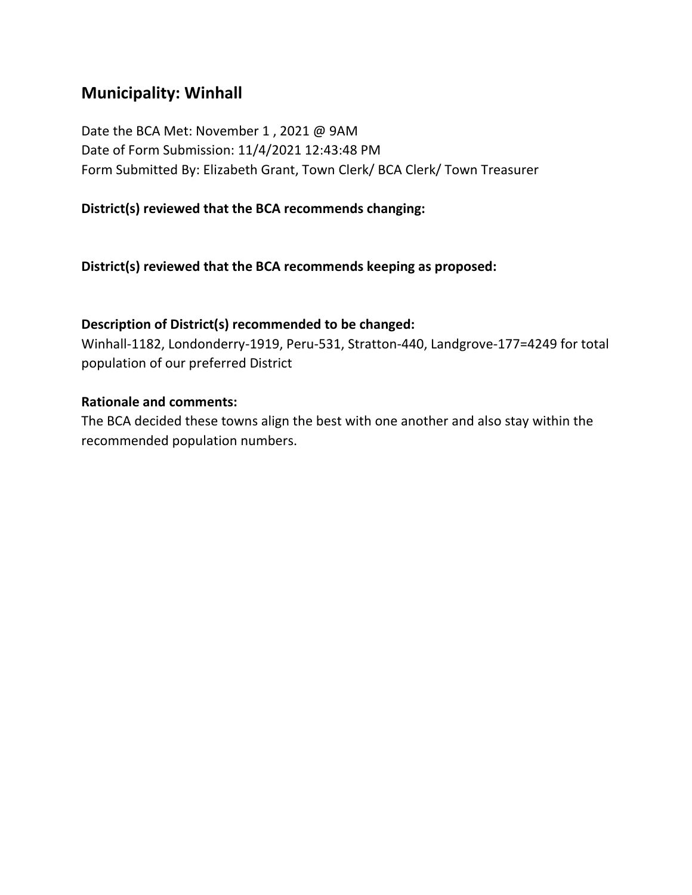## Municipality: Winhall

Date the BCA Met: November 1 , 2021 @ 9AM
Date of Form Submission: 11/4/2021 12:43:48 PM
Form Submitted By: Elizabeth Grant, Town Clerk/ BCA Clerk/ Town Treasurer

**District(s) reviewed that the BCA recommends changing:**

**District(s) reviewed that the BCA recommends keeping as proposed:**

**Description of District(s) recommended to be changed:**
Winhall-1182, Londonderry-1919, Peru-531, Stratton-440, Landgrove-177=4249 for total population of our preferred District

**Rationale and comments:**
The BCA decided these towns align the best with one another and also stay within the recommended population numbers.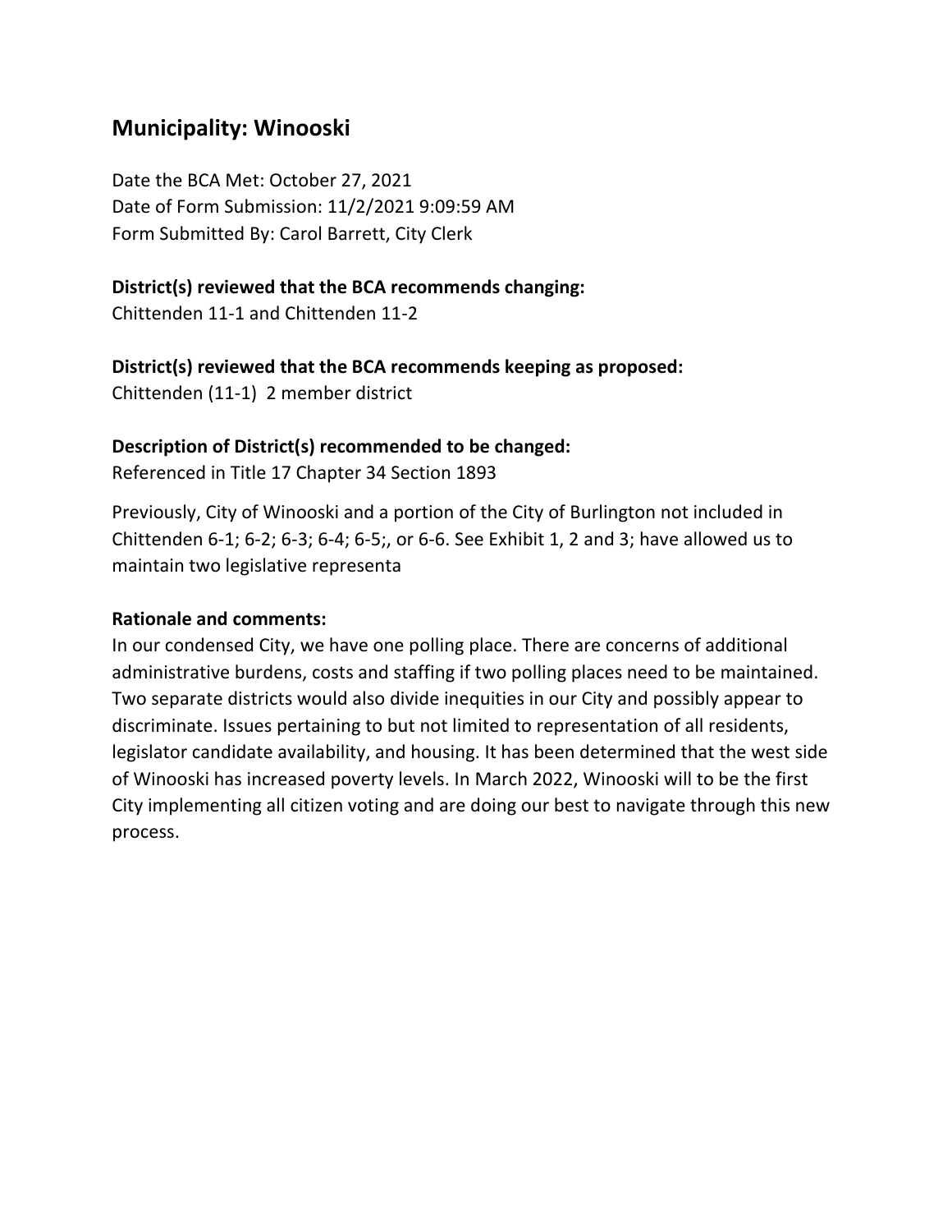## Municipality: Winooski

Date the BCA Met: October 27, 2021
Date of Form Submission: 11/2/2021 9:09:59 AM
Form Submitted By: Carol Barrett, City Clerk

**District(s) reviewed that the BCA recommends changing:**
Chittenden 11-1 and Chittenden 11-2

**District(s) reviewed that the BCA recommends keeping as proposed:**
Chittenden (11-1) 2 member district

**Description of District(s) recommended to be changed:**
Referenced in Title 17 Chapter 34 Section 1893

Previously, City of Winooski and a portion of the City of Burlington not included in Chittenden 6-1; 6-2; 6-3; 6-4; 6-5;, or 6-6. See Exhibit 1, 2 and 3; have allowed us to maintain two legislative representa

**Rationale and comments:**
In our condensed City, we have one polling place. There are concerns of additional administrative burdens, costs and staffing if two polling places need to be maintained. Two separate districts would also divide inequities in our City and possibly appear to discriminate. Issues pertaining to but not limited to representation of all residents, legislator candidate availability, and housing. It has been determined that the west side of Winooski has increased poverty levels. In March 2022, Winooski will to be the first City implementing all citizen voting and are doing our best to navigate through this new process.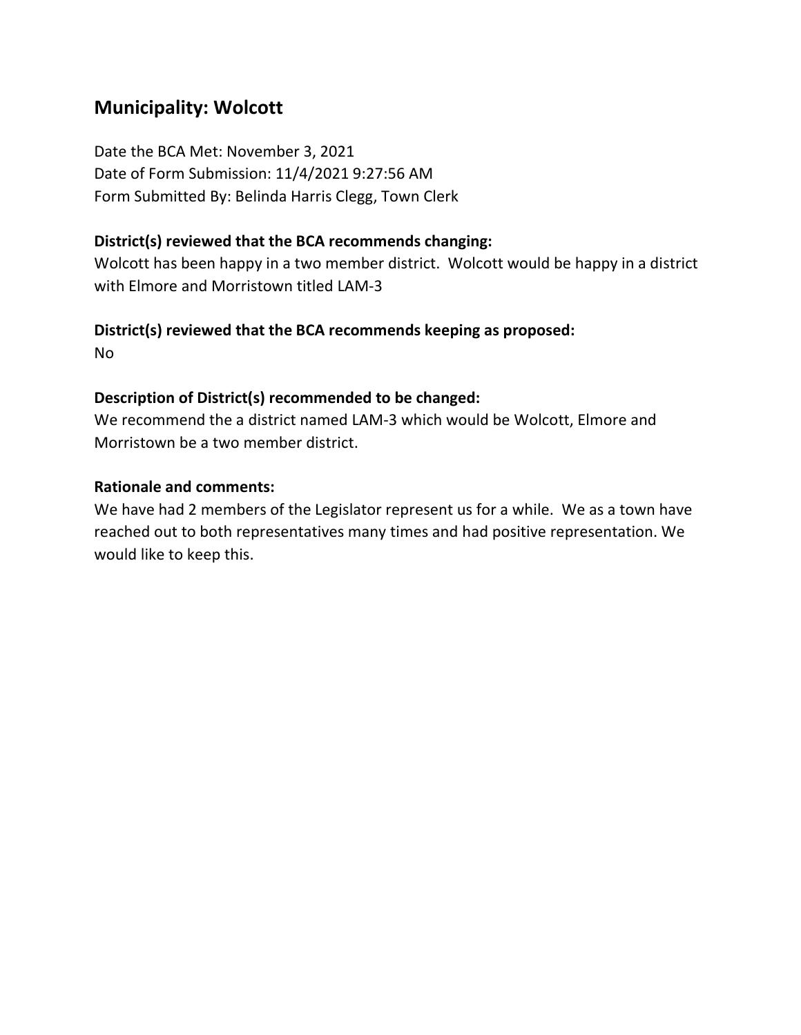## Municipality: Wolcott

Date the BCA Met: November 3, 2021
Date of Form Submission: 11/4/2021 9:27:56 AM
Form Submitted By: Belinda Harris Clegg, Town Clerk

**District(s) reviewed that the BCA recommends changing:**
Wolcott has been happy in a two member district. Wolcott would be happy in a district with Elmore and Morristown titled LAM-3

**District(s) reviewed that the BCA recommends keeping as proposed:**
No

**Description of District(s) recommended to be changed:**
We recommend the a district named LAM-3 which would be Wolcott, Elmore and Morristown be a two member district.

**Rationale and comments:**
We have had 2 members of the Legislator represent us for a while. We as a town have reached out to both representatives many times and had positive representation. We would like to keep this.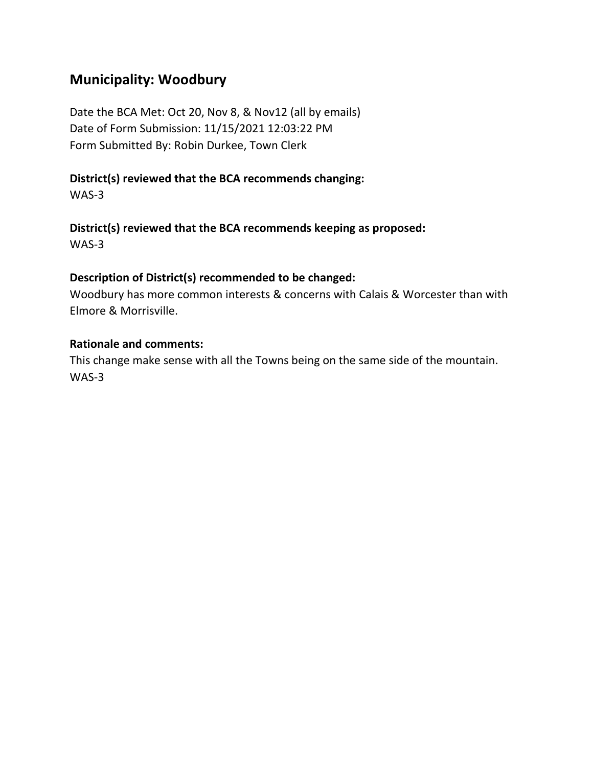## Municipality: Woodbury

Date the BCA Met: Oct 20, Nov 8, & Nov12 (all by emails)
Date of Form Submission: 11/15/2021 12:03:22 PM
Form Submitted By: Robin Durkee, Town Clerk

**District(s) reviewed that the BCA recommends changing:**
WAS-3

**District(s) reviewed that the BCA recommends keeping as proposed:**
WAS-3

**Description of District(s) recommended to be changed:**
Woodbury has more common interests & concerns with Calais & Worcester than with Elmore & Morrisville.

**Rationale and comments:**
This change make sense with all the Towns being on the same side of the mountain.
WAS-3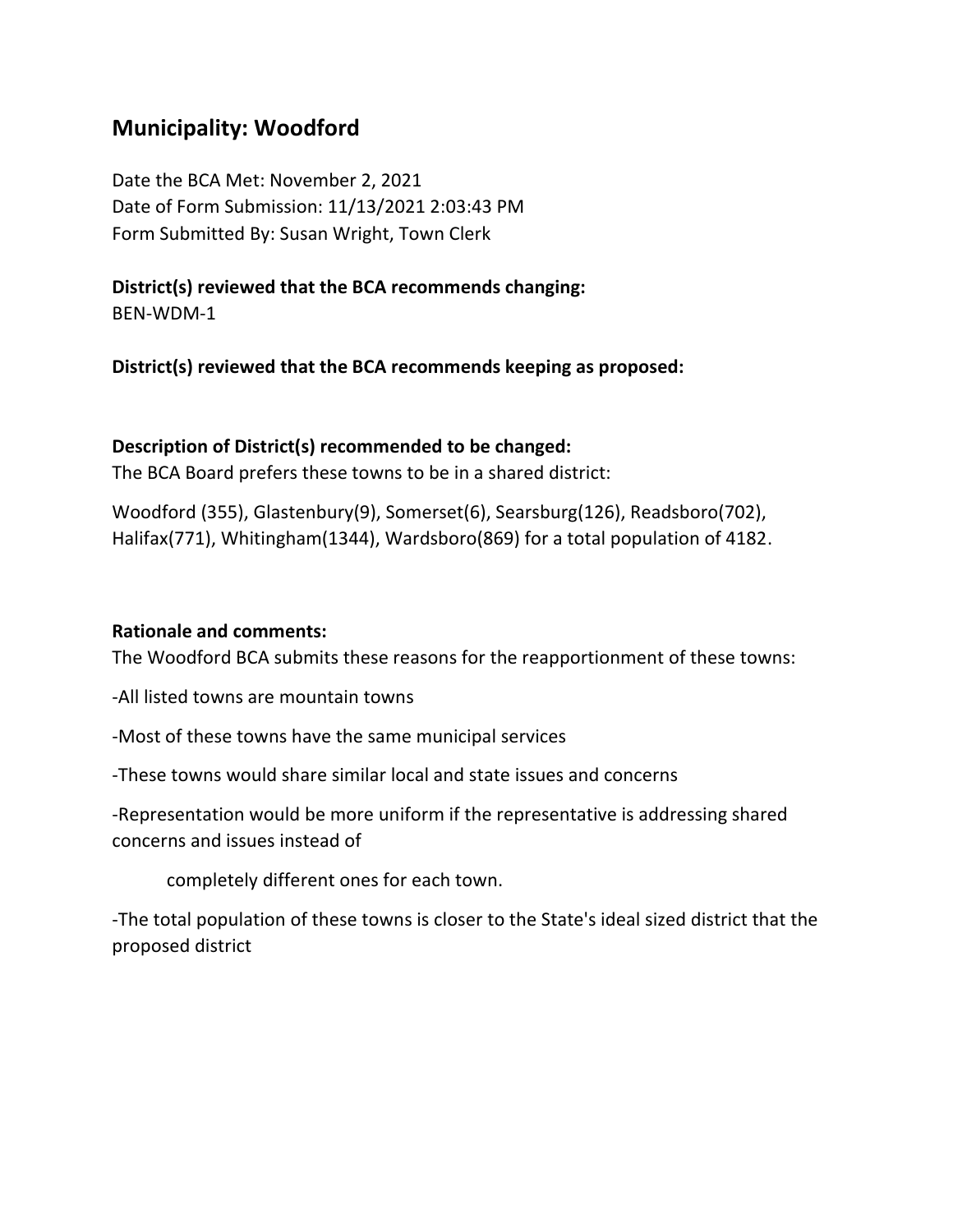## Municipality: Woodford

Date the BCA Met: November 2, 2021
Date of Form Submission: 11/13/2021 2:03:43 PM
Form Submitted By: Susan Wright, Town Clerk

**District(s) reviewed that the BCA recommends changing:**
BEN-WDM-1

**District(s) reviewed that the BCA recommends keeping as proposed:**

**Description of District(s) recommended to be changed:**
The BCA Board prefers these towns to be in a shared district:

Woodford (355), Glastenbury(9), Somerset(6), Searsburg(126), Readsboro(702), Halifax(771), Whitingham(1344), Wardsboro(869) for a total population of 4182.

**Rationale and comments:**
The Woodford BCA submits these reasons for the reapportionment of these towns:

-All listed towns are mountain towns

-Most of these towns have the same municipal services

-These towns would share similar local and state issues and concerns

-Representation would be more uniform if the representative is addressing shared concerns and issues instead of

completely different ones for each town.

-The total population of these towns is closer to the State's ideal sized district that the proposed district